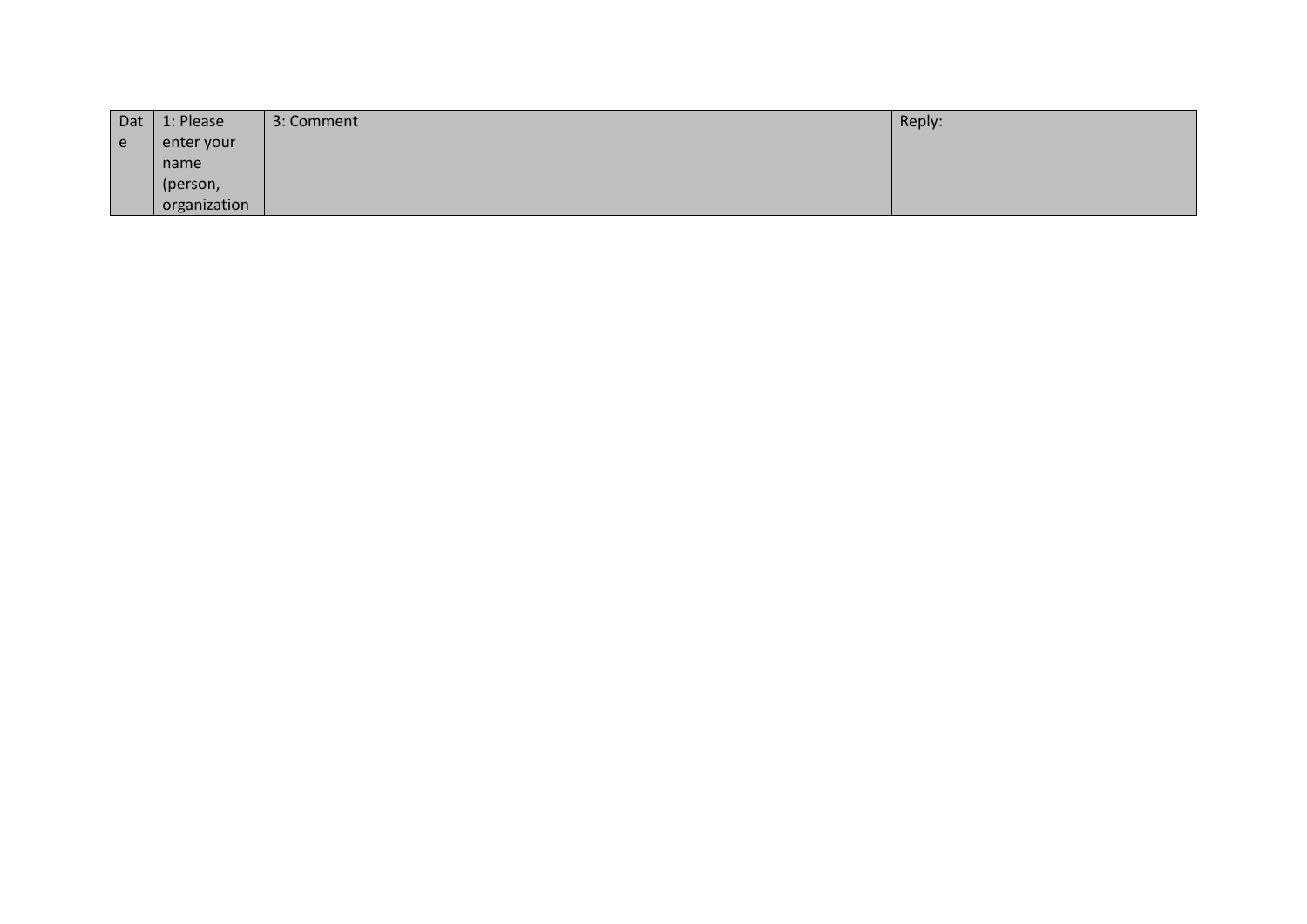| Date | 1: Please enter your name (person, organization | 3: Comment | Reply: |
|---|---|---|---|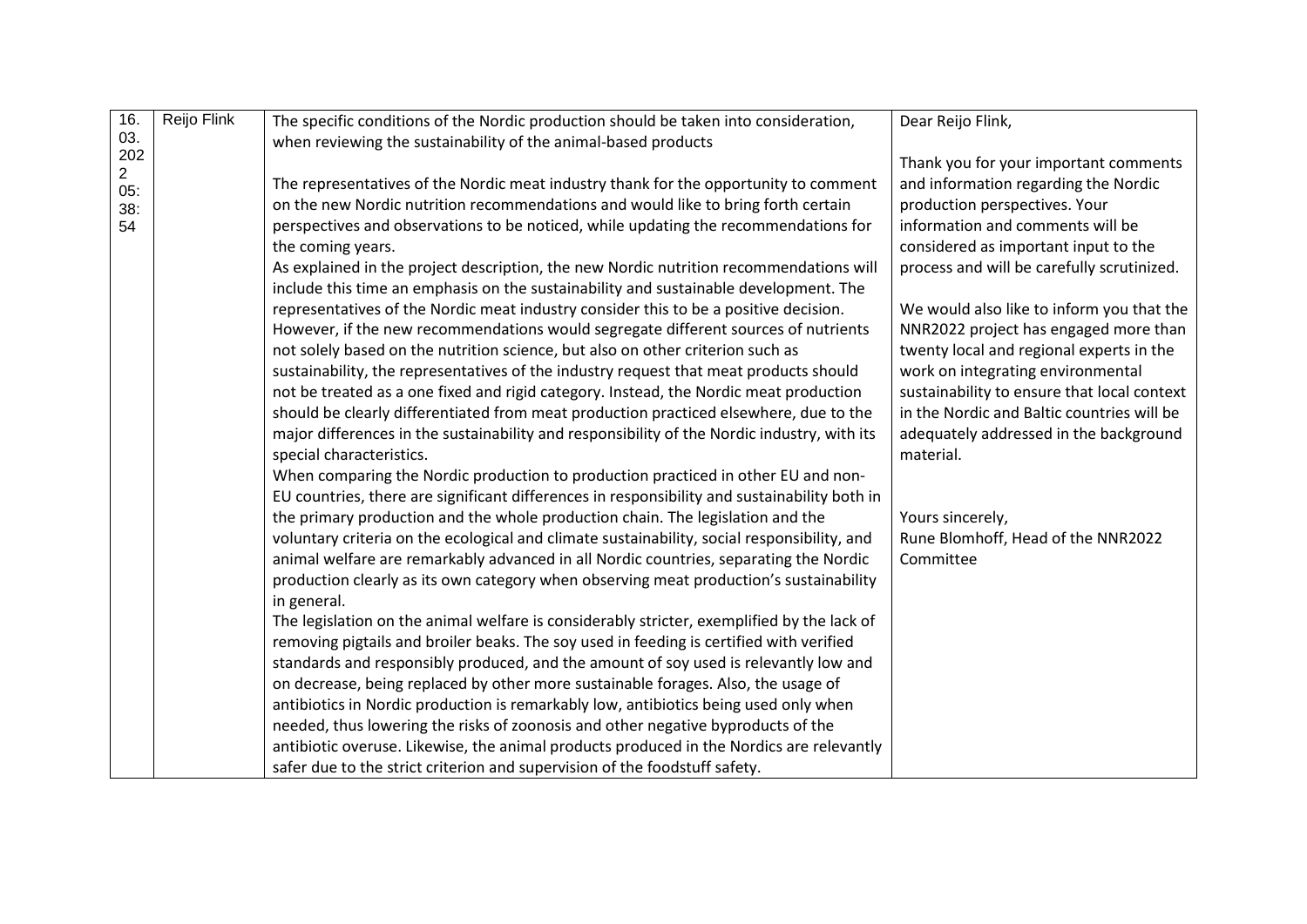| 16.03.2022 05:38:54 | Reijo Flink | The specific conditions of the Nordic production should be taken into consideration, when reviewing the sustainability of the animal-based products<br><br>The representatives of the Nordic meat industry thank for the opportunity to comment on the new Nordic nutrition recommendations and would like to bring forth certain perspectives and observations to be noticed, while updating the recommendations for the coming years.<br>As explained in the project description, the new Nordic nutrition recommendations will include this time an emphasis on the sustainability and sustainable development. The representatives of the Nordic meat industry consider this to be a positive decision. However, if the new recommendations would segregate different sources of nutrients not solely based on the nutrition science, but also on other criterion such as sustainability, the representatives of the industry request that meat products should not be treated as a one fixed and rigid category. Instead, the Nordic meat production should be clearly differentiated from meat production practiced elsewhere, due to the major differences in the sustainability and responsibility of the Nordic industry, with its special characteristics.<br>When comparing the Nordic production to production practiced in other EU and non-EU countries, there are significant differences in responsibility and sustainability both in the primary production and the whole production chain. The legislation and the voluntary criteria on the ecological and climate sustainability, social responsibility, and animal welfare are remarkably advanced in all Nordic countries, separating the Nordic production clearly as its own category when observing meat production's sustainability in general.<br>The legislation on the animal welfare is considerably stricter, exemplified by the lack of removing pigtails and broiler beaks. The soy used in feeding is certified with verified standards and responsibly produced, and the amount of soy used is relevantly low and on decrease, being replaced by other more sustainable forages. Also, the usage of antibiotics in Nordic production is remarkably low, antibiotics being used only when needed, thus lowering the risks of zoonosis and other negative byproducts of the antibiotic overuse. Likewise, the animal products produced in the Nordics are relevantly safer due to the strict criterion and supervision of the foodstuff safety. | Dear Reijo Flink,<br><br>Thank you for your important comments and information regarding the Nordic production perspectives. Your information and comments will be considered as important input to the process and will be carefully scrutinized.<br><br>We would also like to inform you that the NNR2022 project has engaged more than twenty local and regional experts in the work on integrating environmental sustainability to ensure that local context in the Nordic and Baltic countries will be adequately addressed in the background material.<br><br>Yours sincerely,<br>Rune Blomhoff, Head of the NNR2022 Committee |
|---|---|---|---|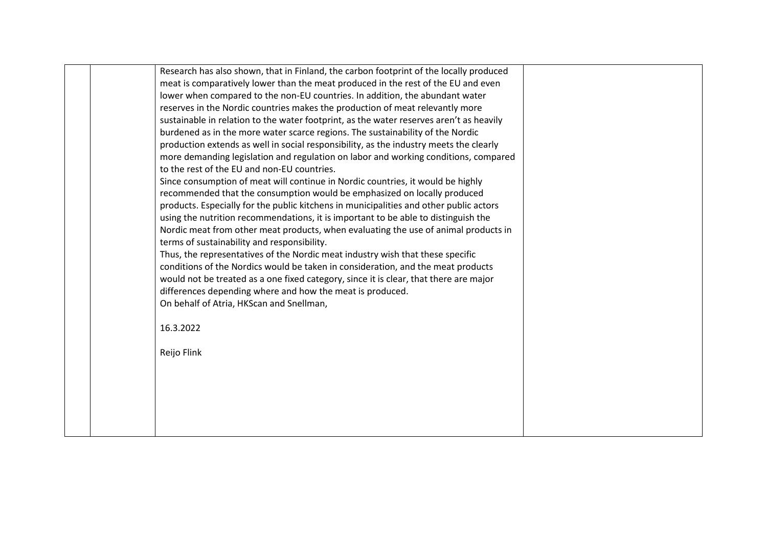| | | | |
|---|---|---|---|
| | | Research has also shown, that in Finland, the carbon footprint of the locally produced meat is comparatively lower than the meat produced in the rest of the EU and even lower when compared to the non-EU countries. In addition, the abundant water reserves in the Nordic countries makes the production of meat relevantly more sustainable in relation to the water footprint, as the water reserves aren't as heavily burdened as in the more water scarce regions. The sustainability of the Nordic production extends as well in social responsibility, as the industry meets the clearly more demanding legislation and regulation on labor and working conditions, compared to the rest of the EU and non-EU countries.<br>Since consumption of meat will continue in Nordic countries, it would be highly recommended that the consumption would be emphasized on locally produced products. Especially for the public kitchens in municipalities and other public actors using the nutrition recommendations, it is important to be able to distinguish the Nordic meat from other meat products, when evaluating the use of animal products in terms of sustainability and responsibility.<br>Thus, the representatives of the Nordic meat industry wish that these specific conditions of the Nordics would be taken in consideration, and the meat products would not be treated as a one fixed category, since it is clear, that there are major differences depending where and how the meat is produced.<br>On behalf of Atria, HKScan and Snellman,<br><br>16.3.2022<br><br>Reijo Flink | |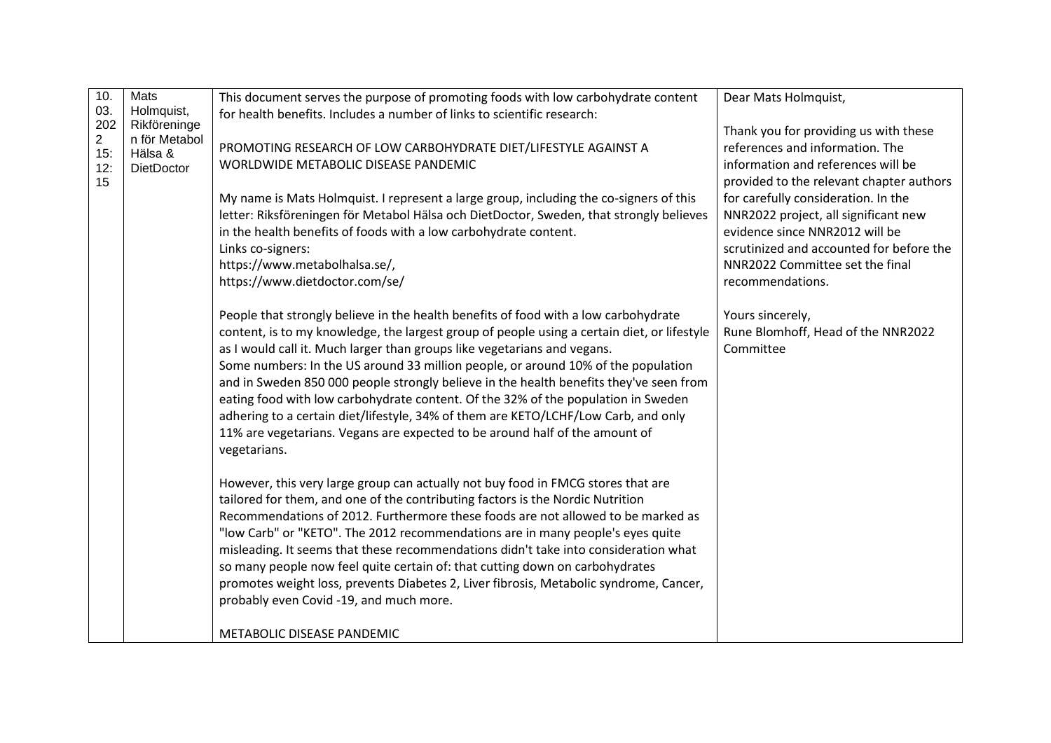| | | | |
|---|---|---|---|
| 10.03.2022 15:12:15 | Mats Holmquist, Rikföreningen för Metabol Hälsa & DietDoctor | This document serves the purpose of promoting foods with low carbohydrate content for health benefits. Includes a number of links to scientific research:<br><br>PROMOTING RESEARCH OF LOW CARBOHYDRATE DIET/LIFESTYLE AGAINST A WORLDWIDE METABOLIC DISEASE PANDEMIC<br><br>My name is Mats Holmquist. I represent a large group, including the co-signers of this letter: Riksföreningen för Metabol Hälsa och DietDoctor, Sweden, that strongly believes in the health benefits of foods with a low carbohydrate content.<br>Links co-signers:<br>https://www.metabolhalsa.se/,<br>https://www.dietdoctor.com/se/<br><br>People that strongly believe in the health benefits of food with a low carbohydrate content, is to my knowledge, the largest group of people using a certain diet, or lifestyle as I would call it. Much larger than groups like vegetarians and vegans.<br>Some numbers: In the US around 33 million people, or around 10% of the population and in Sweden 850 000 people strongly believe in the health benefits they've seen from eating food with low carbohydrate content. Of the 32% of the population in Sweden adhering to a certain diet/lifestyle, 34% of them are KETO/LCHF/Low Carb, and only 11% are vegetarians. Vegans are expected to be around half of the amount of vegetarians.<br><br>However, this very large group can actually not buy food in FMCG stores that are tailored for them, and one of the contributing factors is the Nordic Nutrition Recommendations of 2012. Furthermore these foods are not allowed to be marked as "low Carb" or "KETO". The 2012 recommendations are in many people's eyes quite misleading. It seems that these recommendations didn't take into consideration what so many people now feel quite certain of: that cutting down on carbohydrates promotes weight loss, prevents Diabetes 2, Liver fibrosis, Metabolic syndrome, Cancer, probably even Covid -19, and much more.<br><br>METABOLIC DISEASE PANDEMIC | Dear Mats Holmquist,<br><br>Thank you for providing us with these references and information. The information and references will be provided to the relevant chapter authors for carefully consideration. In the NNR2022 project, all significant new evidence since NNR2012 will be scrutinized and accounted for before the NNR2022 Committee set the final recommendations.<br><br>Yours sincerely,<br>Rune Blomhoff, Head of the NNR2022 Committee |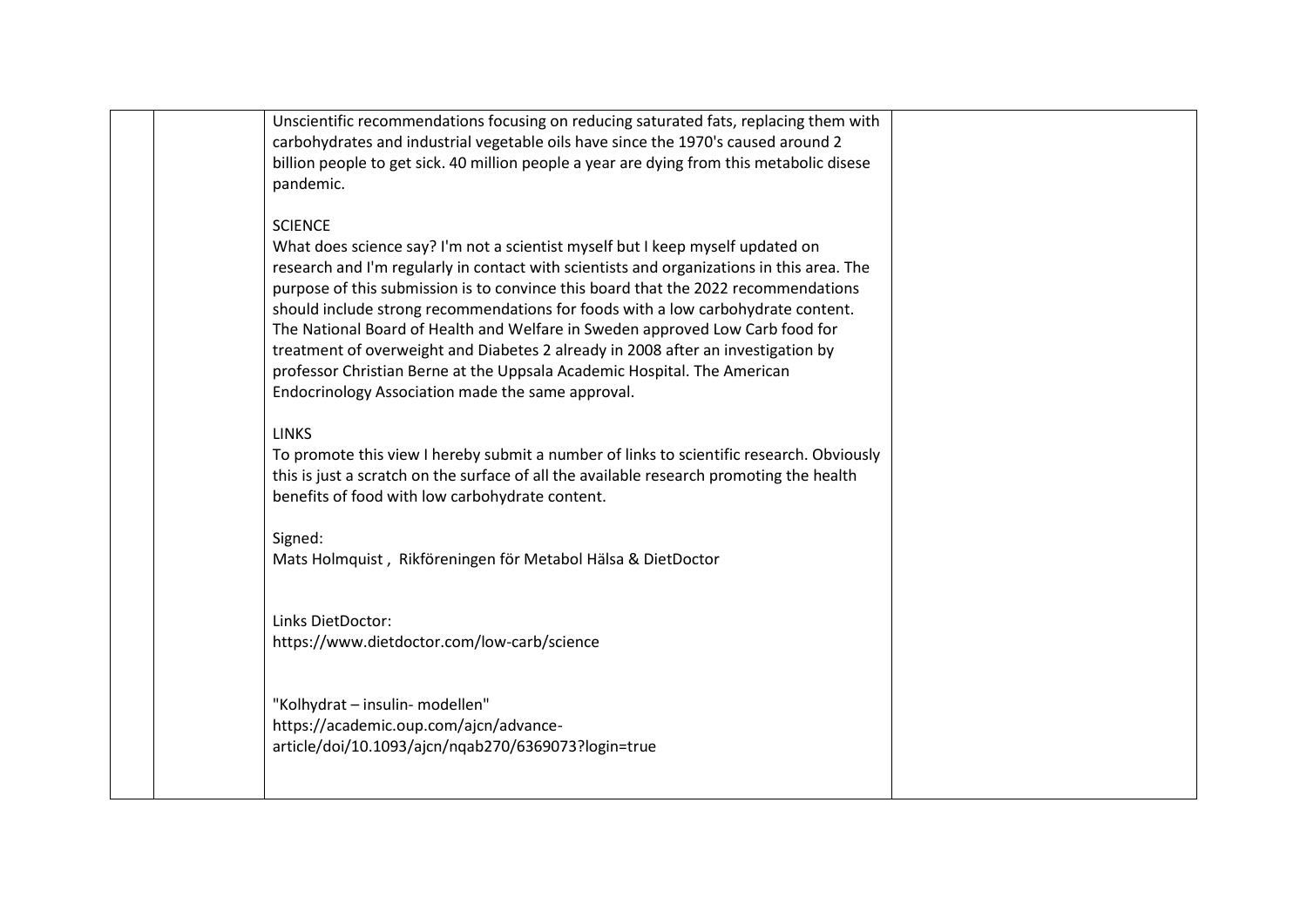Unscientific recommendations focusing on reducing saturated fats, replacing them with carbohydrates and industrial vegetable oils have since the 1970's caused around 2 billion people to get sick. 40 million people a year are dying from this metabolic disese pandemic.

SCIENCE

What does science say? I'm not a scientist myself but I keep myself updated on research and I'm regularly in contact with scientists and organizations in this area. The purpose of this submission is to convince this board that the 2022 recommendations should include strong recommendations for foods with a low carbohydrate content. The National Board of Health and Welfare in Sweden approved Low Carb food for treatment of overweight and Diabetes 2 already in 2008 after an investigation by professor Christian Berne at the Uppsala Academic Hospital. The American Endocrinology Association made the same approval.

LINKS

To promote this view I hereby submit a number of links to scientific research. Obviously this is just a scratch on the surface of all the available research promoting the health benefits of food with low carbohydrate content.

Signed:

Mats Holmquist , Rikföreningen för Metabol Hälsa & DietDoctor

Links DietDoctor:

https://www.dietdoctor.com/low-carb/science

"Kolhydrat – insulin- modellen"

https://academic.oup.com/ajcn/advance-article/doi/10.1093/ajcn/nqab270/6369073?login=true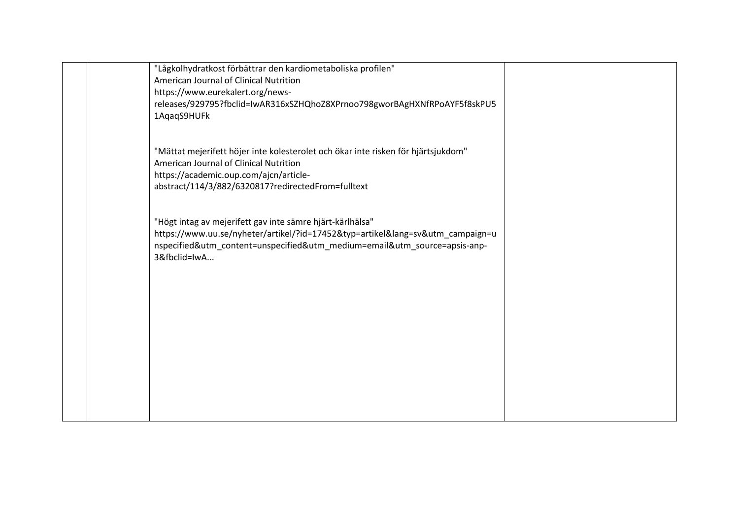| | | | |
|---|---|---|---|
| | | "Lågkolhydratkost förbättrar den kardiometaboliska profilen"<br>American Journal of Clinical Nutrition<br>https://www.eurekalert.org/news-releases/929795?fbclid=IwAR316xSZHQhoZ8XPrnoo798gworBAgHXNfRPoAYF5f8skPU51AqaqS9HUFk<br><br>"Mättat mejerifett höjer inte kolesterolet och ökar inte risken för hjärtsjukdom"<br>American Journal of Clinical Nutrition<br>https://academic.oup.com/ajcn/article-abstract/114/3/882/6320817?redirectedFrom=fulltext<br><br>"Högt intag av mejerifett gav inte sämre hjärt-kärlhälsa"<br>https://www.uu.se/nyheter/artikel/?id=17452&typ=artikel&lang=sv&utm_campaign=unspecified&utm_content=unspecified&utm_medium=email&utm_source=apsis-anp-3&fbclid=IwA... | |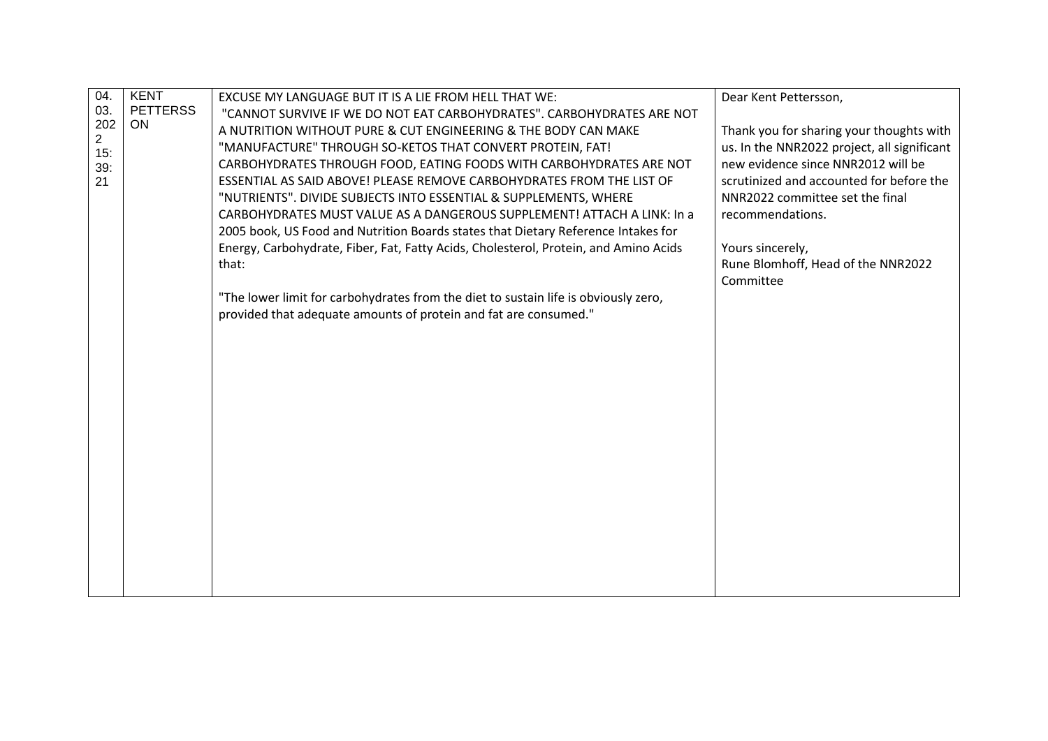| 04.03.2022 15:39:21 | KENT PETTERSSON | EXCUSE MY LANGUAGE BUT IT IS A LIE FROM HELL THAT WE: "CANNOT SURVIVE IF WE DO NOT EAT CARBOHYDRATES". CARBOHYDRATES ARE NOT A NUTRITION WITHOUT PURE & CUT ENGINEERING & THE BODY CAN MAKE "MANUFACTURE" THROUGH SO-KETOS THAT CONVERT PROTEIN, FAT! CARBOHYDRATES THROUGH FOOD, EATING FOODS WITH CARBOHYDRATES ARE NOT ESSENTIAL AS SAID ABOVE! PLEASE REMOVE CARBOHYDRATES FROM THE LIST OF "NUTRIENTS". DIVIDE SUBJECTS INTO ESSENTIAL & SUPPLEMENTS, WHERE CARBOHYDRATES MUST VALUE AS A DANGEROUS SUPPLEMENT! ATTACH A LINK: In a 2005 book, US Food and Nutrition Boards states that Dietary Reference Intakes for Energy, Carbohydrate, Fiber, Fat, Fatty Acids, Cholesterol, Protein, and Amino Acids that:<br><br>"The lower limit for carbohydrates from the diet to sustain life is obviously zero, provided that adequate amounts of protein and fat are consumed." | Dear Kent Pettersson,<br><br>Thank you for sharing your thoughts with us. In the NNR2022 project, all significant new evidence since NNR2012 will be scrutinized and accounted for before the NNR2022 committee set the final recommendations.<br><br>Yours sincerely,<br>Rune Blomhoff, Head of the NNR2022 Committee |
|---|---|---|---|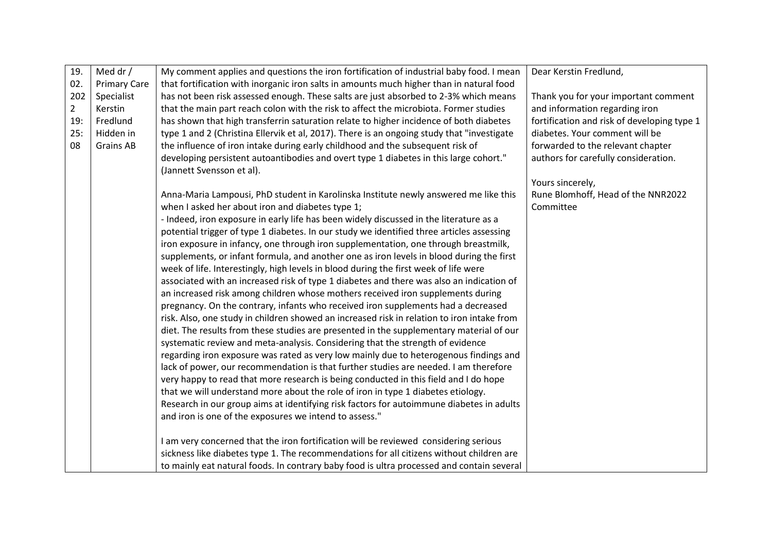| 19.02.2022 19:25:08 | Med dr / Primary Care Specialist Kerstin Fredlund Hidden in Grains AB | My comment applies and questions the iron fortification of industrial baby food. I mean that fortification with inorganic iron salts in amounts much higher than in natural food has not been risk assessed enough. These salts are just absorbed to 2-3% which means that the main part reach colon with the risk to affect the microbiota. Former studies has shown that high transferrin saturation relate to higher incidence of both diabetes type 1 and 2 (Christina Ellervik et al, 2017). There is an ongoing study that "investigate the influence of iron intake during early childhood and the subsequent risk of developing persistent autoantibodies and overt type 1 diabetes in this large cohort." (Jannett Svensson et al).<br><br>Anna-Maria Lampousi, PhD student in Karolinska Institute newly answered me like this when I asked her about iron and diabetes type 1;<br>- Indeed, iron exposure in early life has been widely discussed in the literature as a potential trigger of type 1 diabetes. In our study we identified three articles assessing iron exposure in infancy, one through iron supplementation, one through breastmilk, supplements, or infant formula, and another one as iron levels in blood during the first week of life. Interestingly, high levels in blood during the first week of life were associated with an increased risk of type 1 diabetes and there was also an indication of an increased risk among children whose mothers received iron supplements during pregnancy. On the contrary, infants who received iron supplements had a decreased risk. Also, one study in children showed an increased risk in relation to iron intake from diet. The results from these studies are presented in the supplementary material of our systematic review and meta-analysis. Considering that the strength of evidence regarding iron exposure was rated as very low mainly due to heterogenous findings and lack of power, our recommendation is that further studies are needed. I am therefore very happy to read that more research is being conducted in this field and I do hope that we will understand more about the role of iron in type 1 diabetes etiology. Research in our group aims at identifying risk factors for autoimmune diabetes in adults and iron is one of the exposures we intend to assess."<br><br>I am very concerned that the iron fortification will be reviewed considering serious sickness like diabetes type 1. The recommendations for all citizens without children are to mainly eat natural foods. In contrary baby food is ultra processed and contain several | Dear Kerstin Fredlund,<br><br>Thank you for your important comment and information regarding iron fortification and risk of developing type 1 diabetes. Your comment will be forwarded to the relevant chapter authors for carefully consideration.<br><br>Yours sincerely,<br>Rune Blomhoff, Head of the NNR2022 Committee |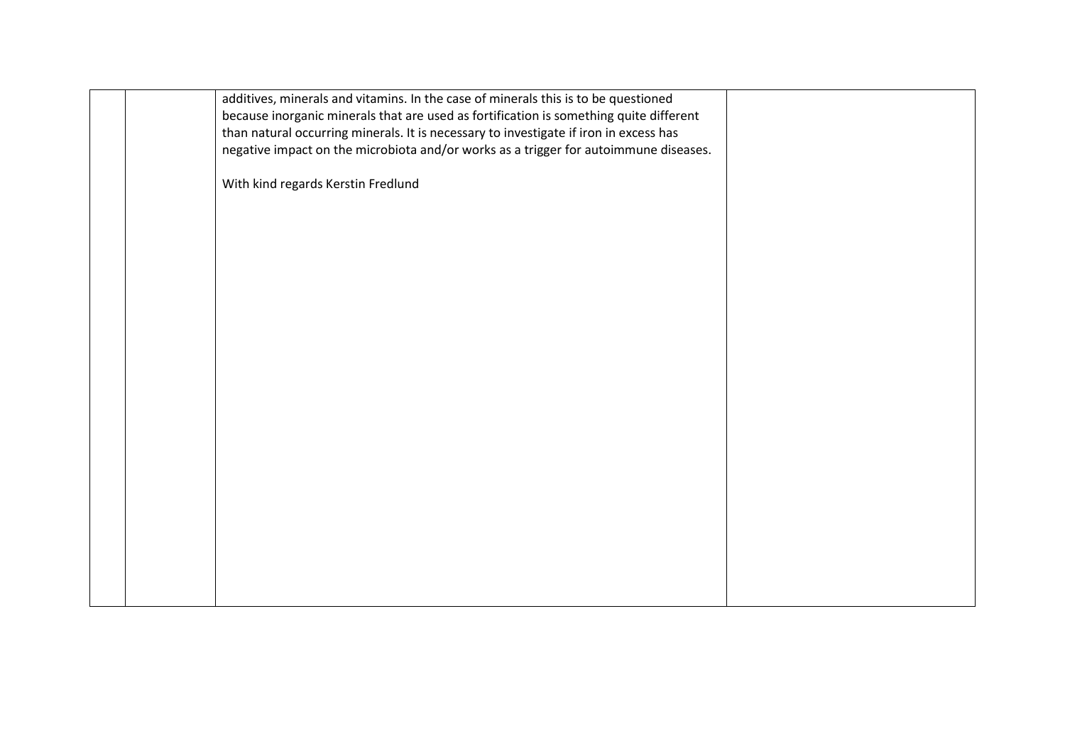|  |  | additives, minerals and vitamins. In the case of minerals this is to be questioned because inorganic minerals that are used as fortification is something quite different than natural occurring minerals. It is necessary to investigate if iron in excess has negative impact on the microbiota and/or works as a trigger for autoimmune diseases.<br><br>With kind regards Kerstin Fredlund |  |
|---|---|---|---|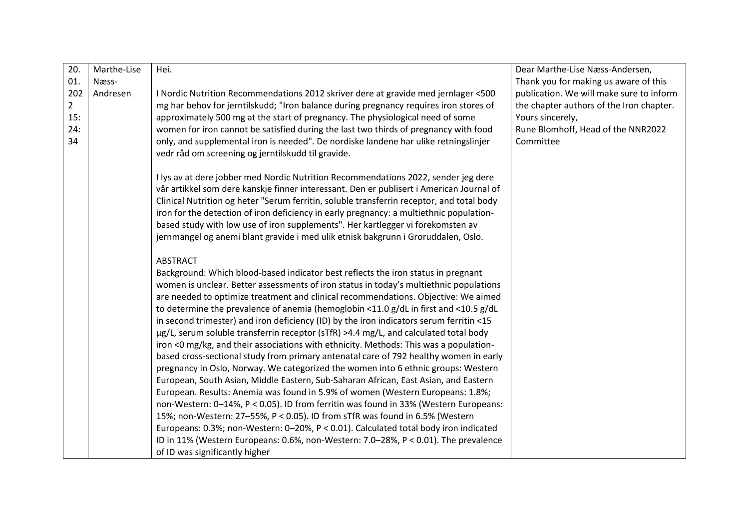| 20.01.2022 15:24:34 | Marthe-Lise Næss-Andresen | Hei.<br><br>I Nordic Nutrition Recommendations 2012 skriver dere at gravide med jernlager <500 mg har behov for jerntilskudd; "Iron balance during pregnancy requires iron stores of approximately 500 mg at the start of pregnancy. The physiological need of some women for iron cannot be satisfied during the last two thirds of pregnancy with food only, and supplemental iron is needed". De nordiske landene har ulike retningslinjer vedr råd om screening og jerntilskudd til gravide.<br><br>I lys av at dere jobber med Nordic Nutrition Recommendations 2022, sender jeg dere vår artikkel som dere kanskje finner interessant. Den er publisert i American Journal of Clinical Nutrition og heter "Serum ferritin, soluble transferrin receptor, and total body iron for the detection of iron deficiency in early pregnancy: a multiethnic population-based study with low use of iron supplements". Her kartlegger vi forekomsten av jernmangel og anemi blant gravide i med ulik etnisk bakgrunn i Groruddalen, Oslo.<br><br>ABSTRACT<br>Background: Which blood-based indicator best reflects the iron status in pregnant women is unclear. Better assessments of iron status in today's multiethnic populations are needed to optimize treatment and clinical recommendations. Objective: We aimed to determine the prevalence of anemia (hemoglobin <11.0 g/dL in first and <10.5 g/dL in second trimester) and iron deficiency (ID) by the iron indicators serum ferritin <15 μg/L, serum soluble transferrin receptor (sTfR) >4.4 mg/L, and calculated total body iron <0 mg/kg, and their associations with ethnicity. Methods: This was a population-based cross-sectional study from primary antenatal care of 792 healthy women in early pregnancy in Oslo, Norway. We categorized the women into 6 ethnic groups: Western European, South Asian, Middle Eastern, Sub-Saharan African, East Asian, and Eastern European. Results: Anemia was found in 5.9% of women (Western Europeans: 1.8%; non-Western: 0–14%, $P < 0.05$). ID from ferritin was found in 33% (Western Europeans: 15%; non-Western: 27–55%, $P < 0.05$). ID from sTfR was found in 6.5% (Western Europeans: 0.3%; non-Western: 0–20%, $P < 0.01$). Calculated total body iron indicated ID in 11% (Western Europeans: 0.6%, non-Western: 7.0–28%, $P < 0.01$). The prevalence of ID was significantly higher | Dear Marthe-Lise Næss-Andersen,<br>Thank you for making us aware of this publication. We will make sure to inform the chapter authors of the Iron chapter.<br>Yours sincerely,<br>Rune Blomhoff, Head of the NNR2022 Committee |
|---|---|---|---|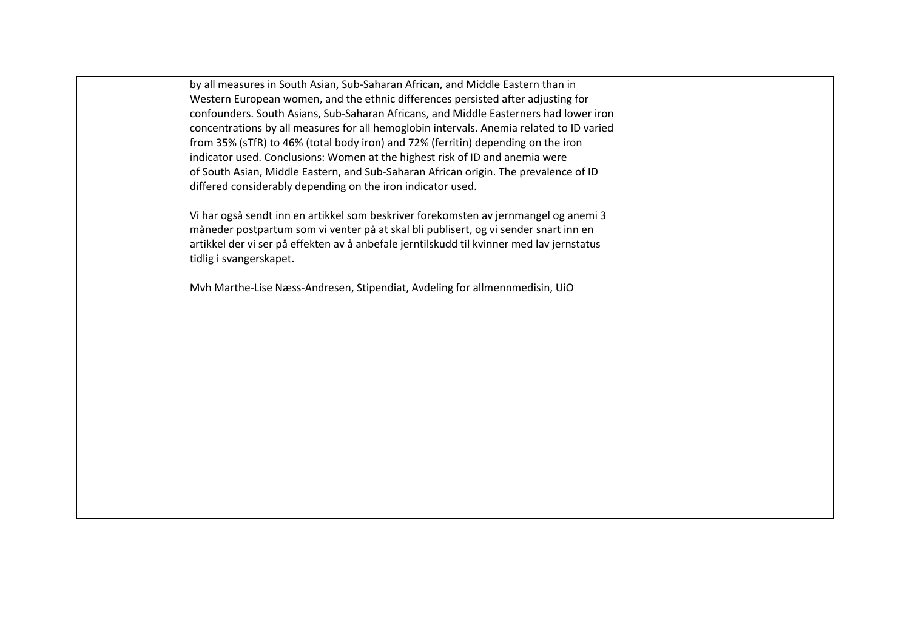|  |  | by all measures in South Asian, Sub-Saharan African, and Middle Eastern than in Western European women, and the ethnic differences persisted after adjusting for confounders. South Asians, Sub-Saharan Africans, and Middle Easterners had lower iron concentrations by all measures for all hemoglobin intervals. Anemia related to ID varied from 35% (sTfR) to 46% (total body iron) and 72% (ferritin) depending on the iron indicator used. Conclusions: Women at the highest risk of ID and anemia were of South Asian, Middle Eastern, and Sub-Saharan African origin. The prevalence of ID differed considerably depending on the iron indicator used.<br><br>Vi har også sendt inn en artikkel som beskriver forekomsten av jernmangel og anemi 3 måneder postpartum som vi venter på at skal bli publisert, og vi sender snart inn en artikkel der vi ser på effekten av å anbefale jerntilskudd til kvinner med lav jernstatus tidlig i svangerskapet.<br><br>Mvh Marthe-Lise Næss-Andresen, Stipendiat, Avdeling for allmennmedisin, UiO |  |
|---|---|---|---|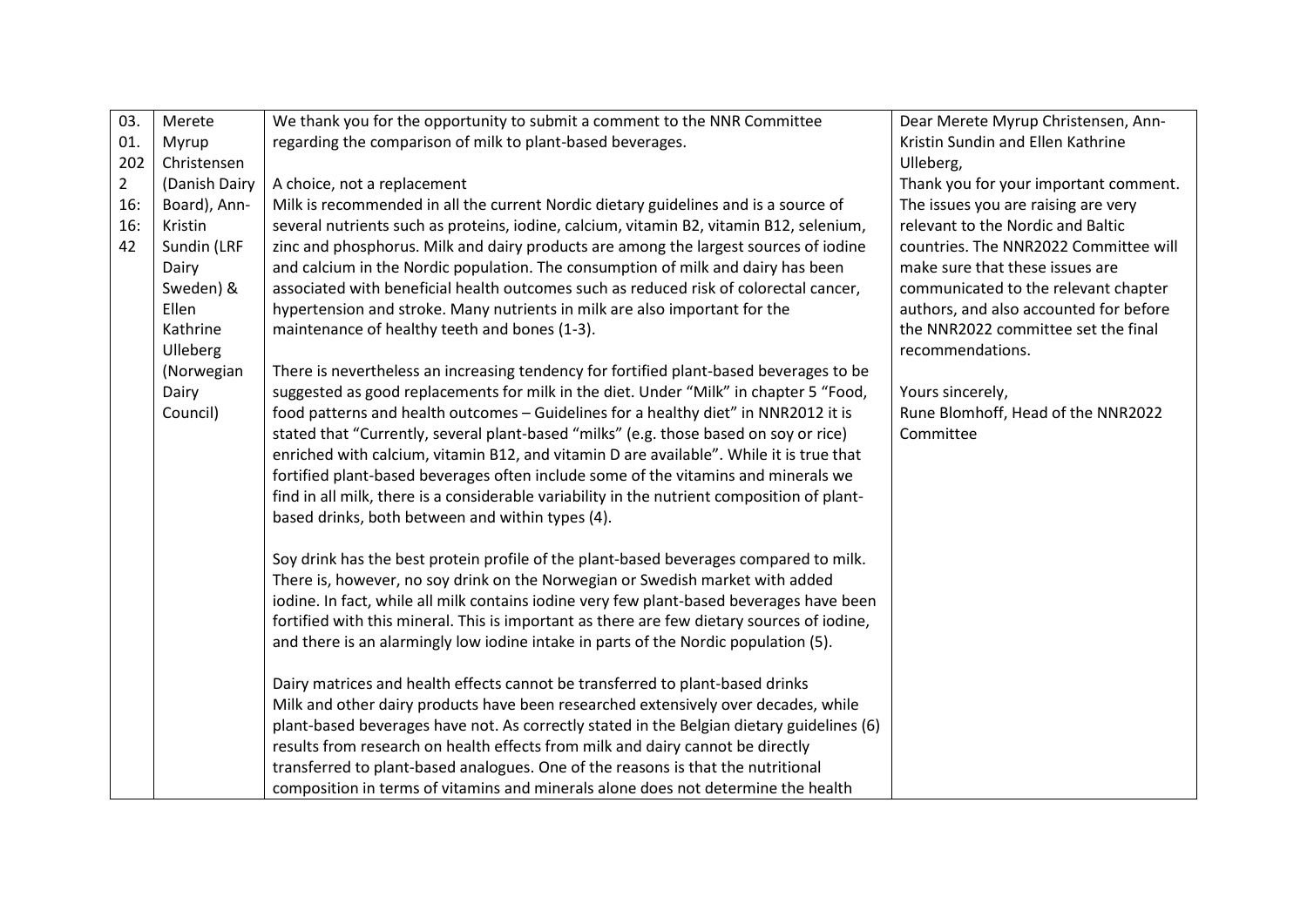| | | | |
|---|---|---|---|
| 03.01.2022 16:16:42 | Merete Myrup Christensen (Danish Dairy Board), Ann-Kristin Sundin (LRF Dairy Sweden) & Ellen Kathrine Ulleberg (Norwegian Dairy Council) | We thank you for the opportunity to submit a comment to the NNR Committee regarding the comparison of milk to plant-based beverages.<br><br>A choice, not a replacement<br>Milk is recommended in all the current Nordic dietary guidelines and is a source of several nutrients such as proteins, iodine, calcium, vitamin B2, vitamin B12, selenium, zinc and phosphorus. Milk and dairy products are among the largest sources of iodine and calcium in the Nordic population. The consumption of milk and dairy has been associated with beneficial health outcomes such as reduced risk of colorectal cancer, hypertension and stroke. Many nutrients in milk are also important for the maintenance of healthy teeth and bones (1-3).<br><br>There is nevertheless an increasing tendency for fortified plant-based beverages to be suggested as good replacements for milk in the diet. Under "Milk" in chapter 5 "Food, food patterns and health outcomes – Guidelines for a healthy diet" in NNR2012 it is stated that "Currently, several plant-based "milks" (e.g. those based on soy or rice) enriched with calcium, vitamin B12, and vitamin D are available". While it is true that fortified plant-based beverages often include some of the vitamins and minerals we find in all milk, there is a considerable variability in the nutrient composition of plant-based drinks, both between and within types (4).<br><br>Soy drink has the best protein profile of the plant-based beverages compared to milk. There is, however, no soy drink on the Norwegian or Swedish market with added iodine. In fact, while all milk contains iodine very few plant-based beverages have been fortified with this mineral. This is important as there are few dietary sources of iodine, and there is an alarmingly low iodine intake in parts of the Nordic population (5).<br><br>Dairy matrices and health effects cannot be transferred to plant-based drinks<br>Milk and other dairy products have been researched extensively over decades, while plant-based beverages have not. As correctly stated in the Belgian dietary guidelines (6) results from research on health effects from milk and dairy cannot be directly transferred to plant-based analogues. One of the reasons is that the nutritional composition in terms of vitamins and minerals alone does not determine the health | Dear Merete Myrup Christensen, Ann-Kristin Sundin and Ellen Kathrine Ulleberg,<br>Thank you for your important comment. The issues you are raising are very relevant to the Nordic and Baltic countries. The NNR2022 Committee will make sure that these issues are communicated to the relevant chapter authors, and also accounted for before the NNR2022 committee set the final recommendations.<br><br>Yours sincerely,<br>Rune Blomhoff, Head of the NNR2022 Committee |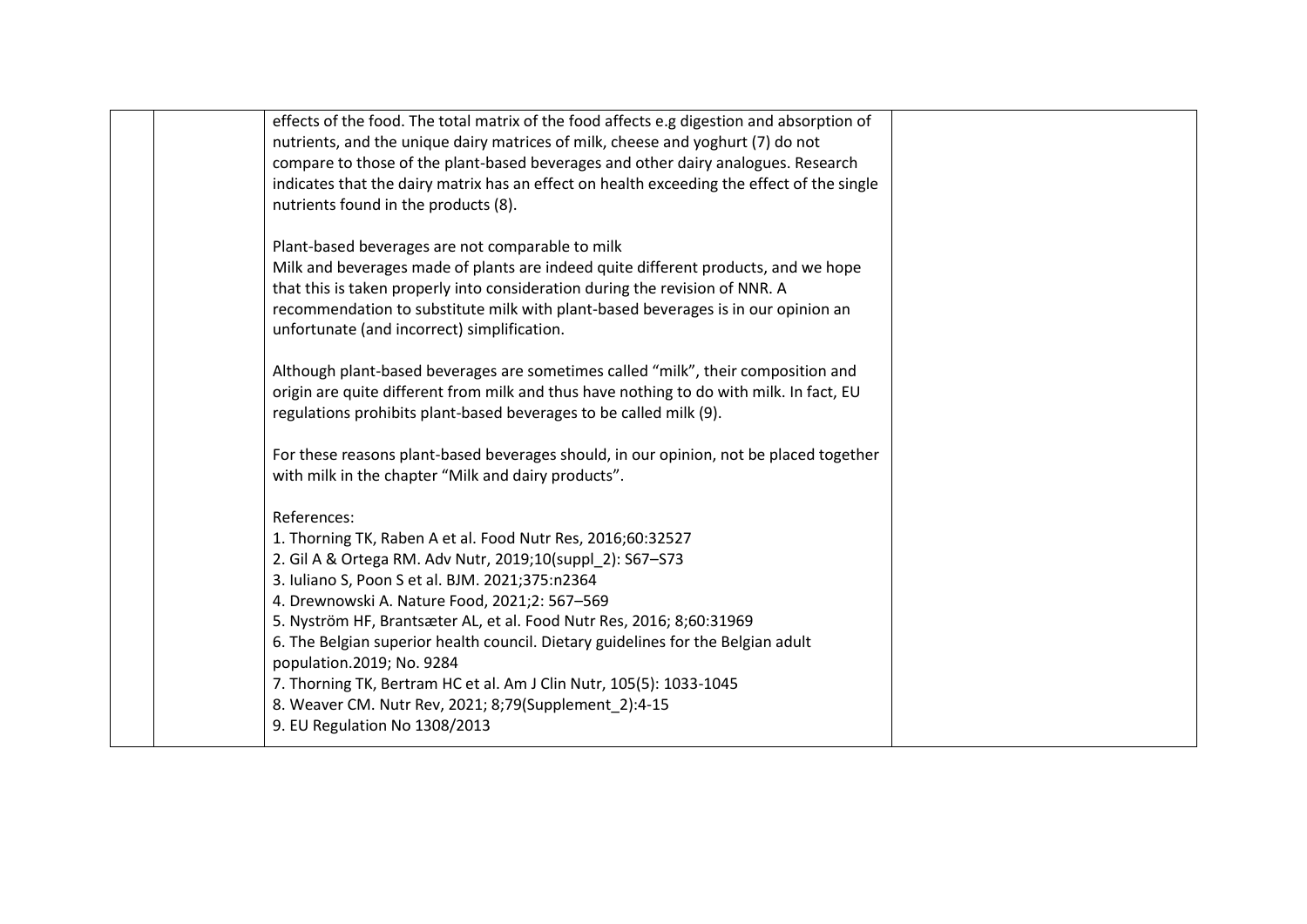| | | | |
|---|---|---|---|
| | | effects of the food. The total matrix of the food affects e.g digestion and absorption of nutrients, and the unique dairy matrices of milk, cheese and yoghurt (7) do not compare to those of the plant-based beverages and other dairy analogues. Research indicates that the dairy matrix has an effect on health exceeding the effect of the single nutrients found in the products (8).<br><br>Plant-based beverages are not comparable to milk<br>Milk and beverages made of plants are indeed quite different products, and we hope that this is taken properly into consideration during the revision of NNR. A recommendation to substitute milk with plant-based beverages is in our opinion an unfortunate (and incorrect) simplification.<br><br>Although plant-based beverages are sometimes called "milk", their composition and origin are quite different from milk and thus have nothing to do with milk. In fact, EU regulations prohibits plant-based beverages to be called milk (9).<br><br>For these reasons plant-based beverages should, in our opinion, not be placed together with milk in the chapter "Milk and dairy products".<br><br>References:<br>1. Thorning TK, Raben A et al. Food Nutr Res, 2016;60:32527<br>2. Gil A & Ortega RM. Adv Nutr, 2019;10(suppl_2): S67–S73<br>3. Iuliano S, Poon S et al. BJM. 2021;375:n2364<br>4. Drewnowski A. Nature Food, 2021;2: 567–569<br>5. Nyström HF, Brantsæter AL, et al. Food Nutr Res, 2016; 8;60:31969<br>6. The Belgian superior health council. Dietary guidelines for the Belgian adult population.2019; No. 9284<br>7. Thorning TK, Bertram HC et al. Am J Clin Nutr, 105(5): 1033-1045<br>8. Weaver CM. Nutr Rev, 2021; 8;79(Supplement_2):4-15<br>9. EU Regulation No 1308/2013 | |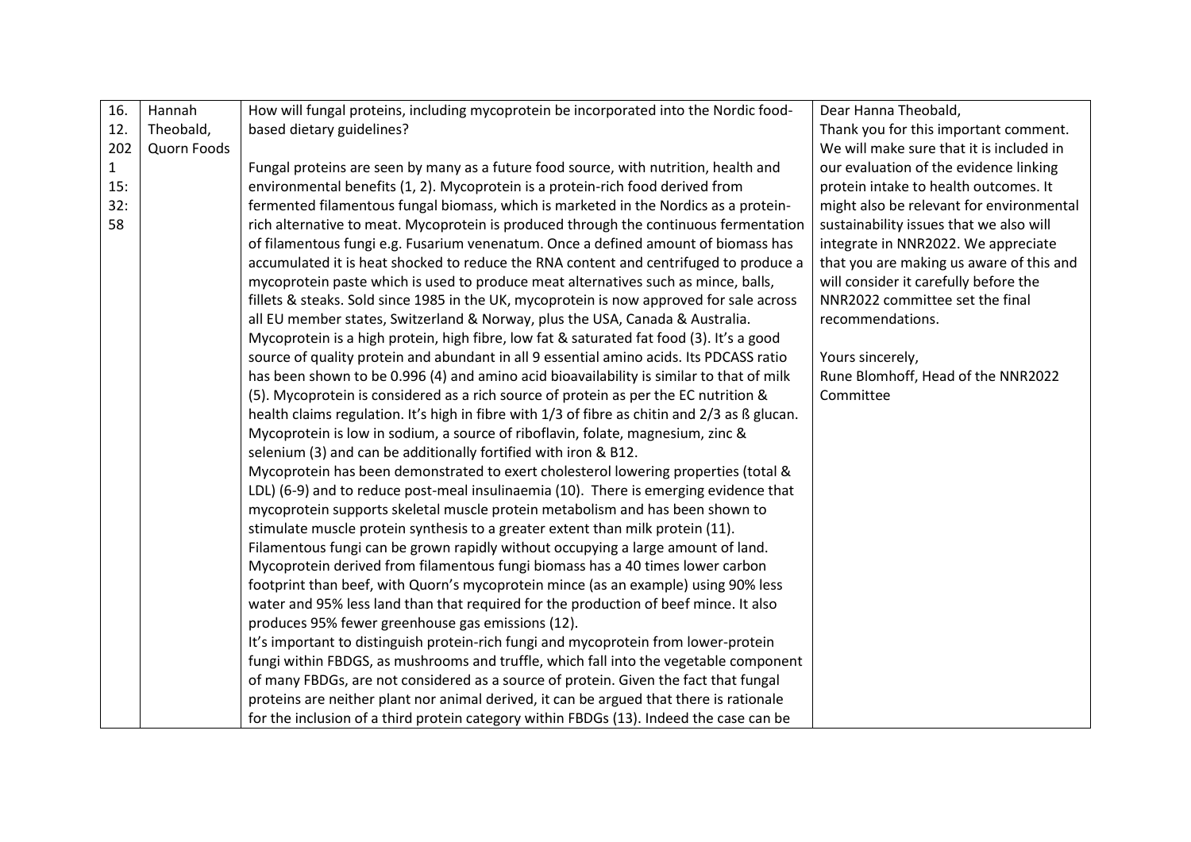| | | | |
|---|---|---|---|
| 16.12.2021 15:32:58 | Hannah Theobald, Quorn Foods | How will fungal proteins, including mycoprotein be incorporated into the Nordic food-based dietary guidelines?<br><br>Fungal proteins are seen by many as a future food source, with nutrition, health and environmental benefits (1, 2). Mycoprotein is a protein-rich food derived from fermented filamentous fungal biomass, which is marketed in the Nordics as a protein-rich alternative to meat. Mycoprotein is produced through the continuous fermentation of filamentous fungi e.g. Fusarium venenatum. Once a defined amount of biomass has accumulated it is heat shocked to reduce the RNA content and centrifuged to produce a mycoprotein paste which is used to produce meat alternatives such as mince, balls, fillets & steaks. Sold since 1985 in the UK, mycoprotein is now approved for sale across all EU member states, Switzerland & Norway, plus the USA, Canada & Australia. Mycoprotein is a high protein, high fibre, low fat & saturated fat food (3). It's a good source of quality protein and abundant in all 9 essential amino acids. Its PDCASS ratio has been shown to be 0.996 (4) and amino acid bioavailability is similar to that of milk (5). Mycoprotein is considered as a rich source of protein as per the EC nutrition & health claims regulation. It's high in fibre with 1/3 of fibre as chitin and 2/3 as ß glucan. Mycoprotein is low in sodium, a source of riboflavin, folate, magnesium, zinc & selenium (3) and can be additionally fortified with iron & B12.<br>Mycoprotein has been demonstrated to exert cholesterol lowering properties (total & LDL) (6-9) and to reduce post-meal insulinaemia (10). There is emerging evidence that mycoprotein supports skeletal muscle protein metabolism and has been shown to stimulate muscle protein synthesis to a greater extent than milk protein (11).<br>Filamentous fungi can be grown rapidly without occupying a large amount of land. Mycoprotein derived from filamentous fungi biomass has a 40 times lower carbon footprint than beef, with Quorn's mycoprotein mince (as an example) using 90% less water and 95% less land than that required for the production of beef mince. It also produces 95% fewer greenhouse gas emissions (12).<br>It's important to distinguish protein-rich fungi and mycoprotein from lower-protein fungi within FBDGS, as mushrooms and truffle, which fall into the vegetable component of many FBDGs, are not considered as a source of protein. Given the fact that fungal proteins are neither plant nor animal derived, it can be argued that there is rationale for the inclusion of a third protein category within FBDGs (13). Indeed the case can be | Dear Hanna Theobald,<br>Thank you for this important comment. We will make sure that it is included in our evaluation of the evidence linking protein intake to health outcomes. It might also be relevant for environmental sustainability issues that we also will integrate in NNR2022. We appreciate that you are making us aware of this and will consider it carefully before the NNR2022 committee set the final recommendations.<br><br>Yours sincerely,<br>Rune Blomhoff, Head of the NNR2022 Committee |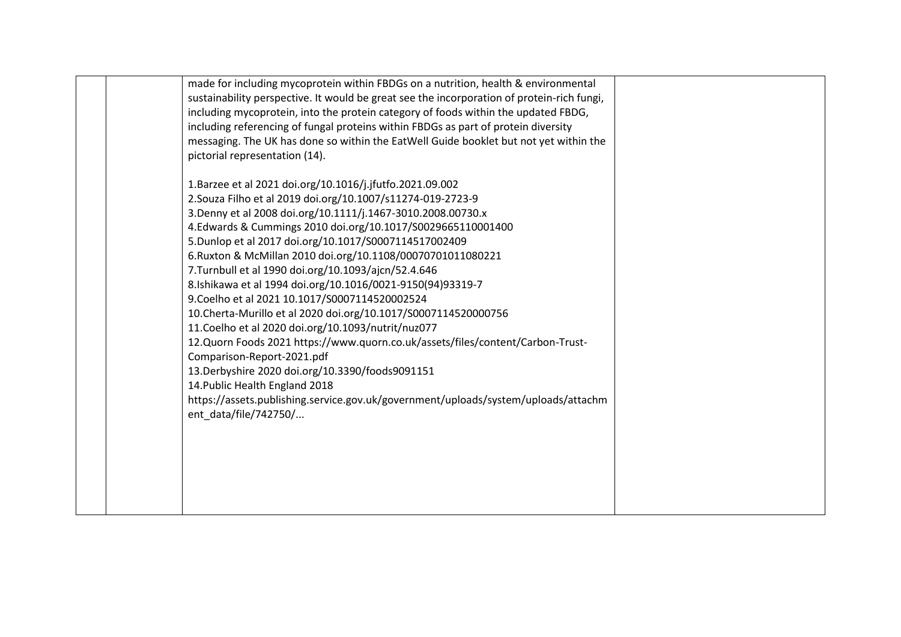| | | | |
|---|---|---|---|
| | | made for including mycoprotein within FBDGs on a nutrition, health & environmental sustainability perspective. It would be great see the incorporation of protein-rich fungi, including mycoprotein, into the protein category of foods within the updated FBDG, including referencing of fungal proteins within FBDGs as part of protein diversity messaging. The UK has done so within the EatWell Guide booklet but not yet within the pictorial representation (14).<br><br>1.Barzee et al 2021 doi.org/10.1016/j.jfutfo.2021.09.002<br>2.Souza Filho et al 2019 doi.org/10.1007/s11274-019-2723-9<br>3.Denny et al 2008 doi.org/10.1111/j.1467-3010.2008.00730.x<br>4.Edwards & Cummings 2010 doi.org/10.1017/S0029665110001400<br>5.Dunlop et al 2017 doi.org/10.1017/S0007114517002409<br>6.Ruxton & McMillan 2010 doi.org/10.1108/00070701011080221<br>7.Turnbull et al 1990 doi.org/10.1093/ajcn/52.4.646<br>8.Ishikawa et al 1994 doi.org/10.1016/0021-9150(94)93319-7<br>9.Coelho et al 2021 10.1017/S0007114520002524<br>10.Cherta-Murillo et al 2020 doi.org/10.1017/S0007114520000756<br>11.Coelho et al 2020 doi.org/10.1093/nutrit/nuz077<br>12.Quorn Foods 2021 https://www.quorn.co.uk/assets/files/content/Carbon-Trust-Comparison-Report-2021.pdf<br>13.Derbyshire 2020 doi.org/10.3390/foods9091151<br>14.Public Health England 2018 https://assets.publishing.service.gov.uk/government/uploads/system/uploads/attachment_data/file/742750/... | |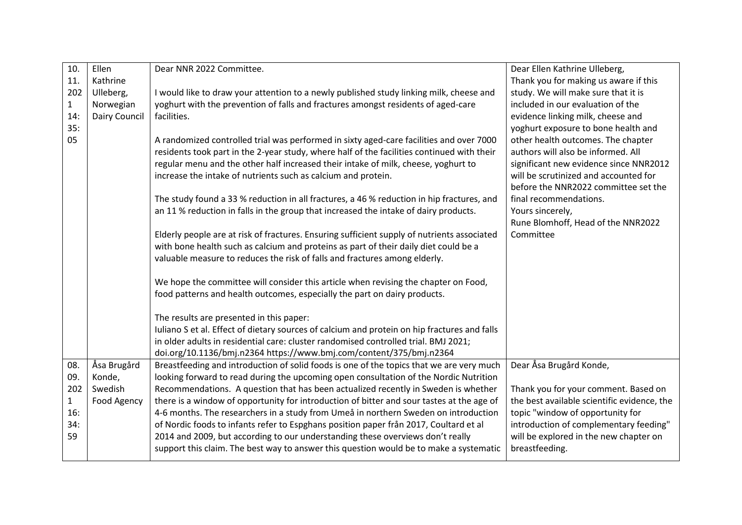| | | | |
|---|---|---|---|
| 10.11.2021 14:35:05 | Ellen Kathrine Ulleberg, Norwegian Dairy Council | Dear NNR 2022 Committee.<br><br>I would like to draw your attention to a newly published study linking milk, cheese and yoghurt with the prevention of falls and fractures amongst residents of aged-care facilities.<br><br>A randomized controlled trial was performed in sixty aged-care facilities and over 7000 residents took part in the 2-year study, where half of the facilities continued with their regular menu and the other half increased their intake of milk, cheese, yoghurt to increase the intake of nutrients such as calcium and protein.<br><br>The study found a 33 % reduction in all fractures, a 46 % reduction in hip fractures, and an 11 % reduction in falls in the group that increased the intake of dairy products.<br><br>Elderly people are at risk of fractures. Ensuring sufficient supply of nutrients associated with bone health such as calcium and proteins as part of their daily diet could be a valuable measure to reduces the risk of falls and fractures among elderly.<br><br>We hope the committee will consider this article when revising the chapter on Food, food patterns and health outcomes, especially the part on dairy products.<br><br>The results are presented in this paper:<br>Iuliano S et al. Effect of dietary sources of calcium and protein on hip fractures and falls in older adults in residential care: cluster randomised controlled trial. BMJ 2021; doi.org/10.1136/bmj.n2364 https://www.bmj.com/content/375/bmj.n2364 | Dear Ellen Kathrine Ulleberg,<br>Thank you for making us aware if this study. We will make sure that it is included in our evaluation of the evidence linking milk, cheese and yoghurt exposure to bone health and other health outcomes. The chapter authors will also be informed. All significant new evidence since NNR2012 will be scrutinized and accounted for before the NNR2022 committee set the final recommendations.<br>Yours sincerely,<br>Rune Blomhoff, Head of the NNR2022 Committee |
| 08.09.2021 16:34:59 | Åsa Brugård Konde, Swedish Food Agency | Breastfeeding and introduction of solid foods is one of the topics that we are very much looking forward to read during the upcoming open consultation of the Nordic Nutrition Recommendations. A question that has been actualized recently in Sweden is whether there is a window of opportunity for introduction of bitter and sour tastes at the age of 4-6 months. The researchers in a study from Umeå in northern Sweden on introduction of Nordic foods to infants refer to Espghans position paper från 2017, Coultard et al 2014 and 2009, but according to our understanding these overviews don't really support this claim. The best way to answer this question would be to make a systematic | Dear Åsa Brugård Konde,<br><br>Thank you for your comment. Based on the best available scientific evidence, the topic "window of opportunity for introduction of complementary feeding" will be explored in the new chapter on breastfeeding. |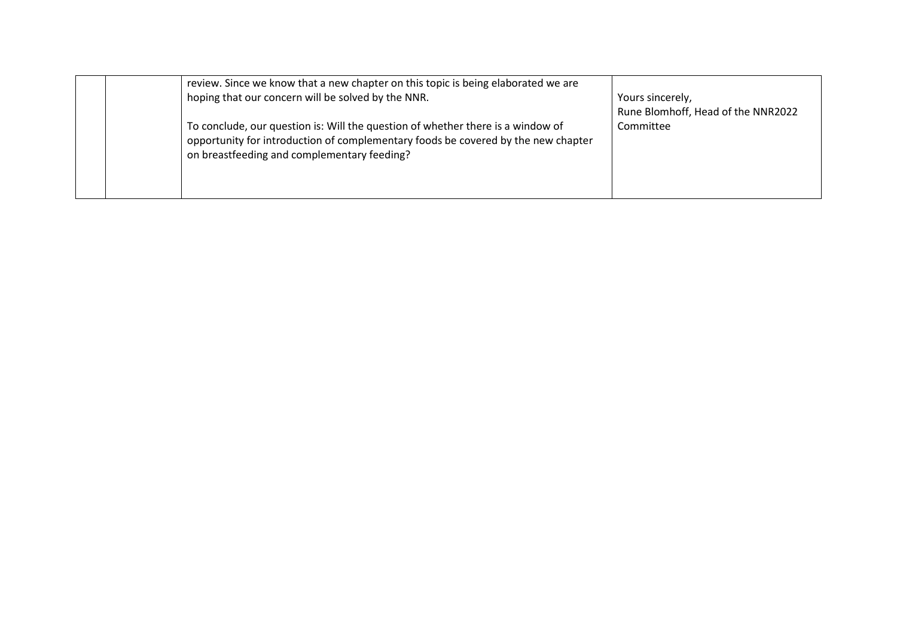|  |  | review. Since we know that a new chapter on this topic is being elaborated we are hoping that our concern will be solved by the NNR.<br><br>To conclude, our question is: Will the question of whether there is a window of opportunity for introduction of complementary foods be covered by the new chapter on breastfeeding and complementary feeding? | Yours sincerely,<br>Rune Blomhoff, Head of the NNR2022 Committee |
|---|---|---|---|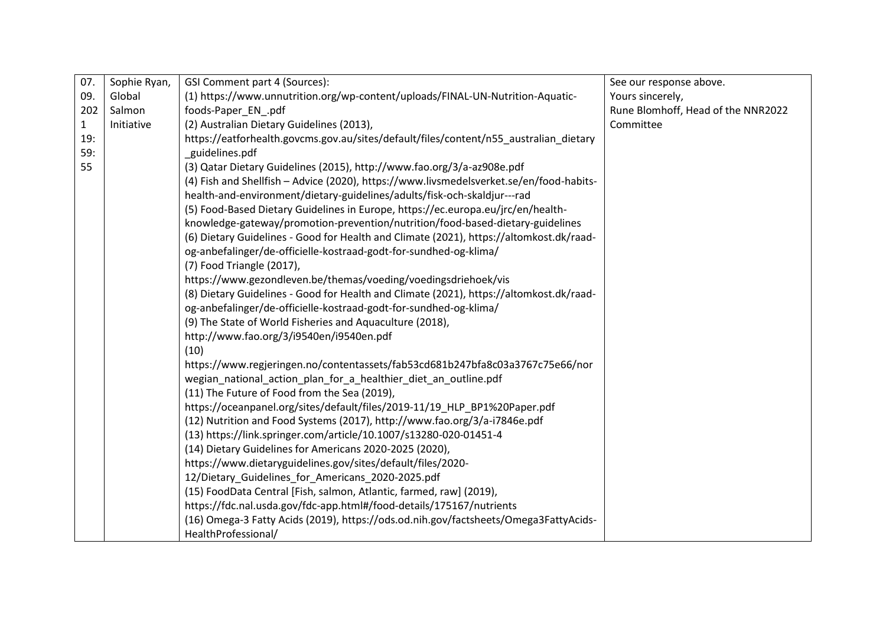| 07.09.2021 19:59:55 | Sophie Ryan, Global Salmon Initiative | GSI Comment part 4 (Sources):<br>(1) https://www.unnutrition.org/wp-content/uploads/FINAL-UN-Nutrition-Aquatic-foods-Paper_EN_.pdf<br>(2) Australian Dietary Guidelines (2013), https://eatforhealth.govcms.gov.au/sites/default/files/content/n55_australian_dietary_guidelines.pdf<br>(3) Qatar Dietary Guidelines (2015), http://www.fao.org/3/a-az908e.pdf<br>(4) Fish and Shellfish – Advice (2020), https://www.livsmedelsverket.se/en/food-habits-health-and-environment/dietary-guidelines/adults/fisk-och-skaldjur---rad<br>(5) Food-Based Dietary Guidelines in Europe, https://ec.europa.eu/jrc/en/health-knowledge-gateway/promotion-prevention/nutrition/food-based-dietary-guidelines<br>(6) Dietary Guidelines - Good for Health and Climate (2021), https://altomkost.dk/raad-og-anbefalinger/de-officielle-kostraad-godt-for-sundhed-og-klima/<br>(7) Food Triangle (2017), https://www.gezondleven.be/themas/voeding/voedingsdriehoek/vis<br>(8) Dietary Guidelines - Good for Health and Climate (2021), https://altomkost.dk/raad-og-anbefalinger/de-officielle-kostraad-godt-for-sundhed-og-klima/<br>(9) The State of World Fisheries and Aquaculture (2018), http://www.fao.org/3/i9540en/i9540en.pdf<br>(10) https://www.regjeringen.no/contentassets/fab53cd681b247bfa8c03a3767c75e66/norwegian_national_action_plan_for_a_healthier_diet_an_outline.pdf<br>(11) The Future of Food from the Sea (2019), https://oceanpanel.org/sites/default/files/2019-11/19_HLP_BP1%20Paper.pdf<br>(12) Nutrition and Food Systems (2017), http://www.fao.org/3/a-i7846e.pdf<br>(13) https://link.springer.com/article/10.1007/s13280-020-01451-4<br>(14) Dietary Guidelines for Americans 2020-2025 (2020), https://www.dietaryguidelines.gov/sites/default/files/2020-12/Dietary_Guidelines_for_Americans_2020-2025.pdf<br>(15) FoodData Central [Fish, salmon, Atlantic, farmed, raw] (2019), https://fdc.nal.usda.gov/fdc-app.html#/food-details/175167/nutrients<br>(16) Omega-3 Fatty Acids (2019), https://ods.od.nih.gov/factsheets/Omega3FattyAcids-HealthProfessional/ | See our response above.<br>Yours sincerely,<br>Rune Blomhoff, Head of the NNR2022 Committee |
|---|---|---|---|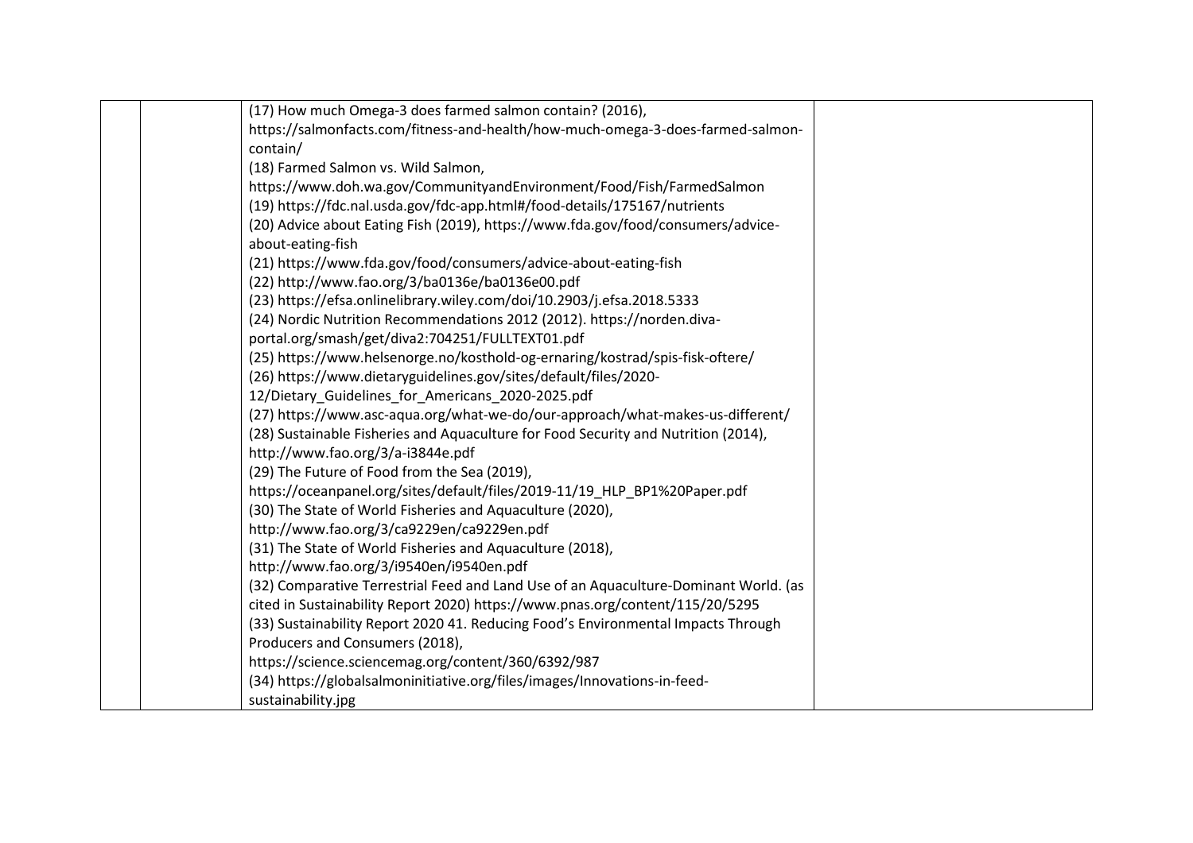| | | | |
|---|---|---|---|
| | | (17) How much Omega-3 does farmed salmon contain? (2016), https://salmonfacts.com/fitness-and-health/how-much-omega-3-does-farmed-salmon-contain/<br>(18) Farmed Salmon vs. Wild Salmon, https://www.doh.wa.gov/CommunityandEnvironment/Food/Fish/FarmedSalmon<br>(19) https://fdc.nal.usda.gov/fdc-app.html#/food-details/175167/nutrients<br>(20) Advice about Eating Fish (2019), https://www.fda.gov/food/consumers/advice-about-eating-fish<br>(21) https://www.fda.gov/food/consumers/advice-about-eating-fish<br>(22) http://www.fao.org/3/ba0136e/ba0136e00.pdf<br>(23) https://efsa.onlinelibrary.wiley.com/doi/10.2903/j.efsa.2018.5333<br>(24) Nordic Nutrition Recommendations 2012 (2012). https://norden.diva-portal.org/smash/get/diva2:704251/FULLTEXT01.pdf<br>(25) https://www.helsenorge.no/kosthold-og-ernaring/kostrad/spis-fisk-oftere/<br>(26) https://www.dietaryguidelines.gov/sites/default/files/2020-12/Dietary_Guidelines_for_Americans_2020-2025.pdf<br>(27) https://www.asc-aqua.org/what-we-do/our-approach/what-makes-us-different/<br>(28) Sustainable Fisheries and Aquaculture for Food Security and Nutrition (2014), http://www.fao.org/3/a-i3844e.pdf<br>(29) The Future of Food from the Sea (2019), https://oceanpanel.org/sites/default/files/2019-11/19_HLP_BP1%20Paper.pdf<br>(30) The State of World Fisheries and Aquaculture (2020), http://www.fao.org/3/ca9229en/ca9229en.pdf<br>(31) The State of World Fisheries and Aquaculture (2018), http://www.fao.org/3/i9540en/i9540en.pdf<br>(32) Comparative Terrestrial Feed and Land Use of an Aquaculture-Dominant World. (as cited in Sustainability Report 2020) https://www.pnas.org/content/115/20/5295<br>(33) Sustainability Report 2020 41. Reducing Food's Environmental Impacts Through Producers and Consumers (2018), https://science.sciencemag.org/content/360/6392/987<br>(34) https://globalsalmoninitiative.org/files/images/Innovations-in-feed-sustainability.jpg | |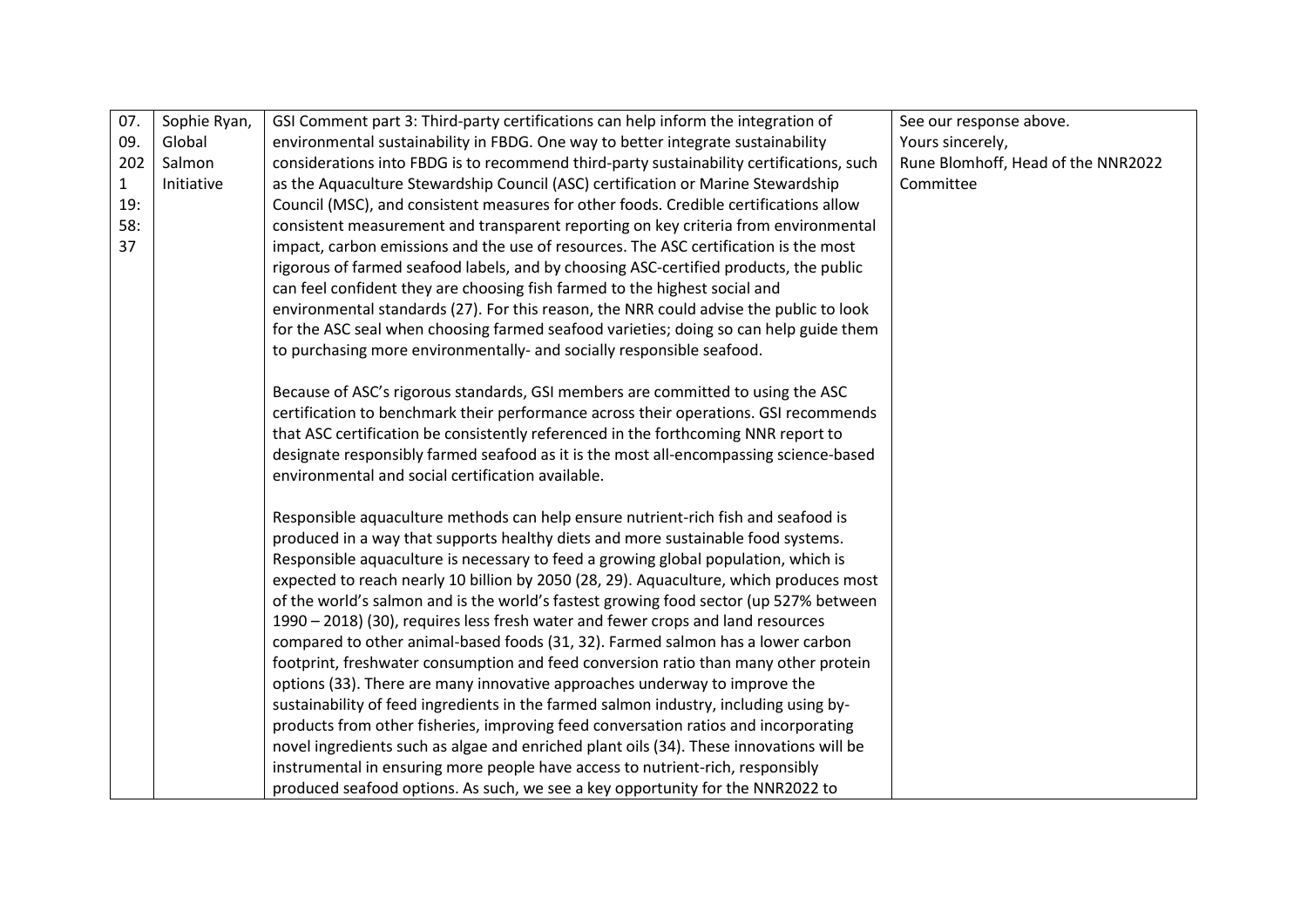| 07.09.2021 19:58:37 | Sophie Ryan, Global Salmon Initiative | GSI Comment part 3: Third-party certifications can help inform the integration of environmental sustainability in FBDG. One way to better integrate sustainability considerations into FBDG is to recommend third-party sustainability certifications, such as the Aquaculture Stewardship Council (ASC) certification or Marine Stewardship Council (MSC), and consistent measures for other foods. Credible certifications allow consistent measurement and transparent reporting on key criteria from environmental impact, carbon emissions and the use of resources. The ASC certification is the most rigorous of farmed seafood labels, and by choosing ASC-certified products, the public can feel confident they are choosing fish farmed to the highest social and environmental standards (27). For this reason, the NRR could advise the public to look for the ASC seal when choosing farmed seafood varieties; doing so can help guide them to purchasing more environmentally- and socially responsible seafood.<br><br>Because of ASC's rigorous standards, GSI members are committed to using the ASC certification to benchmark their performance across their operations. GSI recommends that ASC certification be consistently referenced in the forthcoming NNR report to designate responsibly farmed seafood as it is the most all-encompassing science-based environmental and social certification available.<br><br>Responsible aquaculture methods can help ensure nutrient-rich fish and seafood is produced in a way that supports healthy diets and more sustainable food systems. Responsible aquaculture is necessary to feed a growing global population, which is expected to reach nearly 10 billion by 2050 (28, 29). Aquaculture, which produces most of the world's salmon and is the world's fastest growing food sector (up 527% between 1990 – 2018) (30), requires less fresh water and fewer crops and land resources compared to other animal-based foods (31, 32). Farmed salmon has a lower carbon footprint, freshwater consumption and feed conversion ratio than many other protein options (33). There are many innovative approaches underway to improve the sustainability of feed ingredients in the farmed salmon industry, including using by-products from other fisheries, improving feed conversation ratios and incorporating novel ingredients such as algae and enriched plant oils (34). These innovations will be instrumental in ensuring more people have access to nutrient-rich, responsibly produced seafood options. As such, we see a key opportunity for the NNR2022 to | See our response above.<br>Yours sincerely,<br>Rune Blomhoff, Head of the NNR2022 Committee |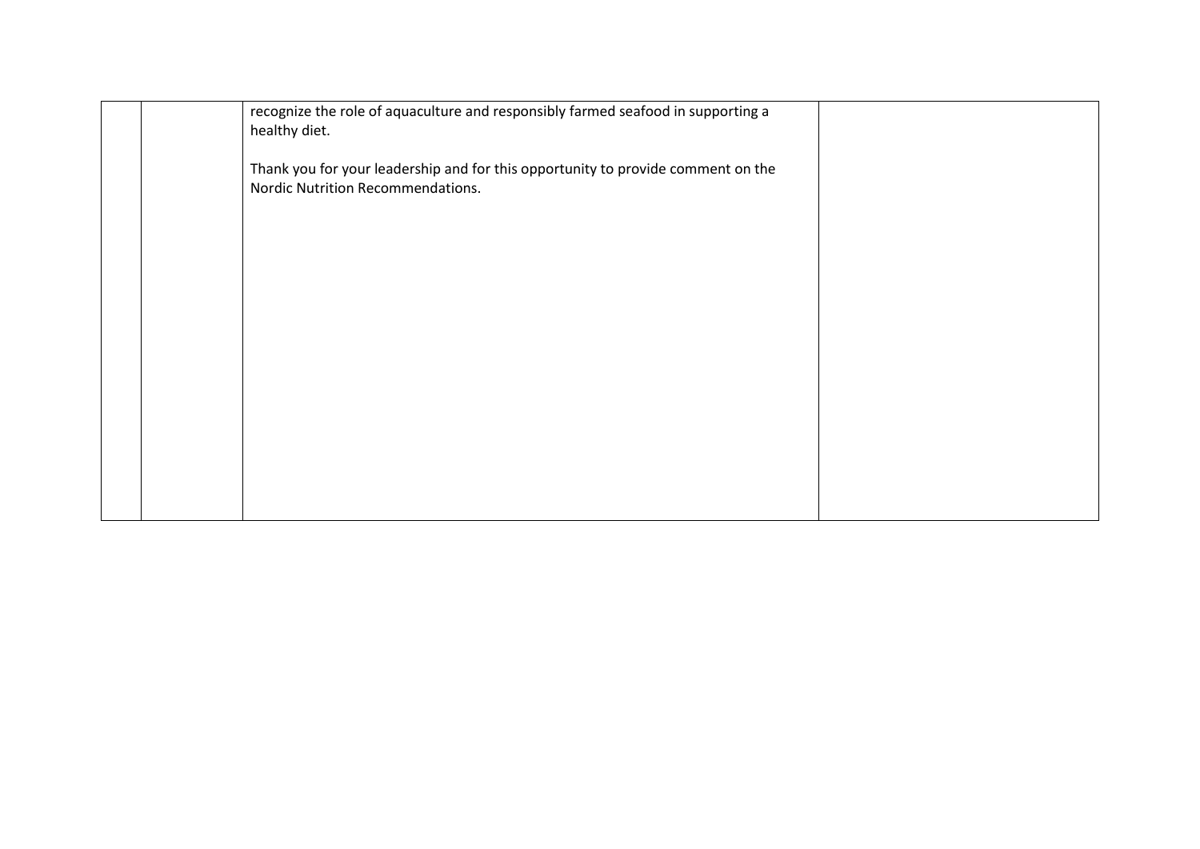|  |  | recognize the role of aquaculture and responsibly farmed seafood in supporting a healthy diet.<br><br>Thank you for your leadership and for this opportunity to provide comment on the Nordic Nutrition Recommendations. |  |
|---|---|---|---|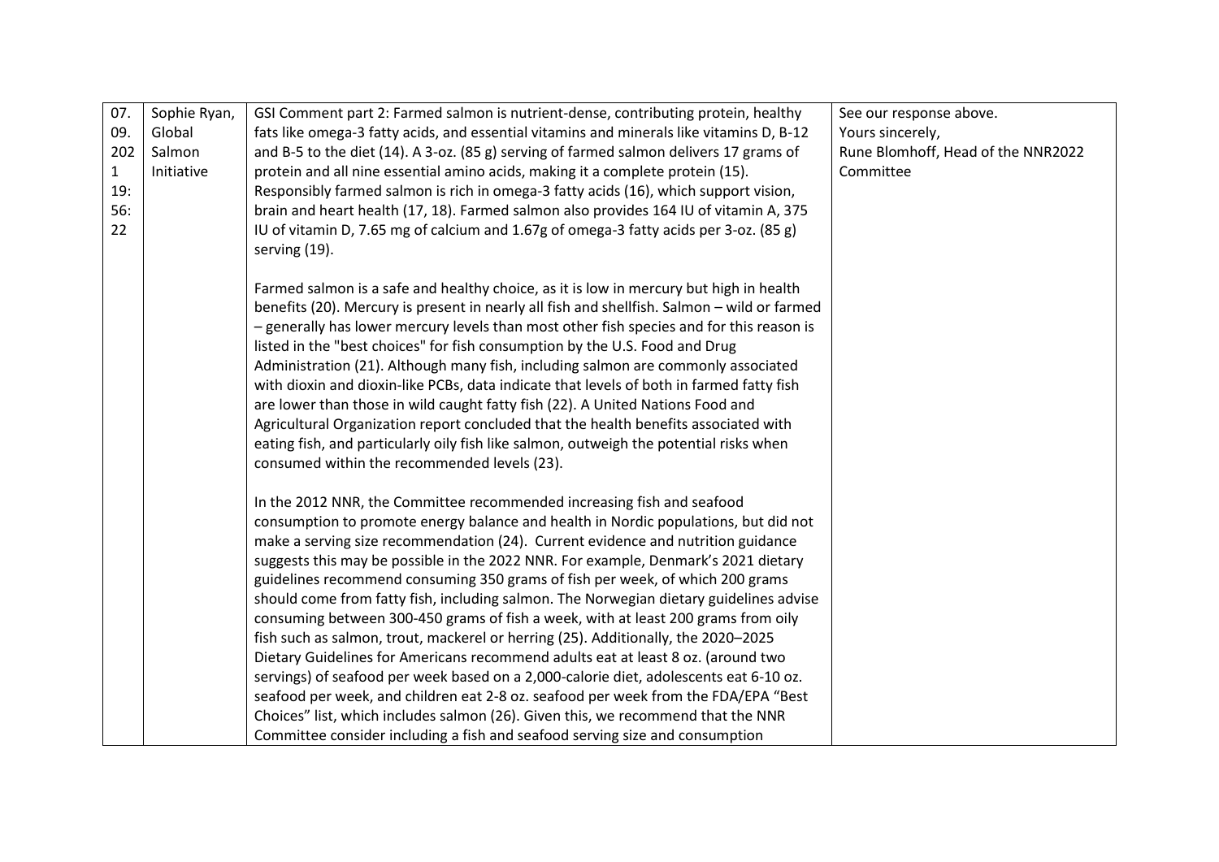| 07.09.2021 19:56:22 | Sophie Ryan, Global Salmon Initiative | GSI Comment part 2: Farmed salmon is nutrient-dense, contributing protein, healthy fats like omega-3 fatty acids, and essential vitamins and minerals like vitamins D, B-12 and B-5 to the diet (14). A 3-oz. (85 g) serving of farmed salmon delivers 17 grams of protein and all nine essential amino acids, making it a complete protein (15). Responsibly farmed salmon is rich in omega-3 fatty acids (16), which support vision, brain and heart health (17, 18). Farmed salmon also provides 164 IU of vitamin A, 375 IU of vitamin D, 7.65 mg of calcium and 1.67g of omega-3 fatty acids per 3-oz. (85 g) serving (19).<br><br>Farmed salmon is a safe and healthy choice, as it is low in mercury but high in health benefits (20). Mercury is present in nearly all fish and shellfish. Salmon – wild or farmed – generally has lower mercury levels than most other fish species and for this reason is listed in the "best choices" for fish consumption by the U.S. Food and Drug Administration (21). Although many fish, including salmon are commonly associated with dioxin and dioxin-like PCBs, data indicate that levels of both in farmed fatty fish are lower than those in wild caught fatty fish (22). A United Nations Food and Agricultural Organization report concluded that the health benefits associated with eating fish, and particularly oily fish like salmon, outweigh the potential risks when consumed within the recommended levels (23).<br><br>In the 2012 NNR, the Committee recommended increasing fish and seafood consumption to promote energy balance and health in Nordic populations, but did not make a serving size recommendation (24). Current evidence and nutrition guidance suggests this may be possible in the 2022 NNR. For example, Denmark's 2021 dietary guidelines recommend consuming 350 grams of fish per week, of which 200 grams should come from fatty fish, including salmon. The Norwegian dietary guidelines advise consuming between 300-450 grams of fish a week, with at least 200 grams from oily fish such as salmon, trout, mackerel or herring (25). Additionally, the 2020–2025 Dietary Guidelines for Americans recommend adults eat at least 8 oz. (around two servings) of seafood per week based on a 2,000-calorie diet, adolescents eat 6-10 oz. seafood per week, and children eat 2-8 oz. seafood per week from the FDA/EPA "Best Choices" list, which includes salmon (26). Given this, we recommend that the NNR Committee consider including a fish and seafood serving size and consumption | See our response above.<br>Yours sincerely,<br>Rune Blomhoff, Head of the NNR2022 Committee |
|---|---|---|---|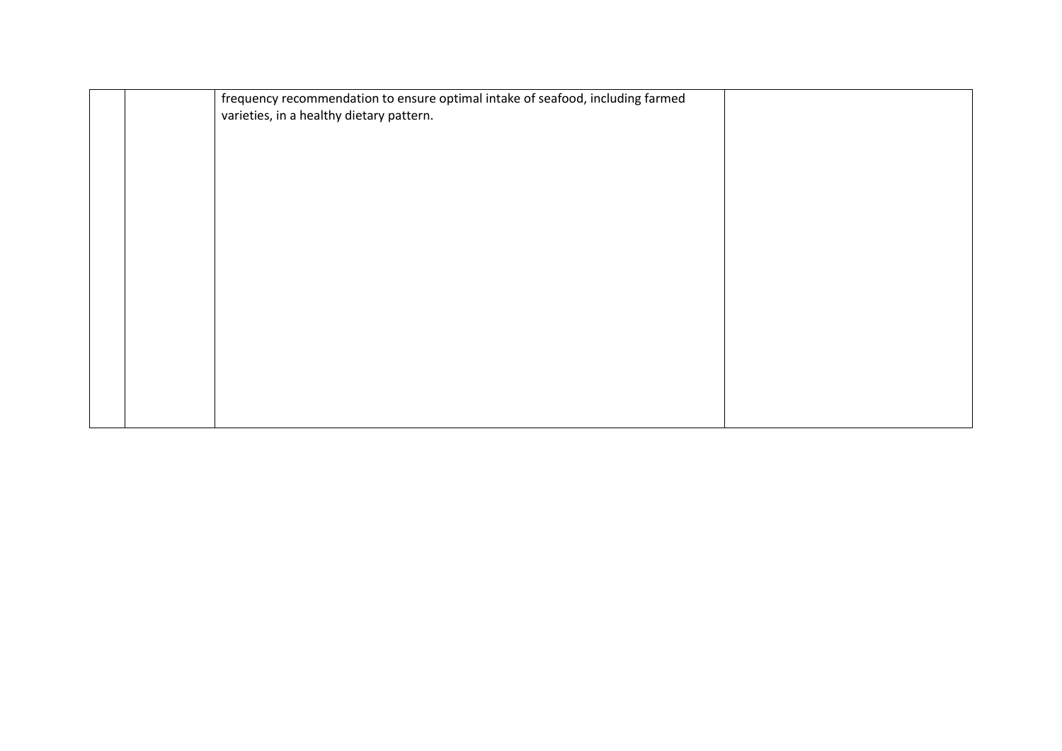|  |  |  |  |
|---|---|---|---|
|  |  | frequency recommendation to ensure optimal intake of seafood, including farmed varieties, in a healthy dietary pattern. |  |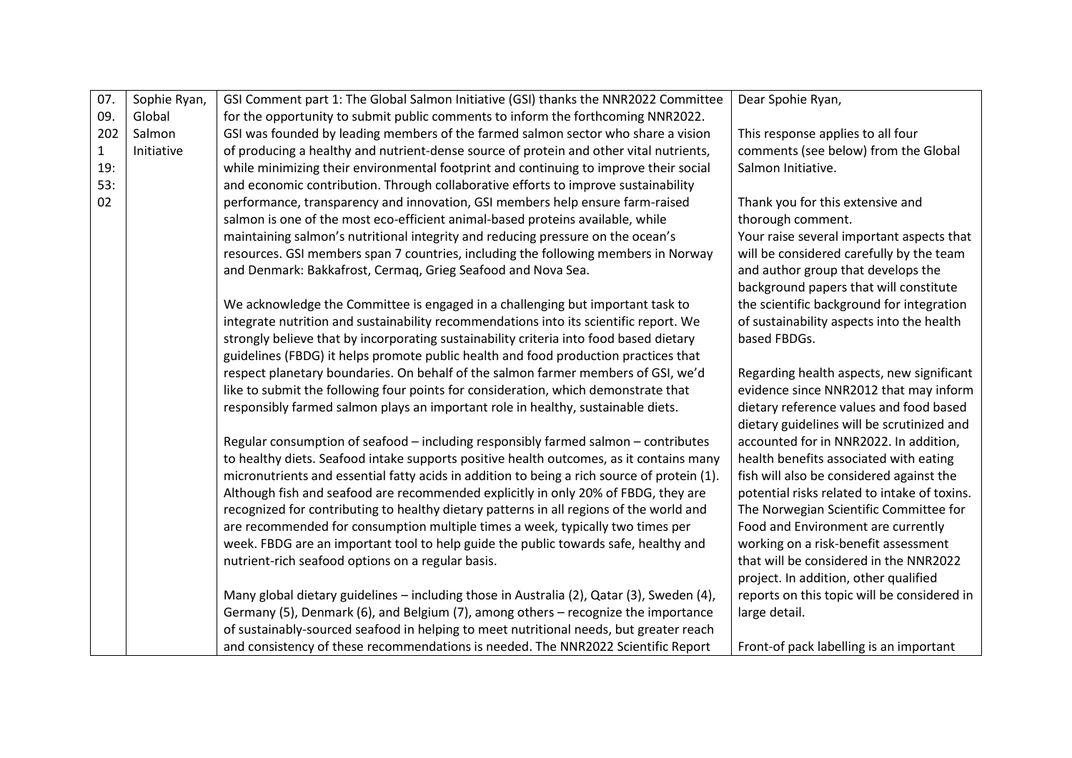| 07.09.2021 19:53:02 | Sophie Ryan, Global Salmon Initiative | GSI Comment part 1: The Global Salmon Initiative (GSI) thanks the NNR2022 Committee for the opportunity to submit public comments to inform the forthcoming NNR2022. GSI was founded by leading members of the farmed salmon sector who share a vision of producing a healthy and nutrient-dense source of protein and other vital nutrients, while minimizing their environmental footprint and continuing to improve their social and economic contribution. Through collaborative efforts to improve sustainability performance, transparency and innovation, GSI members help ensure farm-raised salmon is one of the most eco-efficient animal-based proteins available, while maintaining salmon's nutritional integrity and reducing pressure on the ocean's resources. GSI members span 7 countries, including the following members in Norway and Denmark: Bakkafrost, Cermaq, Grieg Seafood and Nova Sea.<br><br>We acknowledge the Committee is engaged in a challenging but important task to integrate nutrition and sustainability recommendations into its scientific report. We strongly believe that by incorporating sustainability criteria into food based dietary guidelines (FBDG) it helps promote public health and food production practices that respect planetary boundaries. On behalf of the salmon farmer members of GSI, we'd like to submit the following four points for consideration, which demonstrate that responsibly farmed salmon plays an important role in healthy, sustainable diets.<br><br>Regular consumption of seafood – including responsibly farmed salmon – contributes to healthy diets. Seafood intake supports positive health outcomes, as it contains many micronutrients and essential fatty acids in addition to being a rich source of protein (1). Although fish and seafood are recommended explicitly in only 20% of FBDG, they are recognized for contributing to healthy dietary patterns in all regions of the world and are recommended for consumption multiple times a week, typically two times per week. FBDG are an important tool to help guide the public towards safe, healthy and nutrient-rich seafood options on a regular basis.<br><br>Many global dietary guidelines – including those in Australia (2), Qatar (3), Sweden (4), Germany (5), Denmark (6), and Belgium (7), among others – recognize the importance of sustainably-sourced seafood in helping to meet nutritional needs, but greater reach and consistency of these recommendations is needed. The NNR2022 Scientific Report | Dear Spohie Ryan,<br><br>This response applies to all four comments (see below) from the Global Salmon Initiative.<br><br>Thank you for this extensive and thorough comment.<br>Your raise several important aspects that will be considered carefully by the team and author group that develops the background papers that will constitute the scientific background for integration of sustainability aspects into the health based FBDGs.<br><br>Regarding health aspects, new significant evidence since NNR2012 that may inform dietary reference values and food based dietary guidelines will be scrutinized and accounted for in NNR2022. In addition, health benefits associated with eating fish will also be considered against the potential risks related to intake of toxins. The Norwegian Scientific Committee for Food and Environment are currently working on a risk-benefit assessment that will be considered in the NNR2022 project. In addition, other qualified reports on this topic will be considered in large detail.<br><br>Front-of pack labelling is an important |
|---|---|---|---|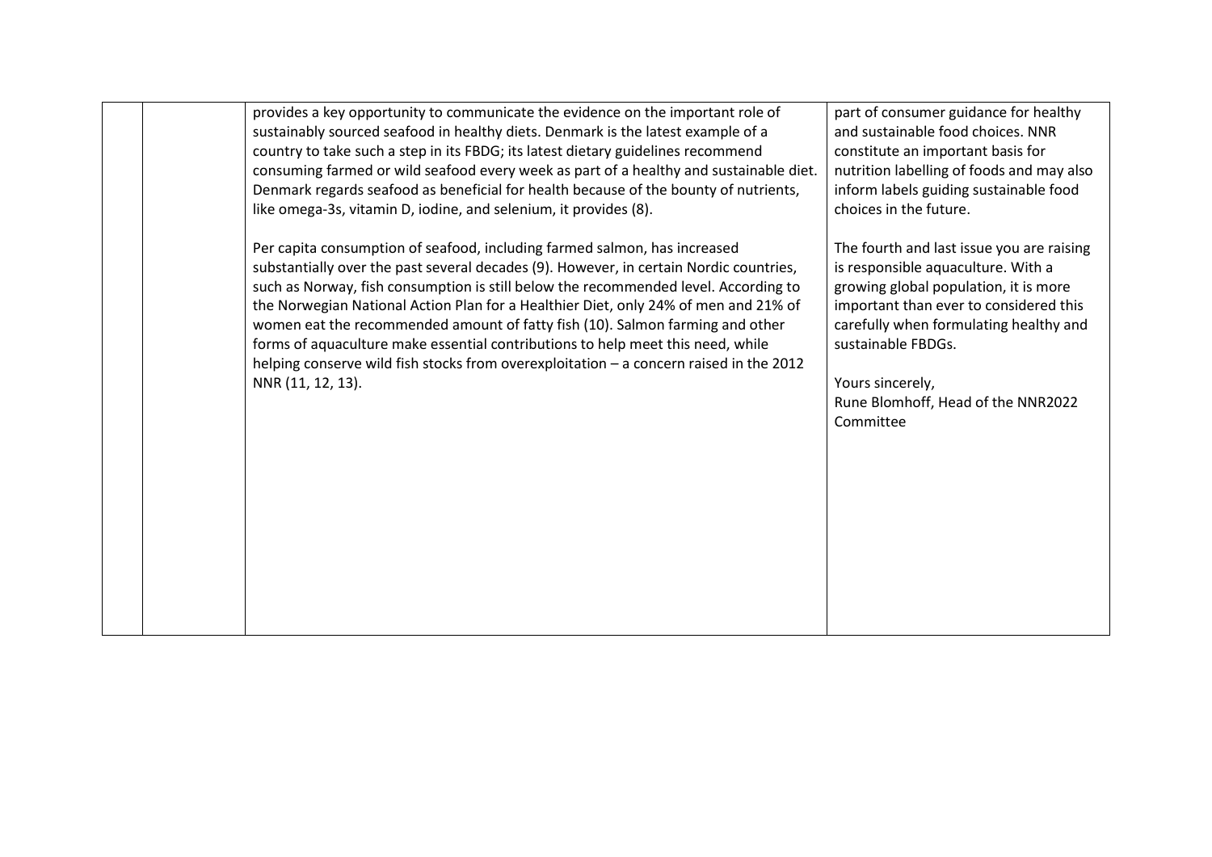| | | | |
|---|---|---|---|
| | | provides a key opportunity to communicate the evidence on the important role of sustainably sourced seafood in healthy diets. Denmark is the latest example of a country to take such a step in its FBDG; its latest dietary guidelines recommend consuming farmed or wild seafood every week as part of a healthy and sustainable diet. Denmark regards seafood as beneficial for health because of the bounty of nutrients, like omega-3s, vitamin D, iodine, and selenium, it provides (8).<br><br>Per capita consumption of seafood, including farmed salmon, has increased substantially over the past several decades (9). However, in certain Nordic countries, such as Norway, fish consumption is still below the recommended level. According to the Norwegian National Action Plan for a Healthier Diet, only 24% of men and 21% of women eat the recommended amount of fatty fish (10). Salmon farming and other forms of aquaculture make essential contributions to help meet this need, while helping conserve wild fish stocks from overexploitation – a concern raised in the 2012 NNR (11, 12, 13). | part of consumer guidance for healthy and sustainable food choices. NNR constitute an important basis for nutrition labelling of foods and may also inform labels guiding sustainable food choices in the future.<br><br>The fourth and last issue you are raising is responsible aquaculture. With a growing global population, it is more important than ever to considered this carefully when formulating healthy and sustainable FBDGs.<br><br>Yours sincerely,<br>Rune Blomhoff, Head of the NNR2022 Committee |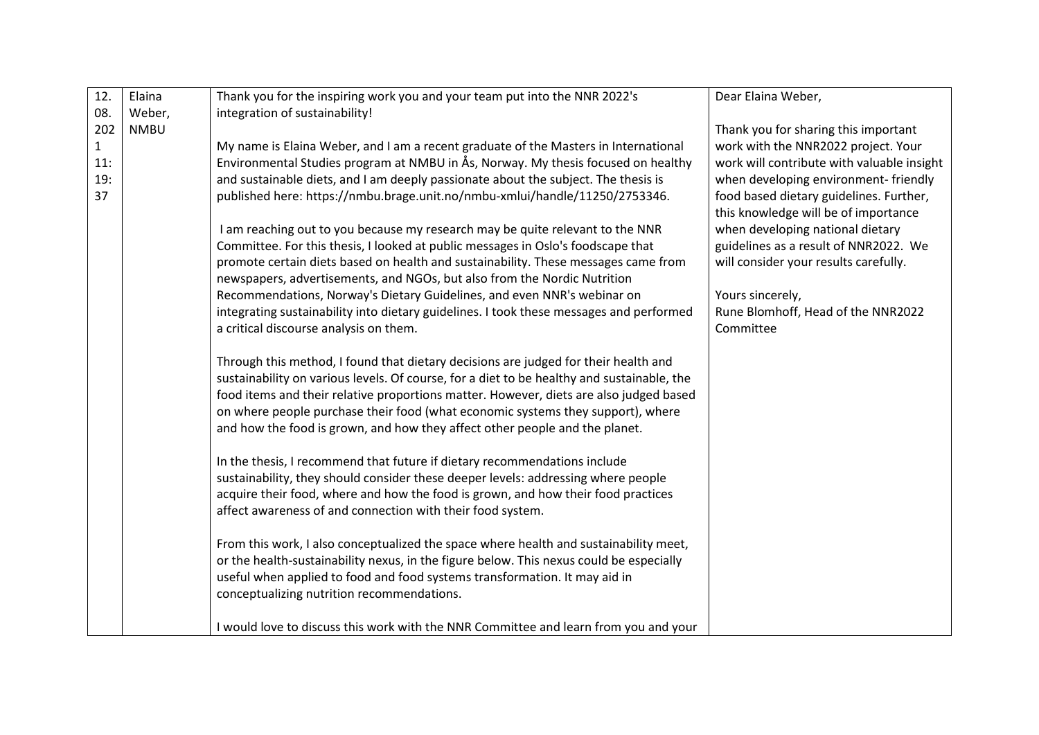| 12.08.2021 11:19:37 | Elaina Weber, NMBU | Thank you for the inspiring work you and your team put into the NNR 2022's integration of sustainability!<br><br>My name is Elaina Weber, and I am a recent graduate of the Masters in International Environmental Studies program at NMBU in Ås, Norway. My thesis focused on healthy and sustainable diets, and I am deeply passionate about the subject. The thesis is published here: https://nmbu.brage.unit.no/nmbu-xmlui/handle/11250/2753346.<br><br>I am reaching out to you because my research may be quite relevant to the NNR Committee. For this thesis, I looked at public messages in Oslo's foodscape that promote certain diets based on health and sustainability. These messages came from newspapers, advertisements, and NGOs, but also from the Nordic Nutrition Recommendations, Norway's Dietary Guidelines, and even NNR's webinar on integrating sustainability into dietary guidelines. I took these messages and performed a critical discourse analysis on them.<br><br>Through this method, I found that dietary decisions are judged for their health and sustainability on various levels. Of course, for a diet to be healthy and sustainable, the food items and their relative proportions matter. However, diets are also judged based on where people purchase their food (what economic systems they support), where and how the food is grown, and how they affect other people and the planet.<br><br>In the thesis, I recommend that future if dietary recommendations include sustainability, they should consider these deeper levels: addressing where people acquire their food, where and how the food is grown, and how their food practices affect awareness of and connection with their food system.<br><br>From this work, I also conceptualized the space where health and sustainability meet, or the health-sustainability nexus, in the figure below. This nexus could be especially useful when applied to food and food systems transformation. It may aid in conceptualizing nutrition recommendations.<br><br>I would love to discuss this work with the NNR Committee and learn from you and your | Dear Elaina Weber,<br><br>Thank you for sharing this important work with the NNR2022 project. Your work will contribute with valuable insight when developing environment- friendly food based dietary guidelines. Further, this knowledge will be of importance when developing national dietary guidelines as a result of NNR2022. We will consider your results carefully.<br><br>Yours sincerely,<br>Rune Blomhoff, Head of the NNR2022 Committee |
|---|---|---|---|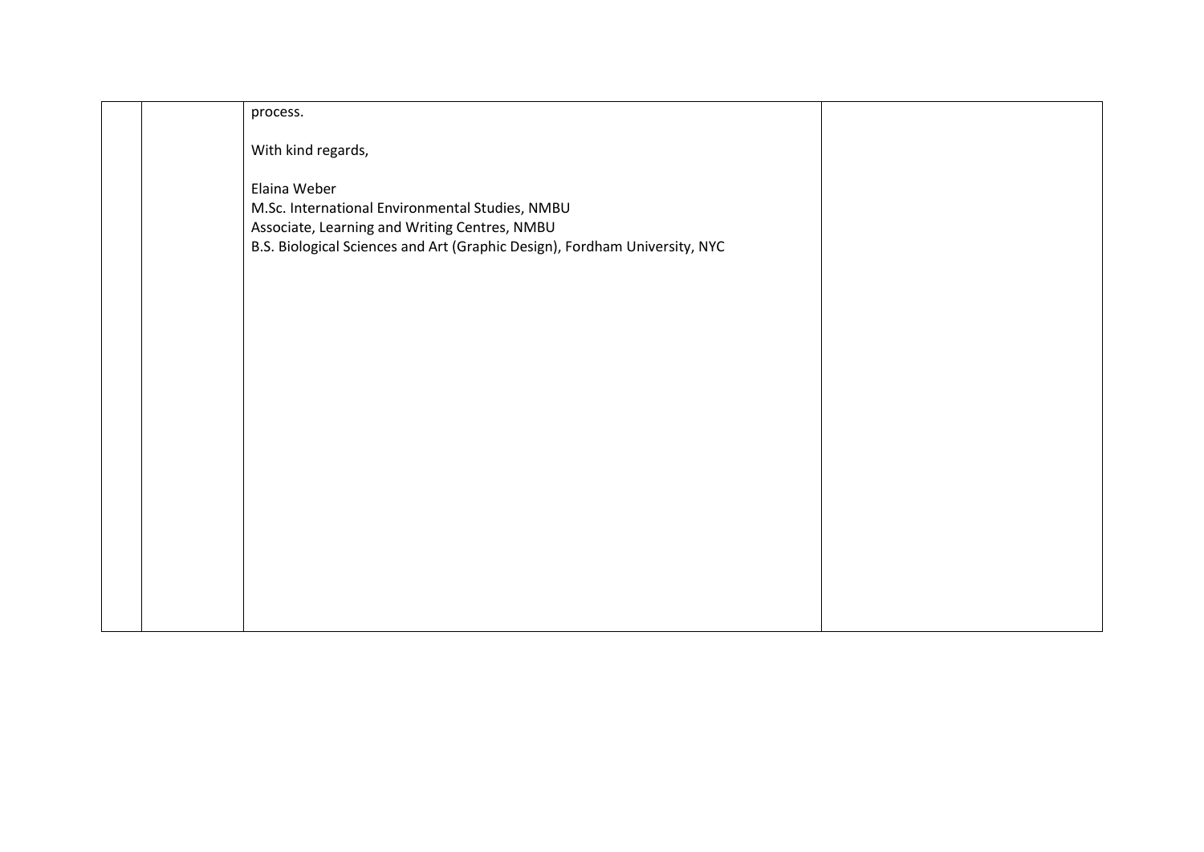|  |  | process.<br><br>With kind regards,<br><br>Elaina Weber<br>M.Sc. International Environmental Studies, NMBU<br>Associate, Learning and Writing Centres, NMBU<br>B.S. Biological Sciences and Art (Graphic Design), Fordham University, NYC |  |
|---|---|---|---|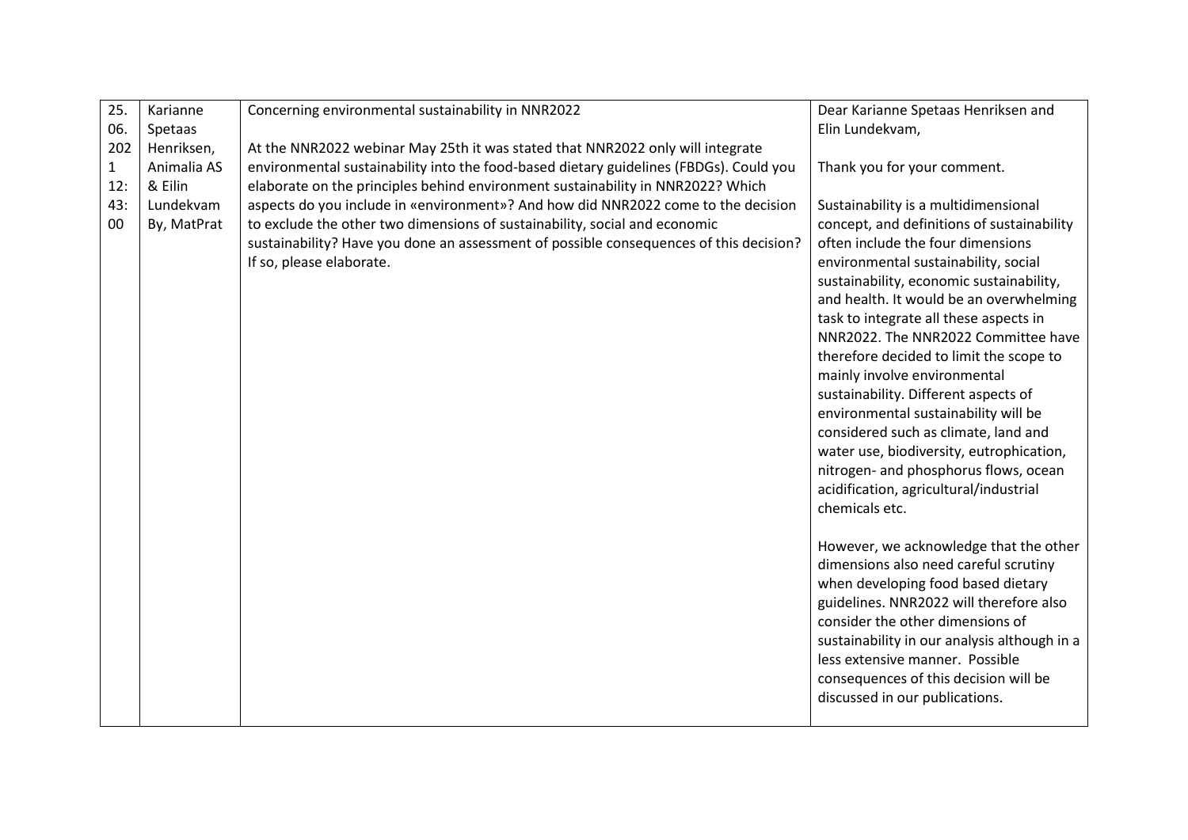| 25.06.2021 12:43:00 | Karianne Spetaas Henriksen, Animalia AS & Eilin Lundekvam By, MatPrat | Concerning environmental sustainability in NNR2022<br><br>At the NNR2022 webinar May 25th it was stated that NNR2022 only will integrate environmental sustainability into the food-based dietary guidelines (FBDGs). Could you elaborate on the principles behind environment sustainability in NNR2022? Which aspects do you include in «environment»? And how did NNR2022 come to the decision to exclude the other two dimensions of sustainability, social and economic sustainability? Have you done an assessment of possible consequences of this decision? If so, please elaborate. | Dear Karianne Spetaas Henriksen and Elin Lundekvam,<br><br>Thank you for your comment.<br><br>Sustainability is a multidimensional concept, and definitions of sustainability often include the four dimensions environmental sustainability, social sustainability, economic sustainability, and health. It would be an overwhelming task to integrate all these aspects in NNR2022. The NNR2022 Committee have therefore decided to limit the scope to mainly involve environmental sustainability. Different aspects of environmental sustainability will be considered such as climate, land and water use, biodiversity, eutrophication, nitrogen- and phosphorus flows, ocean acidification, agricultural/industrial chemicals etc.<br><br>However, we acknowledge that the other dimensions also need careful scrutiny when developing food based dietary guidelines. NNR2022 will therefore also consider the other dimensions of sustainability in our analysis although in a less extensive manner. Possible consequences of this decision will be discussed in our publications. |
|---|---|---|---|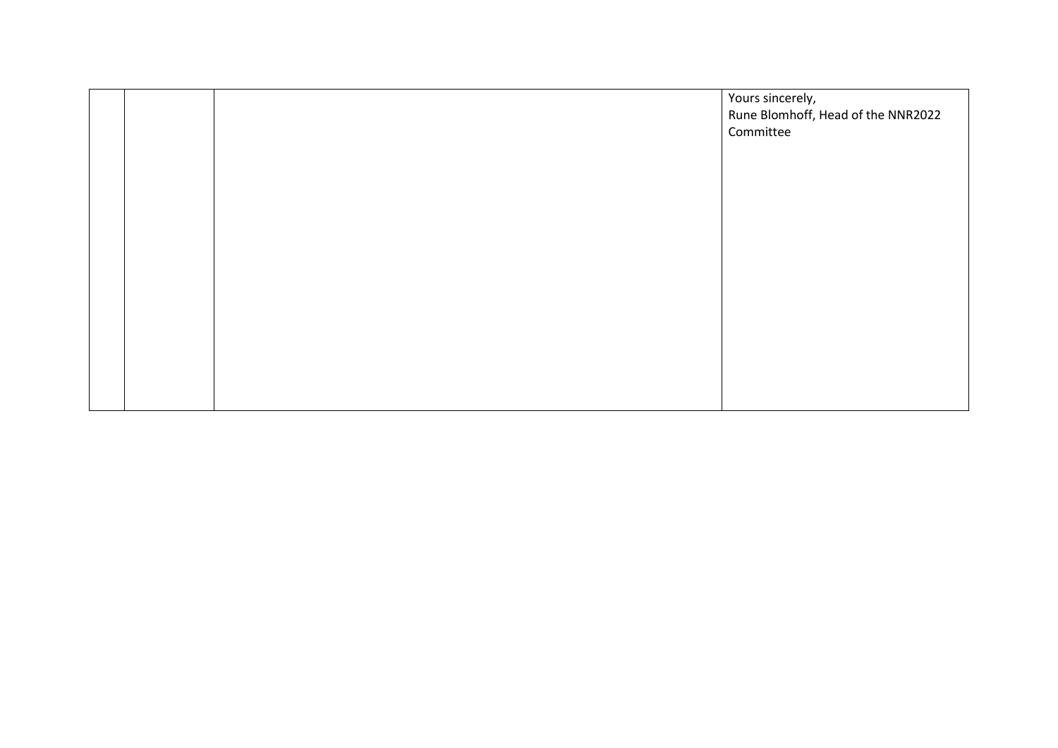|  |  |  | Yours sincerely,<br>Rune Blomhoff, Head of the NNR2022 Committee |
| --- | --- | --- | --- |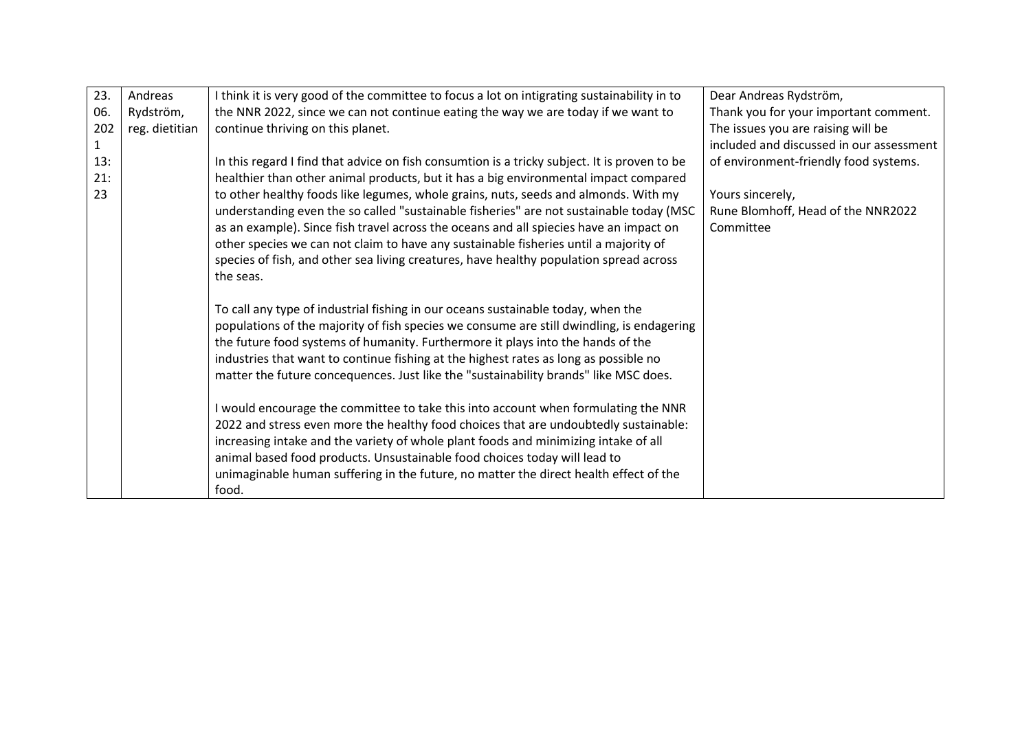| 23.06.2021 13:21:23 | Andreas Rydström, reg. dietitian | I think it is very good of the committee to focus a lot on intigrating sustainability in to the NNR 2022, since we can not continue eating the way we are today if we want to continue thriving on this planet.<br><br>In this regard I find that advice on fish consumtion is a tricky subject. It is proven to be healthier than other animal products, but it has a big environmental impact compared to other healthy foods like legumes, whole grains, nuts, seeds and almonds. With my understanding even the so called "sustainable fisheries" are not sustainable today (MSC as an example). Since fish travel across the oceans and all spiecies have an impact on other species we can not claim to have any sustainable fisheries until a majority of species of fish, and other sea living creatures, have healthy population spread across the seas.<br><br>To call any type of industrial fishing in our oceans sustainable today, when the populations of the majority of fish species we consume are still dwindling, is endagering the future food systems of humanity. Furthermore it plays into the hands of the industries that want to continue fishing at the highest rates as long as possible no matter the future concequences. Just like the "sustainability brands" like MSC does.<br><br>I would encourage the committee to take this into account when formulating the NNR 2022 and stress even more the healthy food choices that are undoubtedly sustainable: increasing intake and the variety of whole plant foods and minimizing intake of all animal based food products. Unsustainable food choices today will lead to unimaginable human suffering in the future, no matter the direct health effect of the food. | Dear Andreas Rydström,<br>Thank you for your important comment. The issues you are raising will be included and discussed in our assessment of environment-friendly food systems.<br><br>Yours sincerely,<br>Rune Blomhoff, Head of the NNR2022 Committee |
|---|---|---|---|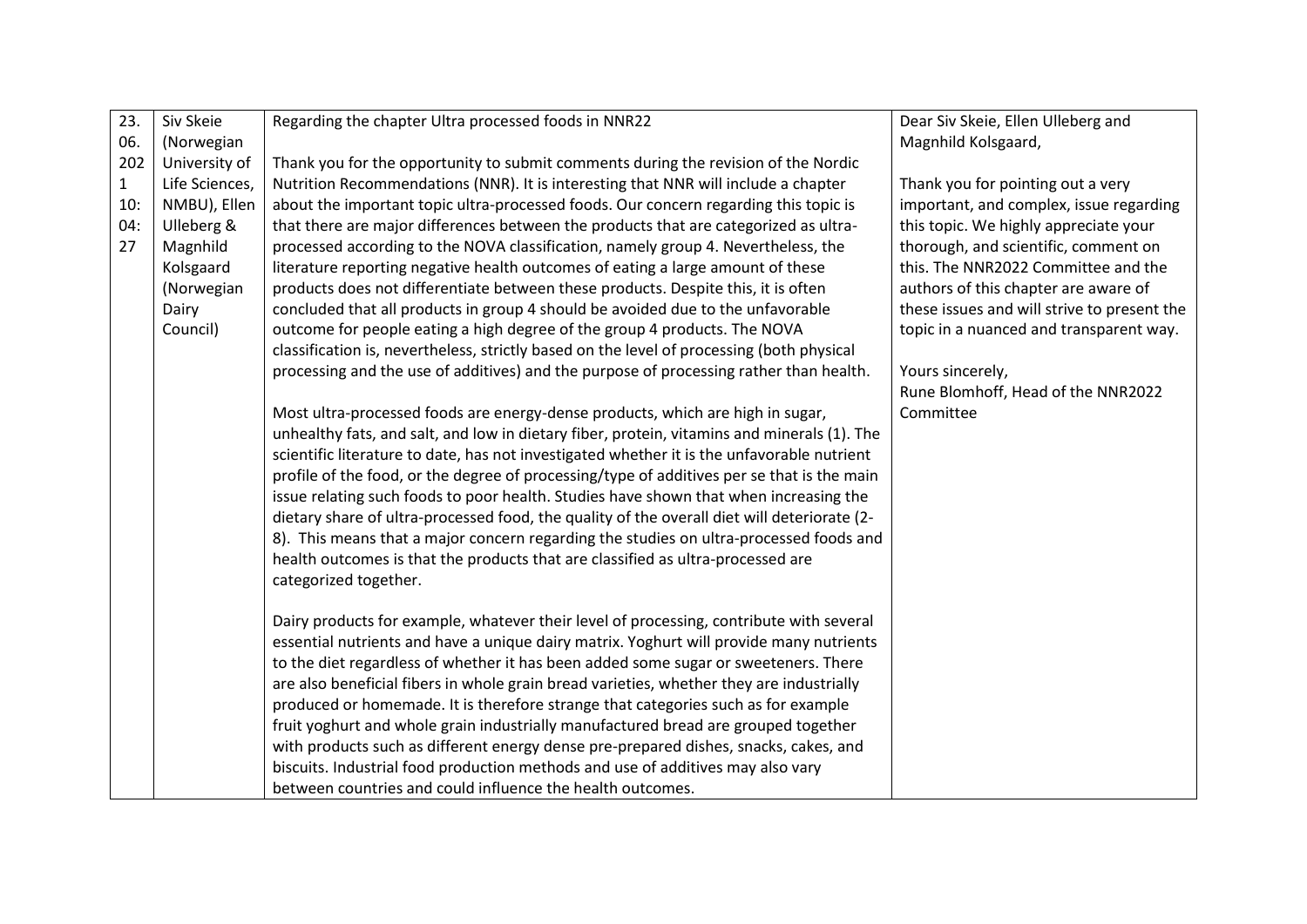| | | | |
|---|---|---|---|
| 23.06.2021 10:04:27 | Siv Skeie (Norwegian University of Life Sciences, NMBU), Ellen Ulleberg & Magnhild Kolsgaard (Norwegian Dairy Council) | Regarding the chapter Ultra processed foods in NNR22<br><br>Thank you for the opportunity to submit comments during the revision of the Nordic Nutrition Recommendations (NNR). It is interesting that NNR will include a chapter about the important topic ultra-processed foods. Our concern regarding this topic is that there are major differences between the products that are categorized as ultra-processed according to the NOVA classification, namely group 4. Nevertheless, the literature reporting negative health outcomes of eating a large amount of these products does not differentiate between these products. Despite this, it is often concluded that all products in group 4 should be avoided due to the unfavorable outcome for people eating a high degree of the group 4 products. The NOVA classification is, nevertheless, strictly based on the level of processing (both physical processing and the use of additives) and the purpose of processing rather than health.<br><br>Most ultra-processed foods are energy-dense products, which are high in sugar, unhealthy fats, and salt, and low in dietary fiber, protein, vitamins and minerals (1). The scientific literature to date, has not investigated whether it is the unfavorable nutrient profile of the food, or the degree of processing/type of additives per se that is the main issue relating such foods to poor health. Studies have shown that when increasing the dietary share of ultra-processed food, the quality of the overall diet will deteriorate (2-8). This means that a major concern regarding the studies on ultra-processed foods and health outcomes is that the products that are classified as ultra-processed are categorized together.<br><br>Dairy products for example, whatever their level of processing, contribute with several essential nutrients and have a unique dairy matrix. Yoghurt will provide many nutrients to the diet regardless of whether it has been added some sugar or sweeteners. There are also beneficial fibers in whole grain bread varieties, whether they are industrially produced or homemade. It is therefore strange that categories such as for example fruit yoghurt and whole grain industrially manufactured bread are grouped together with products such as different energy dense pre-prepared dishes, snacks, cakes, and biscuits. Industrial food production methods and use of additives may also vary between countries and could influence the health outcomes. | Dear Siv Skeie, Ellen Ulleberg and Magnhild Kolsgaard,<br><br>Thank you for pointing out a very important, and complex, issue regarding this topic. We highly appreciate your thorough, and scientific, comment on this. The NNR2022 Committee and the authors of this chapter are aware of these issues and will strive to present the topic in a nuanced and transparent way.<br><br>Yours sincerely,<br>Rune Blomhoff, Head of the NNR2022 Committee |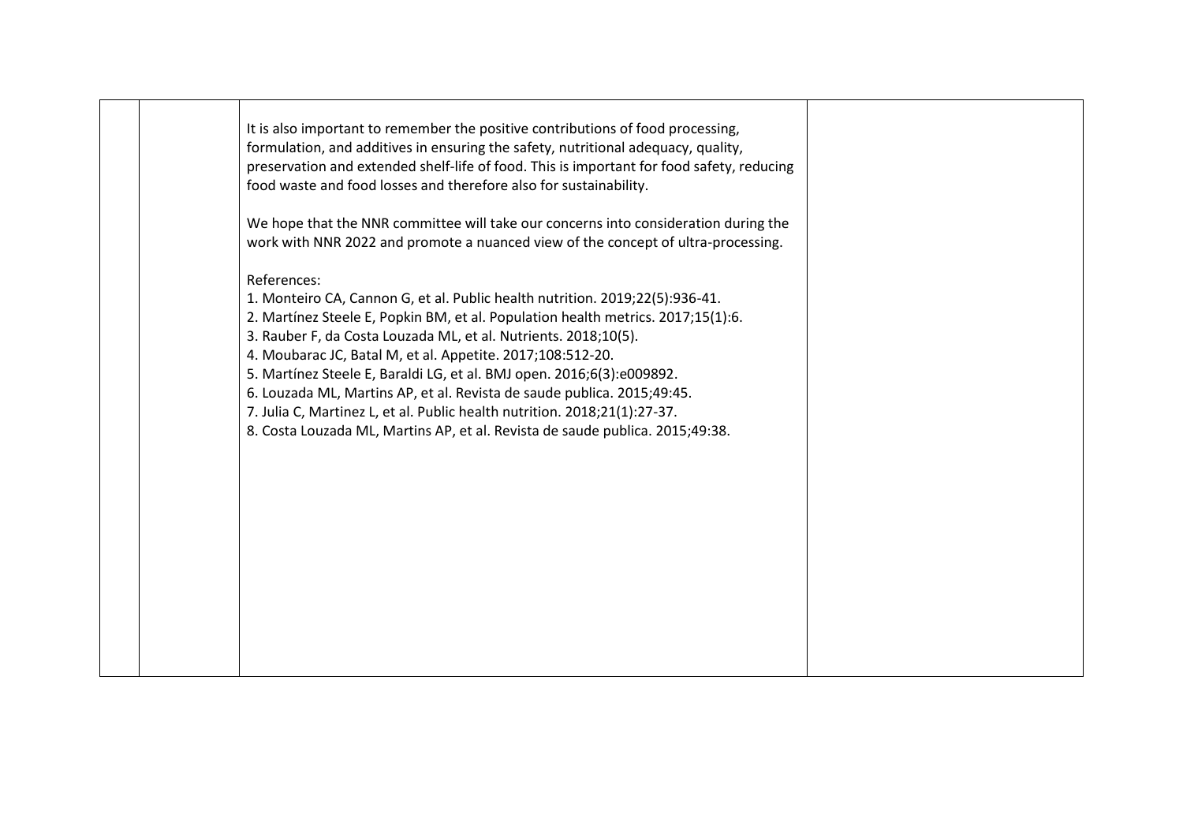| | | | |
|---|---|---|---|
| | | It is also important to remember the positive contributions of food processing, formulation, and additives in ensuring the safety, nutritional adequacy, quality, preservation and extended shelf-life of food. This is important for food safety, reducing food waste and food losses and therefore also for sustainability.<br><br>We hope that the NNR committee will take our concerns into consideration during the work with NNR 2022 and promote a nuanced view of the concept of ultra-processing.<br><br>References:<br>1. Monteiro CA, Cannon G, et al. Public health nutrition. 2019;22(5):936-41.<br>2. Martínez Steele E, Popkin BM, et al. Population health metrics. 2017;15(1):6.<br>3. Rauber F, da Costa Louzada ML, et al. Nutrients. 2018;10(5).<br>4. Moubarac JC, Batal M, et al. Appetite. 2017;108:512-20.<br>5. Martínez Steele E, Baraldi LG, et al. BMJ open. 2016;6(3):e009892.<br>6. Louzada ML, Martins AP, et al. Revista de saude publica. 2015;49:45.<br>7. Julia C, Martinez L, et al. Public health nutrition. 2018;21(1):27-37.<br>8. Costa Louzada ML, Martins AP, et al. Revista de saude publica. 2015;49:38. | |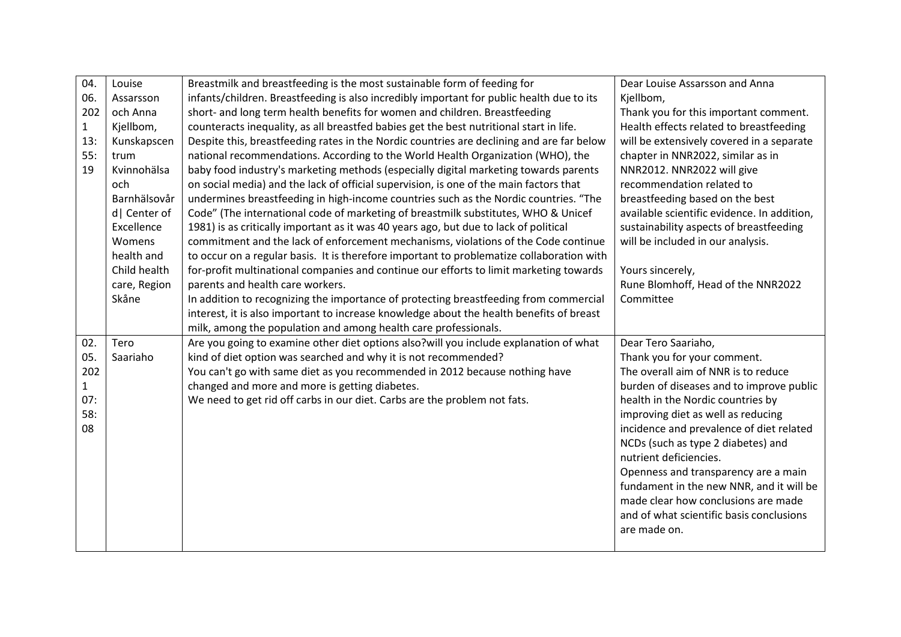| | | | |
|---|---|---|---|
| 04.06.2021 13:55:19 | Louise Assarsson och Anna Kjellbom, Kunskapscentrum Kvinnohälsa och Barnhälsovård \| Center of Excellence Womens health and Child health care, Region Skåne | Breastmilk and breastfeeding is the most sustainable form of feeding for infants/children. Breastfeeding is also incredibly important for public health due to its short- and long term health benefits for women and children. Breastfeeding counteracts inequality, as all breastfed babies get the best nutritional start in life. Despite this, breastfeeding rates in the Nordic countries are declining and are far below national recommendations. According to the World Health Organization (WHO), the baby food industry's marketing methods (especially digital marketing towards parents on social media) and the lack of official supervision, is one of the main factors that undermines breastfeeding in high-income countries such as the Nordic countries. "The Code" (The international code of marketing of breastmilk substitutes, WHO & Unicef 1981) is as critically important as it was 40 years ago, but due to lack of political commitment and the lack of enforcement mechanisms, violations of the Code continue to occur on a regular basis. It is therefore important to problematize collaboration with for-profit multinational companies and continue our efforts to limit marketing towards parents and health care workers.<br>In addition to recognizing the importance of protecting breastfeeding from commercial interest, it is also important to increase knowledge about the health benefits of breast milk, among the population and among health care professionals. | Dear Louise Assarsson and Anna Kjellbom,<br>Thank you for this important comment. Health effects related to breastfeeding will be extensively covered in a separate chapter in NNR2022, similar as in NNR2012. NNR2022 will give recommendation related to breastfeeding based on the best available scientific evidence. In addition, sustainability aspects of breastfeeding will be included in our analysis.<br><br>Yours sincerely,<br>Rune Blomhoff, Head of the NNR2022 Committee |
| 02.05.2021 07:58:08 | Tero Saariaho | Are you going to examine other diet options also?will you include explanation of what kind of diet option was searched and why it is not recommended?<br>You can't go with same diet as you recommended in 2012 because nothing have changed and more and more is getting diabetes.<br>We need to get rid off carbs in our diet. Carbs are the problem not fats. | Dear Tero Saariaho,<br>Thank you for your comment.<br>The overall aim of NNR is to reduce burden of diseases and to improve public health in the Nordic countries by improving diet as well as reducing incidence and prevalence of diet related NCDs (such as type 2 diabetes) and nutrient deficiencies.<br>Openness and transparency are a main fundament in the new NNR, and it will be made clear how conclusions are made and of what scientific basis conclusions are made on. |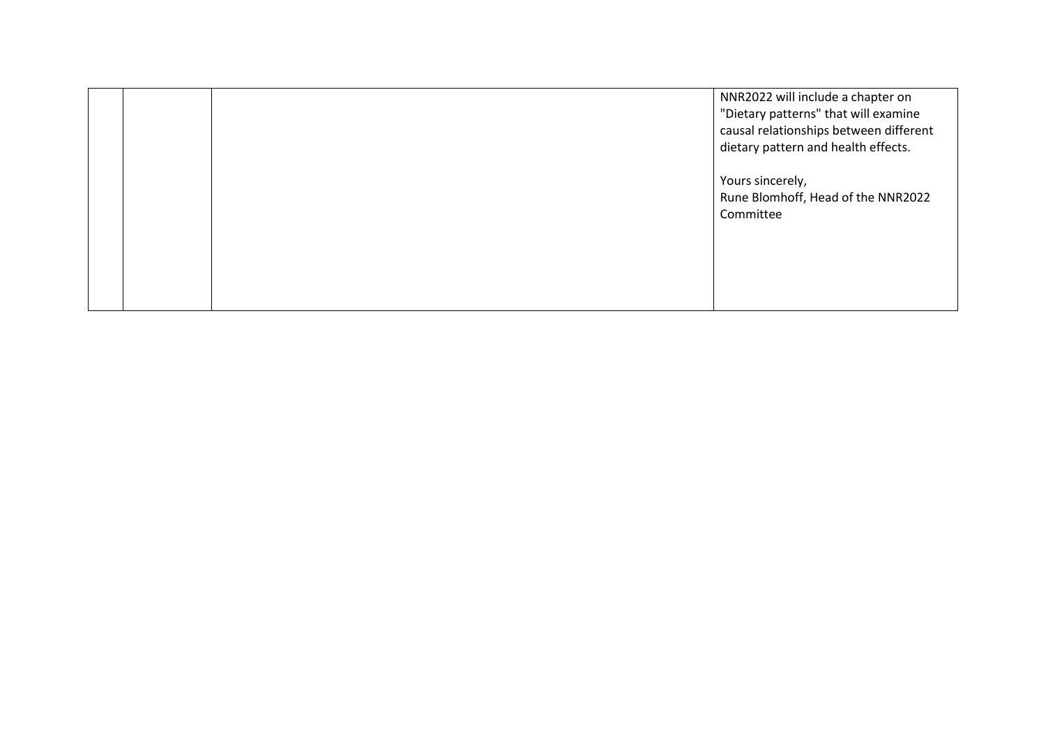|  |  |  |  |
|---|---|---|---|
|  |  |  | NNR2022 will include a chapter on "Dietary patterns" that will examine causal relationships between different dietary pattern and health effects.<br><br>Yours sincerely,<br>Rune Blomhoff, Head of the NNR2022 Committee |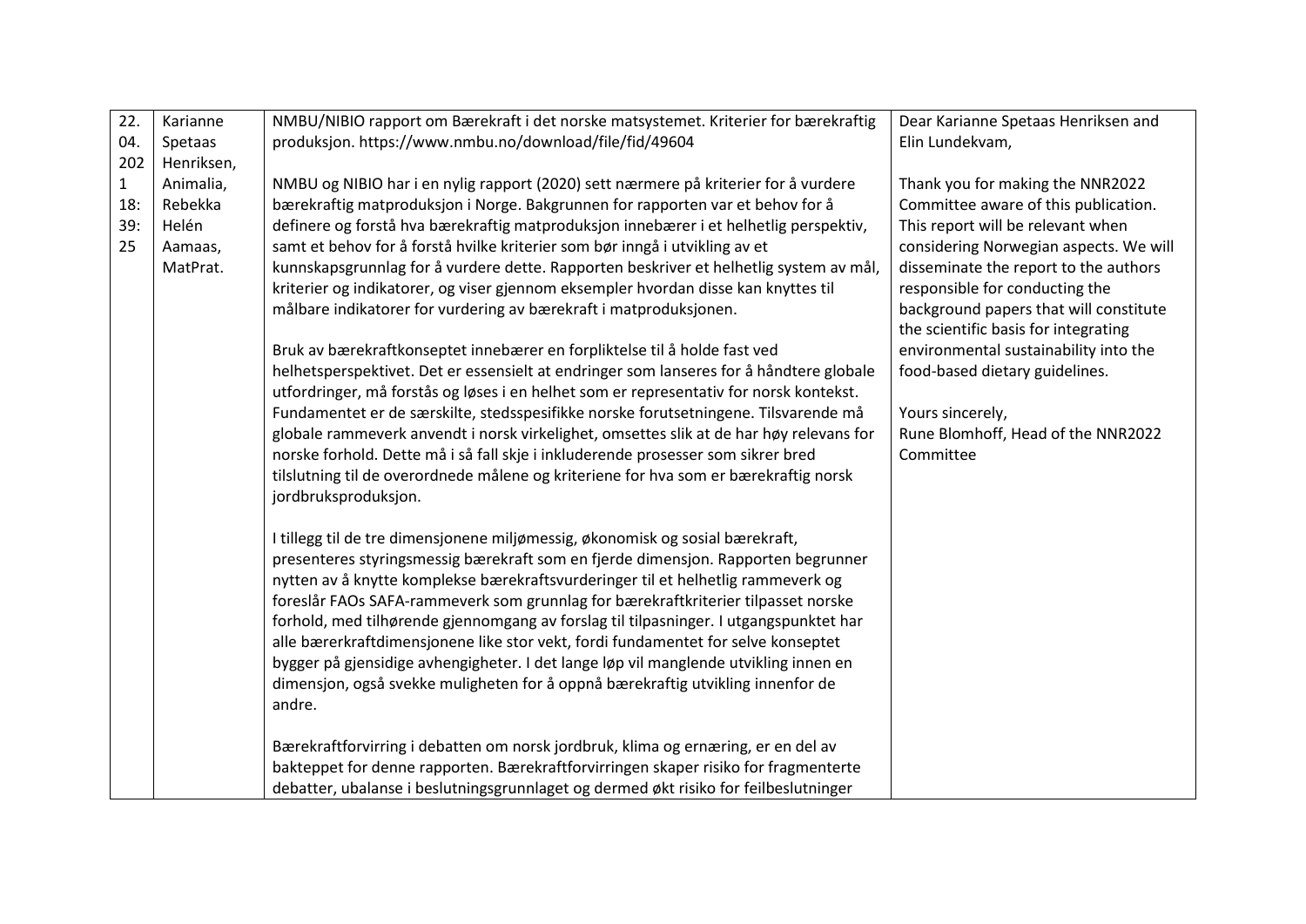| 22.04.2021 18:39:25 | Karianne Spetaas Henriksen, Animalia, Rebekka Helén Aamaas, MatPrat. | NMBU/NIBIO rapport om Bærekraft i det norske matsystemet. Kriterier for bærekraftig produksjon. https://www.nmbu.no/download/file/fid/49604<br><br>NMBU og NIBIO har i en nylig rapport (2020) sett nærmere på kriterier for å vurdere bærekraftig matproduksjon i Norge. Bakgrunnen for rapporten var et behov for å definere og forstå hva bærekraftig matproduksjon innebærer i et helhetlig perspektiv, samt et behov for å forstå hvilke kriterier som bør inngå i utvikling av et kunnskapsgrunnlag for å vurdere dette. Rapporten beskriver et helhetlig system av mål, kriterier og indikatorer, og viser gjennom eksempler hvordan disse kan knyttes til målbare indikatorer for vurdering av bærekraft i matproduksjonen.<br><br>Bruk av bærekraftkonseptet innebærer en forpliktelse til å holde fast ved helhetsperspektivet. Det er essensielt at endringer som lanseres for å håndtere globale utfordringer, må forstås og løses i en helhet som er representativ for norsk kontekst. Fundamentet er de særskilte, stedsspesifikke norske forutsetningene. Tilsvarende må globale rammeverk anvendt i norsk virkelighet, omsettes slik at de har høy relevans for norske forhold. Dette må i så fall skje i inkluderende prosesser som sikrer bred tilslutning til de overordnede målene og kriteriene for hva som er bærekraftig norsk jordbruksproduksjon.<br><br>I tillegg til de tre dimensjonene miljømessig, økonomisk og sosial bærekraft, presenteres styringsmessig bærekraft som en fjerde dimensjon. Rapporten begrunner nytten av å knytte komplekse bærekraftsvurderinger til et helhetlig rammeverk og foreslår FAOs SAFA-rammeverk som grunnlag for bærekraftkriterier tilpasset norske forhold, med tilhørende gjennomgang av forslag til tilpasninger. I utgangspunktet har alle bærerkraftdimensjonene like stor vekt, fordi fundamentet for selve konseptet bygger på gjensidige avhengigheter. I det lange løp vil manglende utvikling innen en dimensjon, også svekke muligheten for å oppnå bærekraftig utvikling innenfor de andre.<br><br>Bærekraftforvirring i debatten om norsk jordbruk, klima og ernæring, er en del av bakteppet for denne rapporten. Bærekraftforvirringen skaper risiko for fragmenterte debatter, ubalanse i beslutningsgrunnlaget og dermed økt risiko for feilbeslutninger | Dear Karianne Spetaas Henriksen and Elin Lundekvam,<br><br>Thank you for making the NNR2022 Committee aware of this publication. This report will be relevant when considering Norwegian aspects. We will disseminate the report to the authors responsible for conducting the background papers that will constitute the scientific basis for integrating environmental sustainability into the food-based dietary guidelines.<br><br>Yours sincerely,<br>Rune Blomhoff, Head of the NNR2022 Committee |
|---|---|---|---|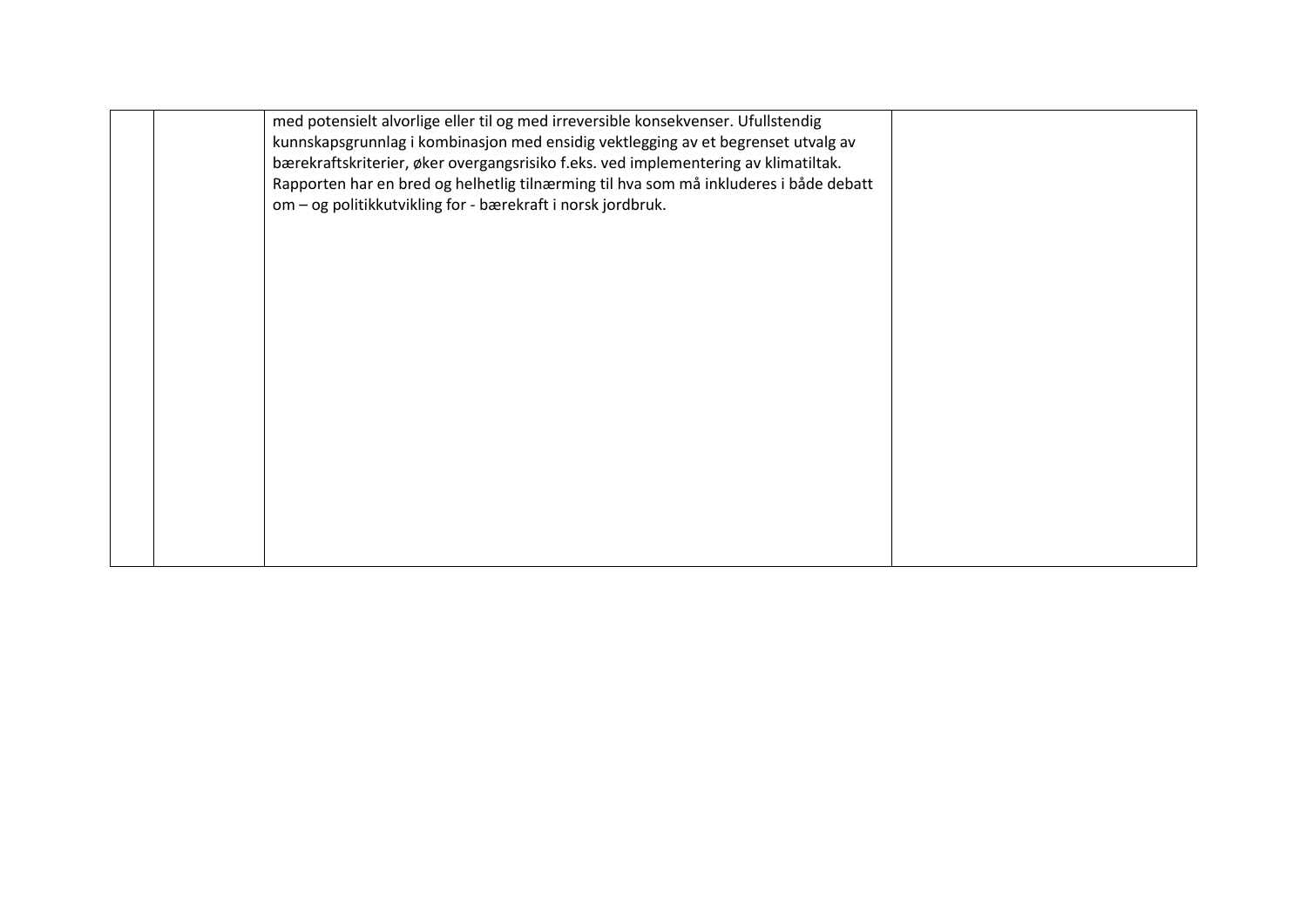|  |  |  |  |
|---|---|---|---|
|  |  | med potensielt alvorlige eller til og med irreversible konsekvenser. Ufullstendig kunnskapsgrunnlag i kombinasjon med ensidig vektlegging av et begrenset utvalg av bærekraftskriterier, øker overgangsrisiko f.eks. ved implementering av klimatiltak. Rapporten har en bred og helhetlig tilnærming til hva som må inkluderes i både debatt om – og politikkutvikling for - bærekraft i norsk jordbruk. |  |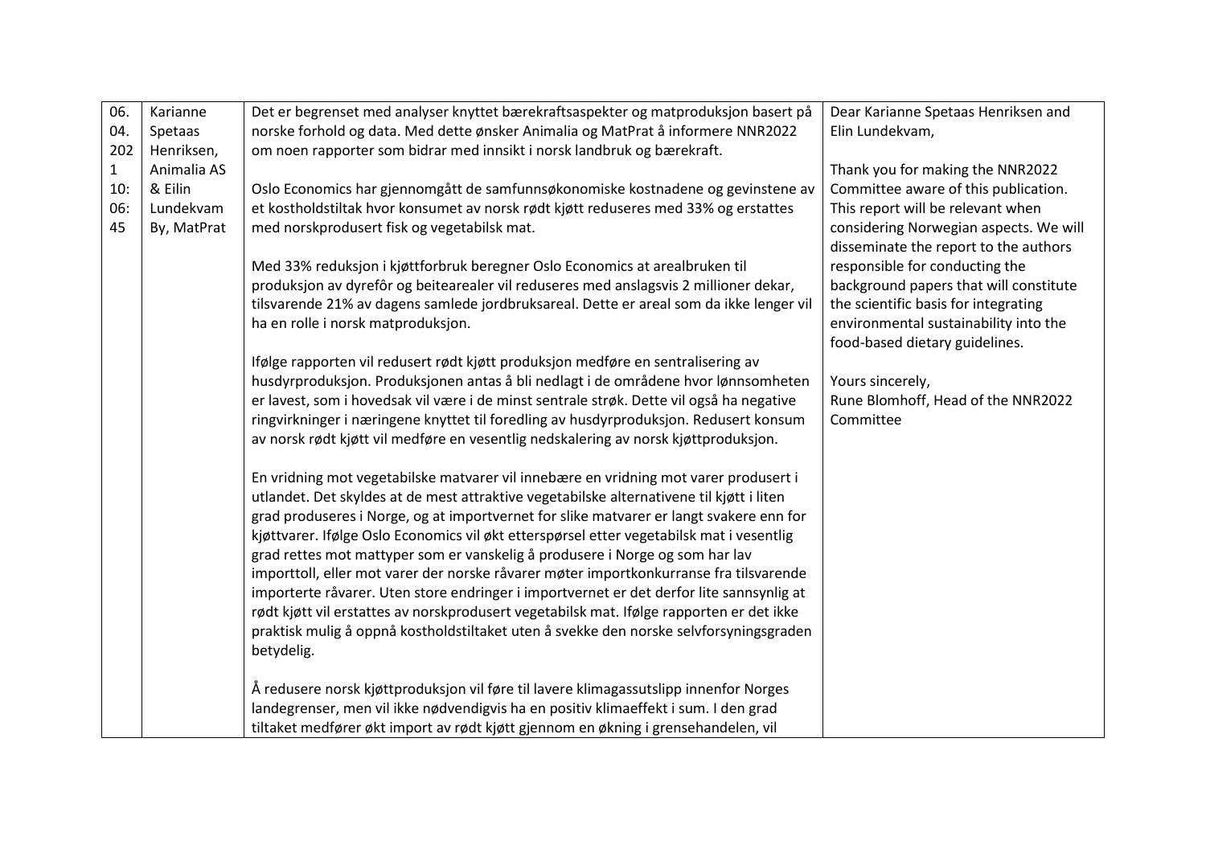| 06.04.2021 10:06:45 | Karianne Spetaas Henriksen, Animalia AS & Eilin Lundekvam By, MatPrat | Det er begrenset med analyser knyttet bærekraftsaspekter og matproduksjon basert på norske forhold og data. Med dette ønsker Animalia og MatPrat å informere NNR2022 om noen rapporter som bidrar med innsikt i norsk landbruk og bærekraft.<br><br>Oslo Economics har gjennomgått de samfunnsøkonomiske kostnadene og gevinstene av et kostholdstiltak hvor konsumet av norsk rødt kjøtt reduseres med 33% og erstattes med norskprodusert fisk og vegetabilsk mat.<br><br>Med 33% reduksjon i kjøttforbruk beregner Oslo Economics at arealbruken til produksjon av dyrefôr og beitearealer vil reduseres med anslagsvis 2 millioner dekar, tilsvarende 21% av dagens samlede jordbruksareal. Dette er areal som da ikke lenger vil ha en rolle i norsk matproduksjon.<br><br>Ifølge rapporten vil redusert rødt kjøtt produksjon medføre en sentralisering av husdyrproduksjon. Produksjonen antas å bli nedlagt i de områdene hvor lønnsomheten er lavest, som i hovedsak vil være i de minst sentrale strøk. Dette vil også ha negative ringvirkninger i næringene knyttet til foredling av husdyrproduksjon. Redusert konsum av norsk rødt kjøtt vil medføre en vesentlig nedskalering av norsk kjøttproduksjon.<br><br>En vridning mot vegetabilske matvarer vil innebære en vridning mot varer produsert i utlandet. Det skyldes at de mest attraktive vegetabilske alternativene til kjøtt i liten grad produseres i Norge, og at importvernet for slike matvarer er langt svakere enn for kjøttvarer. Ifølge Oslo Economics vil økt etterspørsel etter vegetabilsk mat i vesentlig grad rettes mot mattyper som er vanskelig å produsere i Norge og som har lav importtoll, eller mot varer der norske råvarer møter importkonkurranse fra tilsvarende importerte råvarer. Uten store endringer i importvernet er det derfor lite sannsynlig at rødt kjøtt vil erstattes av norskprodusert vegetabilsk mat. Ifølge rapporten er det ikke praktisk mulig å oppnå kostholdstiltaket uten å svekke den norske selvforsyningsgraden betydelig.<br><br>Å redusere norsk kjøttproduksjon vil føre til lavere klimagassutslipp innenfor Norges landegrenser, men vil ikke nødvendigvis ha en positiv klimaeffekt i sum. I den grad tiltaket medfører økt import av rødt kjøtt gjennom en økning i grensehandelen, vil | Dear Karianne Spetaas Henriksen and Elin Lundekvam,<br><br>Thank you for making the NNR2022 Committee aware of this publication. This report will be relevant when considering Norwegian aspects. We will disseminate the report to the authors responsible for conducting the background papers that will constitute the scientific basis for integrating environmental sustainability into the food-based dietary guidelines.<br><br>Yours sincerely,<br>Rune Blomhoff, Head of the NNR2022 Committee |
|---|---|---|---|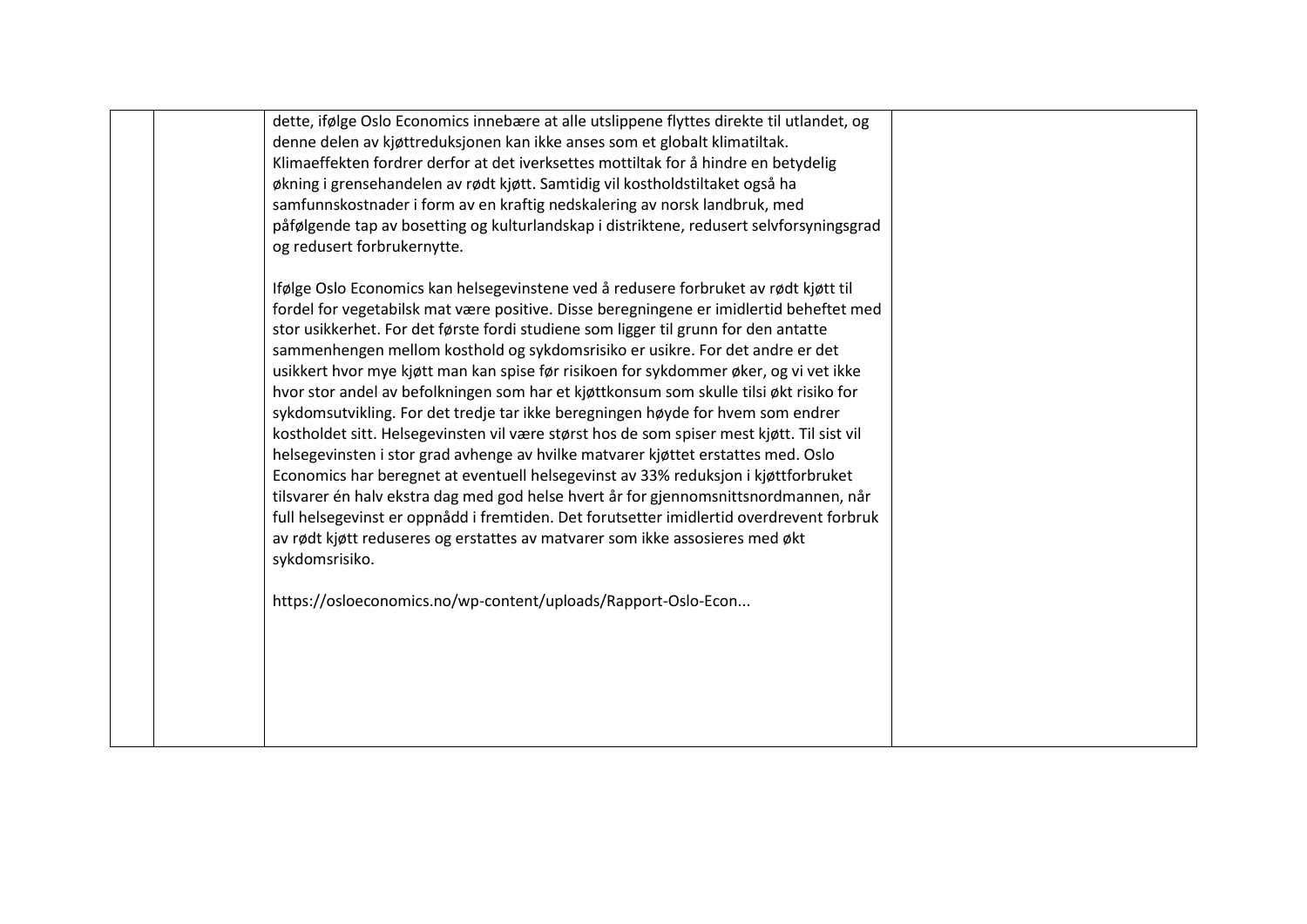| | | dette, ifølge Oslo Economics innebære at alle utslippene flyttes direkte til utlandet, og denne delen av kjøttreduksjonen kan ikke anses som et globalt klimatiltak. Klimaeffekten fordrer derfor at det iverksettes mottiltak for å hindre en betydelig økning i grensehandelen av rødt kjøtt. Samtidig vil kostholdstiltaket også ha samfunnskostnader i form av en kraftig nedskalering av norsk landbruk, med påfølgende tap av bosetting og kulturlandskap i distriktene, redusert selvforsyningsgrad og redusert forbrukernytte.<br><br>Ifølge Oslo Economics kan helsegevinstene ved å redusere forbruket av rødt kjøtt til fordel for vegetabilsk mat være positive. Disse beregningene er imidlertid beheftet med stor usikkerhet. For det første fordi studiene som ligger til grunn for den antatte sammenhengen mellom kosthold og sykdomsrisiko er usikre. For det andre er det usikkert hvor mye kjøtt man kan spise før risikoen for sykdommer øker, og vi vet ikke hvor stor andel av befolkningen som har et kjøttkonsum som skulle tilsi økt risiko for sykdomsutvikling. For det tredje tar ikke beregningen høyde for hvem som endrer kostholdet sitt. Helsegevinsten vil være størst hos de som spiser mest kjøtt. Til sist vil helsegevinsten i stor grad avhenge av hvilke matvarer kjøttet erstattes med. Oslo Economics har beregnet at eventuell helsegevinst av 33% reduksjon i kjøttforbruket tilsvarer én halv ekstra dag med god helse hvert år for gjennomsnittsnordmannen, når full helsegevinst er oppnådd i fremtiden. Det forutsetter imidlertid overdrevent forbruk av rødt kjøtt reduseres og erstattes av matvarer som ikke assosieres med økt sykdomsrisiko.<br><br>https://osloeconomics.no/wp-content/uploads/Rapport-Oslo-Econ... | |
|---|---|---|---|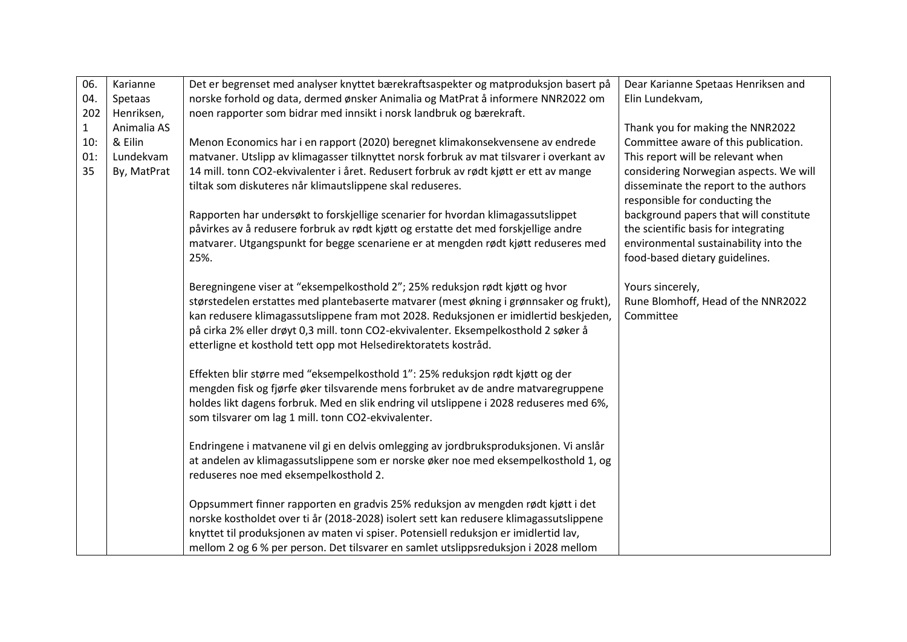| | | | |
|---|---|---|---|
| 06.04.2021 10:01:35 | Karianne Spetaas Henriksen, Animalia AS & Eilin Lundekvam By, MatPrat | Det er begrenset med analyser knyttet bærekraftsaspekter og matproduksjon basert på norske forhold og data, dermed ønsker Animalia og MatPrat å informere NNR2022 om noen rapporter som bidrar med innsikt i norsk landbruk og bærekraft.<br><br>Menon Economics har i en rapport (2020) beregnet klimakonsekvensene av endrede matvaner. Utslipp av klimagasser tilknyttet norsk forbruk av mat tilsvarer i overkant av 14 mill. tonn CO2-ekvivalenter i året. Redusert forbruk av rødt kjøtt er ett av mange tiltak som diskuteres når klimautslippene skal reduseres.<br><br>Rapporten har undersøkt to forskjellige scenarier for hvordan klimagassutslippet påvirkes av å redusere forbruk av rødt kjøtt og erstatte det med forskjellige andre matvarer. Utgangspunkt for begge scenariene er at mengden rødt kjøtt reduseres med 25%.<br><br>Beregningene viser at "eksempelkosthold 2"; 25% reduksjon rødt kjøtt og hvor størstedelen erstattes med plantebaserte matvarer (mest økning i grønnsaker og frukt), kan redusere klimagassutslippene fram mot 2028. Reduksjonen er imidlertid beskjeden, på cirka 2% eller drøyt 0,3 mill. tonn CO2-ekvivalenter. Eksempelkosthold 2 søker å etterligne et kosthold tett opp mot Helsedirektoratets kostråd.<br><br>Effekten blir større med "eksempelkosthold 1": 25% reduksjon rødt kjøtt og der mengden fisk og fjørfe øker tilsvarende mens forbruket av de andre matvaregruppene holdes likt dagens forbruk. Med en slik endring vil utslippene i 2028 reduseres med 6%, som tilsvarer om lag 1 mill. tonn CO2-ekvivalenter.<br><br>Endringene i matvanene vil gi en delvis omlegging av jordbruksproduksjonen. Vi anslår at andelen av klimagassutslippene som er norske øker noe med eksempelkosthold 1, og reduseres noe med eksempelkosthold 2.<br><br>Oppsummert finner rapporten en gradvis 25% reduksjon av mengden rødt kjøtt i det norske kostholdet over ti år (2018-2028) isolert sett kan redusere klimagassutslippene knyttet til produksjonen av maten vi spiser. Potensiell reduksjon er imidlertid lav, mellom 2 og 6 % per person. Det tilsvarer en samlet utslippsreduksjon i 2028 mellom | Dear Karianne Spetaas Henriksen and Elin Lundekvam,<br><br>Thank you for making the NNR2022 Committee aware of this publication. This report will be relevant when considering Norwegian aspects. We will disseminate the report to the authors responsible for conducting the background papers that will constitute the scientific basis for integrating environmental sustainability into the food-based dietary guidelines.<br><br>Yours sincerely,<br>Rune Blomhoff, Head of the NNR2022 Committee |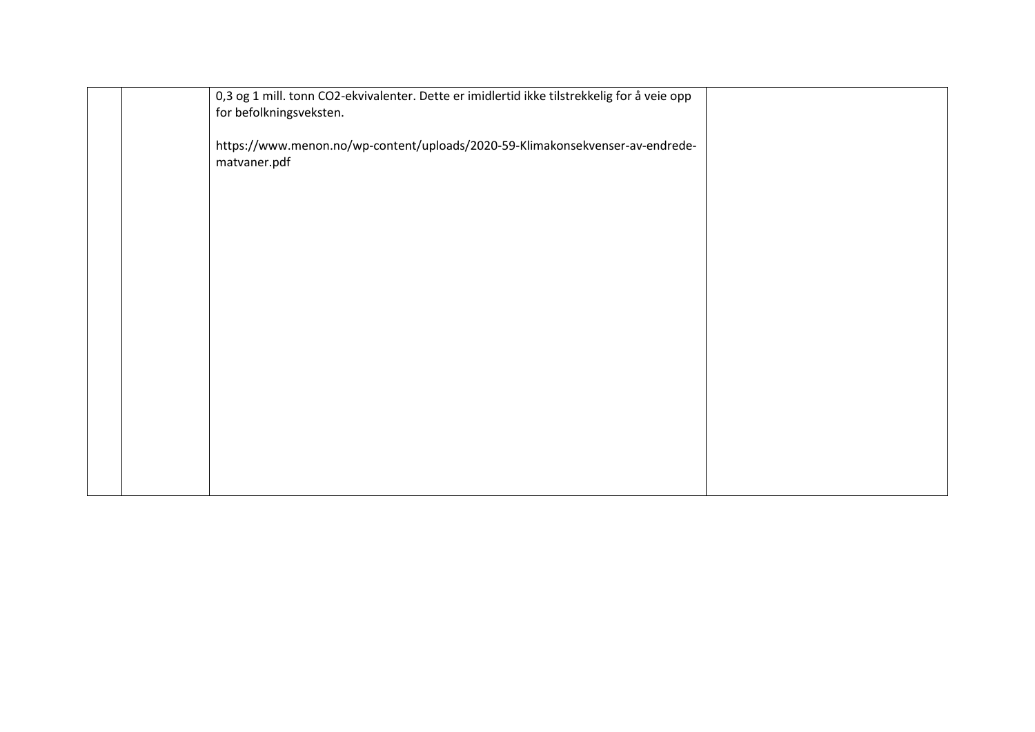| | | | |
|---|---|---|---|
| | | 0,3 og 1 mill. tonn $CO_2$-ekvivalenter. Dette er imidlertid ikke tilstrekkelig for å veie opp for befolkningsveksten.<br><br>https://www.menon.no/wp-content/uploads/2020-59-Klimakonsekvenser-av-endrede-matvaner.pdf | |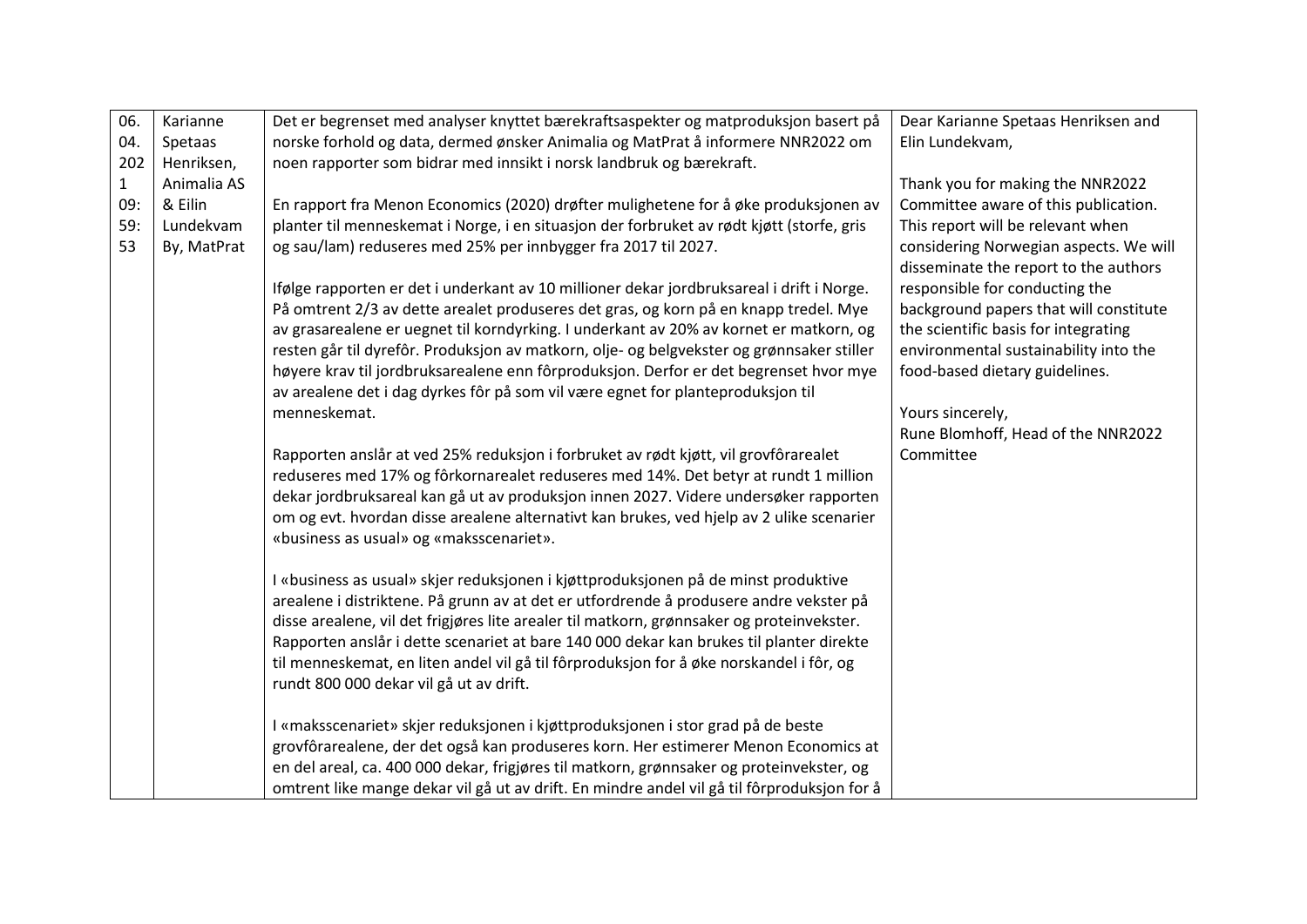| | | | |
|---|---|---|---|
| 06.04.2021 09:59:53 | Karianne Spetaas Henriksen, Animalia AS & Eilin Lundekvam By, MatPrat | Det er begrenset med analyser knyttet bærekraftsaspekter og matproduksjon basert på norske forhold og data, dermed ønsker Animalia og MatPrat å informere NNR2022 om noen rapporter som bidrar med innsikt i norsk landbruk og bærekraft.<br><br>En rapport fra Menon Economics (2020) drøfter mulighetene for å øke produksjonen av planter til menneskemat i Norge, i en situasjon der forbruket av rødt kjøtt (storfe, gris og sau/lam) reduseres med 25% per innbygger fra 2017 til 2027.<br><br>Ifølge rapporten er det i underkant av 10 millioner dekar jordbruksareal i drift i Norge. På omtrent 2/3 av dette arealet produseres det gras, og korn på en knapp tredel. Mye av grasarealene er uegnet til korndyrking. I underkant av 20% av kornet er matkorn, og resten går til dyrefôr. Produksjon av matkorn, olje- og belgvekster og grønnsaker stiller høyere krav til jordbruksarealene enn fôrproduksjon. Derfor er det begrenset hvor mye av arealene det i dag dyrkes fôr på som vil være egnet for planteproduksjon til menneskemat.<br><br>Rapporten anslår at ved 25% reduksjon i forbruket av rødt kjøtt, vil grovfôrarealet reduseres med 17% og fôrkornarealet reduseres med 14%. Det betyr at rundt 1 million dekar jordbruksareal kan gå ut av produksjon innen 2027. Videre undersøker rapporten om og evt. hvordan disse arealene alternativt kan brukes, ved hjelp av 2 ulike scenarier «business as usual» og «maksscenariet».<br><br>I «business as usual» skjer reduksjonen i kjøttproduksjonen på de minst produktive arealene i distriktene. På grunn av at det er utfordrende å produsere andre vekster på disse arealene, vil det frigjøres lite arealer til matkorn, grønnsaker og proteinvekster. Rapporten anslår i dette scenariet at bare 140 000 dekar kan brukes til planter direkte til menneskemat, en liten andel vil gå til fôrproduksjon for å øke norskandel i fôr, og rundt 800 000 dekar vil gå ut av drift.<br><br>I «maksscenariet» skjer reduksjonen i kjøttproduksjonen i stor grad på de beste grovfôrarealene, der det også kan produseres korn. Her estimerer Menon Economics at en del areal, ca. 400 000 dekar, frigjøres til matkorn, grønnsaker og proteinvekster, og omtrent like mange dekar vil gå ut av drift. En mindre andel vil gå til fôrproduksjon for å | Dear Karianne Spetaas Henriksen and Elin Lundekvam,<br><br>Thank you for making the NNR2022 Committee aware of this publication. This report will be relevant when considering Norwegian aspects. We will disseminate the report to the authors responsible for conducting the background papers that will constitute the scientific basis for integrating environmental sustainability into the food-based dietary guidelines.<br><br>Yours sincerely,<br>Rune Blomhoff, Head of the NNR2022 Committee |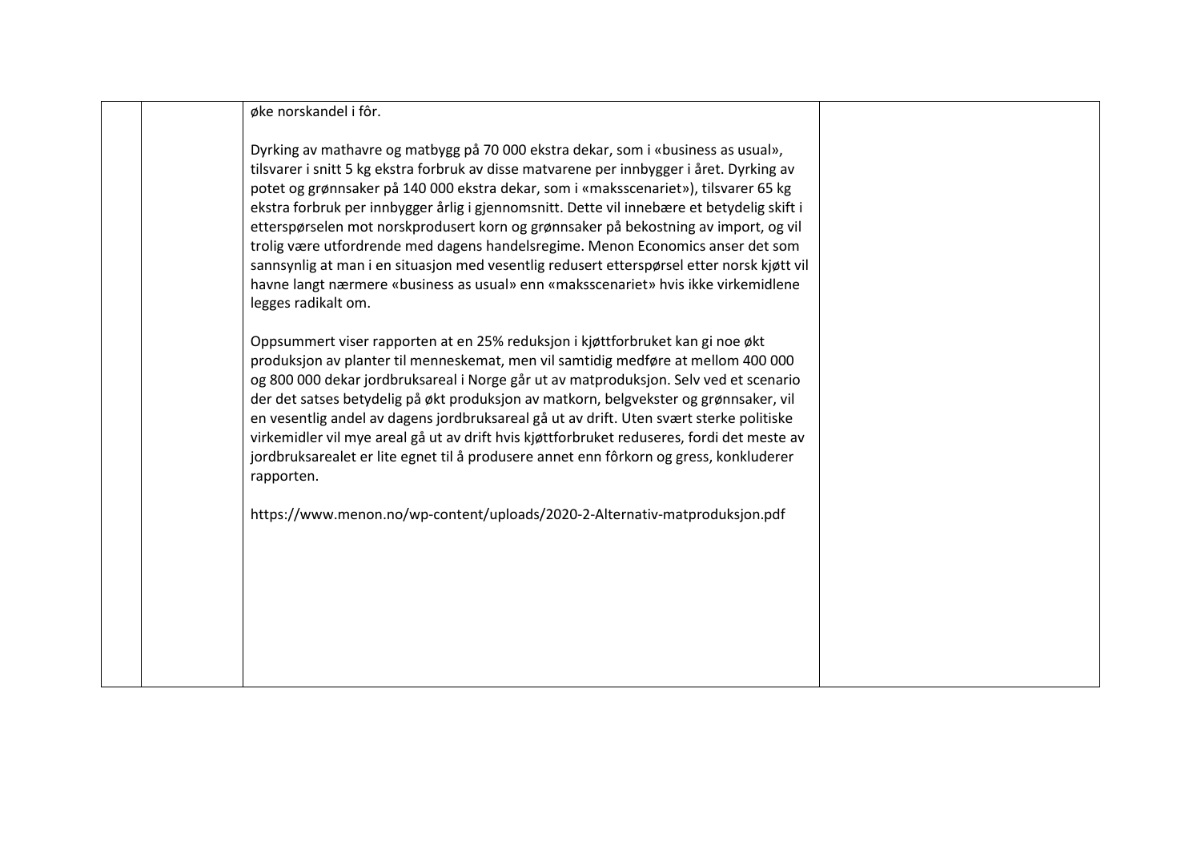| | | øke norskandel i fôr.<br><br>Dyrking av mathavre og matbygg på 70 000 ekstra dekar, som i «business as usual», tilsvarer i snitt 5 kg ekstra forbruk av disse matvarene per innbygger i året. Dyrking av potet og grønnsaker på 140 000 ekstra dekar, som i «maksscenariet»), tilsvarer 65 kg ekstra forbruk per innbygger årlig i gjennomsnitt. Dette vil innebære et betydelig skift i etterspørselen mot norskprodusert korn og grønnsaker på bekostning av import, og vil trolig være utfordrende med dagens handelsregime. Menon Economics anser det som sannsynlig at man i en situasjon med vesentlig redusert etterspørsel etter norsk kjøtt vil havne langt nærmere «business as usual» enn «maksscenariet» hvis ikke virkemidlene legges radikalt om.<br><br>Oppsummert viser rapporten at en 25% reduksjon i kjøttforbruket kan gi noe økt produksjon av planter til menneskemat, men vil samtidig medføre at mellom 400 000 og 800 000 dekar jordbruksareal i Norge går ut av matproduksjon. Selv ved et scenario der det satses betydelig på økt produksjon av matkorn, belgvekster og grønnsaker, vil en vesentlig andel av dagens jordbruksareal gå ut av drift. Uten svært sterke politiske virkemidler vil mye areal gå ut av drift hvis kjøttforbruket reduseres, fordi det meste av jordbruksarealet er lite egnet til å produsere annet enn fôrkorn og gress, konkluderer rapporten.<br><br>https://www.menon.no/wp-content/uploads/2020-2-Alternativ-matproduksjon.pdf | |
|---|---|---|---|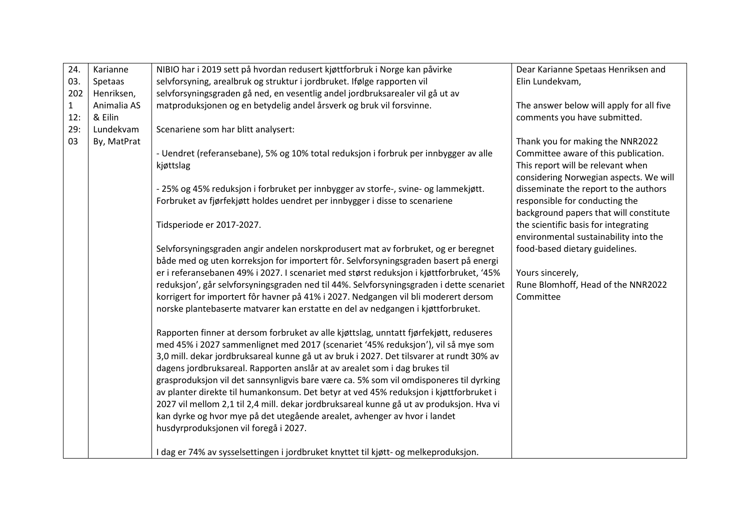| 24.03.2021 12:29:03 | Karianne Spetaas Henriksen, Animalia AS & Eilin Lundekvam By, MatPrat | NIBIO har i 2019 sett på hvordan redusert kjøttforbruk i Norge kan påvirke selvforsyning, arealbruk og struktur i jordbruket. Ifølge rapporten vil selvforsyningsgraden gå ned, en vesentlig andel jordbruksarealer vil gå ut av matproduksjonen og en betydelig andel årsverk og bruk vil forsvinne.<br><br>Scenariene som har blitt analysert:<br><br>- Uendret (referansebane), 5% og 10% total reduksjon i forbruk per innbygger av alle kjøttslag<br><br>- 25% og 45% reduksjon i forbruket per innbygger av storfe-, svine- og lammekjøtt. Forbruket av fjørfekjøtt holdes uendret per innbygger i disse to scenariene<br><br>Tidsperiode er 2017-2027.<br><br>Selvforsyningsgraden angir andelen norskprodusert mat av forbruket, og er beregnet både med og uten korreksjon for importert fôr. Selvforsyningsgraden basert på energi er i referansebanen 49% i 2027. I scenariet med størst reduksjon i kjøttforbruket, '45% reduksjon', går selvforsyningsgraden ned til 44%. Selvforsyningsgraden i dette scenariet korrigert for importert fôr havner på 41% i 2027. Nedgangen vil bli moderert dersom norske plantebaserte matvarer kan erstatte en del av nedgangen i kjøttforbruket.<br><br>Rapporten finner at dersom forbruket av alle kjøttslag, unntatt fjørfekjøtt, reduseres med 45% i 2027 sammenlignet med 2017 (scenariet '45% reduksjon'), vil så mye som 3,0 mill. dekar jordbruksareal kunne gå ut av bruk i 2027. Det tilsvarer at rundt 30% av dagens jordbruksareal. Rapporten anslår at av arealet som i dag brukes til grasproduksjon vil det sannsynligvis bare være ca. 5% som vil omdisponeres til dyrking av planter direkte til humankonsum. Det betyr at ved 45% reduksjon i kjøttforbruket i 2027 vil mellom 2,1 til 2,4 mill. dekar jordbruksareal kunne gå ut av produksjon. Hva vi kan dyrke og hvor mye på det utegående arealet, avhenger av hvor i landet husdyrproduksjonen vil foregå i 2027.<br><br>I dag er 74% av sysselsettingen i jordbruket knyttet til kjøtt- og melkeproduksjon. | Dear Karianne Spetaas Henriksen and Elin Lundekvam,<br><br>The answer below will apply for all five comments you have submitted.<br><br>Thank you for making the NNR2022 Committee aware of this publication. This report will be relevant when considering Norwegian aspects. We will disseminate the report to the authors responsible for conducting the background papers that will constitute the scientific basis for integrating environmental sustainability into the food-based dietary guidelines.<br><br>Yours sincerely,<br>Rune Blomhoff, Head of the NNR2022 Committee |
|---|---|---|---|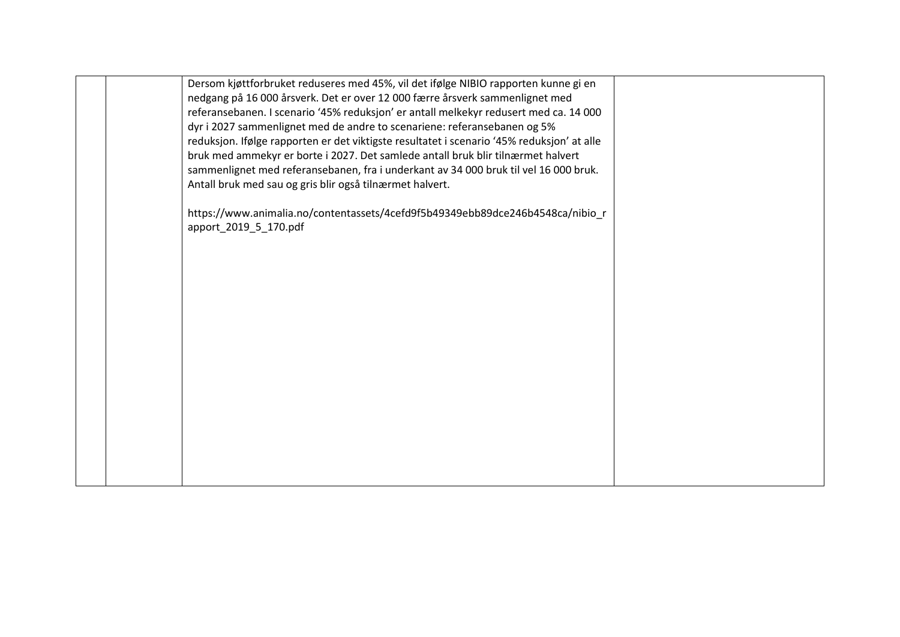|  |  | Dersom kjøttforbruket reduseres med 45%, vil det ifølge NIBIO rapporten kunne gi en nedgang på 16 000 årsverk. Det er over 12 000 færre årsverk sammenlignet med referansebanen. I scenario '45% reduksjon' er antall melkekyr redusert med ca. 14 000 dyr i 2027 sammenlignet med de andre to scenariene: referansebanen og 5% reduksjon. Ifølge rapporten er det viktigste resultatet i scenario '45% reduksjon' at alle bruk med ammekyr er borte i 2027. Det samlede antall bruk blir tilnærmet halvert sammenlignet med referansebanen, fra i underkant av 34 000 bruk til vel 16 000 bruk. Antall bruk med sau og gris blir også tilnærmet halvert.<br><br>https://www.animalia.no/contentassets/4cefd9f5b49349ebb89dce246b4548ca/nibio_rapport_2019_5_170.pdf |  |
|---|---|---|---|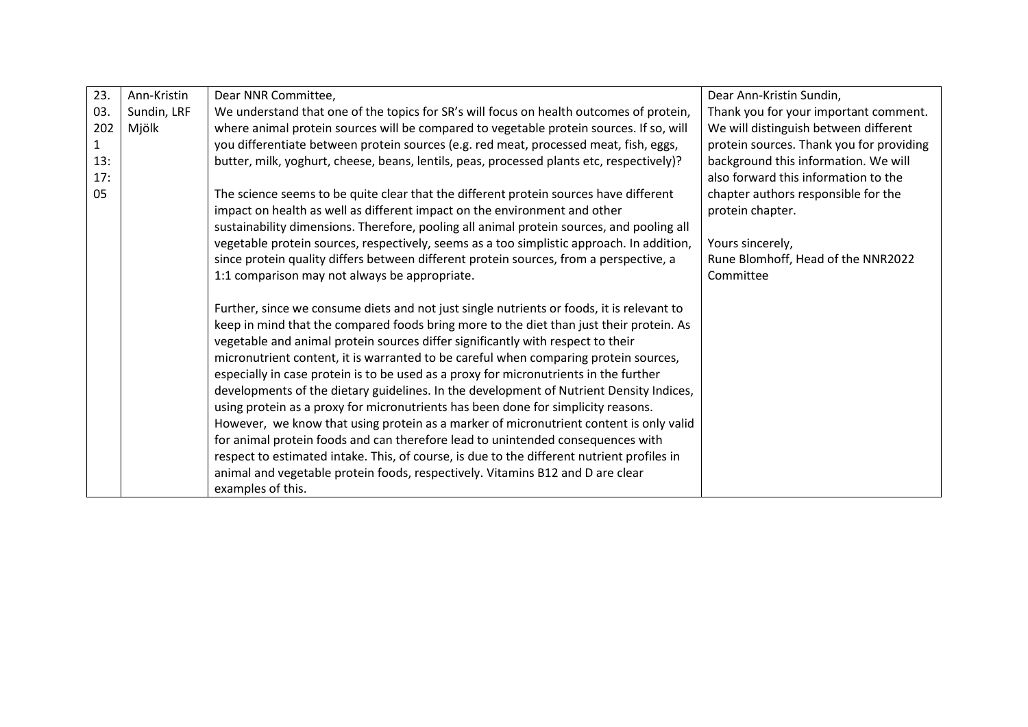| 23.03.2021 13:17:05 | Ann-Kristin Sundin, LRF Mjölk | Dear NNR Committee,<br>We understand that one of the topics for SR's will focus on health outcomes of protein, where animal protein sources will be compared to vegetable protein sources. If so, will you differentiate between protein sources (e.g. red meat, processed meat, fish, eggs, butter, milk, yoghurt, cheese, beans, lentils, peas, processed plants etc, respectively)?<br><br>The science seems to be quite clear that the different protein sources have different impact on health as well as different impact on the environment and other sustainability dimensions. Therefore, pooling all animal protein sources, and pooling all vegetable protein sources, respectively, seems as a too simplistic approach. In addition, since protein quality differs between different protein sources, from a perspective, a 1:1 comparison may not always be appropriate.<br><br>Further, since we consume diets and not just single nutrients or foods, it is relevant to keep in mind that the compared foods bring more to the diet than just their protein. As vegetable and animal protein sources differ significantly with respect to their micronutrient content, it is warranted to be careful when comparing protein sources, especially in case protein is to be used as a proxy for micronutrients in the further developments of the dietary guidelines. In the development of Nutrient Density Indices, using protein as a proxy for micronutrients has been done for simplicity reasons. However, we know that using protein as a marker of micronutrient content is only valid for animal protein foods and can therefore lead to unintended consequences with respect to estimated intake. This, of course, is due to the different nutrient profiles in animal and vegetable protein foods, respectively. Vitamins B12 and D are clear examples of this. | Dear Ann-Kristin Sundin,<br>Thank you for your important comment. We will distinguish between different protein sources. Thank you for providing background this information. We will also forward this information to the chapter authors responsible for the protein chapter.<br><br>Yours sincerely,<br>Rune Blomhoff, Head of the NNR2022 Committee |
|---|---|---|---|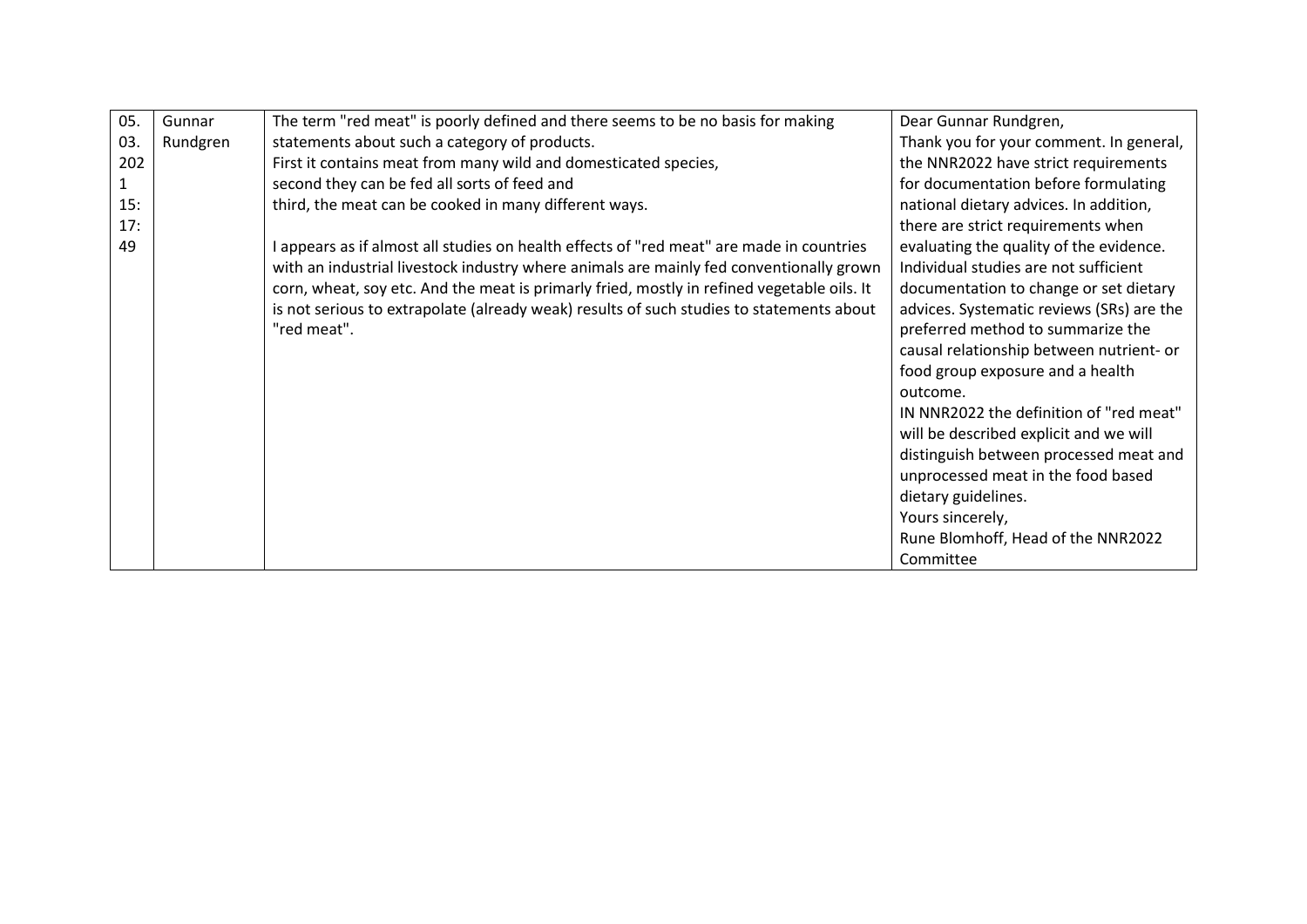| 05.03.2021 15:17:49 | Gunnar Rundgren | The term "red meat" is poorly defined and there seems to be no basis for making statements about such a category of products.<br>First it contains meat from many wild and domesticated species,<br>second they can be fed all sorts of feed and<br>third, the meat can be cooked in many different ways.<br><br>I appears as if almost all studies on health effects of "red meat" are made in countries with an industrial livestock industry where animals are mainly fed conventionally grown corn, wheat, soy etc. And the meat is primarly fried, mostly in refined vegetable oils. It is not serious to extrapolate (already weak) results of such studies to statements about "red meat". | Dear Gunnar Rundgren,<br>Thank you for your comment. In general, the NNR2022 have strict requirements for documentation before formulating national dietary advices. In addition, there are strict requirements when evaluating the quality of the evidence. Individual studies are not sufficient documentation to change or set dietary advices. Systematic reviews (SRs) are the preferred method to summarize the causal relationship between nutrient- or food group exposure and a health outcome.<br>IN NNR2022 the definition of "red meat" will be described explicit and we will distinguish between processed meat and unprocessed meat in the food based dietary guidelines.<br>Yours sincerely,<br>Rune Blomhoff, Head of the NNR2022 Committee |
|---|---|---|---|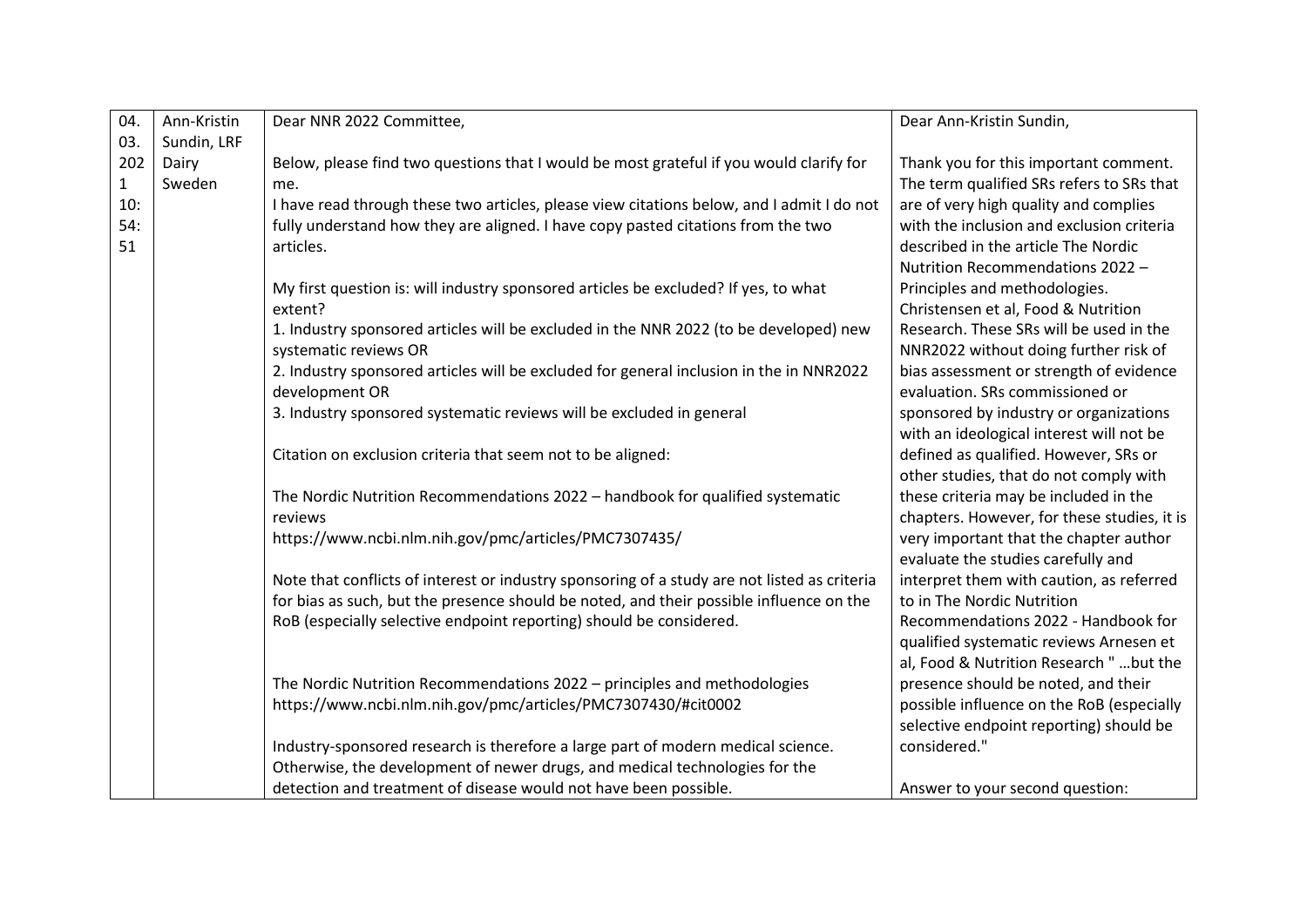| | | | |
|---|---|---|---|
| 04.03.2021 10:54:51 | Ann-Kristin Sundin, LRF Dairy Sweden | Dear NNR 2022 Committee,<br><br>Below, please find two questions that I would be most grateful if you would clarify for me.<br>I have read through these two articles, please view citations below, and I admit I do not fully understand how they are aligned. I have copy pasted citations from the two articles.<br><br>My first question is: will industry sponsored articles be excluded? If yes, to what extent?<br>1. Industry sponsored articles will be excluded in the NNR 2022 (to be developed) new systematic reviews OR<br>2. Industry sponsored articles will be excluded for general inclusion in the in NNR2022 development OR<br>3. Industry sponsored systematic reviews will be excluded in general<br><br>Citation on exclusion criteria that seem not to be aligned:<br><br>The Nordic Nutrition Recommendations 2022 – handbook for qualified systematic reviews<br>https://www.ncbi.nlm.nih.gov/pmc/articles/PMC7307435/<br><br>Note that conflicts of interest or industry sponsoring of a study are not listed as criteria for bias as such, but the presence should be noted, and their possible influence on the RoB (especially selective endpoint reporting) should be considered.<br><br>The Nordic Nutrition Recommendations 2022 – principles and methodologies<br>https://www.ncbi.nlm.nih.gov/pmc/articles/PMC7307430/#cit0002<br><br>Industry-sponsored research is therefore a large part of modern medical science. Otherwise, the development of newer drugs, and medical technologies for the detection and treatment of disease would not have been possible. | Dear Ann-Kristin Sundin,<br><br>Thank you for this important comment. The term qualified SRs refers to SRs that are of very high quality and complies with the inclusion and exclusion criteria described in the article The Nordic Nutrition Recommendations 2022 – Principles and methodologies. Christensen et al, Food & Nutrition Research. These SRs will be used in the NNR2022 without doing further risk of bias assessment or strength of evidence evaluation. SRs commissioned or sponsored by industry or organizations with an ideological interest will not be defined as qualified. However, SRs or other studies, that do not comply with these criteria may be included in the chapters. However, for these studies, it is very important that the chapter author evaluate the studies carefully and interpret them with caution, as referred to in The Nordic Nutrition Recommendations 2022 - Handbook for qualified systematic reviews Arnesen et al, Food & Nutrition Research " …but the presence should be noted, and their possible influence on the RoB (especially selective endpoint reporting) should be considered."<br><br>Answer to your second question: |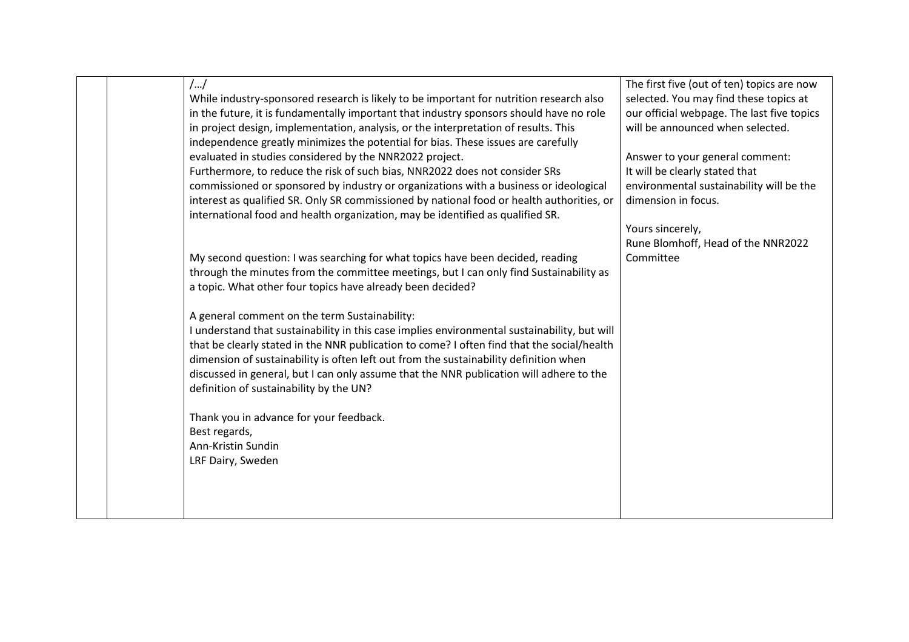| | | | |
|---|---|---|---|
| | | /…/<br>While industry-sponsored research is likely to be important for nutrition research also in the future, it is fundamentally important that industry sponsors should have no role in project design, implementation, analysis, or the interpretation of results. This independence greatly minimizes the potential for bias. These issues are carefully evaluated in studies considered by the NNR2022 project.<br>Furthermore, to reduce the risk of such bias, NNR2022 does not consider SRs commissioned or sponsored by industry or organizations with a business or ideological interest as qualified SR. Only SR commissioned by national food or health authorities, or international food and health organization, may be identified as qualified SR.<br><br>My second question: I was searching for what topics have been decided, reading through the minutes from the committee meetings, but I can only find Sustainability as a topic. What other four topics have already been decided?<br><br>A general comment on the term Sustainability:<br>I understand that sustainability in this case implies environmental sustainability, but will that be clearly stated in the NNR publication to come? I often find that the social/health dimension of sustainability is often left out from the sustainability definition when discussed in general, but I can only assume that the NNR publication will adhere to the definition of sustainability by the UN?<br><br>Thank you in advance for your feedback.<br>Best regards,<br>Ann-Kristin Sundin<br>LRF Dairy, Sweden | The first five (out of ten) topics are now selected. You may find these topics at our official webpage. The last five topics will be announced when selected.<br><br>Answer to your general comment:<br>It will be clearly stated that environmental sustainability will be the dimension in focus.<br><br>Yours sincerely,<br>Rune Blomhoff, Head of the NNR2022 Committee |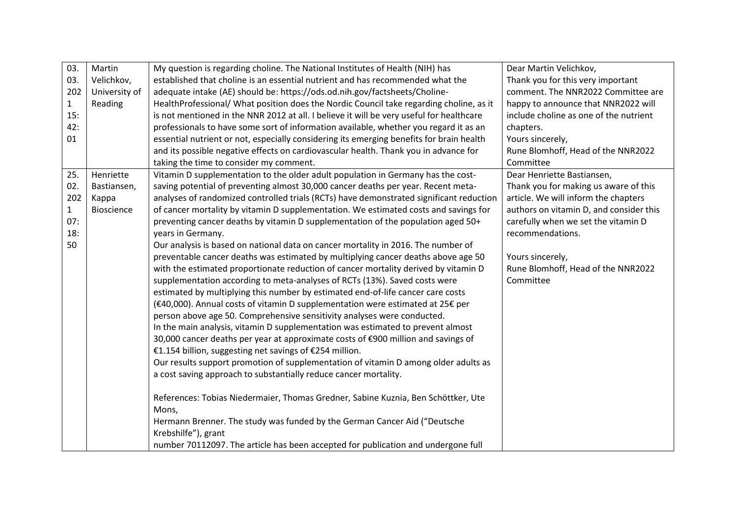| 03.03.2021 15:42:01 | Martin Velichkov, University of Reading | My question is regarding choline. The National Institutes of Health (NIH) has established that choline is an essential nutrient and has recommended what the adequate intake (AE) should be: https://ods.od.nih.gov/factsheets/Choline-HealthProfessional/ What position does the Nordic Council take regarding choline, as it is not mentioned in the NNR 2012 at all. I believe it will be very useful for healthcare professionals to have some sort of information available, whether you regard it as an essential nutrient or not, especially considering its emerging benefits for brain health and its possible negative effects on cardiovascular health. Thank you in advance for taking the time to consider my comment. | Dear Martin Velichkov,<br>Thank you for this very important comment. The NNR2022 Committee are happy to announce that NNR2022 will include choline as one of the nutrient chapters.<br>Yours sincerely,<br>Rune Blomhoff, Head of the NNR2022 Committee |
|---|---|---|---|
| 25.02.2021 07:18:50 | Henriette Bastiansen, Kappa Bioscience | Vitamin D supplementation to the older adult population in Germany has the cost-saving potential of preventing almost 30,000 cancer deaths per year. Recent meta-analyses of randomized controlled trials (RCTs) have demonstrated significant reduction of cancer mortality by vitamin D supplementation. We estimated costs and savings for preventing cancer deaths by vitamin D supplementation of the population aged 50+ years in Germany.<br>Our analysis is based on national data on cancer mortality in 2016. The number of preventable cancer deaths was estimated by multiplying cancer deaths above age 50 with the estimated proportionate reduction of cancer mortality derived by vitamin D supplementation according to meta-analyses of RCTs (13%). Saved costs were estimated by multiplying this number by estimated end-of-life cancer care costs (€40,000). Annual costs of vitamin D supplementation were estimated at 25€ per person above age 50. Comprehensive sensitivity analyses were conducted.<br>In the main analysis, vitamin D supplementation was estimated to prevent almost 30,000 cancer deaths per year at approximate costs of €900 million and savings of €1.154 billion, suggesting net savings of €254 million.<br>Our results support promotion of supplementation of vitamin D among older adults as a cost saving approach to substantially reduce cancer mortality.<br><br>References: Tobias Niedermaier, Thomas Gredner, Sabine Kuznia, Ben Schöttker, Ute Mons,<br>Hermann Brenner. The study was funded by the German Cancer Aid ("Deutsche Krebshilfe"), grant<br>number 70112097. The article has been accepted for publication and undergone full | Dear Henriette Bastiansen,<br>Thank you for making us aware of this article. We will inform the chapters authors on vitamin D, and consider this carefully when we set the vitamin D recommendations.<br><br>Yours sincerely,<br>Rune Blomhoff, Head of the NNR2022 Committee |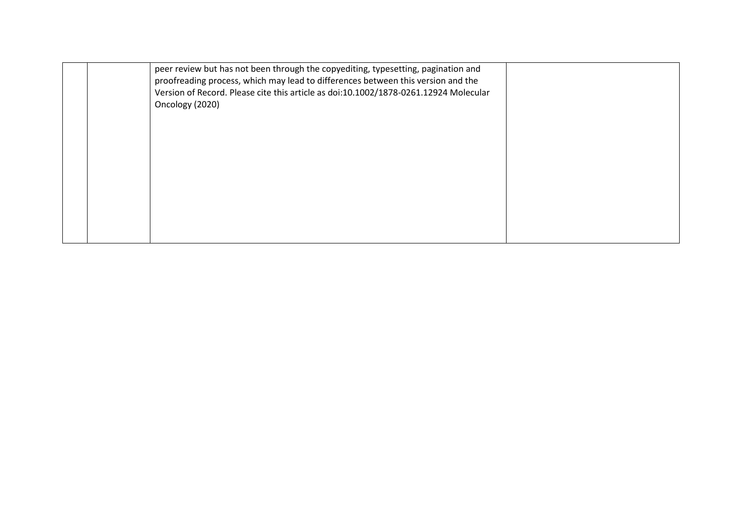|  |  |  |  |
|---|---|---|---|
|  |  | peer review but has not been through the copyediting, typesetting, pagination and proofreading process, which may lead to differences between this version and the Version of Record. Please cite this article as doi:10.1002/1878-0261.12924 Molecular Oncology (2020) |  |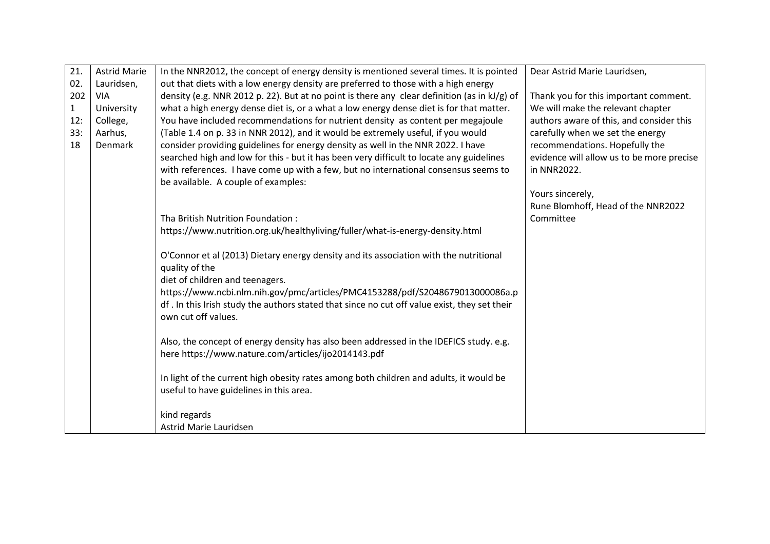| | | | |
|---|---|---|---|
| 21.02.2021 12:33:18 | Astrid Marie Lauridsen, VIA University College, Aarhus, Denmark | In the NNR2012, the concept of energy density is mentioned several times. It is pointed out that diets with a low energy density are preferred to those with a high energy density (e.g. NNR 2012 p. 22). But at no point is there any clear definition (as in kJ/g) of what a high energy dense diet is, or a what a low energy dense diet is for that matter. You have included recommendations for nutrient density as content per megajoule (Table 1.4 on p. 33 in NNR 2012), and it would be extremely useful, if you would consider providing guidelines for energy density as well in the NNR 2022. I have searched high and low for this - but it has been very difficult to locate any guidelines with references. I have come up with a few, but no international consensus seems to be available. A couple of examples:<br><br>Tha British Nutrition Foundation :<br>https://www.nutrition.org.uk/healthyliving/fuller/what-is-energy-density.html<br><br>O'Connor et al (2013) Dietary energy density and its association with the nutritional quality of the<br>diet of children and teenagers.<br>https://www.ncbi.nlm.nih.gov/pmc/articles/PMC4153288/pdf/S2048679013000086a.pdf . In this Irish study the authors stated that since no cut off value exist, they set their own cut off values.<br><br>Also, the concept of energy density has also been addressed in the IDEFICS study. e.g. here https://www.nature.com/articles/ijo2014143.pdf<br><br>In light of the current high obesity rates among both children and adults, it would be useful to have guidelines in this area.<br><br>kind regards<br>Astrid Marie Lauridsen | Dear Astrid Marie Lauridsen,<br><br>Thank you for this important comment. We will make the relevant chapter authors aware of this, and consider this carefully when we set the energy recommendations. Hopefully the evidence will allow us to be more precise in NNR2022.<br><br>Yours sincerely,<br>Rune Blomhoff, Head of the NNR2022 Committee |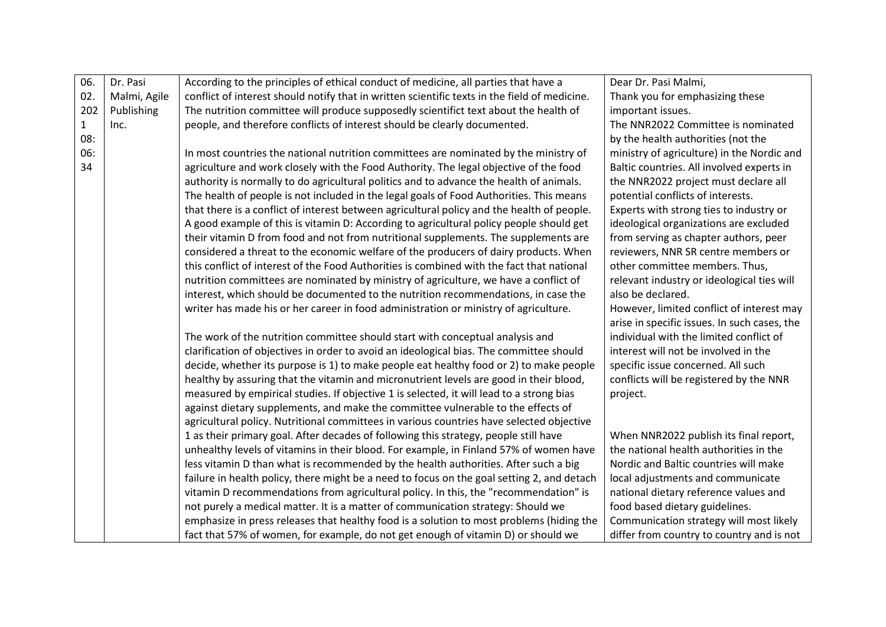| 06.02.2021 08:06:34 | Dr. Pasi Malmi, Agile Publishing Inc. | According to the principles of ethical conduct of medicine, all parties that have a conflict of interest should notify that in written scientific texts in the field of medicine. The nutrition committee will produce supposedly scientifict text about the health of people, and therefore conflicts of interest should be clearly documented.<br><br>In most countries the national nutrition committees are nominated by the ministry of agriculture and work closely with the Food Authority. The legal objective of the food authority is normally to do agricultural politics and to advance the health of animals. The health of people is not included in the legal goals of Food Authorities. This means that there is a conflict of interest between agricultural policy and the health of people. A good example of this is vitamin D: According to agricultural policy people should get their vitamin D from food and not from nutritional supplements. The supplements are considered a threat to the economic welfare of the producers of dairy products. When this conflict of interest of the Food Authorities is combined with the fact that national nutrition committees are nominated by ministry of agriculture, we have a conflict of interest, which should be documented to the nutrition recommendations, in case the writer has made his or her career in food administration or ministry of agriculture.<br><br>The work of the nutrition committee should start with conceptual analysis and clarification of objectives in order to avoid an ideological bias. The committee should decide, whether its purpose is 1) to make people eat healthy food or 2) to make people healthy by assuring that the vitamin and micronutrient levels are good in their blood, measured by empirical studies. If objective 1 is selected, it will lead to a strong bias against dietary supplements, and make the committee vulnerable to the effects of agricultural policy. Nutritional committees in various countries have selected objective 1 as their primary goal. After decades of following this strategy, people still have unhealthy levels of vitamins in their blood. For example, in Finland 57% of women have less vitamin D than what is recommended by the health authorities. After such a big failure in health policy, there might be a need to focus on the goal setting 2, and detach vitamin D recommendations from agricultural policy. In this, the "recommendation" is not purely a medical matter. It is a matter of communication strategy: Should we emphasize in press releases that healthy food is a solution to most problems (hiding the fact that 57% of women, for example, do not get enough of vitamin D) or should we | Dear Dr. Pasi Malmi,<br>Thank you for emphasizing these important issues.<br>The NNR2022 Committee is nominated by the health authorities (not the ministry of agriculture) in the Nordic and Baltic countries. All involved experts in the NNR2022 project must declare all potential conflicts of interests.<br>Experts with strong ties to industry or ideological organizations are excluded from serving as chapter authors, peer reviewers, NNR SR centre members or other committee members. Thus, relevant industry or ideological ties will also be declared.<br>However, limited conflict of interest may arise in specific issues. In such cases, the individual with the limited conflict of interest will not be involved in the specific issue concerned. All such conflicts will be registered by the NNR project.<br><br>When NNR2022 publish its final report, the national health authorities in the Nordic and Baltic countries will make local adjustments and communicate national dietary reference values and food based dietary guidelines.<br>Communication strategy will most likely differ from country to country and is not |
|---|---|---|---|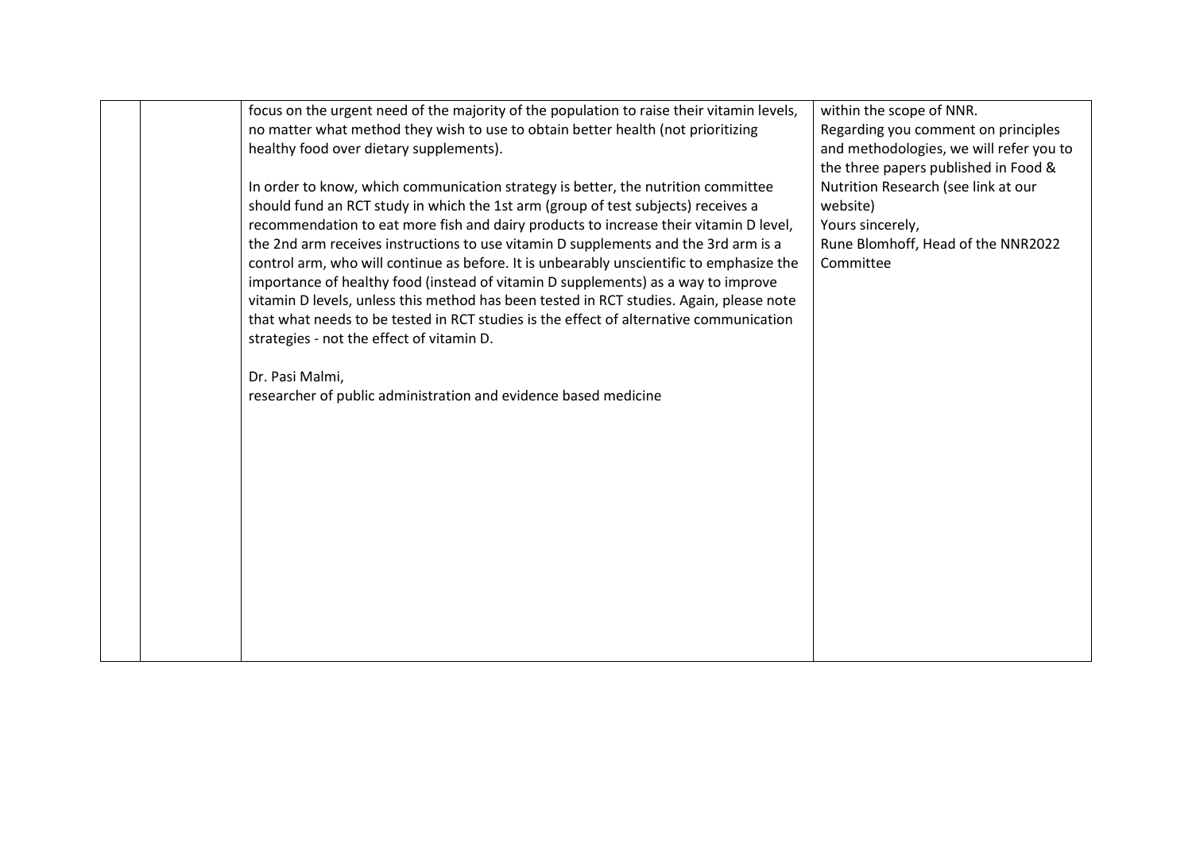| | | | |
|---|---|---|---|
| | | focus on the urgent need of the majority of the population to raise their vitamin levels, no matter what method they wish to use to obtain better health (not prioritizing healthy food over dietary supplements).<br><br>In order to know, which communication strategy is better, the nutrition committee should fund an RCT study in which the 1st arm (group of test subjects) receives a recommendation to eat more fish and dairy products to increase their vitamin D level, the 2nd arm receives instructions to use vitamin D supplements and the 3rd arm is a control arm, who will continue as before. It is unbearably unscientific to emphasize the importance of healthy food (instead of vitamin D supplements) as a way to improve vitamin D levels, unless this method has been tested in RCT studies. Again, please note that what needs to be tested in RCT studies is the effect of alternative communication strategies - not the effect of vitamin D.<br><br>Dr. Pasi Malmi,<br>researcher of public administration and evidence based medicine | within the scope of NNR.<br>Regarding you comment on principles and methodologies, we will refer you to the three papers published in Food & Nutrition Research (see link at our website)<br>Yours sincerely,<br>Rune Blomhoff, Head of the NNR2022 Committee |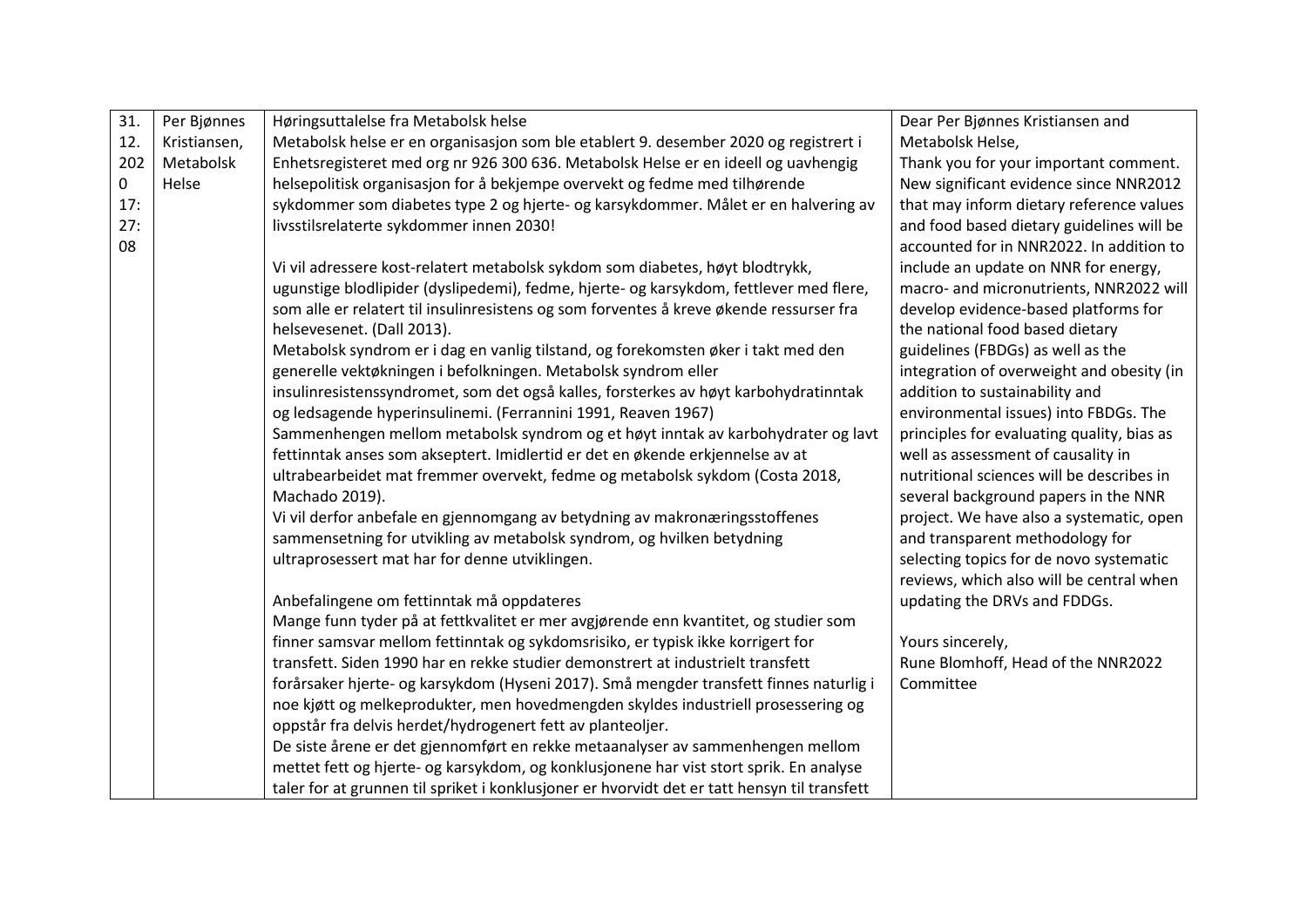| | | | |
|---|---|---|---|
| 31. 12. 2020 17:27:08 | Per Bjønnes Kristiansen, Metabolsk Helse | Høringsuttalelse fra Metabolsk helse<br>Metabolsk helse er en organisasjon som ble etablert 9. desember 2020 og registrert i Enhetsregisteret med org nr 926 300 636. Metabolsk Helse er en ideell og uavhengig helsepolitisk organisasjon for å bekjempe overvekt og fedme med tilhørende sykdommer som diabetes type 2 og hjerte- og karsykdommer. Målet er en halvering av livsstilsrelaterte sykdommer innen 2030!<br><br>Vi vil adressere kost-relatert metabolsk sykdom som diabetes, høyt blodtrykk, ugunstige blodlipider (dyslipedemi), fedme, hjerte- og karsykdom, fettlever med flere, som alle er relatert til insulinresistens og som forventes å kreve økende ressurser fra helsevesenet. (Dall 2013).<br>Metabolsk syndrom er i dag en vanlig tilstand, og forekomsten øker i takt med den generelle vektøkningen i befolkningen. Metabolsk syndrom eller insulinresistenssyndromet, som det også kalles, forsterkes av høyt karbohydratinntak og ledsagende hyperinsulinemi. (Ferrannini 1991, Reaven 1967)<br>Sammenhengen mellom metabolsk syndrom og et høyt inntak av karbohydrater og lavt fettinntak anses som akseptert. Imidlertid er det en økende erkjennelse av at ultrabearbeidet mat fremmer overvekt, fedme og metabolsk sykdom (Costa 2018, Machado 2019).<br>Vi vil derfor anbefale en gjennomgang av betydning av makronæringsstoffenes sammensetning for utvikling av metabolsk syndrom, og hvilken betydning ultraprosessert mat har for denne utviklingen.<br><br>Anbefalingene om fettinntak må oppdateres<br>Mange funn tyder på at fettkvalitet er mer avgjørende enn kvantitet, og studier som finner samsvar mellom fettinntak og sykdomsrisiko, er typisk ikke korrigert for transfett. Siden 1990 har en rekke studier demonstrert at industrielt transfett forårsaker hjerte- og karsykdom (Hyseni 2017). Små mengder transfett finnes naturlig i noe kjøtt og melkeprodukter, men hovedmengden skyldes industriell prosessering og oppstår fra delvis herdet/hydrogenert fett av planteoljer.<br>De siste årene er det gjennomført en rekke metaanalyser av sammenhengen mellom mettet fett og hjerte- og karsykdom, og konklusjonene har vist stort sprik. En analyse taler for at grunnen til spriket i konklusjoner er hvorvidt det er tatt hensyn til transfett | Dear Per Bjønnes Kristiansen and Metabolsk Helse,<br>Thank you for your important comment. New significant evidence since NNR2012 that may inform dietary reference values and food based dietary guidelines will be accounted for in NNR2022. In addition to include an update on NNR for energy, macro- and micronutrients, NNR2022 will develop evidence-based platforms for the national food based dietary guidelines (FBDGs) as well as the integration of overweight and obesity (in addition to sustainability and environmental issues) into FBDGs. The principles for evaluating quality, bias as well as assessment of causality in nutritional sciences will be describes in several background papers in the NNR project. We have also a systematic, open and transparent methodology for selecting topics for de novo systematic reviews, which also will be central when updating the DRVs and FDDGs.<br><br>Yours sincerely,<br>Rune Blomhoff, Head of the NNR2022 Committee |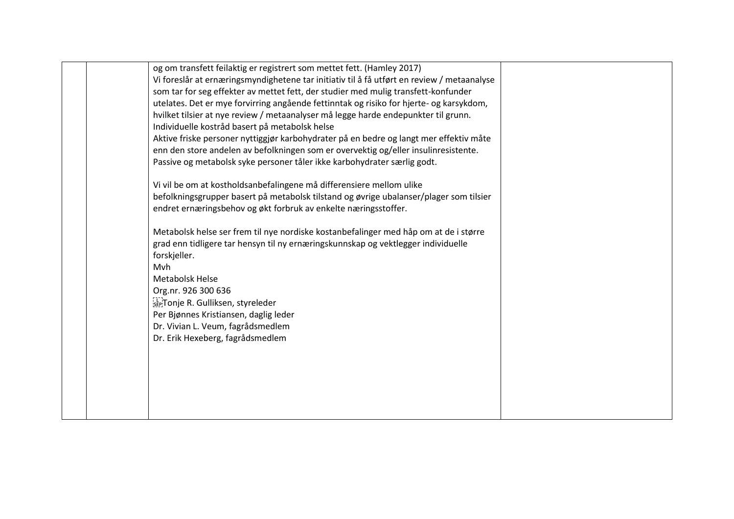| | | og om transfett feilaktig er registrert som mettet fett. (Hamley 2017)<br>Vi foreslår at ernæringsmyndighetene tar initiativ til å få utført en review / metaanalyse som tar for seg effekter av mettet fett, der studier med mulig transfett-konfunder utelates. Det er mye forvirring angående fettinntak og risiko for hjerte- og karsykdom, hvilket tilsier at nye review / metaanalyser må legge harde endepunkter til grunn.<br>Individuelle kostråd basert på metabolsk helse<br>Aktive friske personer nyttiggjør karbohydrater på en bedre og langt mer effektiv måte enn den store andelen av befolkningen som er overvektig og/eller insulinresistente. Passive og metabolsk syke personer tåler ikke karbohydrater særlig godt.<br><br>Vi vil be om at kostholdsanbefalingene må differensiere mellom ulike befolkningsgrupper basert på metabolsk tilstand og øvrige ubalanser/plager som tilsier endret ernæringsbehov og økt forbruk av enkelte næringsstoffer.<br><br>Metabolsk helse ser frem til nye nordiske kostanbefalinger med håp om at de i større grad enn tidligere tar hensyn til ny ernæringskunnskap og vektlegger individuelle forskjeller.<br>Mvh<br>Metabolsk Helse<br>Org.nr. 926 300 636<br>Tonje R. Gulliksen, styreleder<br>Per Bjønnes Kristiansen, daglig leder<br>Dr. Vivian L. Veum, fagrådsmedlem<br>Dr. Erik Hexeberg, fagrådsmedlem | |
|---|---|---|---|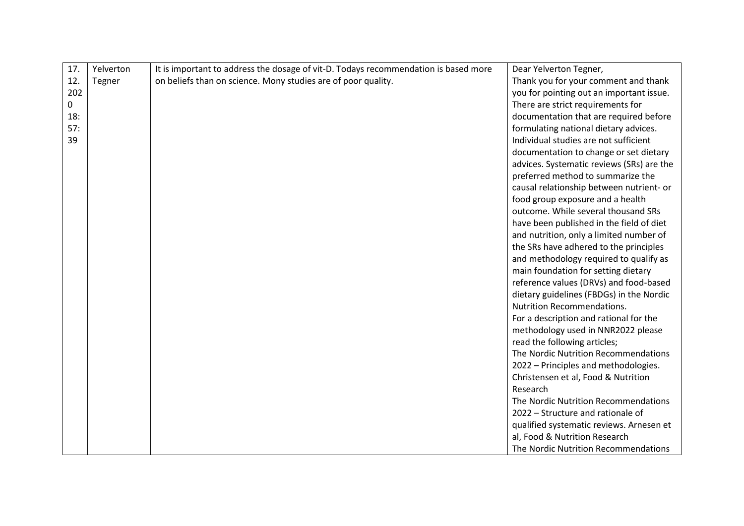| | | | |
|---|---|---|---|
| 17.12.2020 18:57:39 | Yelverton Tegner | It is important to address the dosage of vit-D. Todays recommendation is based more on beliefs than on science. Mony studies are of poor quality. | Dear Yelverton Tegner,<br>Thank you for your comment and thank you for pointing out an important issue. There are strict requirements for documentation that are required before formulating national dietary advices. Individual studies are not sufficient documentation to change or set dietary advices. Systematic reviews (SRs) are the preferred method to summarize the causal relationship between nutrient- or food group exposure and a health outcome. While several thousand SRs have been published in the field of diet and nutrition, only a limited number of the SRs have adhered to the principles and methodology required to qualify as main foundation for setting dietary reference values (DRVs) and food-based dietary guidelines (FBDGs) in the Nordic Nutrition Recommendations.<br>For a description and rational for the methodology used in NNR2022 please read the following articles;<br>The Nordic Nutrition Recommendations 2022 – Principles and methodologies. Christensen et al, Food & Nutrition Research<br>The Nordic Nutrition Recommendations 2022 – Structure and rationale of qualified systematic reviews. Arnesen et al, Food & Nutrition Research<br>The Nordic Nutrition Recommendations |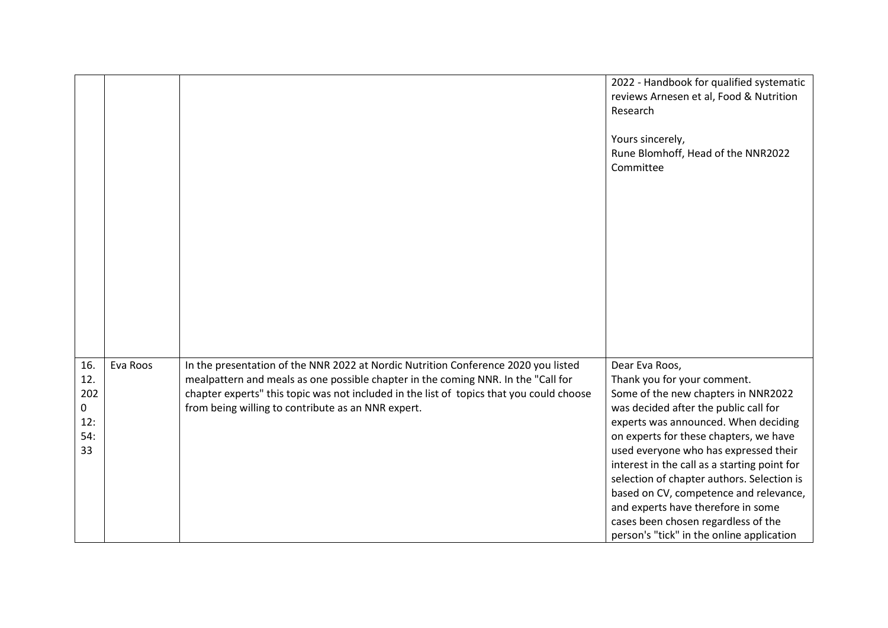|  |  |  |  |
|---|---|---|---|
|  |  |  | 2022 - Handbook for qualified systematic reviews Arnesen et al, Food & Nutrition Research<br><br>Yours sincerely,<br>Rune Blomhoff, Head of the NNR2022 Committee |
| 16.12.2020 12:54:33 | Eva Roos | In the presentation of the NNR 2022 at Nordic Nutrition Conference 2020 you listed mealpattern and meals as one possible chapter in the coming NNR. In the "Call for chapter experts" this topic was not included in the list of topics that you could choose from being willing to contribute as an NNR expert. | Dear Eva Roos,<br>Thank you for your comment.<br>Some of the new chapters in NNR2022 was decided after the public call for experts was announced. When deciding on experts for these chapters, we have used everyone who has expressed their interest in the call as a starting point for selection of chapter authors. Selection is based on CV, competence and relevance, and experts have therefore in some cases been chosen regardless of the person's "tick" in the online application |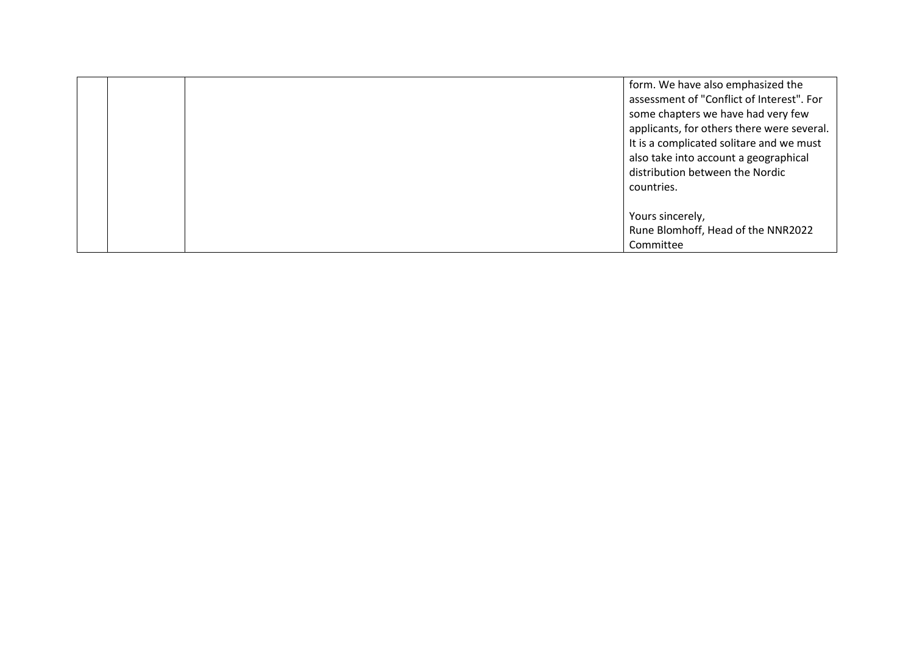|  |  |  | form. We have also emphasized the assessment of "Conflict of Interest". For some chapters we have had very few applicants, for others there were several. It is a complicated solitare and we must also take into account a geographical distribution between the Nordic countries.<br><br>Yours sincerely,<br>Rune Blomhoff, Head of the NNR2022 Committee |
|---|---|---|---|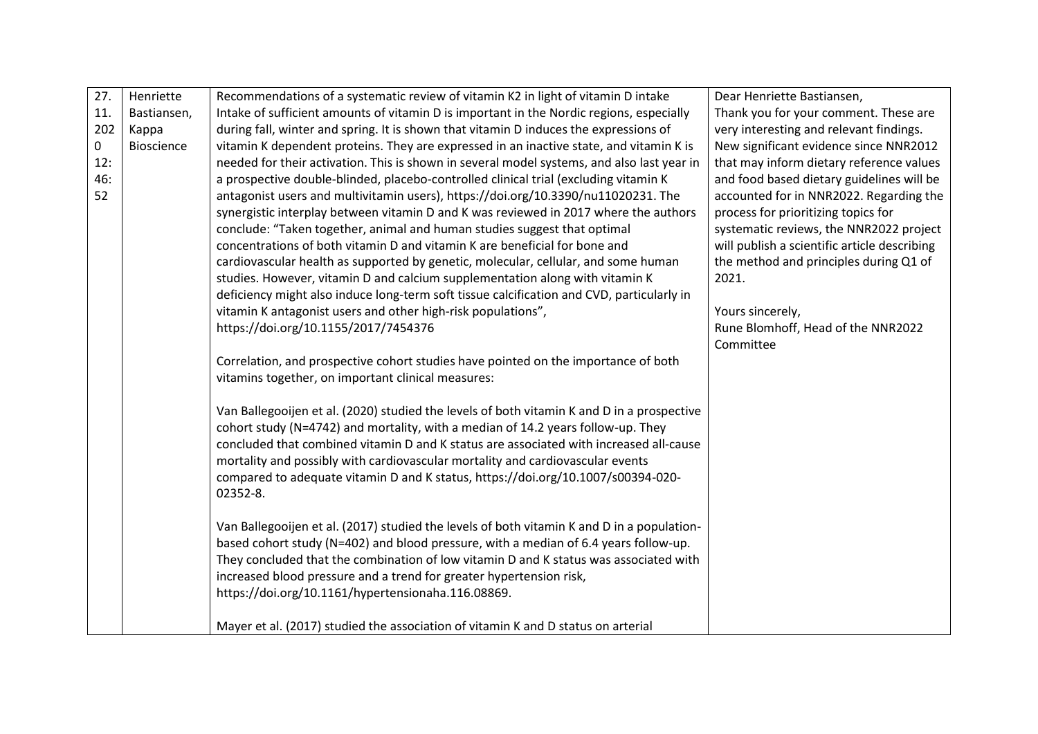| | | | |
|---|---|---|---|
| 27. 11. 2020 12: 46: 52 | Henriette Bastiansen, Kappa Bioscience | Recommendations of a systematic review of vitamin K2 in light of vitamin D intake<br>Intake of sufficient amounts of vitamin D is important in the Nordic regions, especially during fall, winter and spring. It is shown that vitamin D induces the expressions of vitamin K dependent proteins. They are expressed in an inactive state, and vitamin K is needed for their activation. This is shown in several model systems, and also last year in a prospective double-blinded, placebo-controlled clinical trial (excluding vitamin K antagonist users and multivitamin users), https://doi.org/10.3390/nu11020231. The synergistic interplay between vitamin D and K was reviewed in 2017 where the authors conclude: "Taken together, animal and human studies suggest that optimal concentrations of both vitamin D and vitamin K are beneficial for bone and cardiovascular health as supported by genetic, molecular, cellular, and some human studies. However, vitamin D and calcium supplementation along with vitamin K deficiency might also induce long-term soft tissue calcification and CVD, particularly in vitamin K antagonist users and other high-risk populations", https://doi.org/10.1155/2017/7454376<br><br>Correlation, and prospective cohort studies have pointed on the importance of both vitamins together, on important clinical measures:<br><br>Van Ballegooijen et al. (2020) studied the levels of both vitamin K and D in a prospective cohort study (N=4742) and mortality, with a median of 14.2 years follow-up. They concluded that combined vitamin D and K status are associated with increased all-cause mortality and possibly with cardiovascular mortality and cardiovascular events compared to adequate vitamin D and K status, https://doi.org/10.1007/s00394-020-02352-8.<br><br>Van Ballegooijen et al. (2017) studied the levels of both vitamin K and D in a population-based cohort study (N=402) and blood pressure, with a median of 6.4 years follow-up. They concluded that the combination of low vitamin D and K status was associated with increased blood pressure and a trend for greater hypertension risk, https://doi.org/10.1161/hypertensionaha.116.08869.<br><br>Mayer et al. (2017) studied the association of vitamin K and D status on arterial | Dear Henriette Bastiansen,<br>Thank you for your comment. These are very interesting and relevant findings. New significant evidence since NNR2012 that may inform dietary reference values and food based dietary guidelines will be accounted for in NNR2022. Regarding the process for prioritizing topics for systematic reviews, the NNR2022 project will publish a scientific article describing the method and principles during Q1 of 2021.<br><br>Yours sincerely,<br>Rune Blomhoff, Head of the NNR2022 Committee |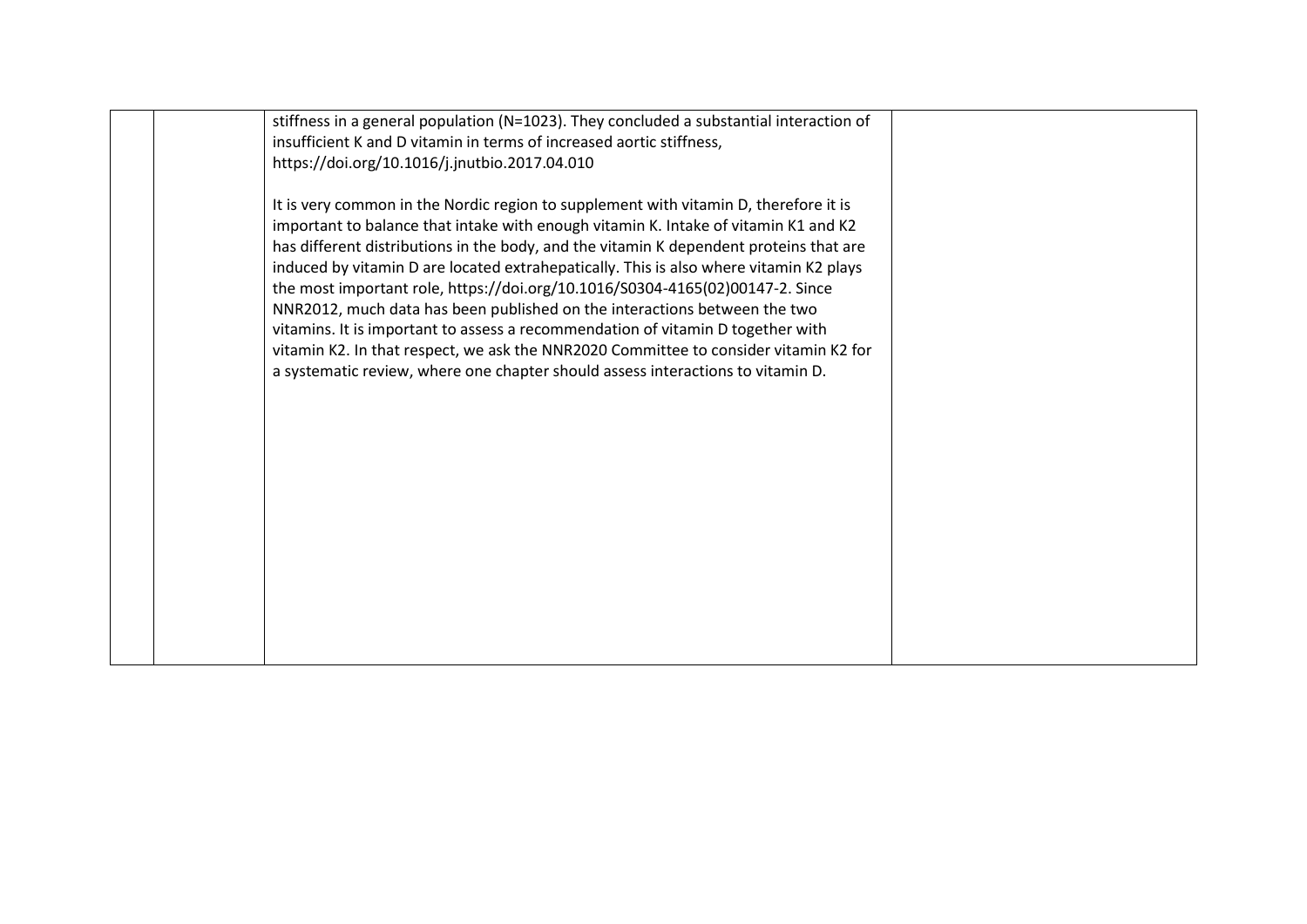| | | | |
|---|---|---|---|
| | | stiffness in a general population (N=1023). They concluded a substantial interaction of insufficient K and D vitamin in terms of increased aortic stiffness, https://doi.org/10.1016/j.jnutbio.2017.04.010<br><br>It is very common in the Nordic region to supplement with vitamin D, therefore it is important to balance that intake with enough vitamin K. Intake of vitamin K1 and K2 has different distributions in the body, and the vitamin K dependent proteins that are induced by vitamin D are located extrahepatically. This is also where vitamin K2 plays the most important role, https://doi.org/10.1016/S0304-4165(02)00147-2. Since NNR2012, much data has been published on the interactions between the two vitamins. It is important to assess a recommendation of vitamin D together with vitamin K2. In that respect, we ask the NNR2020 Committee to consider vitamin K2 for a systematic review, where one chapter should assess interactions to vitamin D. | |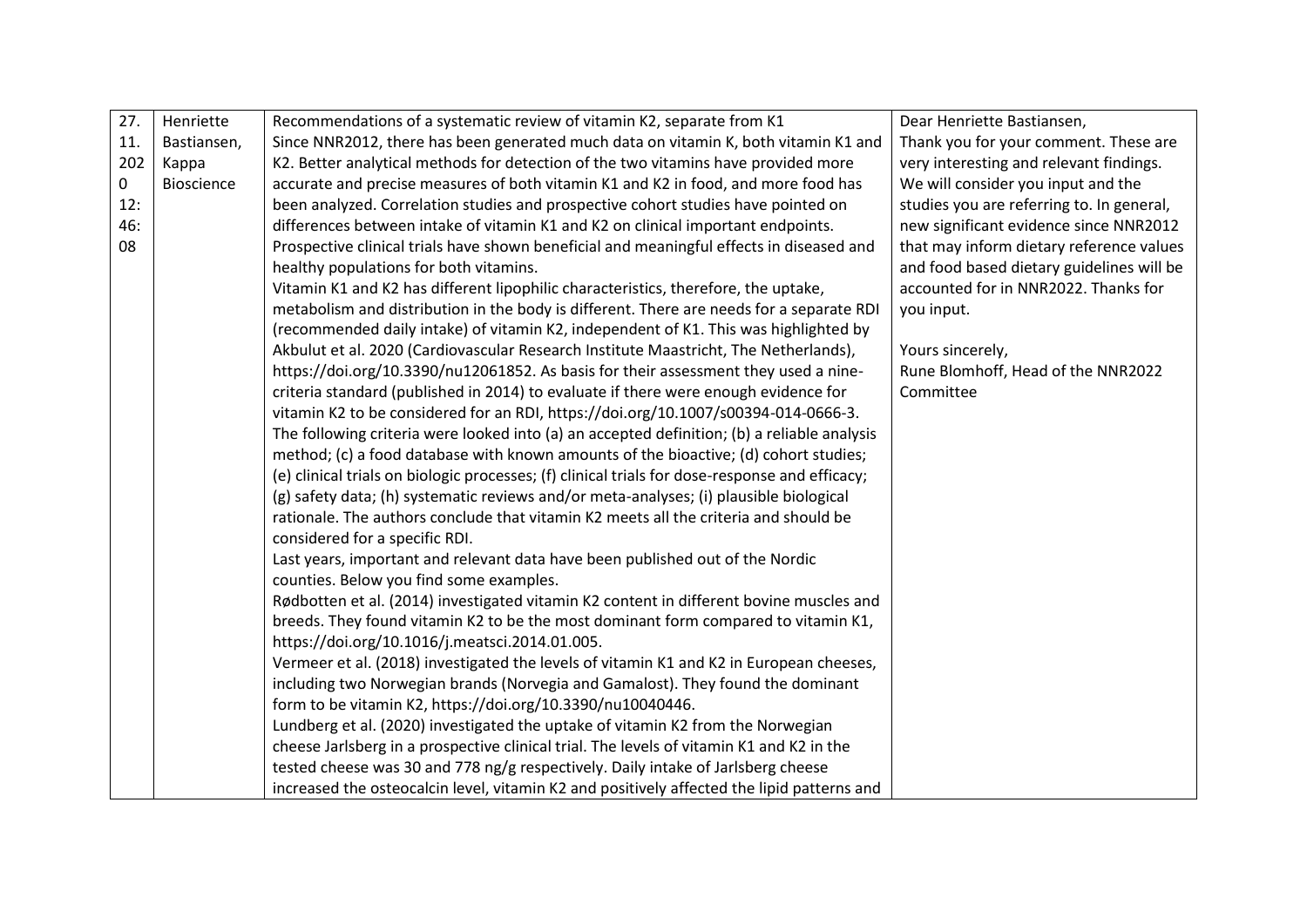| 27.11.2020 12:46:08 | Henriette Bastiansen, Kappa Bioscience | Recommendations of a systematic review of vitamin K2, separate from K1<br>Since NNR2012, there has been generated much data on vitamin K, both vitamin K1 and K2. Better analytical methods for detection of the two vitamins have provided more accurate and precise measures of both vitamin K1 and K2 in food, and more food has been analyzed. Correlation studies and prospective cohort studies have pointed on differences between intake of vitamin K1 and K2 on clinical important endpoints. Prospective clinical trials have shown beneficial and meaningful effects in diseased and healthy populations for both vitamins.<br>Vitamin K1 and K2 has different lipophilic characteristics, therefore, the uptake, metabolism and distribution in the body is different. There are needs for a separate RDI (recommended daily intake) of vitamin K2, independent of K1. This was highlighted by Akbulut et al. 2020 (Cardiovascular Research Institute Maastricht, The Netherlands), https://doi.org/10.3390/nu12061852. As basis for their assessment they used a nine-criteria standard (published in 2014) to evaluate if there were enough evidence for vitamin K2 to be considered for an RDI, https://doi.org/10.1007/s00394-014-0666-3. The following criteria were looked into (a) an accepted definition; (b) a reliable analysis method; (c) a food database with known amounts of the bioactive; (d) cohort studies; (e) clinical trials on biologic processes; (f) clinical trials for dose-response and efficacy; (g) safety data; (h) systematic reviews and/or meta-analyses; (i) plausible biological rationale. The authors conclude that vitamin K2 meets all the criteria and should be considered for a specific RDI.<br>Last years, important and relevant data have been published out of the Nordic counties. Below you find some examples.<br>Rødbotten et al. (2014) investigated vitamin K2 content in different bovine muscles and breeds. They found vitamin K2 to be the most dominant form compared to vitamin K1, https://doi.org/10.1016/j.meatsci.2014.01.005.<br>Vermeer et al. (2018) investigated the levels of vitamin K1 and K2 in European cheeses, including two Norwegian brands (Norvegia and Gamalost). They found the dominant form to be vitamin K2, https://doi.org/10.3390/nu10040446.<br>Lundberg et al. (2020) investigated the uptake of vitamin K2 from the Norwegian cheese Jarlsberg in a prospective clinical trial. The levels of vitamin K1 and K2 in the tested cheese was 30 and 778 ng/g respectively. Daily intake of Jarlsberg cheese increased the osteocalcin level, vitamin K2 and positively affected the lipid patterns and | Dear Henriette Bastiansen,<br>Thank you for your comment. These are very interesting and relevant findings. We will consider you input and the studies you are referring to. In general, new significant evidence since NNR2012 that may inform dietary reference values and food based dietary guidelines will be accounted for in NNR2022. Thanks for you input.<br><br>Yours sincerely,<br>Rune Blomhoff, Head of the NNR2022 Committee |
|---|---|---|---|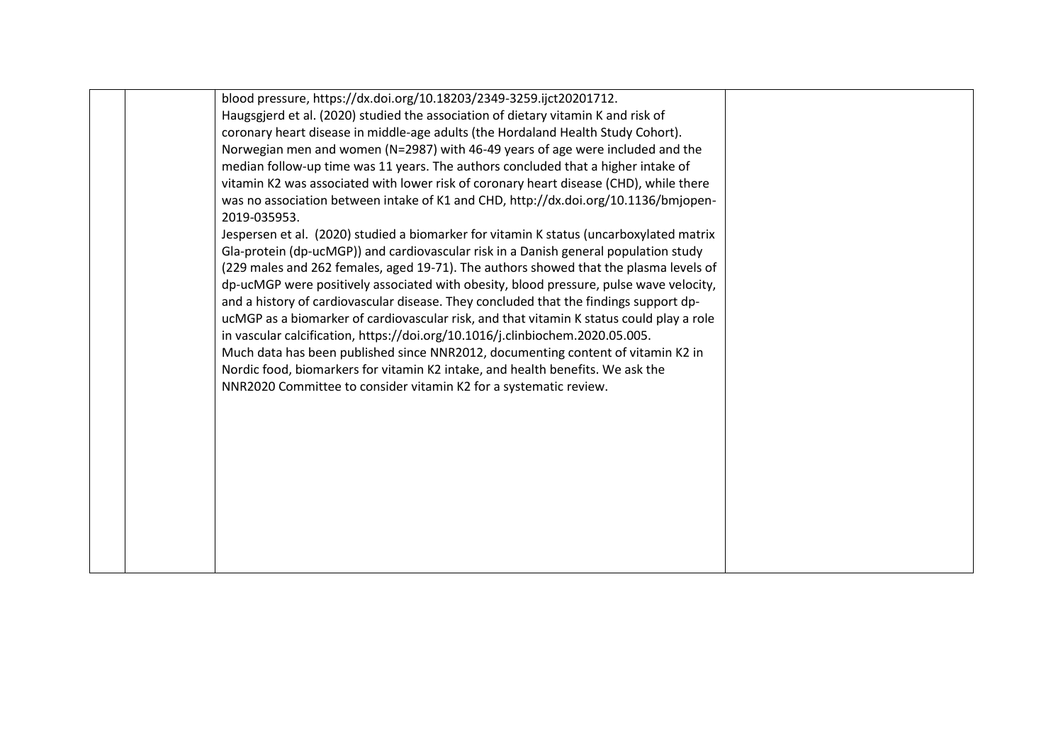| | | | |
|---|---|---|---|
| | | blood pressure, https://dx.doi.org/10.18203/2349-3259.ijct20201712.<br>Haugsgjerd et al. (2020) studied the association of dietary vitamin K and risk of coronary heart disease in middle-age adults (the Hordaland Health Study Cohort). Norwegian men and women (N=2987) with 46-49 years of age were included and the median follow-up time was 11 years. The authors concluded that a higher intake of vitamin K2 was associated with lower risk of coronary heart disease (CHD), while there was no association between intake of K1 and CHD, http://dx.doi.org/10.1136/bmjopen-2019-035953.<br>Jespersen et al. (2020) studied a biomarker for vitamin K status (uncarboxylated matrix Gla-protein (dp-ucMGP)) and cardiovascular risk in a Danish general population study (229 males and 262 females, aged 19-71). The authors showed that the plasma levels of dp-ucMGP were positively associated with obesity, blood pressure, pulse wave velocity, and a history of cardiovascular disease. They concluded that the findings support dp-ucMGP as a biomarker of cardiovascular risk, and that vitamin K status could play a role in vascular calcification, https://doi.org/10.1016/j.clinbiochem.2020.05.005.<br>Much data has been published since NNR2012, documenting content of vitamin K2 in Nordic food, biomarkers for vitamin K2 intake, and health benefits. We ask the NNR2020 Committee to consider vitamin K2 for a systematic review. | |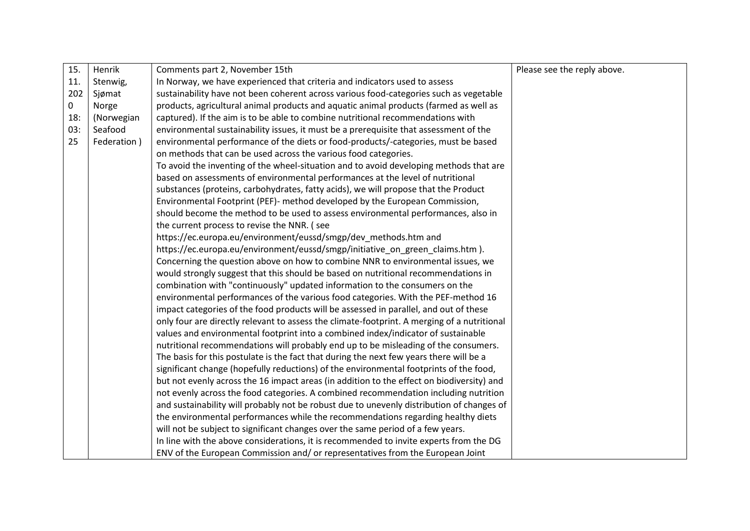| 15.11.2020 18:03:25 | Henrik Stenwig, Sjømat Norge (Norwegian Seafood Federation ) | Comments part 2, November 15th<br>In Norway, we have experienced that criteria and indicators used to assess sustainability have not been coherent across various food-categories such as vegetable products, agricultural animal products and aquatic animal products (farmed as well as captured). If the aim is to be able to combine nutritional recommendations with environmental sustainability issues, it must be a prerequisite that assessment of the environmental performance of the diets or food-products/-categories, must be based on methods that can be used across the various food categories.<br>To avoid the inventing of the wheel-situation and to avoid developing methods that are based on assessments of environmental performances at the level of nutritional substances (proteins, carbohydrates, fatty acids), we will propose that the Product Environmental Footprint (PEF)- method developed by the European Commission, should become the method to be used to assess environmental performances, also in the current process to revise the NNR. ( see https://ec.europa.eu/environment/eussd/smgp/dev_methods.htm and https://ec.europa.eu/environment/eussd/smgp/initiative_on_green_claims.htm ).<br>Concerning the question above on how to combine NNR to environmental issues, we would strongly suggest that this should be based on nutritional recommendations in combination with "continuously" updated information to the consumers on the environmental performances of the various food categories. With the PEF-method 16 impact categories of the food products will be assessed in parallel, and out of these only four are directly relevant to assess the climate-footprint. A merging of a nutritional values and environmental footprint into a combined index/indicator of sustainable nutritional recommendations will probably end up to be misleading of the consumers. The basis for this postulate is the fact that during the next few years there will be a significant change (hopefully reductions) of the environmental footprints of the food, but not evenly across the 16 impact areas (in addition to the effect on biodiversity) and not evenly across the food categories. A combined recommendation including nutrition and sustainability will probably not be robust due to unevenly distribution of changes of the environmental performances while the recommendations regarding healthy diets will not be subject to significant changes over the same period of a few years.<br>In line with the above considerations, it is recommended to invite experts from the DG ENV of the European Commission and/ or representatives from the European Joint | Please see the reply above. |
|---|---|---|---|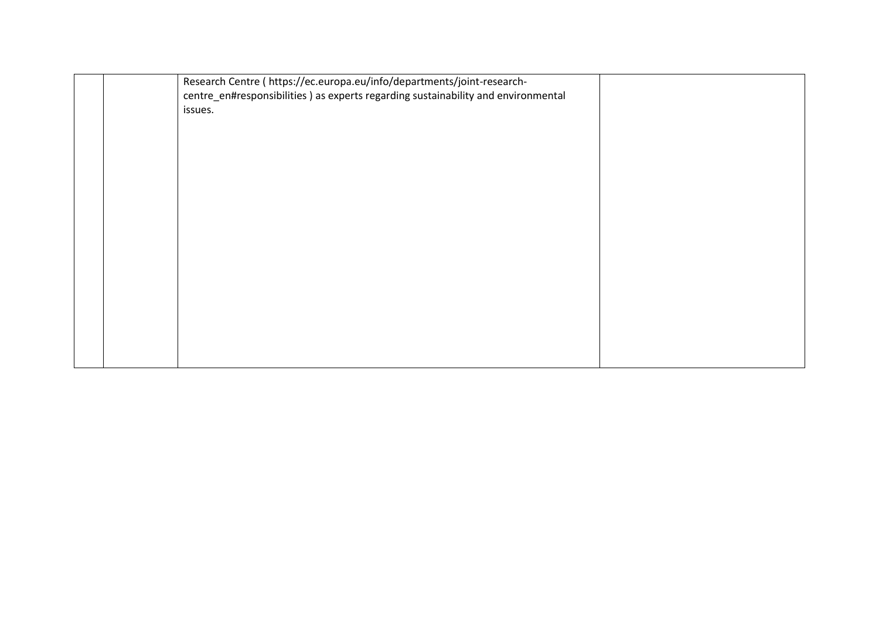| | | | |
|---|---|---|---|
| | | Research Centre ( https://ec.europa.eu/info/departments/joint-research-centre_en#responsibilities ) as experts regarding sustainability and environmental issues. | |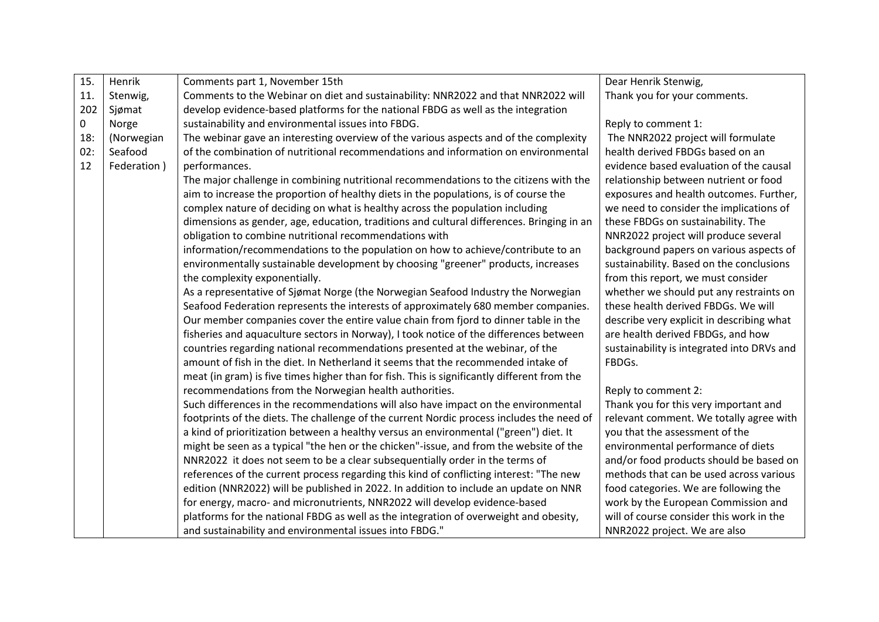| 15.11.2020 18:02:12 | Henrik Stenwig, Sjømat Norge (Norwegian Seafood Federation ) | Comments part 1, November 15th<br>Comments to the Webinar on diet and sustainability: NNR2022 and that NNR2022 will develop evidence-based platforms for the national FBDG as well as the integration sustainability and environmental issues into FBDG.<br>The webinar gave an interesting overview of the various aspects and of the complexity of the combination of nutritional recommendations and information on environmental performances.<br>The major challenge in combining nutritional recommendations to the citizens with the aim to increase the proportion of healthy diets in the populations, is of course the complex nature of deciding on what is healthy across the population including dimensions as gender, age, education, traditions and cultural differences. Bringing in an obligation to combine nutritional recommendations with information/recommendations to the population on how to achieve/contribute to an environmentally sustainable development by choosing "greener" products, increases the complexity exponentially.<br>As a representative of Sjømat Norge (the Norwegian Seafood Industry the Norwegian Seafood Federation represents the interests of approximately 680 member companies. Our member companies cover the entire value chain from fjord to dinner table in the fisheries and aquaculture sectors in Norway), I took notice of the differences between countries regarding national recommendations presented at the webinar, of the amount of fish in the diet. In Netherland it seems that the recommended intake of meat (in gram) is five times higher than for fish. This is significantly different from the recommendations from the Norwegian health authorities.<br>Such differences in the recommendations will also have impact on the environmental footprints of the diets. The challenge of the current Nordic process includes the need of a kind of prioritization between a healthy versus an environmental ("green") diet. It might be seen as a typical "the hen or the chicken"-issue, and from the website of the NNR2022 it does not seem to be a clear subsequentially order in the terms of references of the current process regarding this kind of conflicting interest: "The new edition (NNR2022) will be published in 2022. In addition to include an update on NNR for energy, macro- and micronutrients, NNR2022 will develop evidence-based platforms for the national FBDG as well as the integration of overweight and obesity, and sustainability and environmental issues into FBDG." | Dear Henrik Stenwig,<br>Thank you for your comments.<br><br>Reply to comment 1:<br>The NNR2022 project will formulate health derived FBDGs based on an evidence based evaluation of the causal relationship between nutrient or food exposures and health outcomes. Further, we need to consider the implications of these FBDGs on sustainability. The NNR2022 project will produce several background papers on various aspects of sustainability. Based on the conclusions from this report, we must consider whether we should put any restraints on these health derived FBDGs. We will describe very explicit in describing what are health derived FBDGs, and how sustainability is integrated into DRVs and FBDGs.<br><br>Reply to comment 2:<br>Thank you for this very important and relevant comment. We totally agree with you that the assessment of the environmental performance of diets and/or food products should be based on methods that can be used across various food categories. We are following the work by the European Commission and will of course consider this work in the NNR2022 project. We are also |
|---|---|---|---|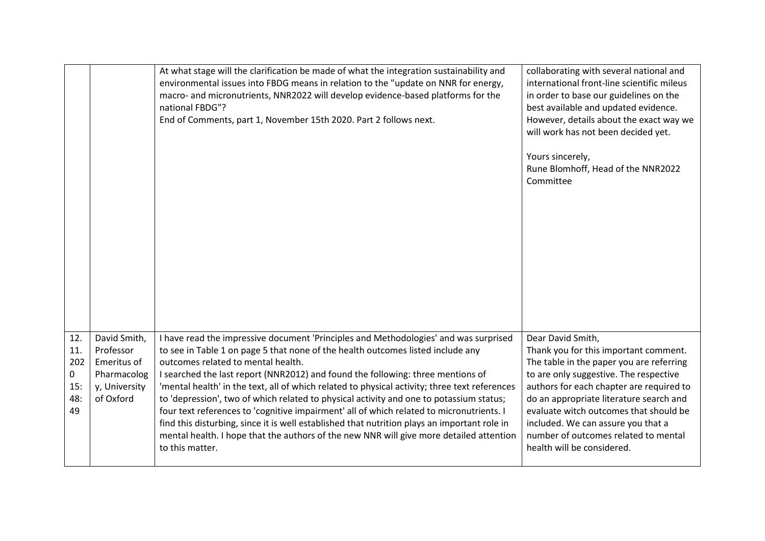| | | | |
|---|---|---|---|
| | | At what stage will the clarification be made of what the integration sustainability and environmental issues into FBDG means in relation to the "update on NNR for energy, macro- and micronutrients, NNR2022 will develop evidence-based platforms for the national FBDG"?<br>End of Comments, part 1, November 15th 2020. Part 2 follows next. | collaborating with several national and international front-line scientific mileus in order to base our guidelines on the best available and updated evidence. However, details about the exact way we will work has not been decided yet.<br><br>Yours sincerely,<br>Rune Blomhoff, Head of the NNR2022 Committee |
| 12. 11. 2020 15:48:49 | David Smith, Professor Emeritus of Pharmacology, University of Oxford | I have read the impressive document 'Principles and Methodologies' and was surprised to see in Table 1 on page 5 that none of the health outcomes listed include any outcomes related to mental health.<br>I searched the last report (NNR2012) and found the following: three mentions of 'mental health' in the text, all of which related to physical activity; three text references to 'depression', two of which related to physical activity and one to potassium status; four text references to 'cognitive impairment' all of which related to micronutrients. I find this disturbing, since it is well established that nutrition plays an important role in mental health. I hope that the authors of the new NNR will give more detailed attention to this matter. | Dear David Smith,<br>Thank you for this important comment. The table in the paper you are referring are only suggestive. The respective authors for each chapter are required to do an appropriate literature search and evaluate witch outcomes that should be included. We can assure you that a number of outcomes related to mental health will be considered. |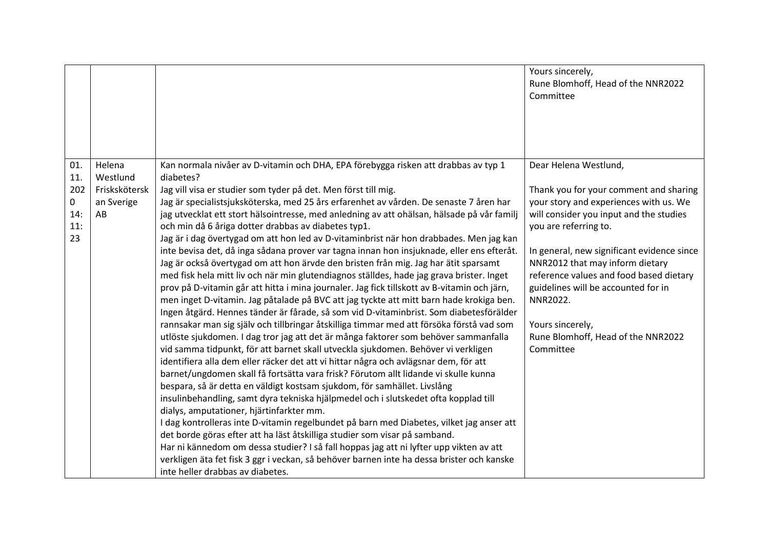| | | | |
|---|---|---|---|
| | | | Yours sincerely,<br>Rune Blomhoff, Head of the NNR2022 Committee |
| 01.11.2020 14:11:23 | Helena Westlund Frisksköterskan Sverige AB | Kan normala nivåer av D-vitamin och DHA, EPA förebygga risken att drabbas av typ 1 diabetes?<br>Jag vill visa er studier som tyder på det. Men först till mig.<br>Jag är specialistsjuksköterska, med 25 års erfarenhet av vården. De senaste 7 åren har jag utvecklat ett stort hälsointresse, med anledning av att ohälsan, hälsade på vår familj och min då 6 åriga dotter drabbas av diabetes typ1.<br>Jag är i dag övertygad om att hon led av D-vitaminbrist när hon drabbades. Men jag kan inte bevisa det, då inga sådana prover var tagna innan hon insjuknade, eller ens efteråt. Jag är också övertygad om att hon ärvde den bristen från mig. Jag har ätit sparsamt med fisk hela mitt liv och när min glutendiagnos ställdes, hade jag grava brister. Inget prov på D-vitamin går att hitta i mina journaler. Jag fick tillskott av B-vitamin och järn, men inget D-vitamin. Jag påtalade på BVC att jag tyckte att mitt barn hade krokiga ben. Ingen åtgärd. Hennes tänder är fårade, så som vid D-vitaminbrist. Som diabetesförälder rannsakar man sig själv och tillbringar åtskilliga timmar med att försöka förstå vad som utlöste sjukdomen. I dag tror jag att det är många faktorer som behöver sammanfalla vid samma tidpunkt, för att barnet skall utveckla sjukdomen. Behöver vi verkligen identifiera alla dem eller räcker det att vi hittar några och avlägsnar dem, för att barnet/ungdomen skall få fortsätta vara frisk? Förutom allt lidande vi skulle kunna bespara, så är detta en väldigt kostsam sjukdom, för samhället. Livslång insulinbehandling, samt dyra tekniska hjälpmedel och i slutskedet ofta kopplad till dialys, amputationer, hjärtinfarkter mm.<br>I dag kontrolleras inte D-vitamin regelbundet på barn med Diabetes, vilket jag anser att det borde göras efter att ha läst åtskilliga studier som visar på samband.<br>Har ni kännedom om dessa studier? I så fall hoppas jag att ni lyfter upp vikten av att verkligen äta fet fisk 3 ggr i veckan, så behöver barnen inte ha dessa brister och kanske inte heller drabbas av diabetes. | Dear Helena Westlund,<br><br>Thank you for your comment and sharing your story and experiences with us. We will consider you input and the studies you are referring to.<br><br>In general, new significant evidence since NNR2012 that may inform dietary reference values and food based dietary guidelines will be accounted for in NNR2022.<br><br>Yours sincerely,<br>Rune Blomhoff, Head of the NNR2022 Committee |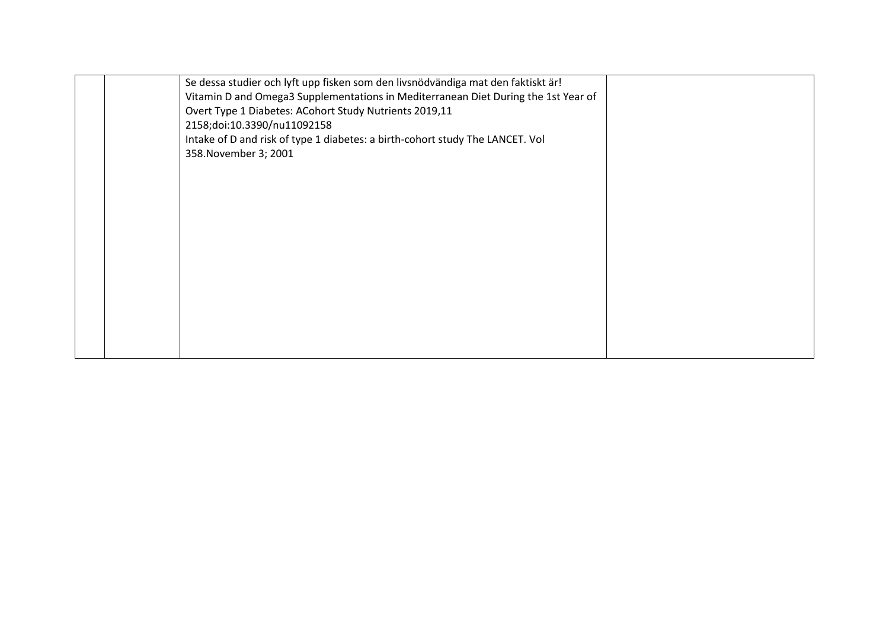|  |  |  |  |
|---|---|---|---|
|  |  | Se dessa studier och lyft upp fisken som den livsnödvändiga mat den faktiskt är!<br>Vitamin D and Omega3 Supplementations in Mediterranean Diet During the 1st Year of Overt Type 1 Diabetes: ACohort Study Nutrients 2019,11 2158;doi:10.3390/nu11092158<br>Intake of D and risk of type 1 diabetes: a birth-cohort study The LANCET. Vol 358.November 3; 2001 |  |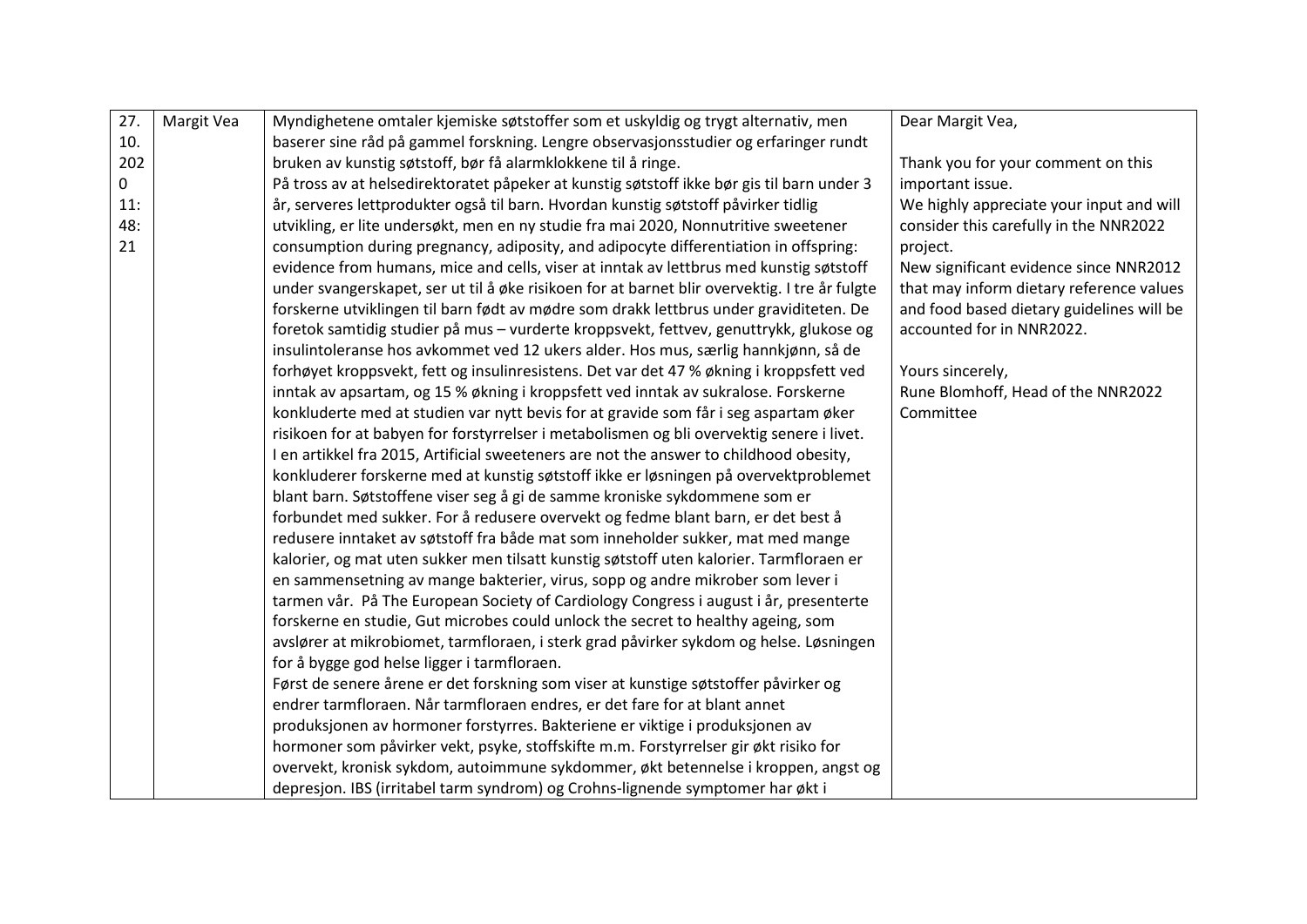| 27.10.2020 11:48:21 | Margit Vea | Myndighetene omtaler kjemiske søtstoffer som et uskyldig og trygt alternativ, men baserer sine råd på gammel forskning. Lengre observasjonsstudier og erfaringer rundt bruken av kunstig søtstoff, bør få alarmklokkene til å ringe.<br>På tross av at helsedirektoratet påpeker at kunstig søtstoff ikke bør gis til barn under 3 år, serveres lettprodukter også til barn. Hvordan kunstig søtstoff påvirker tidlig utvikling, er lite undersøkt, men en ny studie fra mai 2020, Nonnutritive sweetener consumption during pregnancy, adiposity, and adipocyte differentiation in offspring: evidence from humans, mice and cells, viser at inntak av lettbrus med kunstig søtstoff under svangerskapet, ser ut til å øke risikoen for at barnet blir overvektig. I tre år fulgte forskerne utviklingen til barn født av mødre som drakk lettbrus under graviditeten. De foretok samtidig studier på mus – vurderte kroppsvekt, fettvev, genuttrykk, glukose og insulintoleranse hos avkommet ved 12 ukers alder. Hos mus, særlig hannkjønn, så de forhøyet kroppsvekt, fett og insulinresistens. Det var det 47 % økning i kroppsfett ved inntak av apsartam, og 15 % økning i kroppsfett ved inntak av sukralose. Forskerne konkluderte med at studien var nytt bevis for at gravide som får i seg aspartam øker risikoen for at babyen for forstyrrelser i metabolismen og bli overvektig senere i livet.<br>I en artikkel fra 2015, Artificial sweeteners are not the answer to childhood obesity, konkluderer forskerne med at kunstig søtstoff ikke er løsningen på overvektproblemet blant barn. Søtstoffene viser seg å gi de samme kroniske sykdommene som er forbundet med sukker. For å redusere overvekt og fedme blant barn, er det best å redusere inntaket av søtstoff fra både mat som inneholder sukker, mat med mange kalorier, og mat uten sukker men tilsatt kunstig søtstoff uten kalorier. Tarmfloraen er en sammensetning av mange bakterier, virus, sopp og andre mikrober som lever i tarmen vår. På The European Society of Cardiology Congress i august i år, presenterte forskerne en studie, Gut microbes could unlock the secret to healthy ageing, som avslører at mikrobiomet, tarmfloraen, i sterk grad påvirker sykdom og helse. Løsningen for å bygge god helse ligger i tarmfloraen.<br>Først de senere årene er det forskning som viser at kunstige søtstoffer påvirker og endrer tarmfloraen. Når tarmfloraen endres, er det fare for at blant annet produksjonen av hormoner forstyrres. Bakteriene er viktige i produksjonen av hormoner som påvirker vekt, psyke, stoffskifte m.m. Forstyrrelser gir økt risiko for overvekt, kronisk sykdom, autoimmune sykdommer, økt betennelse i kroppen, angst og depresjon. IBS (irritabel tarm syndrom) og Crohns-lignende symptomer har økt i | Dear Margit Vea,<br><br>Thank you for your comment on this important issue.<br>We highly appreciate your input and will consider this carefully in the NNR2022 project.<br>New significant evidence since NNR2012 that may inform dietary reference values and food based dietary guidelines will be accounted for in NNR2022.<br><br>Yours sincerely,<br>Rune Blomhoff, Head of the NNR2022 Committee |
|---|---|---|---|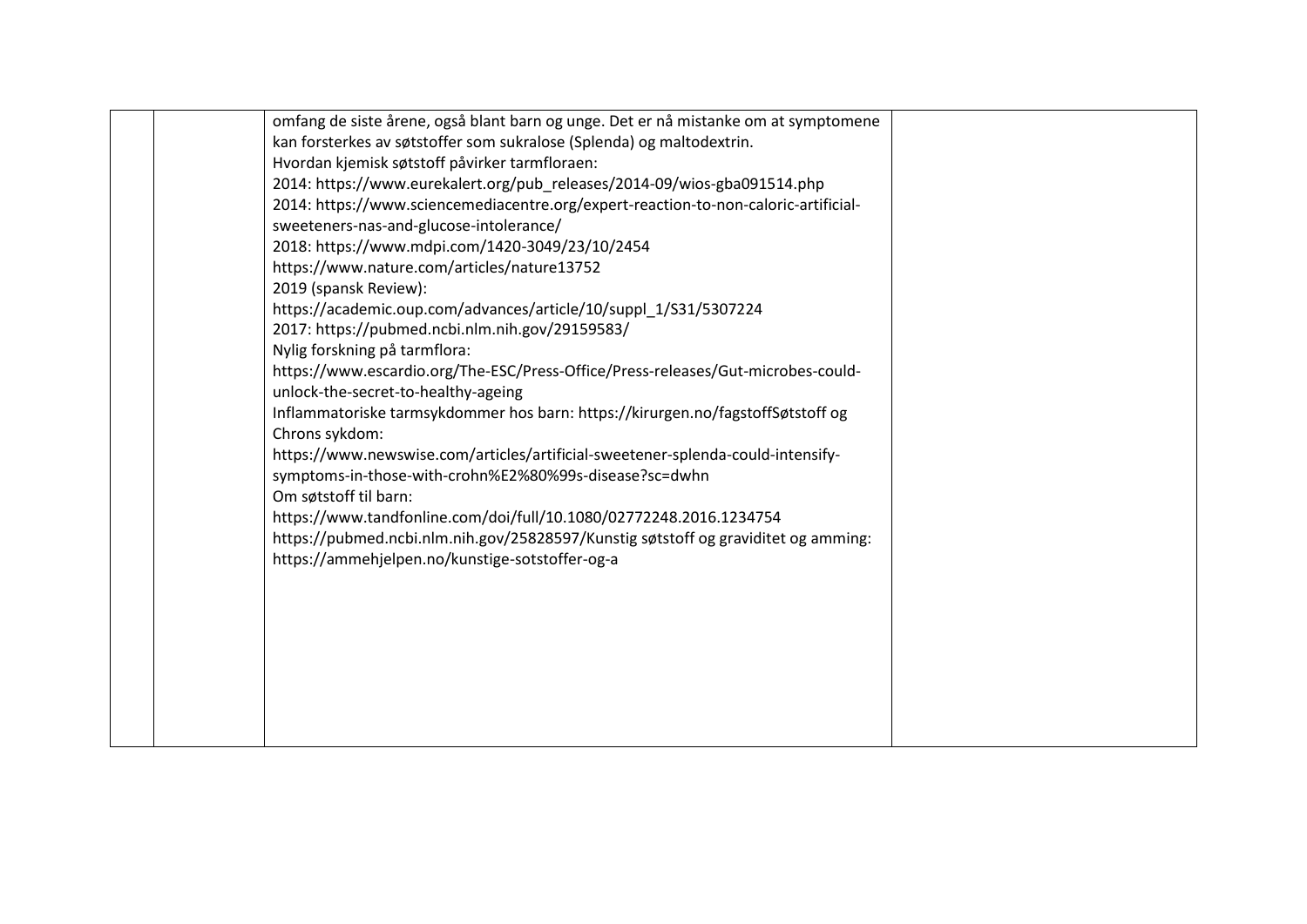| | | omfang de siste årene, også blant barn og unge. Det er nå mistanke om at symptomene kan forsterkes av søtstoffer som sukralose (Splenda) og maltodextrin.<br>Hvordan kjemisk søtstoff påvirker tarmfloraen:<br>2014: https://www.eurekalert.org/pub_releases/2014-09/wios-gba091514.php<br>2014: https://www.sciencemediacentre.org/expert-reaction-to-non-caloric-artificial-sweeteners-nas-and-glucose-intolerance/<br>2018: https://www.mdpi.com/1420-3049/23/10/2454<br>https://www.nature.com/articles/nature13752<br>2019 (spansk Review):<br>https://academic.oup.com/advances/article/10/suppl_1/S31/5307224<br>2017: https://pubmed.ncbi.nlm.nih.gov/29159583/<br>Nylig forskning på tarmflora:<br>https://www.escardio.org/The-ESC/Press-Office/Press-releases/Gut-microbes-could-unlock-the-secret-to-healthy-ageing<br>Inflammatoriske tarmsykdommer hos barn: https://kirurgen.no/fagstoffSøtstoff og Chrons sykdom:<br>https://www.newswise.com/articles/artificial-sweetener-splenda-could-intensify-symptoms-in-those-with-crohn%E2%80%99s-disease?sc=dwhn<br>Om søtstoff til barn:<br>https://www.tandfonline.com/doi/full/10.1080/02772248.2016.1234754<br>https://pubmed.ncbi.nlm.nih.gov/25828597/Kunstig søtstoff og graviditet og amming:<br>https://ammehjelpen.no/kunstige-sotstoffer-og-a | |
|---|---|---|---|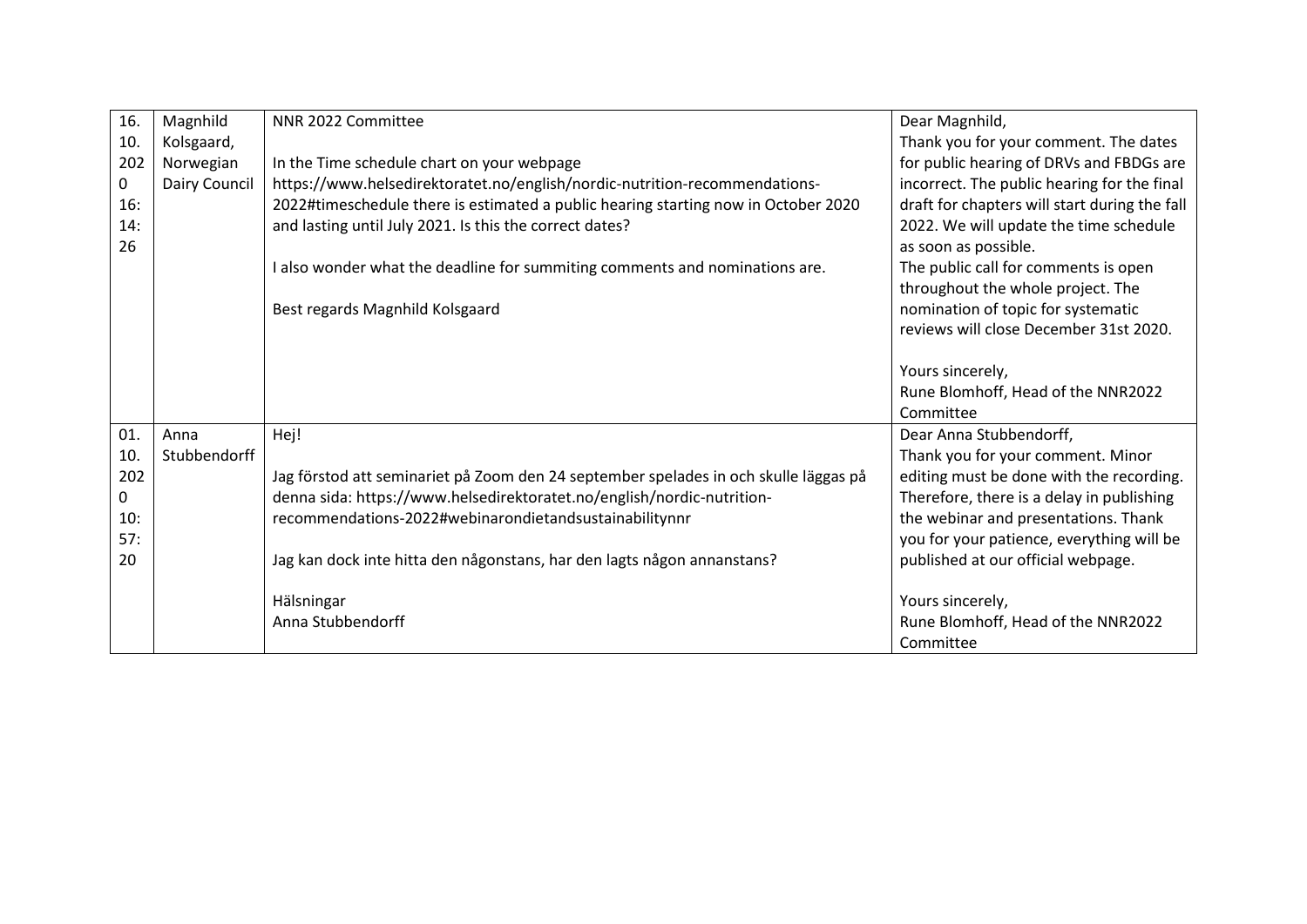| | | | |
|---|---|---|---|
| 16.10.2020 16:14:26 | Magnhild Kolsgaard, Norwegian Dairy Council | NNR 2022 Committee<br><br>In the Time schedule chart on your webpage https://www.helsedirektoratet.no/english/nordic-nutrition-recommendations-2022#timeschedule there is estimated a public hearing starting now in October 2020 and lasting until July 2021. Is this the correct dates?<br><br>I also wonder what the deadline for summiting comments and nominations are.<br><br>Best regards Magnhild Kolsgaard | Dear Magnhild,<br>Thank you for your comment. The dates for public hearing of DRVs and FBDGs are incorrect. The public hearing for the final draft for chapters will start during the fall 2022. We will update the time schedule as soon as possible.<br>The public call for comments is open throughout the whole project. The nomination of topic for systematic reviews will close December 31st 2020.<br><br>Yours sincerely,<br>Rune Blomhoff, Head of the NNR2022 Committee |
| 01.10.2020 10:57:20 | Anna Stubbendorff | Hej!<br><br>Jag förstod att seminariet på Zoom den 24 september spelades in och skulle läggas på denna sida: https://www.helsedirektoratet.no/english/nordic-nutrition-recommendations-2022#webinarondietandsustainabilitynnr<br><br>Jag kan dock inte hitta den någonstans, har den lagts någon annanstans?<br><br>Hälsningar<br>Anna Stubbendorff | Dear Anna Stubbendorff,<br>Thank you for your comment. Minor editing must be done with the recording. Therefore, there is a delay in publishing the webinar and presentations. Thank you for your patience, everything will be published at our official webpage.<br><br>Yours sincerely,<br>Rune Blomhoff, Head of the NNR2022 Committee |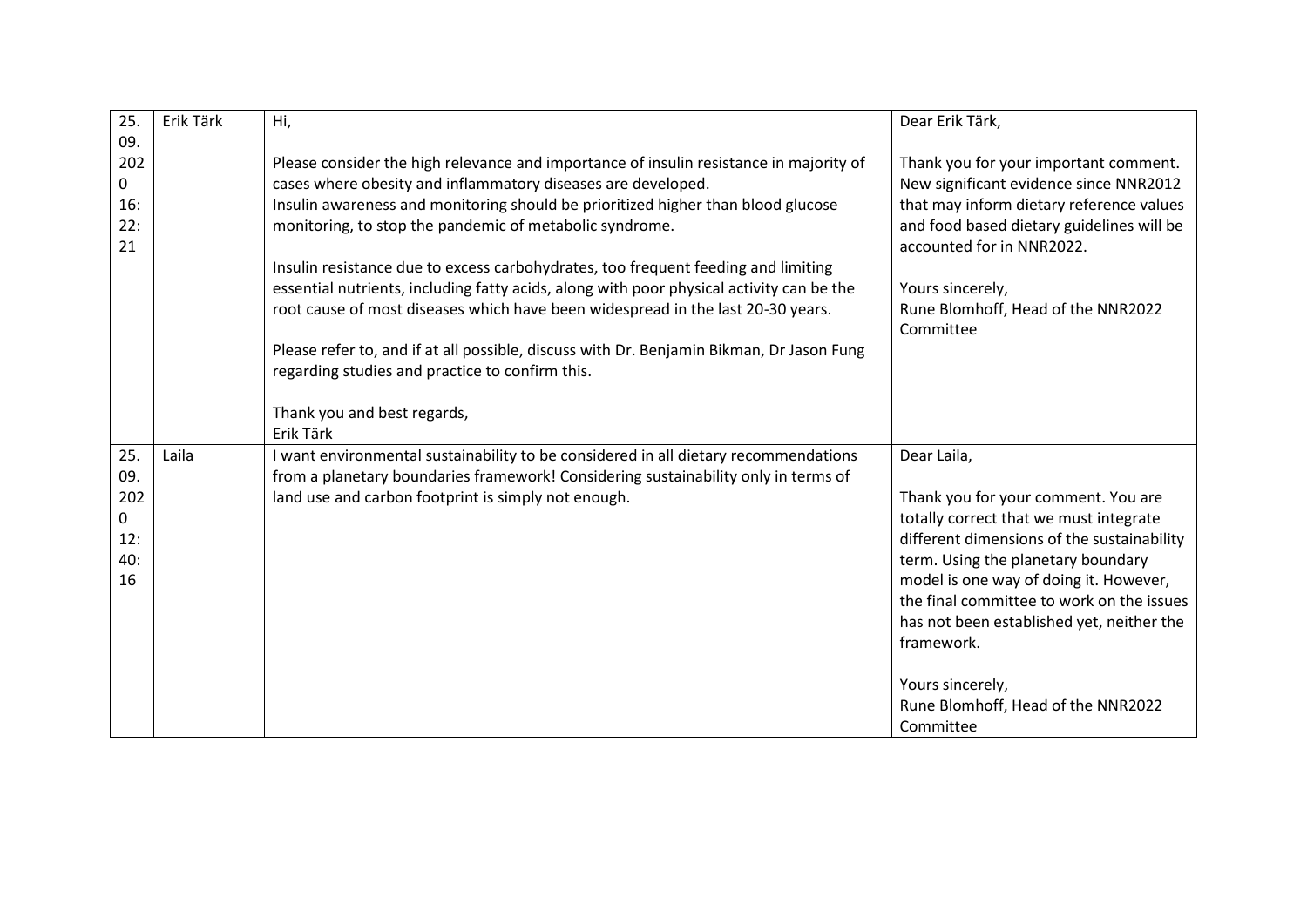| 25.09.2020 16:22:21 | Erik Tärk | Hi,<br><br>Please consider the high relevance and importance of insulin resistance in majority of cases where obesity and inflammatory diseases are developed.<br>Insulin awareness and monitoring should be prioritized higher than blood glucose monitoring, to stop the pandemic of metabolic syndrome.<br><br>Insulin resistance due to excess carbohydrates, too frequent feeding and limiting essential nutrients, including fatty acids, along with poor physical activity can be the root cause of most diseases which have been widespread in the last 20-30 years.<br><br>Please refer to, and if at all possible, discuss with Dr. Benjamin Bikman, Dr Jason Fung regarding studies and practice to confirm this.<br><br>Thank you and best regards,<br>Erik Tärk | Dear Erik Tärk,<br><br>Thank you for your important comment. New significant evidence since NNR2012 that may inform dietary reference values and food based dietary guidelines will be accounted for in NNR2022.<br><br>Yours sincerely,<br>Rune Blomhoff, Head of the NNR2022 Committee |
|---|---|---|---|
| 25.09.2020 12:40:16 | Laila | I want environmental sustainability to be considered in all dietary recommendations from a planetary boundaries framework! Considering sustainability only in terms of land use and carbon footprint is simply not enough. | Dear Laila,<br><br>Thank you for your comment. You are totally correct that we must integrate different dimensions of the sustainability term. Using the planetary boundary model is one way of doing it. However, the final committee to work on the issues has not been established yet, neither the framework.<br><br>Yours sincerely,<br>Rune Blomhoff, Head of the NNR2022 Committee |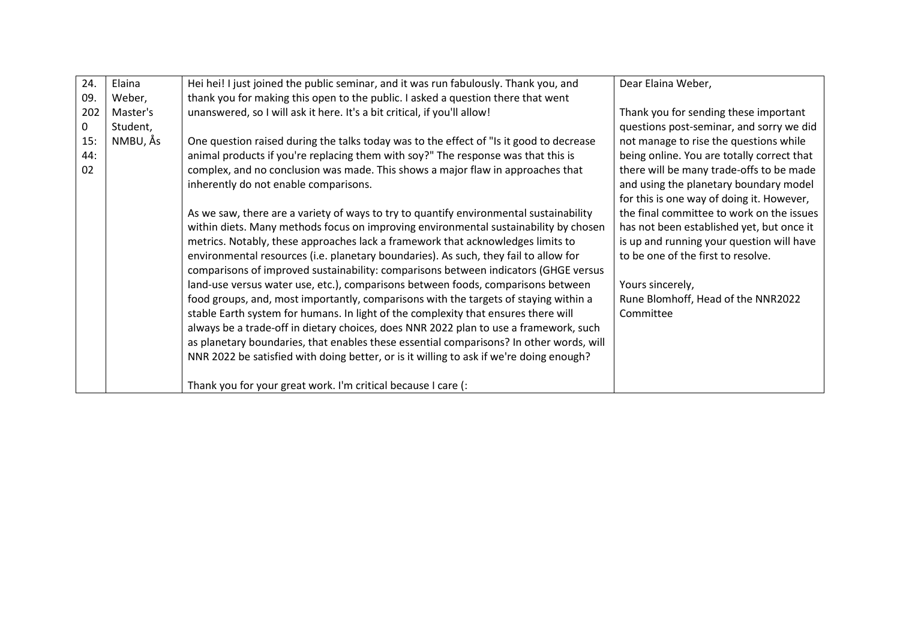| 24.09.2020 15:44:02 | Elaina Weber, Master's Student, NMBU, Ås | Hei hei! I just joined the public seminar, and it was run fabulously. Thank you, and thank you for making this open to the public. I asked a question there that went unanswered, so I will ask it here. It's a bit critical, if you'll allow!<br><br>One question raised during the talks today was to the effect of "Is it good to decrease animal products if you're replacing them with soy?" The response was that this is complex, and no conclusion was made. This shows a major flaw in approaches that inherently do not enable comparisons.<br><br>As we saw, there are a variety of ways to try to quantify environmental sustainability within diets. Many methods focus on improving environmental sustainability by chosen metrics. Notably, these approaches lack a framework that acknowledges limits to environmental resources (i.e. planetary boundaries). As such, they fail to allow for comparisons of improved sustainability: comparisons between indicators (GHGE versus land-use versus water use, etc.), comparisons between foods, comparisons between food groups, and, most importantly, comparisons with the targets of staying within a stable Earth system for humans. In light of the complexity that ensures there will always be a trade-off in dietary choices, does NNR 2022 plan to use a framework, such as planetary boundaries, that enables these essential comparisons? In other words, will NNR 2022 be satisfied with doing better, or is it willing to ask if we're doing enough?<br><br>Thank you for your great work. I'm critical because I care (: | Dear Elaina Weber,<br><br>Thank you for sending these important questions post-seminar, and sorry we did not manage to rise the questions while being online. You are totally correct that there will be many trade-offs to be made and using the planetary boundary model for this is one way of doing it. However, the final committee to work on the issues has not been established yet, but once it is up and running your question will have to be one of the first to resolve.<br><br>Yours sincerely,<br>Rune Blomhoff, Head of the NNR2022 Committee |
|---|---|---|---|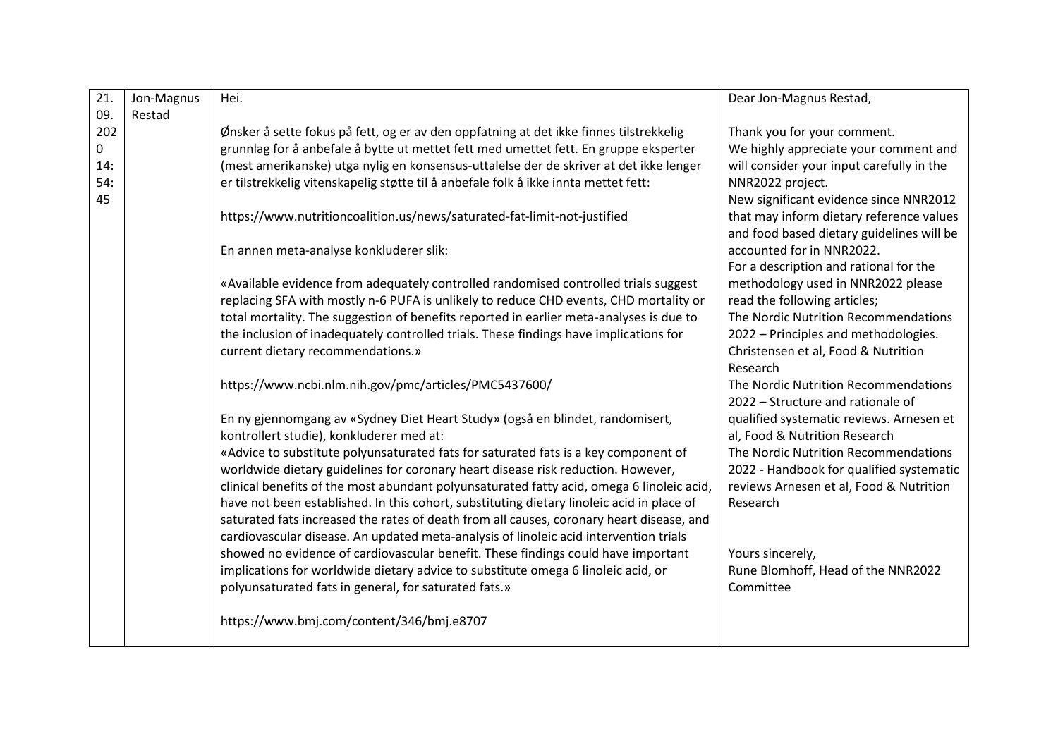| | | | |
|---|---|---|---|
| 21.09.2020 14:54:45 | Jon-Magnus Restad | Hei.<br><br>Ønsker å sette fokus på fett, og er av den oppfatning at det ikke finnes tilstrekkelig grunnlag for å anbefale å bytte ut mettet fett med umettet fett. En gruppe eksperter (mest amerikanske) utga nylig en konsensus-uttalelse der de skriver at det ikke lenger er tilstrekkelig vitenskapelig støtte til å anbefale folk å ikke innta mettet fett:<br><br>https://www.nutritioncoalition.us/news/saturated-fat-limit-not-justified<br><br>En annen meta-analyse konkluderer slik:<br><br>«Available evidence from adequately controlled randomised controlled trials suggest replacing SFA with mostly n-6 PUFA is unlikely to reduce CHD events, CHD mortality or total mortality. The suggestion of benefits reported in earlier meta-analyses is due to the inclusion of inadequately controlled trials. These findings have implications for current dietary recommendations.»<br><br>https://www.ncbi.nlm.nih.gov/pmc/articles/PMC5437600/<br><br>En ny gjennomgang av «Sydney Diet Heart Study» (også en blindet, randomisert, kontrollert studie), konkluderer med at:<br>«Advice to substitute polyunsaturated fats for saturated fats is a key component of worldwide dietary guidelines for coronary heart disease risk reduction. However, clinical benefits of the most abundant polyunsaturated fatty acid, omega 6 linoleic acid, have not been established. In this cohort, substituting dietary linoleic acid in place of saturated fats increased the rates of death from all causes, coronary heart disease, and cardiovascular disease. An updated meta-analysis of linoleic acid intervention trials showed no evidence of cardiovascular benefit. These findings could have important implications for worldwide dietary advice to substitute omega 6 linoleic acid, or polyunsaturated fats in general, for saturated fats.»<br><br>https://www.bmj.com/content/346/bmj.e8707 | Dear Jon-Magnus Restad,<br><br>Thank you for your comment.<br>We highly appreciate your comment and will consider your input carefully in the NNR2022 project.<br>New significant evidence since NNR2012 that may inform dietary reference values and food based dietary guidelines will be accounted for in NNR2022.<br>For a description and rational for the methodology used in NNR2022 please read the following articles;<br>The Nordic Nutrition Recommendations 2022 – Principles and methodologies. Christensen et al, Food & Nutrition Research<br>The Nordic Nutrition Recommendations 2022 – Structure and rationale of qualified systematic reviews. Arnesen et al, Food & Nutrition Research<br>The Nordic Nutrition Recommendations 2022 - Handbook for qualified systematic reviews Arnesen et al, Food & Nutrition Research<br><br>Yours sincerely,<br>Rune Blomhoff, Head of the NNR2022 Committee |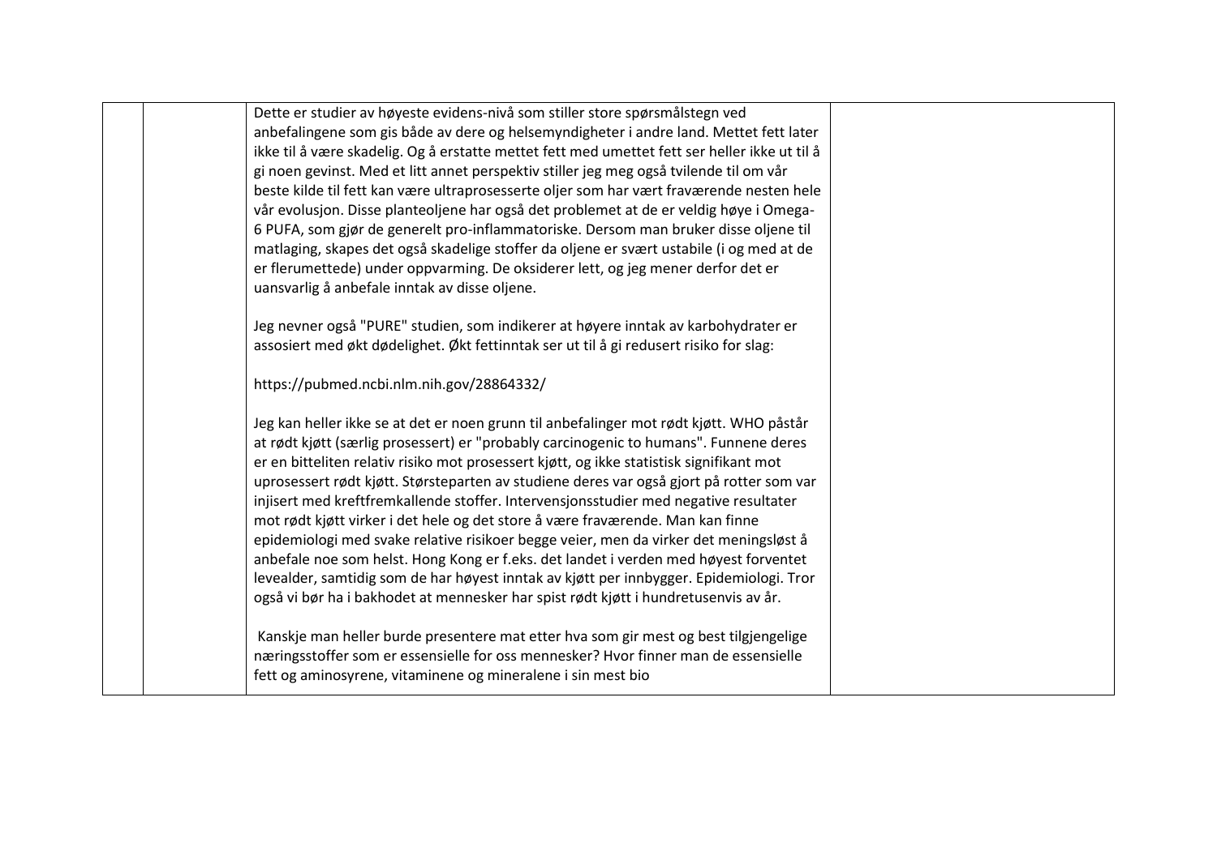| | | | |
|---|---|---|---|
| | | Dette er studier av høyeste evidens-nivå som stiller store spørsmålstegn ved anbefalingene som gis både av dere og helsemyndigheter i andre land. Mettet fett later ikke til å være skadelig. Og å erstatte mettet fett med umettet fett ser heller ikke ut til å gi noen gevinst. Med et litt annet perspektiv stiller jeg meg også tvilende til om vår beste kilde til fett kan være ultraprosesserte oljer som har vært fraværende nesten hele vår evolusjon. Disse planteoljene har også det problemet at de er veldig høye i Omega-6 PUFA, som gjør de generelt pro-inflammatoriske. Dersom man bruker disse oljene til matlaging, skapes det også skadelige stoffer da oljene er svært ustabile (i og med at de er flerumettede) under oppvarming. De oksiderer lett, og jeg mener derfor det er uansvarlig å anbefale inntak av disse oljene.<br><br>Jeg nevner også "PURE" studien, som indikerer at høyere inntak av karbohydrater er assosiert med økt dødelighet. Økt fettinntak ser ut til å gi redusert risiko for slag:<br><br>https://pubmed.ncbi.nlm.nih.gov/28864332/<br><br>Jeg kan heller ikke se at det er noen grunn til anbefalinger mot rødt kjøtt. WHO påstår at rødt kjøtt (særlig prosessert) er "probably carcinogenic to humans". Funnene deres er en bitteliten relativ risiko mot prosessert kjøtt, og ikke statistisk signifikant mot uprosessert rødt kjøtt. Størsteparten av studiene deres var også gjort på rotter som var injisert med kreftfremkallende stoffer. Intervensjonsstudier med negative resultater mot rødt kjøtt virker i det hele og det store å være fraværende. Man kan finne epidemiologi med svake relative risikoer begge veier, men da virker det meningsløst å anbefale noe som helst. Hong Kong er f.eks. det landet i verden med høyest forventet levealder, samtidig som de har høyest inntak av kjøtt per innbygger. Epidemiologi. Tror også vi bør ha i bakhodet at mennesker har spist rødt kjøtt i hundretusenvis av år.<br><br>Kanskje man heller burde presentere mat etter hva som gir mest og best tilgjengelige næringsstoffer som er essensielle for oss mennesker? Hvor finner man de essensielle fett og aminosyrene, vitaminene og mineralene i sin mest bio | |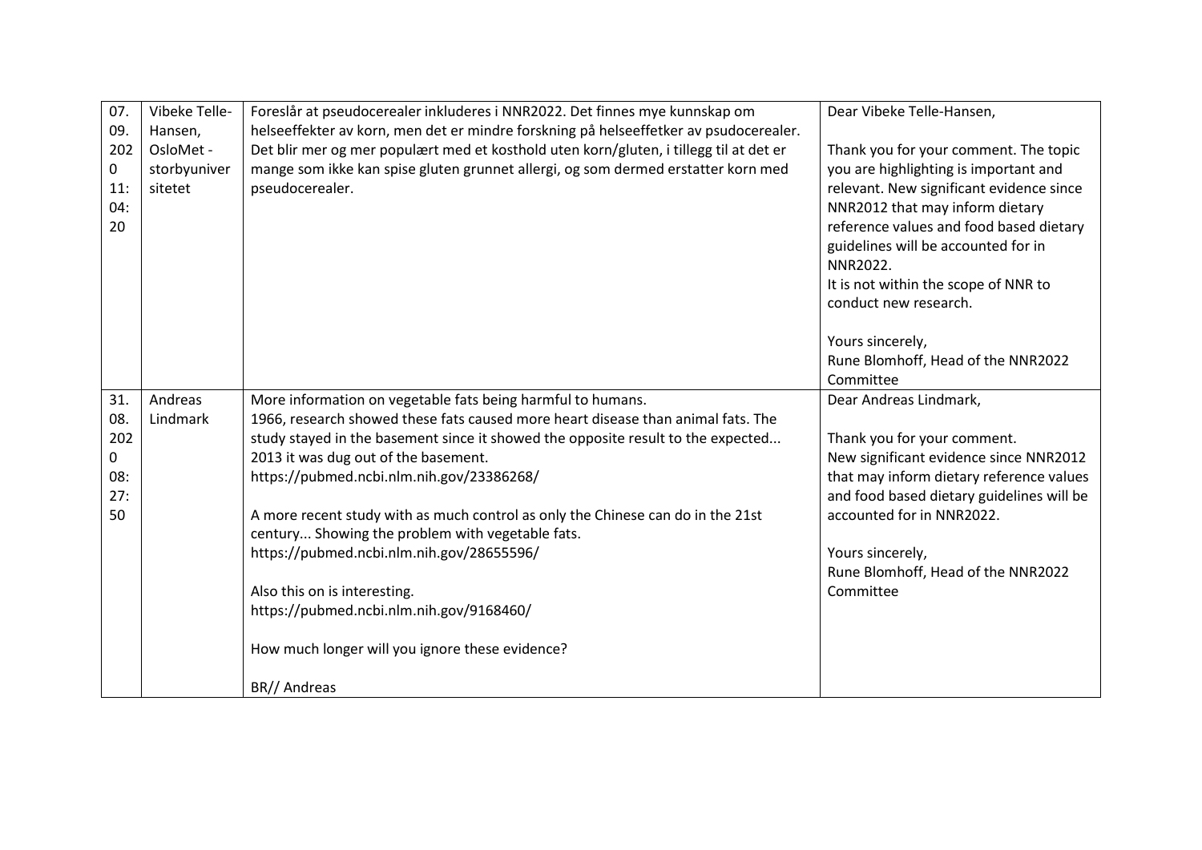| | | | |
|---|---|---|---|
| 07.09.2020 11:04:20 | Vibeke Telle-Hansen, OsloMet - storbyuniversitetet | Foreslår at pseudocerealer inkluderes i NNR2022. Det finnes mye kunnskap om helseeffekter av korn, men det er mindre forskning på helseeffetker av psudocerealer. Det blir mer og mer populært med et kosthold uten korn/gluten, i tillegg til at det er mange som ikke kan spise gluten grunnet allergi, og som dermed erstatter korn med pseudocerealer. | Dear Vibeke Telle-Hansen,<br><br>Thank you for your comment. The topic you are highlighting is important and relevant. New significant evidence since NNR2012 that may inform dietary reference values and food based dietary guidelines will be accounted for in NNR2022.<br>It is not within the scope of NNR to conduct new research.<br><br>Yours sincerely,<br>Rune Blomhoff, Head of the NNR2022 Committee |
| 31.08.2020 08:27:50 | Andreas Lindmark | More information on vegetable fats being harmful to humans.<br>1966, research showed these fats caused more heart disease than animal fats. The study stayed in the basement since it showed the opposite result to the expected...<br>2013 it was dug out of the basement.<br>https://pubmed.ncbi.nlm.nih.gov/23386268/<br><br>A more recent study with as much control as only the Chinese can do in the 21st century... Showing the problem with vegetable fats.<br>https://pubmed.ncbi.nlm.nih.gov/28655596/<br><br>Also this on is interesting.<br>https://pubmed.ncbi.nlm.nih.gov/9168460/<br><br>How much longer will you ignore these evidence?<br><br>BR// Andreas | Dear Andreas Lindmark,<br><br>Thank you for your comment.<br>New significant evidence since NNR2012 that may inform dietary reference values and food based dietary guidelines will be accounted for in NNR2022.<br><br>Yours sincerely,<br>Rune Blomhoff, Head of the NNR2022 Committee |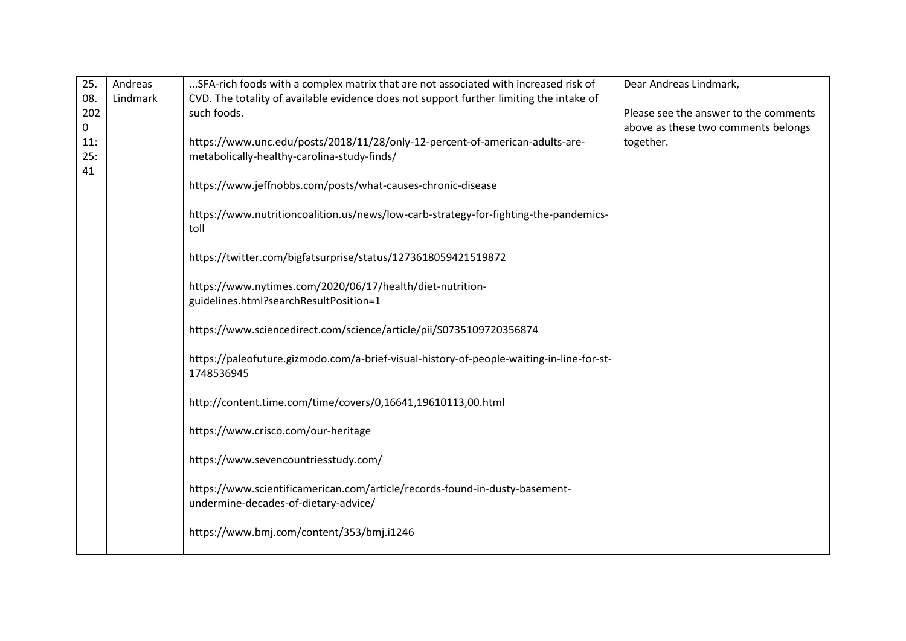| 25.08.2020 11:25:41 | Andreas Lindmark | ...SFA-rich foods with a complex matrix that are not associated with increased risk of CVD. The totality of available evidence does not support further limiting the intake of such foods.<br><br>https://www.unc.edu/posts/2018/11/28/only-12-percent-of-american-adults-are-metabolically-healthy-carolina-study-finds/<br><br>https://www.jeffnobbs.com/posts/what-causes-chronic-disease<br><br>https://www.nutritioncoalition.us/news/low-carb-strategy-for-fighting-the-pandemics-toll<br><br>https://twitter.com/bigfatsurprise/status/1273618059421519872<br><br>https://www.nytimes.com/2020/06/17/health/diet-nutrition-guidelines.html?searchResultPosition=1<br><br>https://www.sciencedirect.com/science/article/pii/S0735109720356874<br><br>https://paleofuture.gizmodo.com/a-brief-visual-history-of-people-waiting-in-line-for-st-1748536945<br><br>http://content.time.com/time/covers/0,16641,19610113,00.html<br><br>https://www.crisco.com/our-heritage<br><br>https://www.sevencountriesstudy.com/<br><br>https://www.scientificamerican.com/article/records-found-in-dusty-basement-undermine-decades-of-dietary-advice/<br><br>https://www.bmj.com/content/353/bmj.i1246 | Dear Andreas Lindmark,<br><br>Please see the answer to the comments above as these two comments belongs together. |
|---|---|---|---|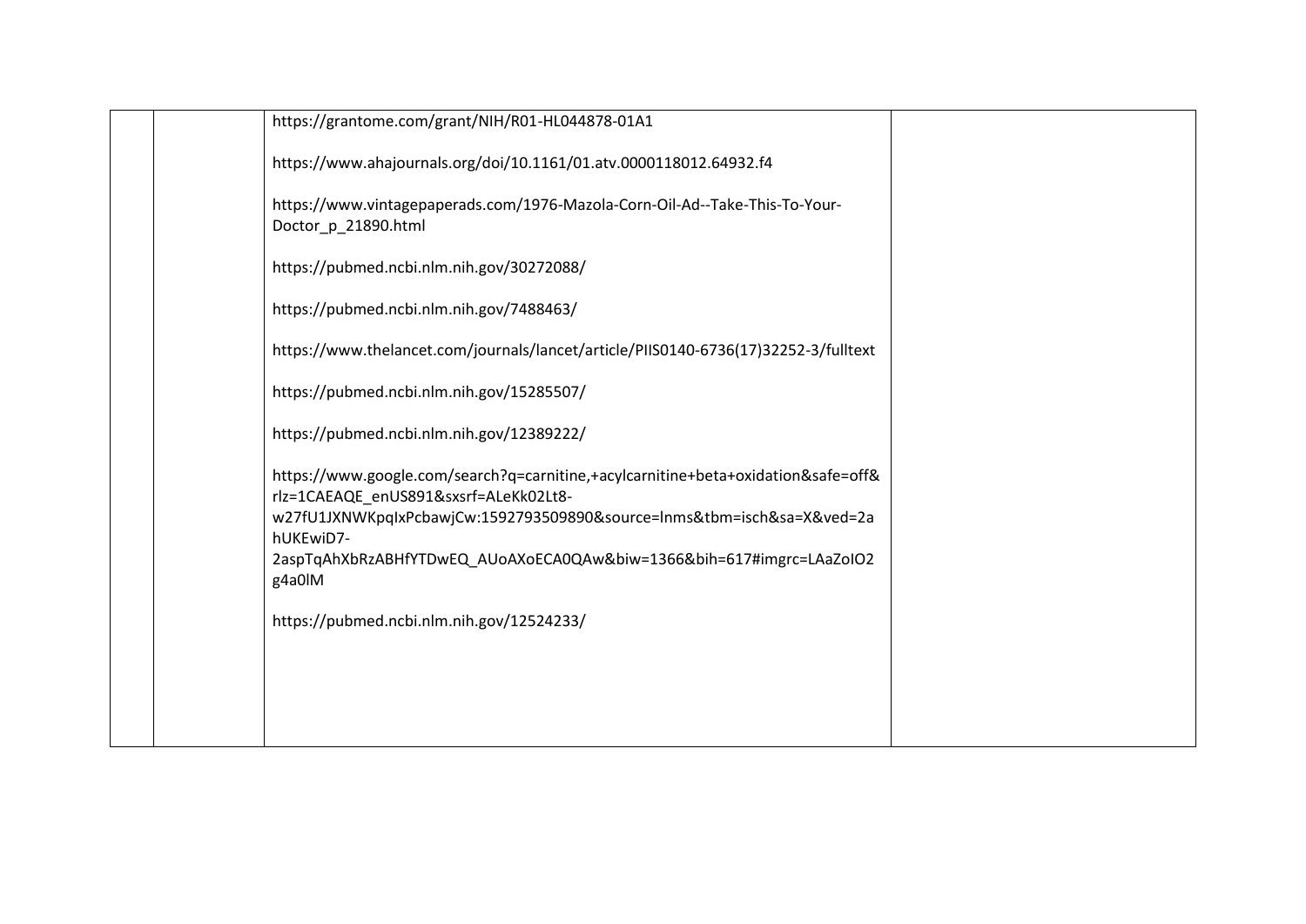|  |  |  |  |
|---|---|---|---|
|  |  | https://grantome.com/grant/NIH/R01-HL044878-01A1<br><br>https://www.ahajournals.org/doi/10.1161/01.atv.0000118012.64932.f4<br><br>https://www.vintagepaperads.com/1976-Mazola-Corn-Oil-Ad--Take-This-To-Your-Doctor_p_21890.html<br><br>https://pubmed.ncbi.nlm.nih.gov/30272088/<br><br>https://pubmed.ncbi.nlm.nih.gov/7488463/<br><br>https://www.thelancet.com/journals/lancet/article/PIIS0140-6736(17)32252-3/fulltext<br><br>https://pubmed.ncbi.nlm.nih.gov/15285507/<br><br>https://pubmed.ncbi.nlm.nih.gov/12389222/<br><br>https://www.google.com/search?q=carnitine,+acylcarnitine+beta+oxidation&safe=off&rlz=1CAEAQE_enUS891&sxsrf=ALeKk02Lt8-w27fU1JXNWKpqIxPcbawjCw:1592793509890&source=lnms&tbm=isch&sa=X&ved=2ahUKEwiD7-2aspTqAhXbRzABHfYTDwEQ_AUoAXoECA0QAw&biw=1366&bih=617#imgrc=LAaZoIO2g4a0lM<br><br>https://pubmed.ncbi.nlm.nih.gov/12524233/ |  |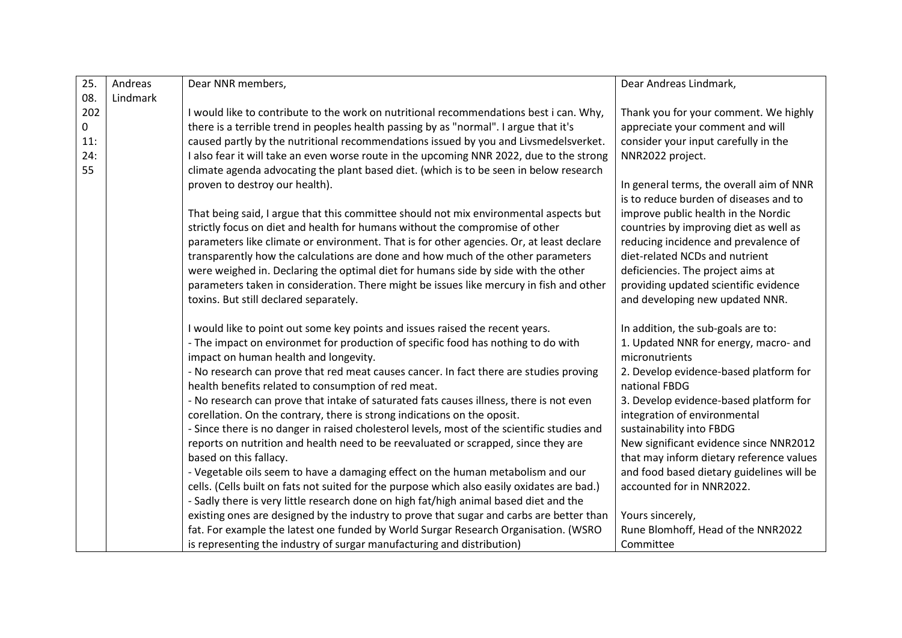| 25.08.2020 11:24:55 | Andreas Lindmark | Dear NNR members,<br><br>I would like to contribute to the work on nutritional recommendations best i can. Why, there is a terrible trend in peoples health passing by as "normal". I argue that it's caused partly by the nutritional recommendations issued by you and Livsmedelsverket. I also fear it will take an even worse route in the upcoming NNR 2022, due to the strong climate agenda advocating the plant based diet. (which is to be seen in below research proven to destroy our health).<br><br>That being said, I argue that this committee should not mix environmental aspects but strictly focus on diet and health for humans without the compromise of other parameters like climate or environment. That is for other agencies. Or, at least declare transparently how the calculations are done and how much of the other parameters were weighed in. Declaring the optimal diet for humans side by side with the other parameters taken in consideration. There might be issues like mercury in fish and other toxins. But still declared separately.<br><br>I would like to point out some key points and issues raised the recent years.<br>- The impact on environmet for production of specific food has nothing to do with impact on human health and longevity.<br>- No research can prove that red meat causes cancer. In fact there are studies proving health benefits related to consumption of red meat.<br>- No research can prove that intake of saturated fats causes illness, there is not even corellation. On the contrary, there is strong indications on the oposit.<br>- Since there is no danger in raised cholesterol levels, most of the scientific studies and reports on nutrition and health need to be reevaluated or scrapped, since they are based on this fallacy.<br>- Vegetable oils seem to have a damaging effect on the human metabolism and our cells. (Cells built on fats not suited for the purpose which also easily oxidates are bad.)<br>- Sadly there is very little research done on high fat/high animal based diet and the existing ones are designed by the industry to prove that sugar and carbs are better than fat. For example the latest one funded by World Surgar Research Organisation. (WSRO is representing the industry of surgar manufacturing and distribution) | Dear Andreas Lindmark,<br><br>Thank you for your comment. We highly appreciate your comment and will consider your input carefully in the NNR2022 project.<br><br>In general terms, the overall aim of NNR is to reduce burden of diseases and to improve public health in the Nordic countries by improving diet as well as reducing incidence and prevalence of diet-related NCDs and nutrient deficiencies. The project aims at providing updated scientific evidence and developing new updated NNR.<br><br>In addition, the sub-goals are to:<br>1. Updated NNR for energy, macro- and micronutrients<br>2. Develop evidence-based platform for national FBDG<br>3. Develop evidence-based platform for integration of environmental sustainability into FBDG<br>New significant evidence since NNR2012 that may inform dietary reference values and food based dietary guidelines will be accounted for in NNR2022.<br><br>Yours sincerely,<br>Rune Blomhoff, Head of the NNR2022 Committee |
|---|---|---|---|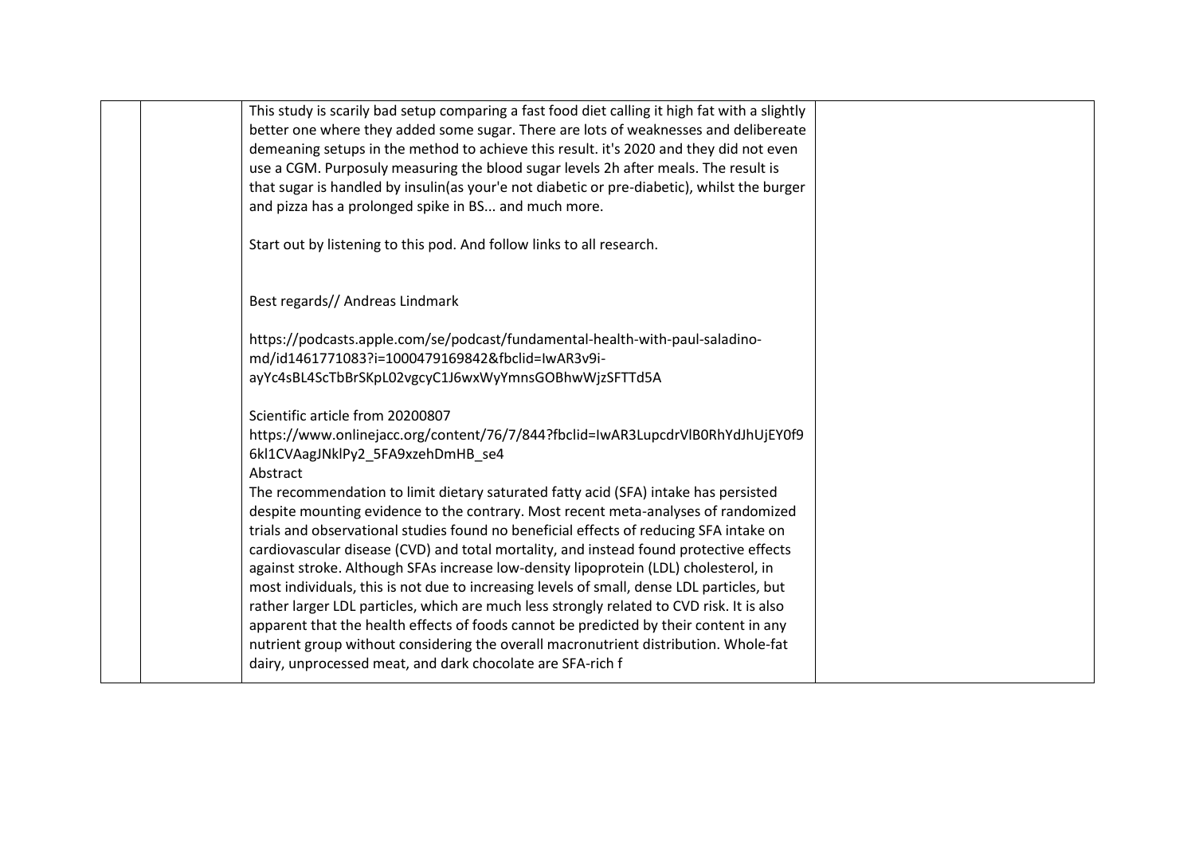| | | | |
|---|---|---|---|
| | | This study is scarily bad setup comparing a fast food diet calling it high fat with a slightly better one where they added some sugar. There are lots of weaknesses and delibereate demeaning setups in the method to achieve this result. it's 2020 and they did not even use a CGM. Purposuly measuring the blood sugar levels 2h after meals. The result is that sugar is handled by insulin(as your'e not diabetic or pre-diabetic), whilst the burger and pizza has a prolonged spike in BS... and much more.<br><br>Start out by listening to this pod. And follow links to all research.<br><br><br>Best regards// Andreas Lindmark<br><br>https://podcasts.apple.com/se/podcast/fundamental-health-with-paul-saladino-md/id1461771083?i=1000479169842&fbclid=IwAR3v9i-ayYc4sBL4ScTbBrSKpL02vgcyC1J6wxWyYmnsGOBhwWjzSFTTd5A<br><br>Scientific article from 20200807<br>https://www.onlinejacc.org/content/76/7/844?fbclid=IwAR3LupcdrVlB0RhYdJhUjEY0f96kl1CVAagJNklPy2_5FA9xzehDmHB_se4<br>Abstract<br>The recommendation to limit dietary saturated fatty acid (SFA) intake has persisted despite mounting evidence to the contrary. Most recent meta-analyses of randomized trials and observational studies found no beneficial effects of reducing SFA intake on cardiovascular disease (CVD) and total mortality, and instead found protective effects against stroke. Although SFAs increase low-density lipoprotein (LDL) cholesterol, in most individuals, this is not due to increasing levels of small, dense LDL particles, but rather larger LDL particles, which are much less strongly related to CVD risk. It is also apparent that the health effects of foods cannot be predicted by their content in any nutrient group without considering the overall macronutrient distribution. Whole-fat dairy, unprocessed meat, and dark chocolate are SFA-rich f | |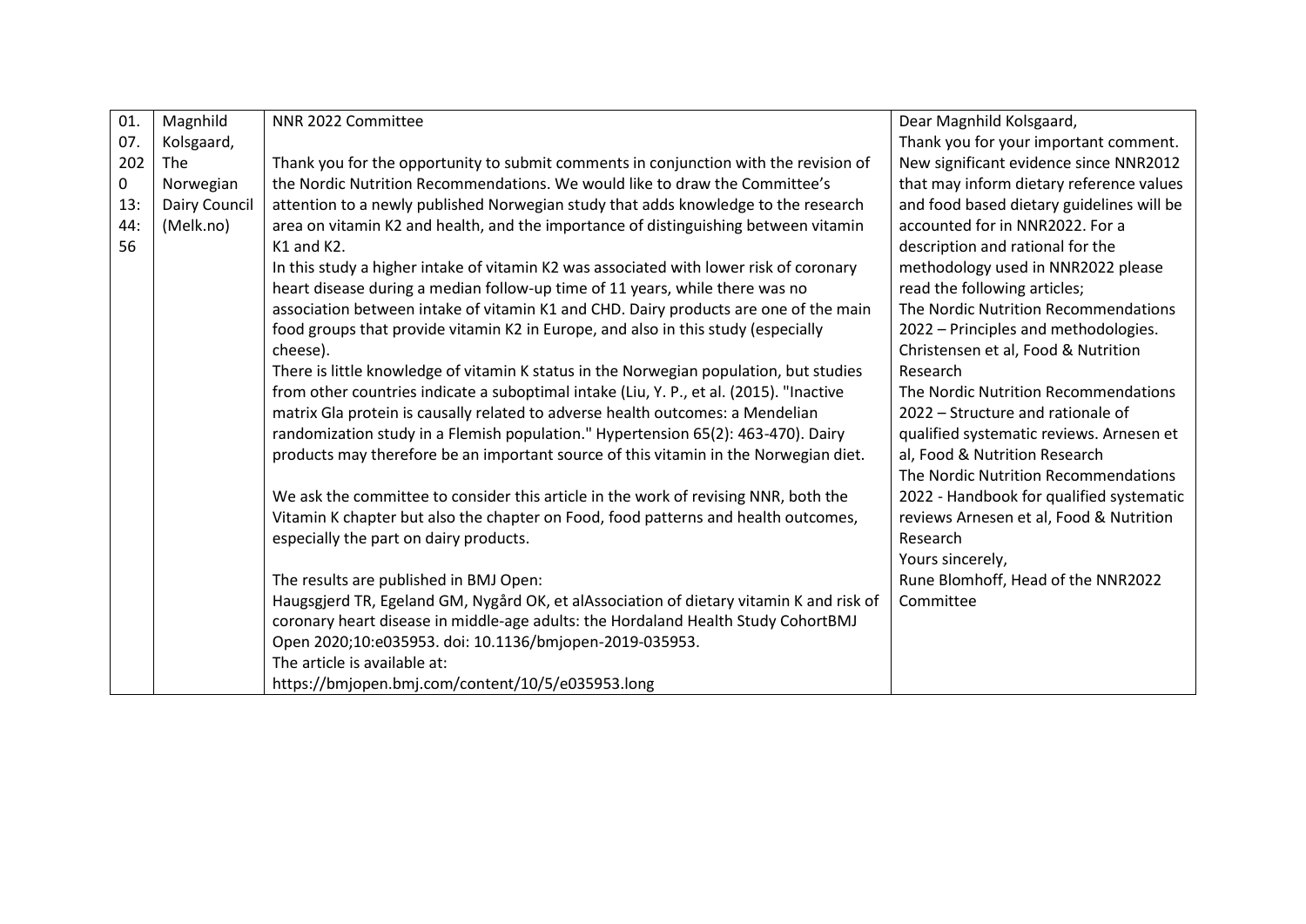| 01.07.2020 13:44:56 | Magnhild Kolsgaard, The Norwegian Dairy Council (Melk.no) | NNR 2022 Committee<br><br>Thank you for the opportunity to submit comments in conjunction with the revision of the Nordic Nutrition Recommendations. We would like to draw the Committee's attention to a newly published Norwegian study that adds knowledge to the research area on vitamin K2 and health, and the importance of distinguishing between vitamin K1 and K2.<br>In this study a higher intake of vitamin K2 was associated with lower risk of coronary heart disease during a median follow-up time of 11 years, while there was no association between intake of vitamin K1 and CHD. Dairy products are one of the main food groups that provide vitamin K2 in Europe, and also in this study (especially cheese).<br>There is little knowledge of vitamin K status in the Norwegian population, but studies from other countries indicate a suboptimal intake (Liu, Y. P., et al. (2015). "Inactive matrix Gla protein is causally related to adverse health outcomes: a Mendelian randomization study in a Flemish population." Hypertension 65(2): 463-470). Dairy products may therefore be an important source of this vitamin in the Norwegian diet.<br><br>We ask the committee to consider this article in the work of revising NNR, both the Vitamin K chapter but also the chapter on Food, food patterns and health outcomes, especially the part on dairy products.<br><br>The results are published in BMJ Open:<br>Haugsgjerd TR, Egeland GM, Nygård OK, et alAssociation of dietary vitamin K and risk of coronary heart disease in middle-age adults: the Hordaland Health Study CohortBMJ Open 2020;10:e035953. doi: 10.1136/bmjopen-2019-035953.<br>The article is available at:<br>https://bmjopen.bmj.com/content/10/5/e035953.long | Dear Magnhild Kolsgaard,<br>Thank you for your important comment. New significant evidence since NNR2012 that may inform dietary reference values and food based dietary guidelines will be accounted for in NNR2022. For a description and rational for the methodology used in NNR2022 please read the following articles;<br>The Nordic Nutrition Recommendations 2022 – Principles and methodologies. Christensen et al, Food & Nutrition Research<br>The Nordic Nutrition Recommendations 2022 – Structure and rationale of qualified systematic reviews. Arnesen et al, Food & Nutrition Research<br>The Nordic Nutrition Recommendations 2022 - Handbook for qualified systematic reviews Arnesen et al, Food & Nutrition Research<br>Yours sincerely,<br>Rune Blomhoff, Head of the NNR2022 Committee |
|---|---|---|---|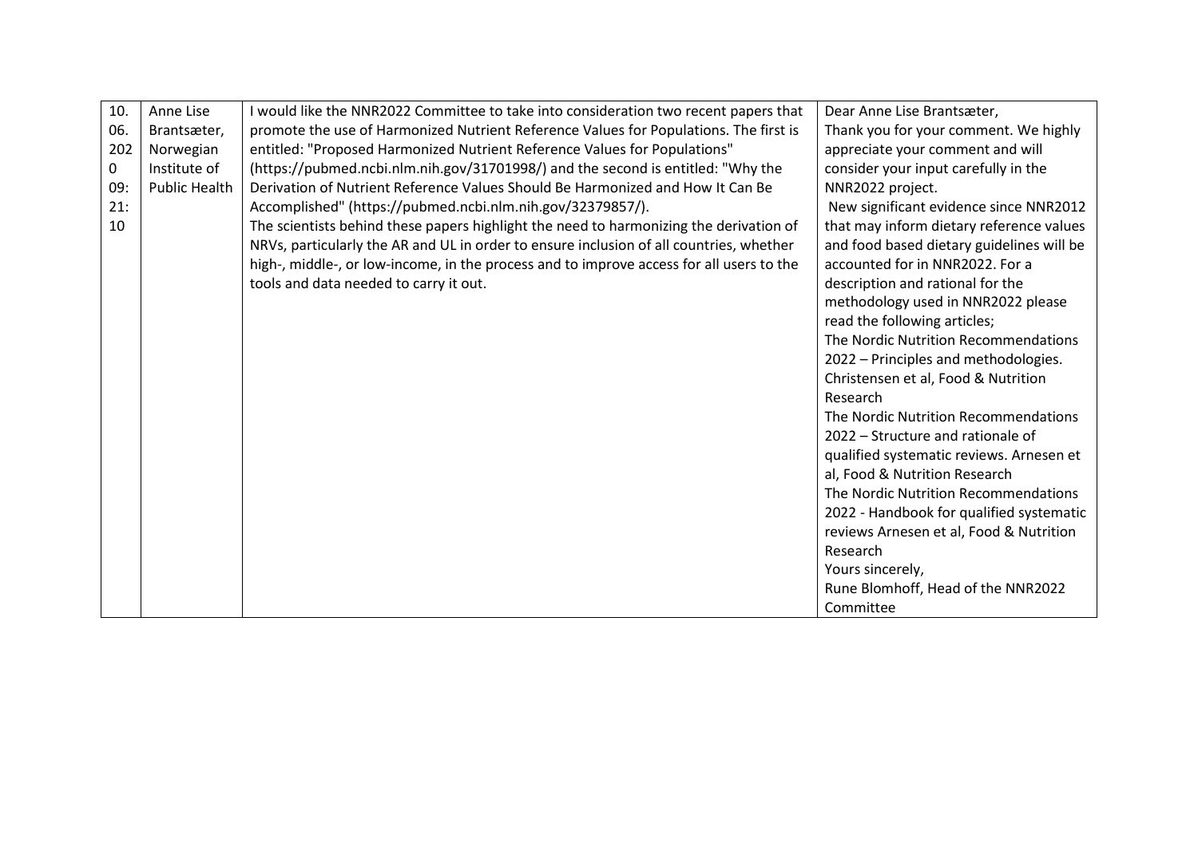| 10.06.2020 09:21:10 | Anne Lise Brantsæter, Norwegian Institute of Public Health | I would like the NNR2022 Committee to take into consideration two recent papers that promote the use of Harmonized Nutrient Reference Values for Populations. The first is entitled: "Proposed Harmonized Nutrient Reference Values for Populations" (https://pubmed.ncbi.nlm.nih.gov/31701998/) and the second is entitled: "Why the Derivation of Nutrient Reference Values Should Be Harmonized and How It Can Be Accomplished" (https://pubmed.ncbi.nlm.nih.gov/32379857/).<br>The scientists behind these papers highlight the need to harmonizing the derivation of NRVs, particularly the AR and UL in order to ensure inclusion of all countries, whether high-, middle-, or low-income, in the process and to improve access for all users to the tools and data needed to carry it out. | Dear Anne Lise Brantsæter,<br>Thank you for your comment. We highly appreciate your comment and will consider your input carefully in the NNR2022 project.<br>New significant evidence since NNR2012 that may inform dietary reference values and food based dietary guidelines will be accounted for in NNR2022. For a description and rational for the methodology used in NNR2022 please read the following articles;<br>The Nordic Nutrition Recommendations 2022 – Principles and methodologies. Christensen et al, Food & Nutrition Research<br>The Nordic Nutrition Recommendations 2022 – Structure and rationale of qualified systematic reviews. Arnesen et al, Food & Nutrition Research<br>The Nordic Nutrition Recommendations 2022 - Handbook for qualified systematic reviews Arnesen et al, Food & Nutrition Research<br>Yours sincerely,<br>Rune Blomhoff, Head of the NNR2022 Committee |
|---|---|---|---|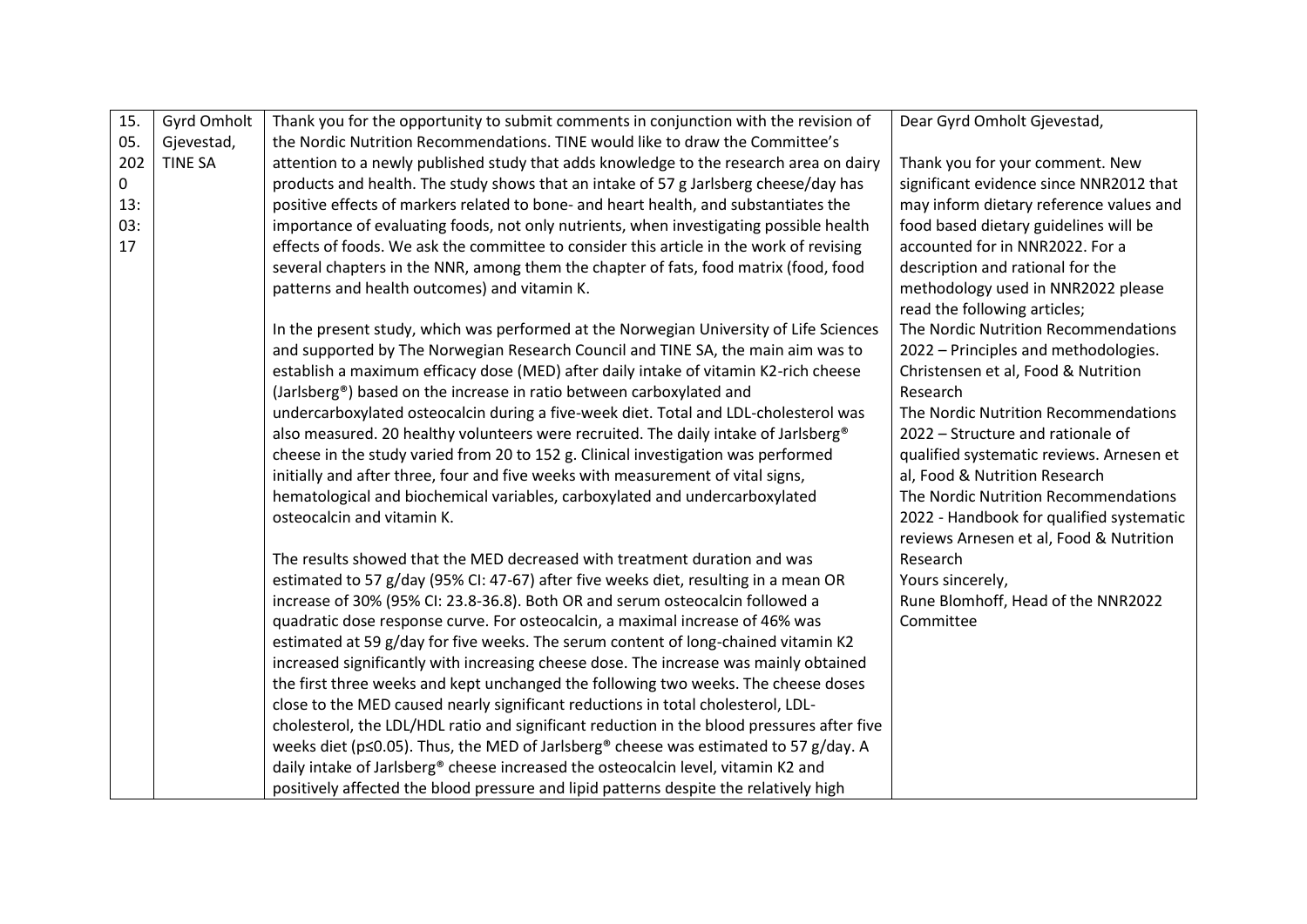| | | | |
|---|---|---|---|
| 15.05.2020 13:03:17 | Gyrd Omholt Gjevestad, TINE SA | Thank you for the opportunity to submit comments in conjunction with the revision of the Nordic Nutrition Recommendations. TINE would like to draw the Committee's attention to a newly published study that adds knowledge to the research area on dairy products and health. The study shows that an intake of 57 g Jarlsberg cheese/day has positive effects of markers related to bone- and heart health, and substantiates the importance of evaluating foods, not only nutrients, when investigating possible health effects of foods. We ask the committee to consider this article in the work of revising several chapters in the NNR, among them the chapter of fats, food matrix (food, food patterns and health outcomes) and vitamin K.<br><br>In the present study, which was performed at the Norwegian University of Life Sciences and supported by The Norwegian Research Council and TINE SA, the main aim was to establish a maximum efficacy dose (MED) after daily intake of vitamin K2-rich cheese (Jarlsberg®) based on the increase in ratio between carboxylated and undercarboxylated osteocalcin during a five-week diet. Total and LDL-cholesterol was also measured. 20 healthy volunteers were recruited. The daily intake of Jarlsberg® cheese in the study varied from 20 to 152 g. Clinical investigation was performed initially and after three, four and five weeks with measurement of vital signs, hematological and biochemical variables, carboxylated and undercarboxylated osteocalcin and vitamin K.<br><br>The results showed that the MED decreased with treatment duration and was estimated to 57 g/day (95% CI: 47-67) after five weeks diet, resulting in a mean OR increase of 30% (95% CI: 23.8-36.8). Both OR and serum osteocalcin followed a quadratic dose response curve. For osteocalcin, a maximal increase of 46% was estimated at 59 g/day for five weeks. The serum content of long-chained vitamin K2 increased significantly with increasing cheese dose. The increase was mainly obtained the first three weeks and kept unchanged the following two weeks. The cheese doses close to the MED caused nearly significant reductions in total cholesterol, LDL-cholesterol, the LDL/HDL ratio and significant reduction in the blood pressures after five weeks diet ($p \leq 0.05$). Thus, the MED of Jarlsberg® cheese was estimated to 57 g/day. A daily intake of Jarlsberg® cheese increased the osteocalcin level, vitamin K2 and positively affected the blood pressure and lipid patterns despite the relatively high | Dear Gyrd Omholt Gjevestad,<br><br>Thank you for your comment. New significant evidence since NNR2012 that may inform dietary reference values and food based dietary guidelines will be accounted for in NNR2022. For a description and rational for the methodology used in NNR2022 please read the following articles;<br>The Nordic Nutrition Recommendations 2022 – Principles and methodologies. Christensen et al, Food & Nutrition Research<br>The Nordic Nutrition Recommendations 2022 – Structure and rationale of qualified systematic reviews. Arnesen et al, Food & Nutrition Research<br>The Nordic Nutrition Recommendations 2022 - Handbook for qualified systematic reviews Arnesen et al, Food & Nutrition Research<br>Yours sincerely,<br>Rune Blomhoff, Head of the NNR2022 Committee |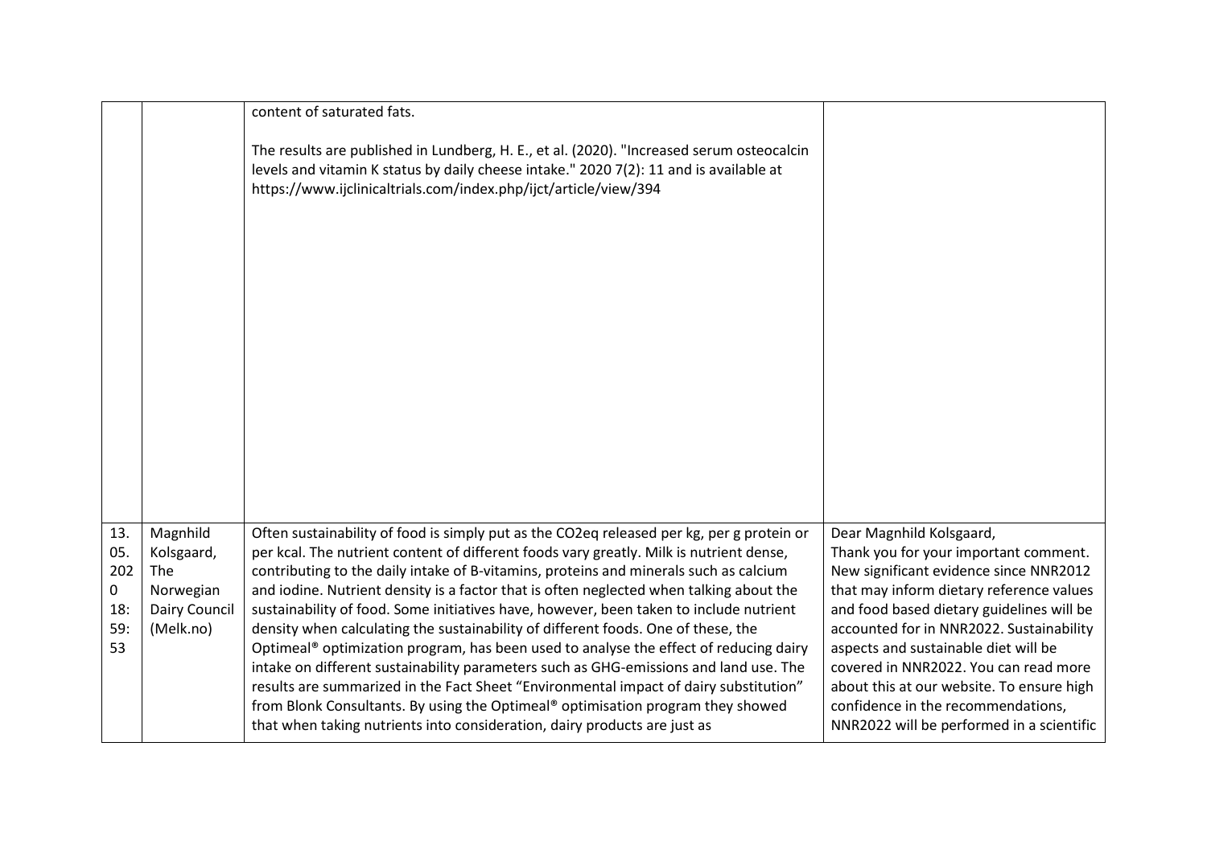|  |  |  |  |
|---|---|---|---|
|  |  | content of saturated fats.<br><br>The results are published in Lundberg, H. E., et al. (2020). "Increased serum osteocalcin levels and vitamin K status by daily cheese intake." 2020 7(2): 11 and is available at https://www.ijclinicaltrials.com/index.php/ijct/article/view/394 |  |
| 13.05.2020 18:59:53 | Magnhild Kolsgaard, The Norwegian Dairy Council (Melk.no) | Often sustainability of food is simply put as the CO2eq released per kg, per g protein or per kcal. The nutrient content of different foods vary greatly. Milk is nutrient dense, contributing to the daily intake of B-vitamins, proteins and minerals such as calcium and iodine. Nutrient density is a factor that is often neglected when talking about the sustainability of food. Some initiatives have, however, been taken to include nutrient density when calculating the sustainability of different foods. One of these, the Optimeal® optimization program, has been used to analyse the effect of reducing dairy intake on different sustainability parameters such as GHG-emissions and land use. The results are summarized in the Fact Sheet "Environmental impact of dairy substitution" from Blonk Consultants. By using the Optimeal® optimisation program they showed that when taking nutrients into consideration, dairy products are just as | Dear Magnhild Kolsgaard,<br>Thank you for your important comment. New significant evidence since NNR2012 that may inform dietary reference values and food based dietary guidelines will be accounted for in NNR2022. Sustainability aspects and sustainable diet will be covered in NNR2022. You can read more about this at our website. To ensure high confidence in the recommendations, NNR2022 will be performed in a scientific |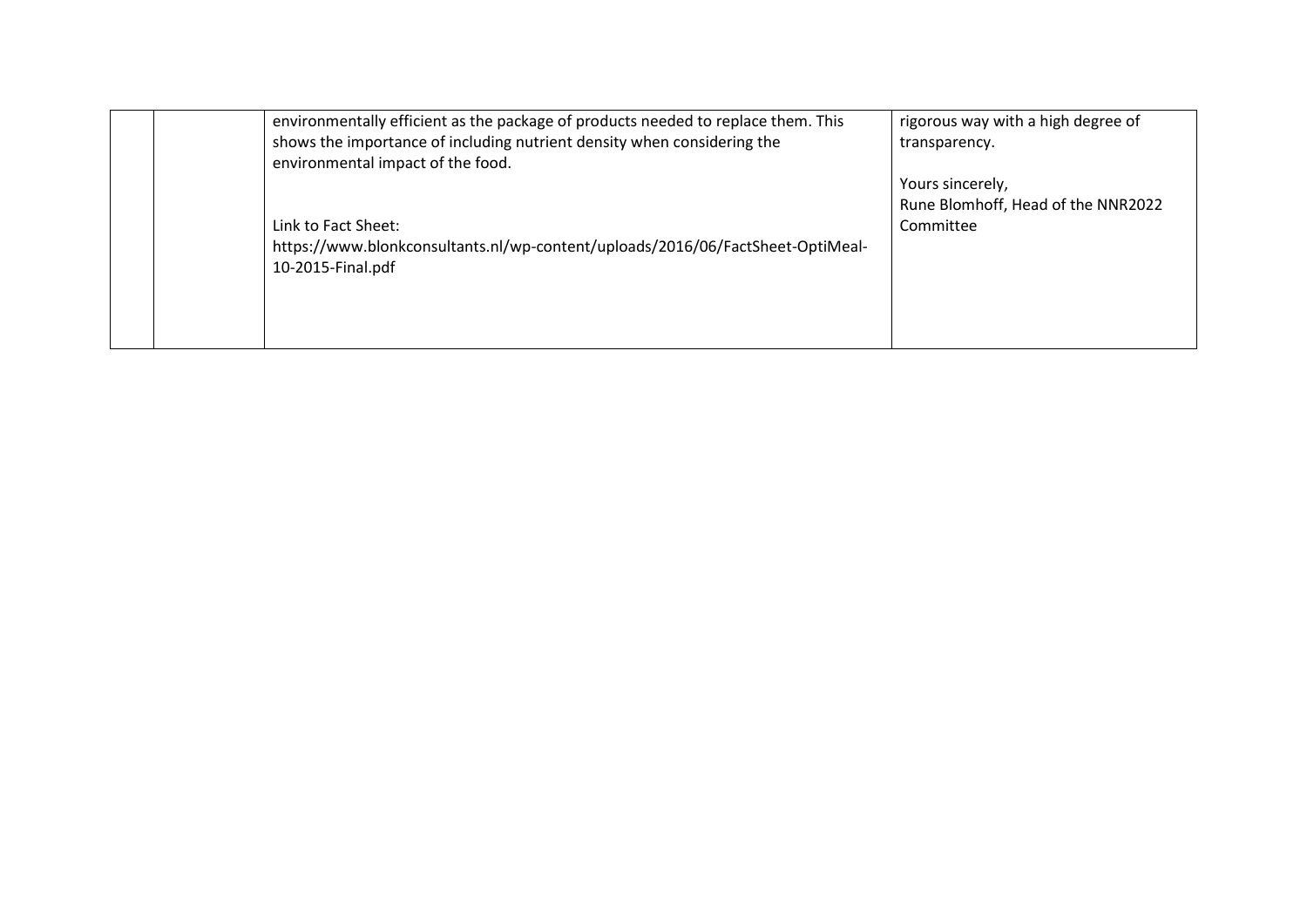|  |  |  |  |
|---|---|---|---|
|  |  | environmentally efficient as the package of products needed to replace them. This shows the importance of including nutrient density when considering the environmental impact of the food.<br><br><br>Link to Fact Sheet:<br>https://www.blonkconsultants.nl/wp-content/uploads/2016/06/FactSheet-OptiMeal-10-2015-Final.pdf | rigorous way with a high degree of transparency.<br><br>Yours sincerely,<br>Rune Blomhoff, Head of the NNR2022 Committee |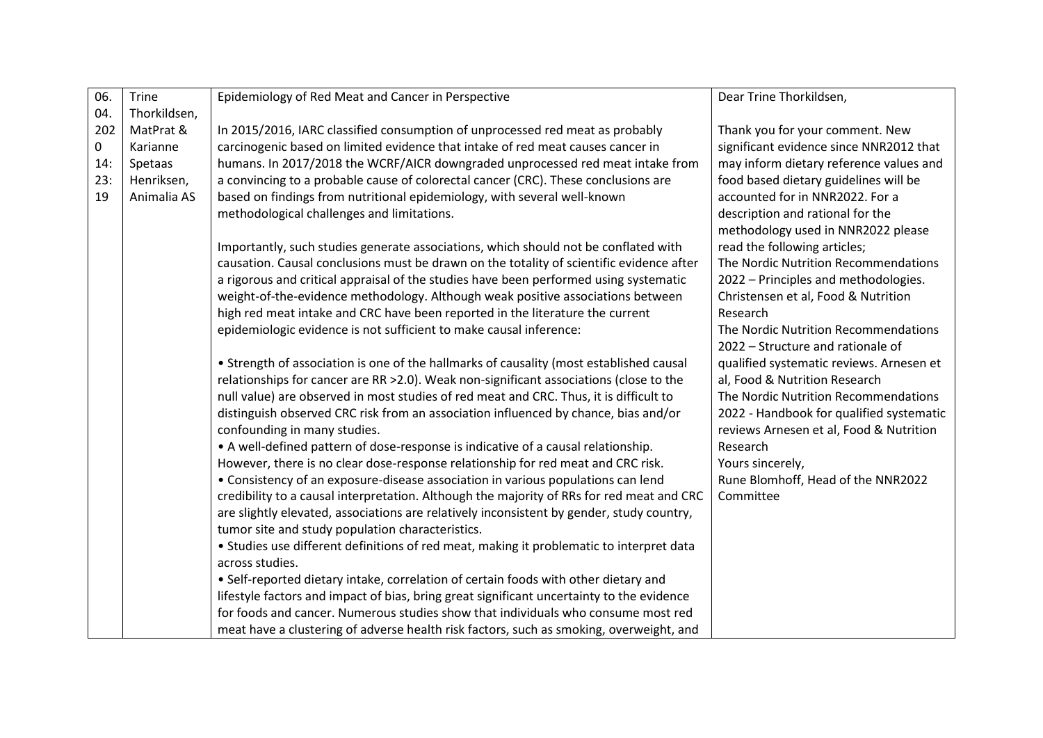| 06.04.2020 14:23:19 | Trine Thorkildsen, MatPrat & Karianne Spetaas Henriksen, Animalia AS | Epidemiology of Red Meat and Cancer in Perspective<br><br>In 2015/2016, IARC classified consumption of unprocessed red meat as probably carcinogenic based on limited evidence that intake of red meat causes cancer in humans. In 2017/2018 the WCRF/AICR downgraded unprocessed red meat intake from a convincing to a probable cause of colorectal cancer (CRC). These conclusions are based on findings from nutritional epidemiology, with several well-known methodological challenges and limitations.<br><br>Importantly, such studies generate associations, which should not be conflated with causation. Causal conclusions must be drawn on the totality of scientific evidence after a rigorous and critical appraisal of the studies have been performed using systematic weight-of-the-evidence methodology. Although weak positive associations between high red meat intake and CRC have been reported in the literature the current epidemiologic evidence is not sufficient to make causal inference:<br><br>• Strength of association is one of the hallmarks of causality (most established causal relationships for cancer are RR >2.0). Weak non-significant associations (close to the null value) are observed in most studies of red meat and CRC. Thus, it is difficult to distinguish observed CRC risk from an association influenced by chance, bias and/or confounding in many studies.<br>• A well-defined pattern of dose-response is indicative of a causal relationship. However, there is no clear dose-response relationship for red meat and CRC risk.<br>• Consistency of an exposure-disease association in various populations can lend credibility to a causal interpretation. Although the majority of RRs for red meat and CRC are slightly elevated, associations are relatively inconsistent by gender, study country, tumor site and study population characteristics.<br>• Studies use different definitions of red meat, making it problematic to interpret data across studies.<br>• Self-reported dietary intake, correlation of certain foods with other dietary and lifestyle factors and impact of bias, bring great significant uncertainty to the evidence for foods and cancer. Numerous studies show that individuals who consume most red meat have a clustering of adverse health risk factors, such as smoking, overweight, and | Dear Trine Thorkildsen,<br><br>Thank you for your comment. New significant evidence since NNR2012 that may inform dietary reference values and food based dietary guidelines will be accounted for in NNR2022. For a description and rational for the methodology used in NNR2022 please read the following articles;<br>The Nordic Nutrition Recommendations 2022 – Principles and methodologies. Christensen et al, Food & Nutrition Research<br>The Nordic Nutrition Recommendations 2022 – Structure and rationale of qualified systematic reviews. Arnesen et al, Food & Nutrition Research<br>The Nordic Nutrition Recommendations 2022 - Handbook for qualified systematic reviews Arnesen et al, Food & Nutrition Research<br>Yours sincerely,<br>Rune Blomhoff, Head of the NNR2022 Committee |
|---|---|---|---|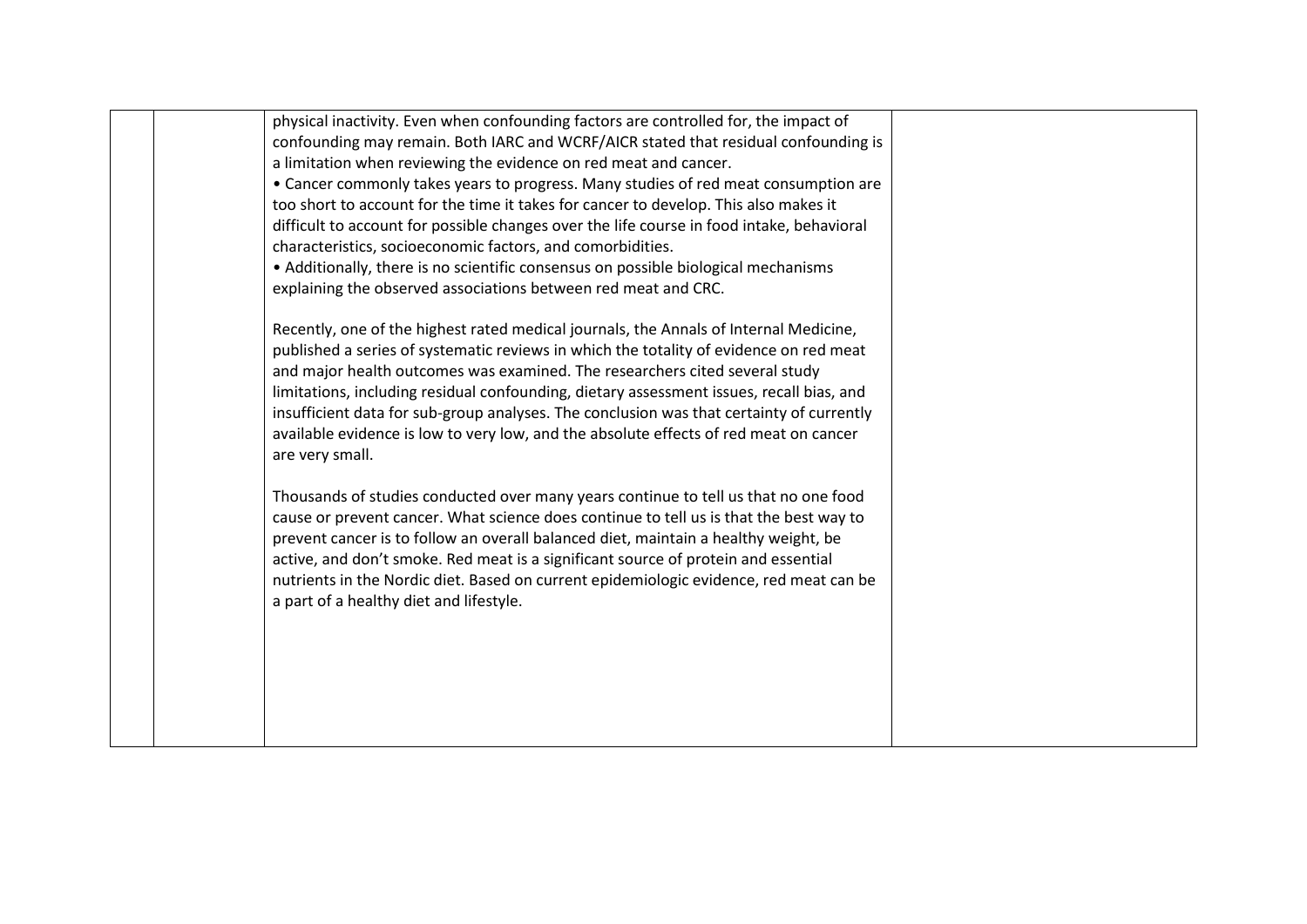| | | | |
|---|---|---|---|
| | | physical inactivity. Even when confounding factors are controlled for, the impact of confounding may remain. Both IARC and WCRF/AICR stated that residual confounding is a limitation when reviewing the evidence on red meat and cancer.<br>• Cancer commonly takes years to progress. Many studies of red meat consumption are too short to account for the time it takes for cancer to develop. This also makes it difficult to account for possible changes over the life course in food intake, behavioral characteristics, socioeconomic factors, and comorbidities.<br>• Additionally, there is no scientific consensus on possible biological mechanisms explaining the observed associations between red meat and CRC.<br><br>Recently, one of the highest rated medical journals, the Annals of Internal Medicine, published a series of systematic reviews in which the totality of evidence on red meat and major health outcomes was examined. The researchers cited several study limitations, including residual confounding, dietary assessment issues, recall bias, and insufficient data for sub-group analyses. The conclusion was that certainty of currently available evidence is low to very low, and the absolute effects of red meat on cancer are very small.<br><br>Thousands of studies conducted over many years continue to tell us that no one food cause or prevent cancer. What science does continue to tell us is that the best way to prevent cancer is to follow an overall balanced diet, maintain a healthy weight, be active, and don't smoke. Red meat is a significant source of protein and essential nutrients in the Nordic diet. Based on current epidemiologic evidence, red meat can be a part of a healthy diet and lifestyle. | |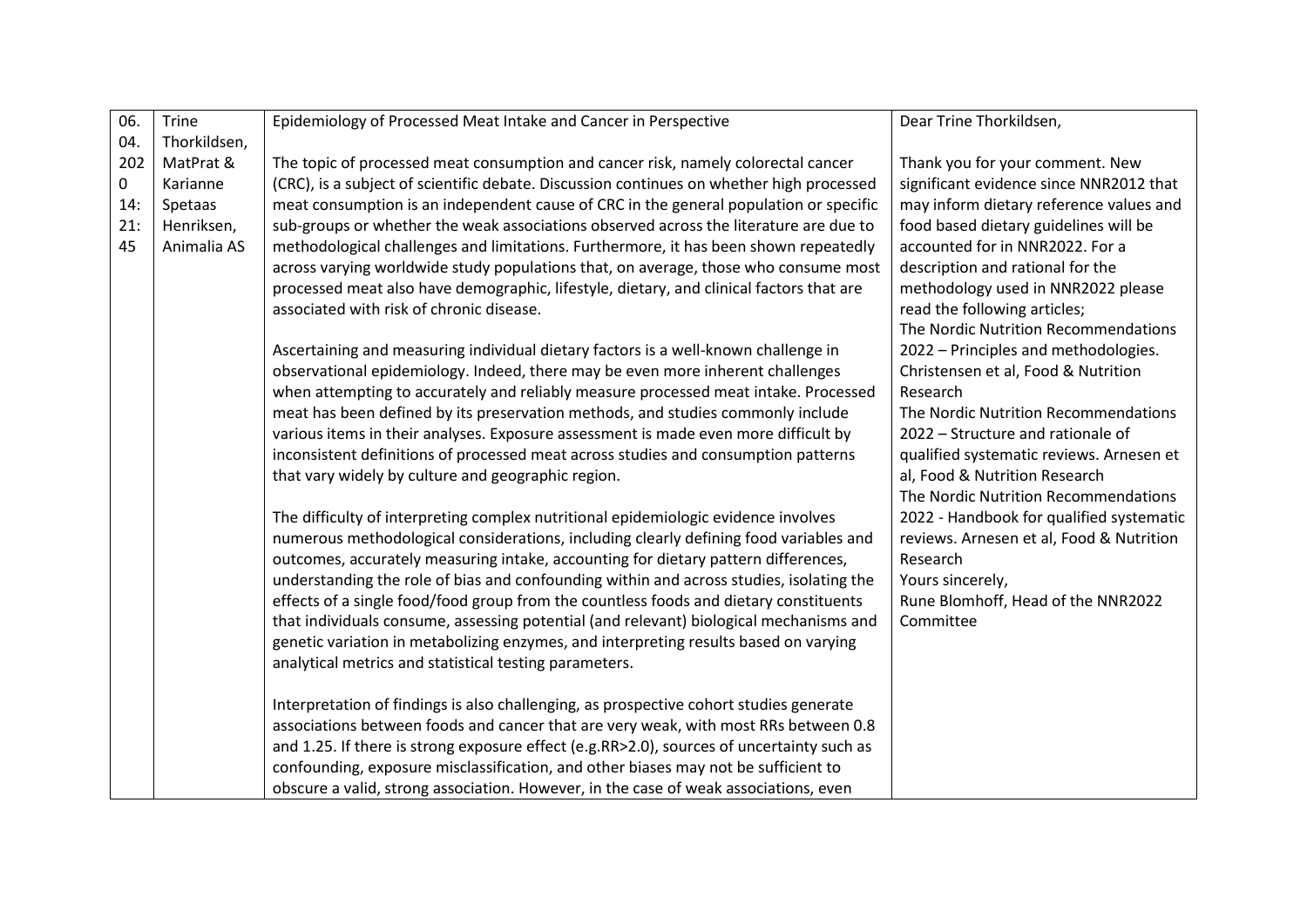| 06.04.2020 14:21:45 | Trine Thorkildsen, MatPrat & Karianne Spetaas Henriksen, Animalia AS | Epidemiology of Processed Meat Intake and Cancer in Perspective<br><br>The topic of processed meat consumption and cancer risk, namely colorectal cancer (CRC), is a subject of scientific debate. Discussion continues on whether high processed meat consumption is an independent cause of CRC in the general population or specific sub-groups or whether the weak associations observed across the literature are due to methodological challenges and limitations. Furthermore, it has been shown repeatedly across varying worldwide study populations that, on average, those who consume most processed meat also have demographic, lifestyle, dietary, and clinical factors that are associated with risk of chronic disease.<br><br>Ascertaining and measuring individual dietary factors is a well-known challenge in observational epidemiology. Indeed, there may be even more inherent challenges when attempting to accurately and reliably measure processed meat intake. Processed meat has been defined by its preservation methods, and studies commonly include various items in their analyses. Exposure assessment is made even more difficult by inconsistent definitions of processed meat across studies and consumption patterns that vary widely by culture and geographic region.<br><br>The difficulty of interpreting complex nutritional epidemiologic evidence involves numerous methodological considerations, including clearly defining food variables and outcomes, accurately measuring intake, accounting for dietary pattern differences, understanding the role of bias and confounding within and across studies, isolating the effects of a single food/food group from the countless foods and dietary constituents that individuals consume, assessing potential (and relevant) biological mechanisms and genetic variation in metabolizing enzymes, and interpreting results based on varying analytical metrics and statistical testing parameters.<br><br>Interpretation of findings is also challenging, as prospective cohort studies generate associations between foods and cancer that are very weak, with most RRs between 0.8 and 1.25. If there is strong exposure effect (e.g.RR>2.0), sources of uncertainty such as confounding, exposure misclassification, and other biases may not be sufficient to obscure a valid, strong association. However, in the case of weak associations, even | Dear Trine Thorkildsen,<br><br>Thank you for your comment. New significant evidence since NNR2012 that may inform dietary reference values and food based dietary guidelines will be accounted for in NNR2022. For a description and rational for the methodology used in NNR2022 please read the following articles;<br>The Nordic Nutrition Recommendations 2022 – Principles and methodologies. Christensen et al, Food & Nutrition Research<br>The Nordic Nutrition Recommendations 2022 – Structure and rationale of qualified systematic reviews. Arnesen et al, Food & Nutrition Research<br>The Nordic Nutrition Recommendations 2022 - Handbook for qualified systematic reviews. Arnesen et al, Food & Nutrition Research<br>Yours sincerely,<br>Rune Blomhoff, Head of the NNR2022 Committee |
|---|---|---|---|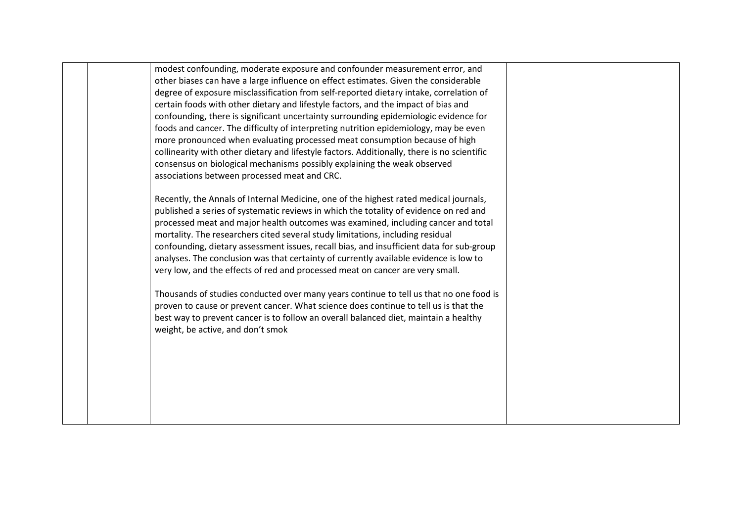| | | modest confounding, moderate exposure and confounder measurement error, and other biases can have a large influence on effect estimates. Given the considerable degree of exposure misclassification from self-reported dietary intake, correlation of certain foods with other dietary and lifestyle factors, and the impact of bias and confounding, there is significant uncertainty surrounding epidemiologic evidence for foods and cancer. The difficulty of interpreting nutrition epidemiology, may be even more pronounced when evaluating processed meat consumption because of high collinearity with other dietary and lifestyle factors. Additionally, there is no scientific consensus on biological mechanisms possibly explaining the weak observed associations between processed meat and CRC.<br><br>Recently, the Annals of Internal Medicine, one of the highest rated medical journals, published a series of systematic reviews in which the totality of evidence on red and processed meat and major health outcomes was examined, including cancer and total mortality. The researchers cited several study limitations, including residual confounding, dietary assessment issues, recall bias, and insufficient data for sub-group analyses. The conclusion was that certainty of currently available evidence is low to very low, and the effects of red and processed meat on cancer are very small.<br><br>Thousands of studies conducted over many years continue to tell us that no one food is proven to cause or prevent cancer. What science does continue to tell us is that the best way to prevent cancer is to follow an overall balanced diet, maintain a healthy weight, be active, and don't smok | |
|---|---|---|---|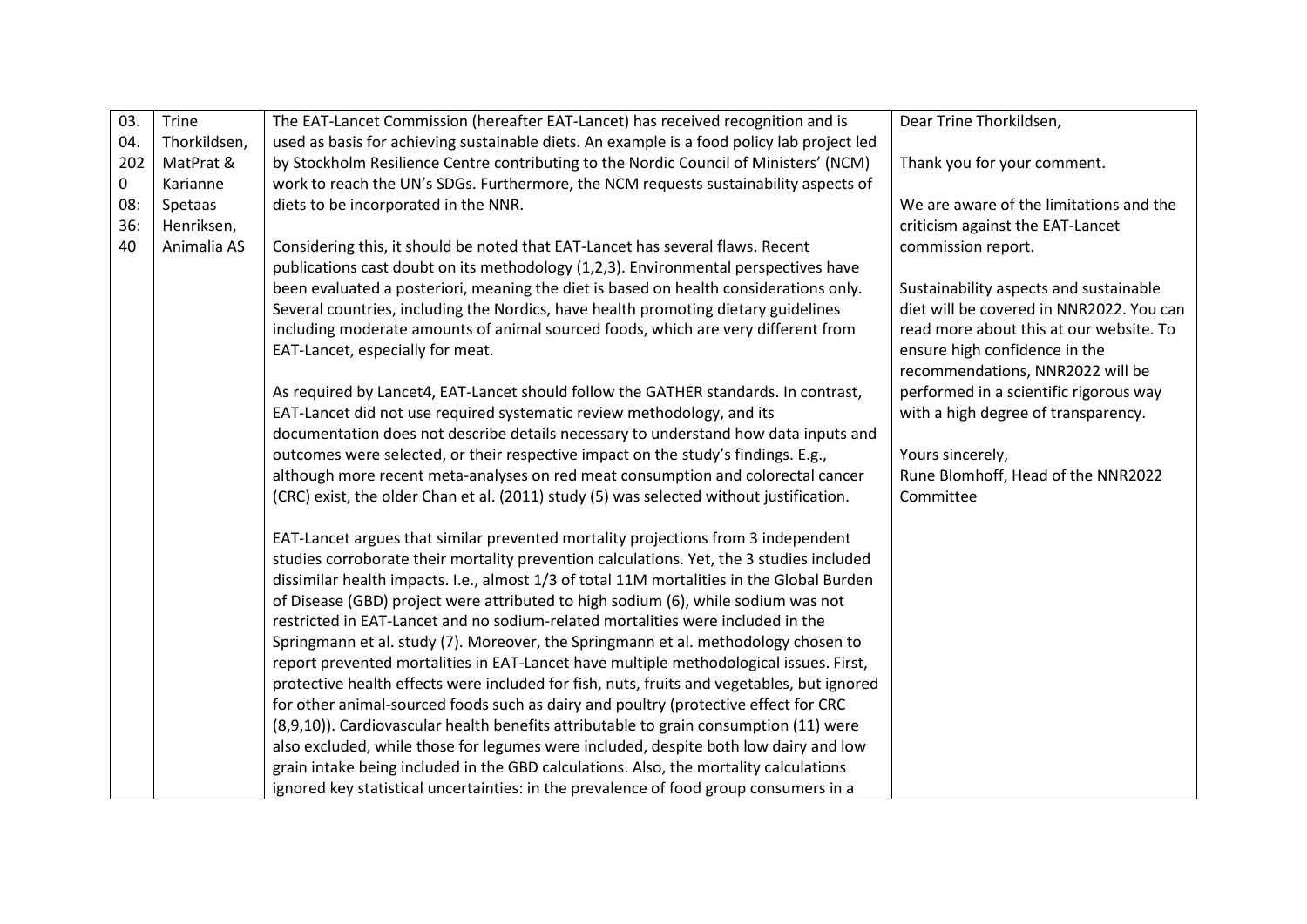| | | | |
|---|---|---|---|
| 03.04.2020 08:36:40 | Trine Thorkildsen, MatPrat & Karianne Spetaas Henriksen, Animalia AS | The EAT-Lancet Commission (hereafter EAT-Lancet) has received recognition and is used as basis for achieving sustainable diets. An example is a food policy lab project led by Stockholm Resilience Centre contributing to the Nordic Council of Ministers' (NCM) work to reach the UN's SDGs. Furthermore, the NCM requests sustainability aspects of diets to be incorporated in the NNR.<br><br>Considering this, it should be noted that EAT-Lancet has several flaws. Recent publications cast doubt on its methodology (1,2,3). Environmental perspectives have been evaluated a posteriori, meaning the diet is based on health considerations only. Several countries, including the Nordics, have health promoting dietary guidelines including moderate amounts of animal sourced foods, which are very different from EAT-Lancet, especially for meat.<br><br>As required by Lancet4, EAT-Lancet should follow the GATHER standards. In contrast, EAT-Lancet did not use required systematic review methodology, and its documentation does not describe details necessary to understand how data inputs and outcomes were selected, or their respective impact on the study's findings. E.g., although more recent meta-analyses on red meat consumption and colorectal cancer (CRC) exist, the older Chan et al. (2011) study (5) was selected without justification.<br><br>EAT-Lancet argues that similar prevented mortality projections from 3 independent studies corroborate their mortality prevention calculations. Yet, the 3 studies included dissimilar health impacts. I.e., almost 1/3 of total 11M mortalities in the Global Burden of Disease (GBD) project were attributed to high sodium (6), while sodium was not restricted in EAT-Lancet and no sodium-related mortalities were included in the Springmann et al. study (7). Moreover, the Springmann et al. methodology chosen to report prevented mortalities in EAT-Lancet have multiple methodological issues. First, protective health effects were included for fish, nuts, fruits and vegetables, but ignored for other animal-sourced foods such as dairy and poultry (protective effect for CRC (8,9,10)). Cardiovascular health benefits attributable to grain consumption (11) were also excluded, while those for legumes were included, despite both low dairy and low grain intake being included in the GBD calculations. Also, the mortality calculations ignored key statistical uncertainties: in the prevalence of food group consumers in a | Dear Trine Thorkildsen,<br><br>Thank you for your comment.<br><br>We are aware of the limitations and the criticism against the EAT-Lancet commission report.<br><br>Sustainability aspects and sustainable diet will be covered in NNR2022. You can read more about this at our website. To ensure high confidence in the recommendations, NNR2022 will be performed in a scientific rigorous way with a high degree of transparency.<br><br>Yours sincerely,<br>Rune Blomhoff, Head of the NNR2022 Committee |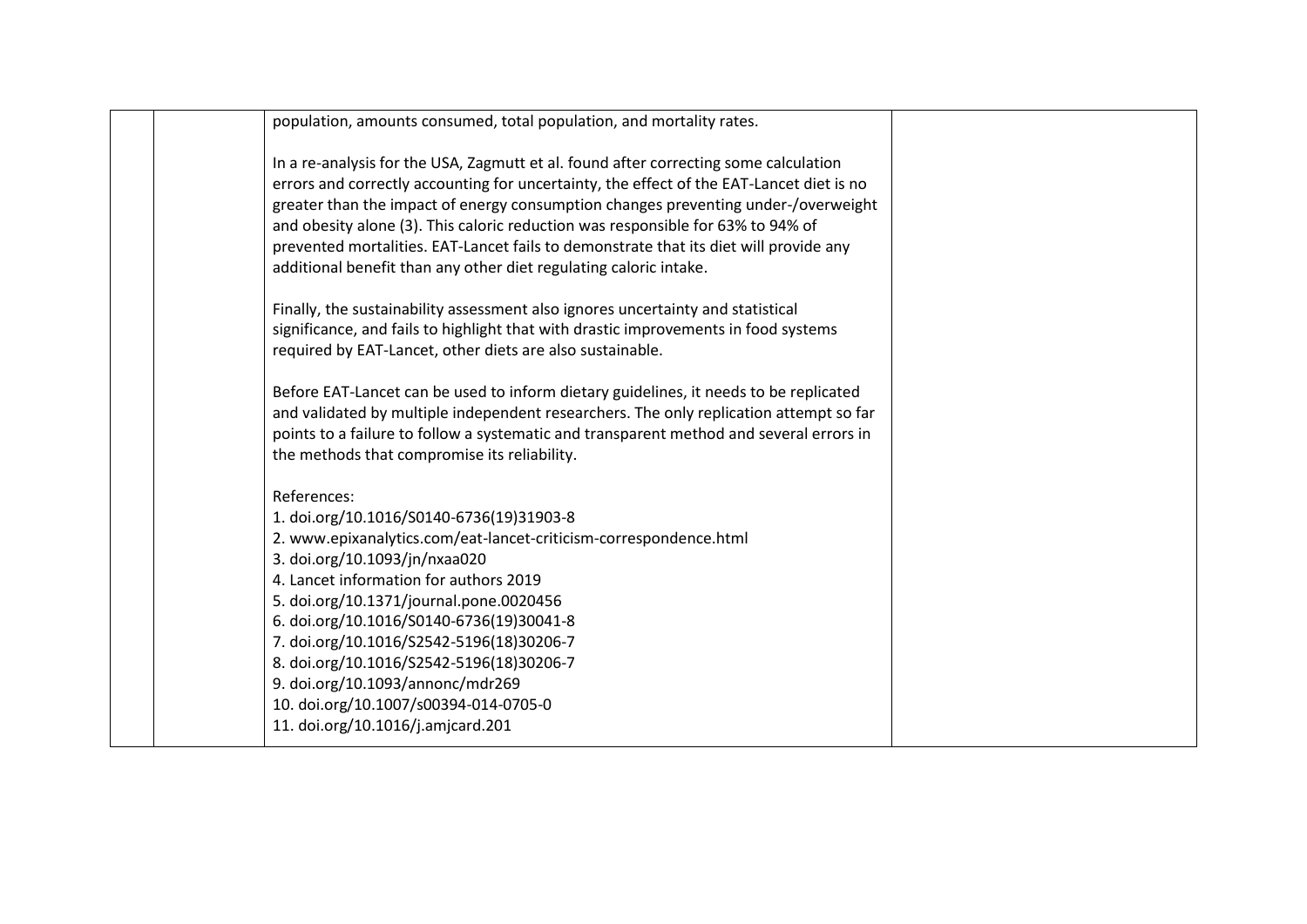| | | | |
|---|---|---|---|
| | | population, amounts consumed, total population, and mortality rates.<br><br>In a re-analysis for the USA, Zagmutt et al. found after correcting some calculation errors and correctly accounting for uncertainty, the effect of the EAT-Lancet diet is no greater than the impact of energy consumption changes preventing under-/overweight and obesity alone (3). This caloric reduction was responsible for 63% to 94% of prevented mortalities. EAT-Lancet fails to demonstrate that its diet will provide any additional benefit than any other diet regulating caloric intake.<br><br>Finally, the sustainability assessment also ignores uncertainty and statistical significance, and fails to highlight that with drastic improvements in food systems required by EAT-Lancet, other diets are also sustainable.<br><br>Before EAT-Lancet can be used to inform dietary guidelines, it needs to be replicated and validated by multiple independent researchers. The only replication attempt so far points to a failure to follow a systematic and transparent method and several errors in the methods that compromise its reliability.<br><br>References:<br>1. doi.org/10.1016/S0140-6736(19)31903-8<br>2. www.epixanalytics.com/eat-lancet-criticism-correspondence.html<br>3. doi.org/10.1093/jn/nxaa020<br>4. Lancet information for authors 2019<br>5. doi.org/10.1371/journal.pone.0020456<br>6. doi.org/10.1016/S0140-6736(19)30041-8<br>7. doi.org/10.1016/S2542-5196(18)30206-7<br>8. doi.org/10.1016/S2542-5196(18)30206-7<br>9. doi.org/10.1093/annonc/mdr269<br>10. doi.org/10.1007/s00394-014-0705-0<br>11. doi.org/10.1016/j.amjcard.201 | |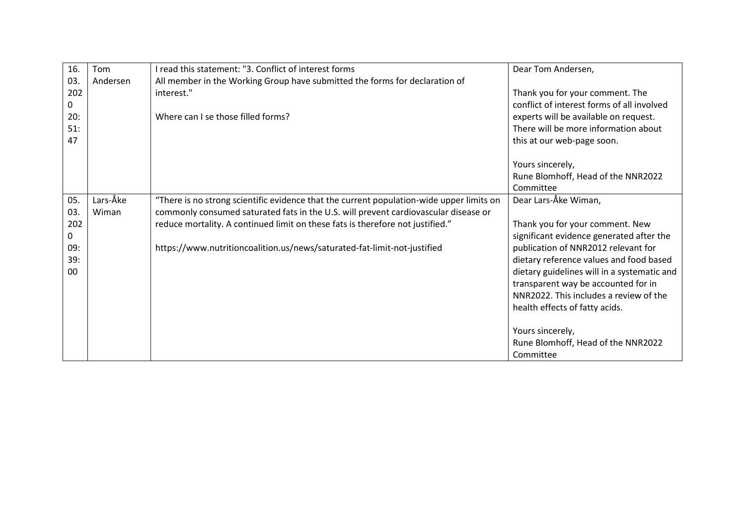| | | | |
|---|---|---|---|
| 16.03.2020 20:51:47 | Tom Andersen | I read this statement: "3. Conflict of interest forms<br>All member in the Working Group have submitted the forms for declaration of interest."<br><br>Where can I se those filled forms? | Dear Tom Andersen,<br><br>Thank you for your comment. The conflict of interest forms of all involved experts will be available on request. There will be more information about this at our web-page soon.<br><br>Yours sincerely,<br>Rune Blomhoff, Head of the NNR2022 Committee |
| 05.03.2020 09:39:00 | Lars-Åke Wiman | "There is no strong scientific evidence that the current population-wide upper limits on commonly consumed saturated fats in the U.S. will prevent cardiovascular disease or reduce mortality. A continued limit on these fats is therefore not justified."<br><br>https://www.nutritioncoalition.us/news/saturated-fat-limit-not-justified | Dear Lars-Åke Wiman,<br><br>Thank you for your comment. New significant evidence generated after the publication of NNR2012 relevant for dietary reference values and food based dietary guidelines will in a systematic and transparent way be accounted for in NNR2022. This includes a review of the health effects of fatty acids.<br><br>Yours sincerely,<br>Rune Blomhoff, Head of the NNR2022 Committee |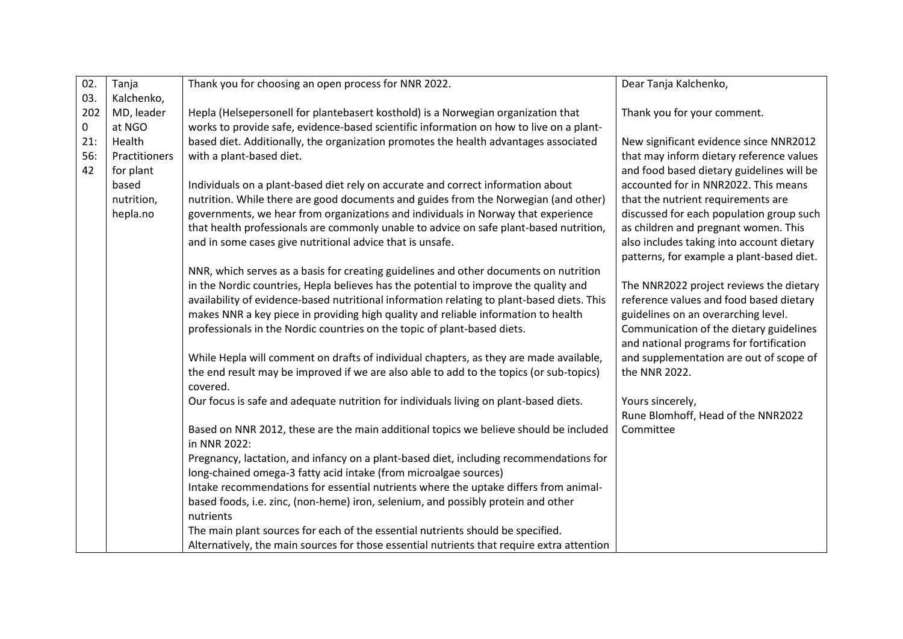| 02.03.2020 21:56:42 | Tanja Kalchenko, MD, leader at NGO Health Practitioners for plant based nutrition, hepla.no | Thank you for choosing an open process for NNR 2022.<br><br>Hepla (Helsepersonell for plantebasert kosthold) is a Norwegian organization that works to provide safe, evidence-based scientific information on how to live on a plant-based diet. Additionally, the organization promotes the health advantages associated with a plant-based diet.<br><br>Individuals on a plant-based diet rely on accurate and correct information about nutrition. While there are good documents and guides from the Norwegian (and other) governments, we hear from organizations and individuals in Norway that experience that health professionals are commonly unable to advice on safe plant-based nutrition, and in some cases give nutritional advice that is unsafe.<br><br>NNR, which serves as a basis for creating guidelines and other documents on nutrition in the Nordic countries, Hepla believes has the potential to improve the quality and availability of evidence-based nutritional information relating to plant-based diets. This makes NNR a key piece in providing high quality and reliable information to health professionals in the Nordic countries on the topic of plant-based diets.<br><br>While Hepla will comment on drafts of individual chapters, as they are made available, the end result may be improved if we are also able to add to the topics (or sub-topics) covered.<br>Our focus is safe and adequate nutrition for individuals living on plant-based diets.<br><br>Based on NNR 2012, these are the main additional topics we believe should be included in NNR 2022:<br>Pregnancy, lactation, and infancy on a plant-based diet, including recommendations for long-chained omega-3 fatty acid intake (from microalgae sources)<br>Intake recommendations for essential nutrients where the uptake differs from animal-based foods, i.e. zinc, (non-heme) iron, selenium, and possibly protein and other nutrients<br>The main plant sources for each of the essential nutrients should be specified. Alternatively, the main sources for those essential nutrients that require extra attention | Dear Tanja Kalchenko,<br><br>Thank you for your comment.<br><br>New significant evidence since NNR2012 that may inform dietary reference values and food based dietary guidelines will be accounted for in NNR2022. This means that the nutrient requirements are discussed for each population group such as children and pregnant women. This also includes taking into account dietary patterns, for example a plant-based diet.<br><br>The NNR2022 project reviews the dietary reference values and food based dietary guidelines on an overarching level. Communication of the dietary guidelines and national programs for fortification and supplementation are out of scope of the NNR 2022.<br><br>Yours sincerely,<br>Rune Blomhoff, Head of the NNR2022 Committee |
|---|---|---|---|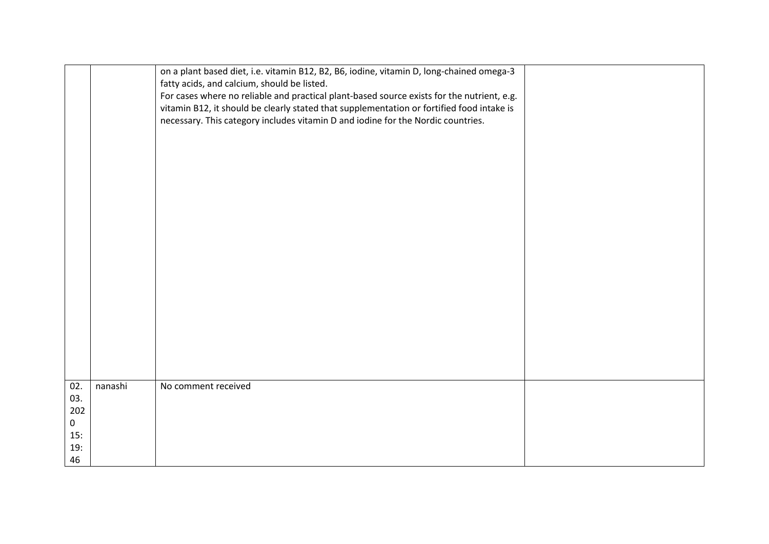|  |  |  |  |
|---|---|---|---|
|  |  | on a plant based diet, i.e. vitamin B12, B2, B6, iodine, vitamin D, long-chained omega-3 fatty acids, and calcium, should be listed.<br>For cases where no reliable and practical plant-based source exists for the nutrient, e.g. vitamin B12, it should be clearly stated that supplementation or fortified food intake is necessary. This category includes vitamin D and iodine for the Nordic countries. |  |
| 02.03.2020 15:19:46 | nanashi | No comment received |  |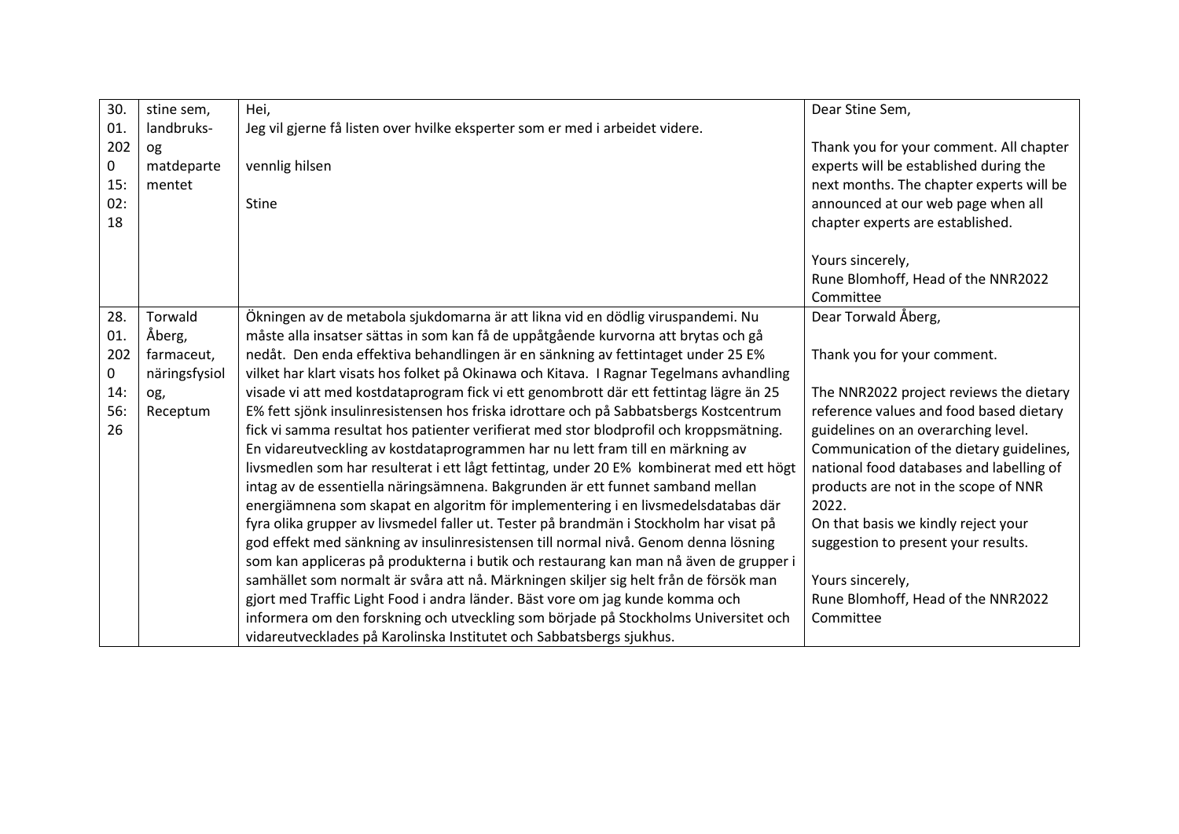| 30.01.2020 15:02:18 | stine sem, landbruks- og matdepartementet | Hei,<br>Jeg vil gjerne få listen over hvilke eksperter som er med i arbeidet videre.<br><br>vennlig hilsen<br><br>Stine | Dear Stine Sem,<br><br>Thank you for your comment. All chapter experts will be established during the next months. The chapter experts will be announced at our web page when all chapter experts are established.<br><br>Yours sincerely,<br>Rune Blomhoff, Head of the NNR2022 Committee |
|---|---|---|---|
| 28.01.2020 14:56:26 | Torwald Åberg, farmaceut, näringsfysiolog, Receptum | Ökningen av de metabola sjukdomarna är att likna vid en dödlig viruspandemi. Nu måste alla insatser sättas in som kan få de uppåtgående kurvorna att brytas och gå nedåt. Den enda effektiva behandlingen är en sänkning av fettintaget under 25 E% vilket har klart visats hos folket på Okinawa och Kitava. I Ragnar Tegelmans avhandling visade vi att med kostdataprogram fick vi ett genombrott där ett fettintag lägre än 25 E% fett sjönk insulinresistensen hos friska idrottare och på Sabbatsbergs Kostcentrum fick vi samma resultat hos patienter verifierat med stor blodprofil och kroppsmätning. En vidareutveckling av kostdataprogrammen har nu lett fram till en märkning av livsmedlen som har resulterat i ett lågt fettintag, under 20 E% kombinerat med ett högt intag av de essentiella näringsämnena. Bakgrunden är ett funnet samband mellan energiämnena som skapat en algoritm för implementering i en livsmedelsdatabas där fyra olika grupper av livsmedel faller ut. Tester på brandmän i Stockholm har visat på god effekt med sänkning av insulinresistensen till normal nivå. Genom denna lösning som kan appliceras på produkterna i butik och restaurang kan man nå även de grupper i samhället som normalt är svåra att nå. Märkningen skiljer sig helt från de försök man gjort med Traffic Light Food i andra länder. Bäst vore om jag kunde komma och informera om den forskning och utveckling som började på Stockholms Universitet och vidareutvecklades på Karolinska Institutet och Sabbatsbergs sjukhus. | Dear Torwald Åberg,<br><br>Thank you for your comment.<br><br>The NNR2022 project reviews the dietary reference values and food based dietary guidelines on an overarching level. Communication of the dietary guidelines, national food databases and labelling of products are not in the scope of NNR 2022.<br>On that basis we kindly reject your suggestion to present your results.<br><br>Yours sincerely,<br>Rune Blomhoff, Head of the NNR2022 Committee |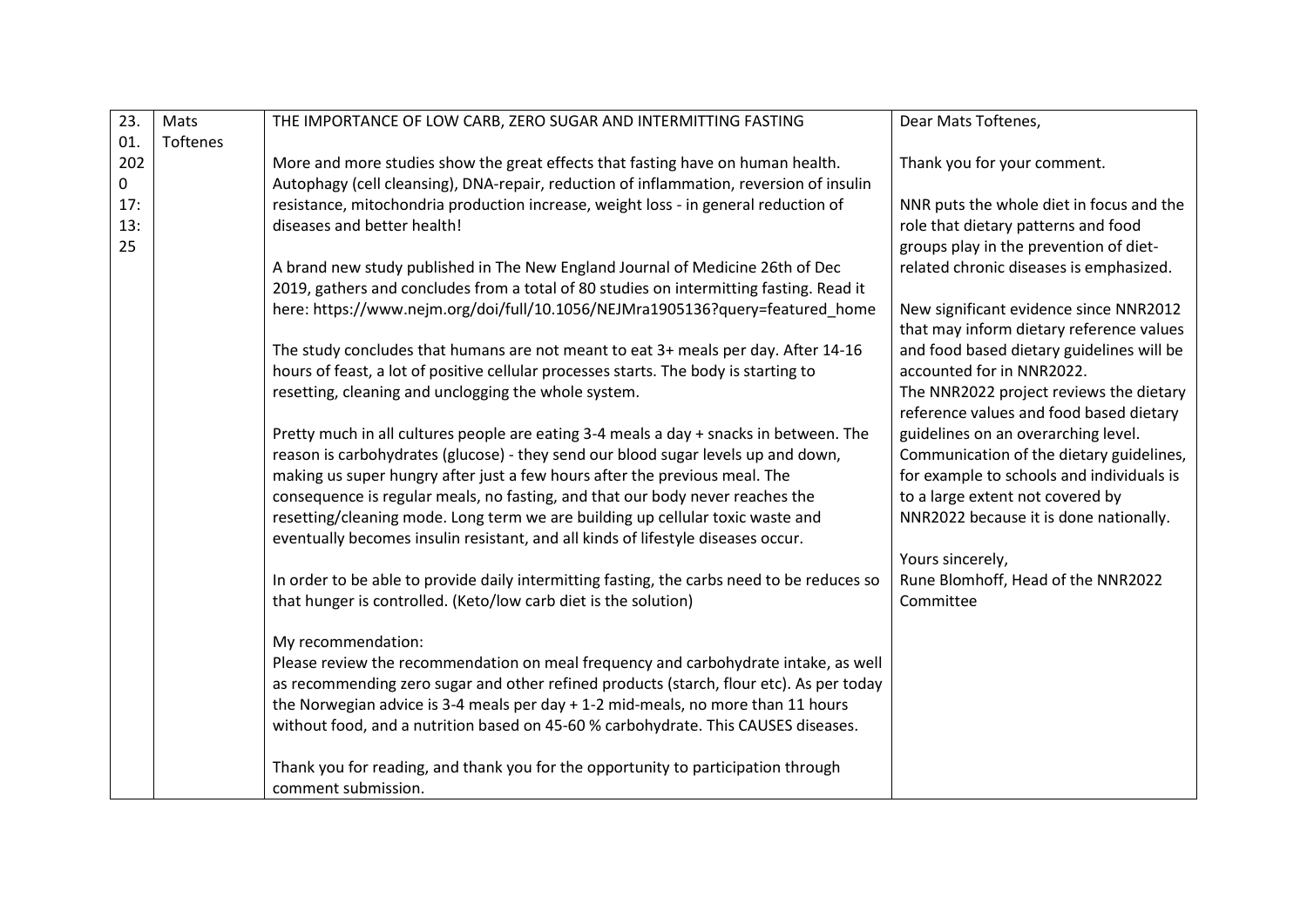| 23.01.2020 17:13:25 | Mats Toftenes | THE IMPORTANCE OF LOW CARB, ZERO SUGAR AND INTERMITTING FASTING<br><br>More and more studies show the great effects that fasting have on human health. Autophagy (cell cleansing), DNA-repair, reduction of inflammation, reversion of insulin resistance, mitochondria production increase, weight loss - in general reduction of diseases and better health!<br><br>A brand new study published in The New England Journal of Medicine 26th of Dec 2019, gathers and concludes from a total of 80 studies on intermitting fasting. Read it here: https://www.nejm.org/doi/full/10.1056/NEJMra1905136?query=featured_home<br><br>The study concludes that humans are not meant to eat 3+ meals per day. After 14-16 hours of feast, a lot of positive cellular processes starts. The body is starting to resetting, cleaning and unclogging the whole system.<br><br>Pretty much in all cultures people are eating 3-4 meals a day + snacks in between. The reason is carbohydrates (glucose) - they send our blood sugar levels up and down, making us super hungry after just a few hours after the previous meal. The consequence is regular meals, no fasting, and that our body never reaches the resetting/cleaning mode. Long term we are building up cellular toxic waste and eventually becomes insulin resistant, and all kinds of lifestyle diseases occur.<br><br>In order to be able to provide daily intermitting fasting, the carbs need to be reduces so that hunger is controlled. (Keto/low carb diet is the solution)<br><br>My recommendation:<br>Please review the recommendation on meal frequency and carbohydrate intake, as well as recommending zero sugar and other refined products (starch, flour etc). As per today the Norwegian advice is 3-4 meals per day + 1-2 mid-meals, no more than 11 hours without food, and a nutrition based on 45-60 % carbohydrate. This CAUSES diseases.<br><br>Thank you for reading, and thank you for the opportunity to participation through comment submission. | Dear Mats Toftenes,<br><br>Thank you for your comment.<br><br>NNR puts the whole diet in focus and the role that dietary patterns and food groups play in the prevention of diet-related chronic diseases is emphasized.<br><br>New significant evidence since NNR2012 that may inform dietary reference values and food based dietary guidelines will be accounted for in NNR2022.<br>The NNR2022 project reviews the dietary reference values and food based dietary guidelines on an overarching level.<br>Communication of the dietary guidelines, for example to schools and individuals is to a large extent not covered by NNR2022 because it is done nationally.<br><br>Yours sincerely,<br>Rune Blomhoff, Head of the NNR2022 Committee |
|---|---|---|---|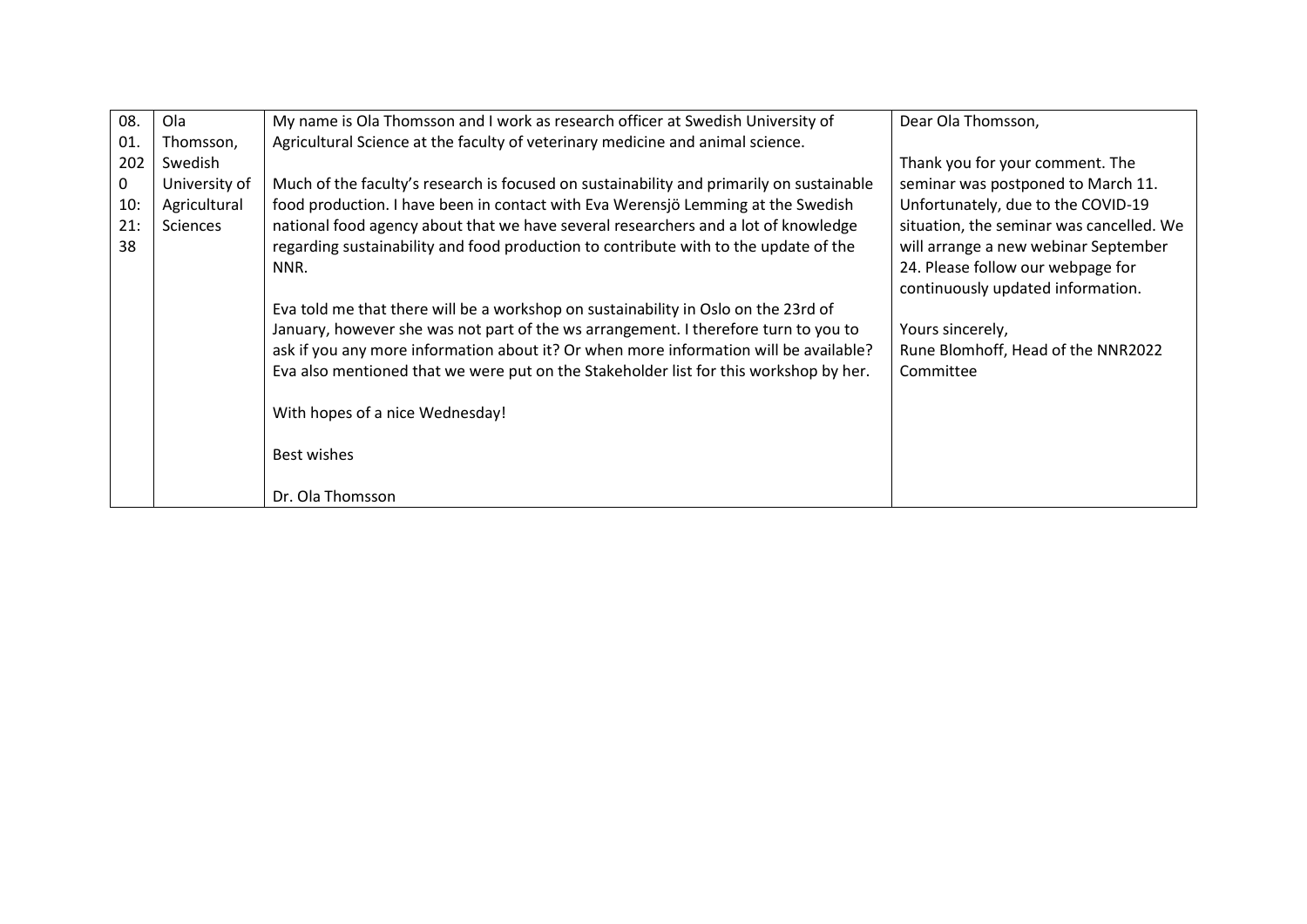| 08.01.2020 10:21:38 | Ola Thomsson, Swedish University of Agricultural Sciences | My name is Ola Thomsson and I work as research officer at Swedish University of Agricultural Science at the faculty of veterinary medicine and animal science.<br><br>Much of the faculty's research is focused on sustainability and primarily on sustainable food production. I have been in contact with Eva Werensjö Lemming at the Swedish national food agency about that we have several researchers and a lot of knowledge regarding sustainability and food production to contribute with to the update of the NNR.<br><br>Eva told me that there will be a workshop on sustainability in Oslo on the 23rd of January, however she was not part of the ws arrangement. I therefore turn to you to ask if you any more information about it? Or when more information will be available? Eva also mentioned that we were put on the Stakeholder list for this workshop by her.<br><br>With hopes of a nice Wednesday!<br><br>Best wishes<br><br>Dr. Ola Thomsson | Dear Ola Thomsson,<br><br>Thank you for your comment. The seminar was postponed to March 11. Unfortunately, due to the COVID-19 situation, the seminar was cancelled. We will arrange a new webinar September 24. Please follow our webpage for continuously updated information.<br><br>Yours sincerely,<br>Rune Blomhoff, Head of the NNR2022 Committee |
|---|---|---|---|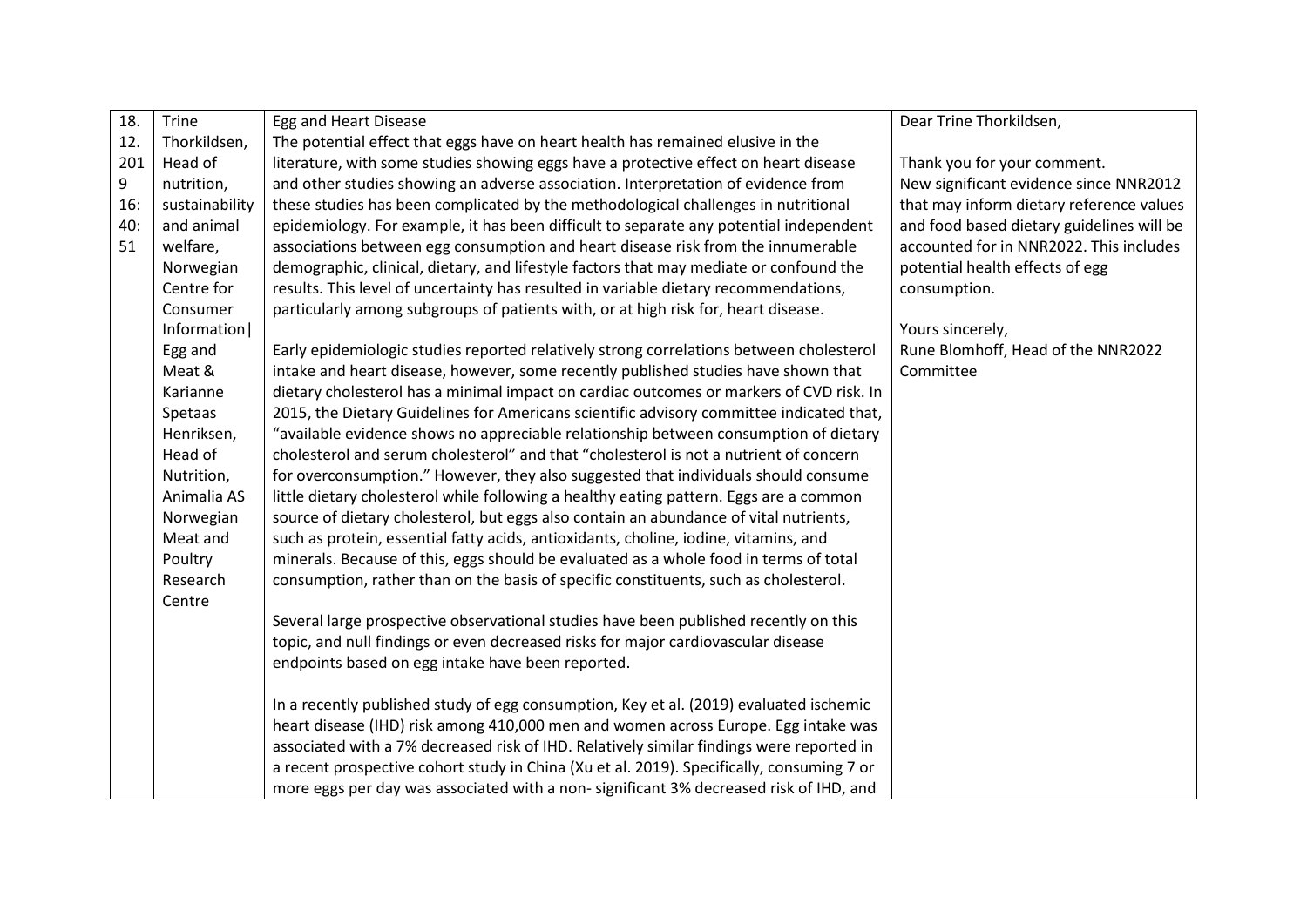| 18.12.2019 16:40:51 | Trine Thorkildsen, Head of nutrition, sustainability and animal welfare, Norwegian Centre for Consumer Information\| Egg and Meat & Karianne Spetaas Henriksen, Head of Nutrition, Animalia AS Norwegian Meat and Poultry Research Centre | Egg and Heart Disease<br>The potential effect that eggs have on heart health has remained elusive in the literature, with some studies showing eggs have a protective effect on heart disease and other studies showing an adverse association. Interpretation of evidence from these studies has been complicated by the methodological challenges in nutritional epidemiology. For example, it has been difficult to separate any potential independent associations between egg consumption and heart disease risk from the innumerable demographic, clinical, dietary, and lifestyle factors that may mediate or confound the results. This level of uncertainty has resulted in variable dietary recommendations, particularly among subgroups of patients with, or at high risk for, heart disease.<br><br>Early epidemiologic studies reported relatively strong correlations between cholesterol intake and heart disease, however, some recently published studies have shown that dietary cholesterol has a minimal impact on cardiac outcomes or markers of CVD risk. In 2015, the Dietary Guidelines for Americans scientific advisory committee indicated that, "available evidence shows no appreciable relationship between consumption of dietary cholesterol and serum cholesterol" and that "cholesterol is not a nutrient of concern for overconsumption." However, they also suggested that individuals should consume little dietary cholesterol while following a healthy eating pattern. Eggs are a common source of dietary cholesterol, but eggs also contain an abundance of vital nutrients, such as protein, essential fatty acids, antioxidants, choline, iodine, vitamins, and minerals. Because of this, eggs should be evaluated as a whole food in terms of total consumption, rather than on the basis of specific constituents, such as cholesterol.<br><br>Several large prospective observational studies have been published recently on this topic, and null findings or even decreased risks for major cardiovascular disease endpoints based on egg intake have been reported.<br><br>In a recently published study of egg consumption, Key et al. (2019) evaluated ischemic heart disease (IHD) risk among 410,000 men and women across Europe. Egg intake was associated with a 7% decreased risk of IHD. Relatively similar findings were reported in a recent prospective cohort study in China (Xu et al. 2019). Specifically, consuming 7 or more eggs per day was associated with a non- significant 3% decreased risk of IHD, and | Dear Trine Thorkildsen,<br><br>Thank you for your comment.<br>New significant evidence since NNR2012 that may inform dietary reference values and food based dietary guidelines will be accounted for in NNR2022. This includes potential health effects of egg consumption.<br><br>Yours sincerely,<br>Rune Blomhoff, Head of the NNR2022 Committee |
|---|---|---|---|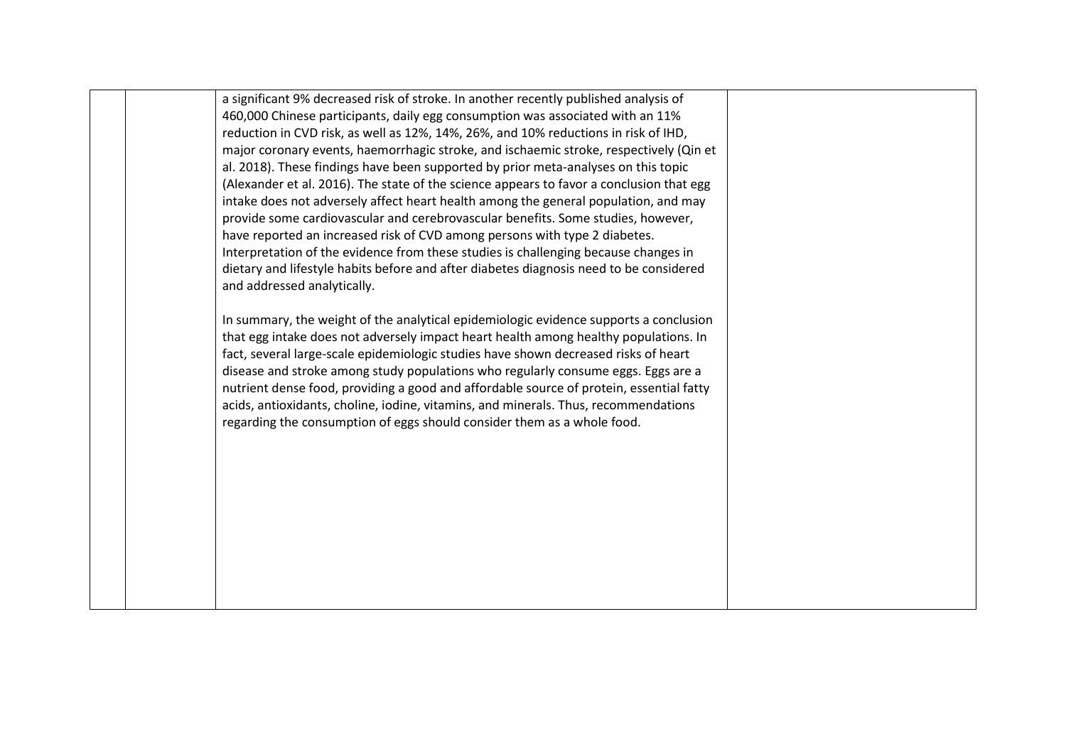| | | | |
|---|---|---|---|
| | | a significant 9% decreased risk of stroke. In another recently published analysis of 460,000 Chinese participants, daily egg consumption was associated with an 11% reduction in CVD risk, as well as 12%, 14%, 26%, and 10% reductions in risk of IHD, major coronary events, haemorrhagic stroke, and ischaemic stroke, respectively (Qin et al. 2018). These findings have been supported by prior meta-analyses on this topic (Alexander et al. 2016). The state of the science appears to favor a conclusion that egg intake does not adversely affect heart health among the general population, and may provide some cardiovascular and cerebrovascular benefits. Some studies, however, have reported an increased risk of CVD among persons with type 2 diabetes. Interpretation of the evidence from these studies is challenging because changes in dietary and lifestyle habits before and after diabetes diagnosis need to be considered and addressed analytically.<br><br>In summary, the weight of the analytical epidemiologic evidence supports a conclusion that egg intake does not adversely impact heart health among healthy populations. In fact, several large-scale epidemiologic studies have shown decreased risks of heart disease and stroke among study populations who regularly consume eggs. Eggs are a nutrient dense food, providing a good and affordable source of protein, essential fatty acids, antioxidants, choline, iodine, vitamins, and minerals. Thus, recommendations regarding the consumption of eggs should consider them as a whole food. | |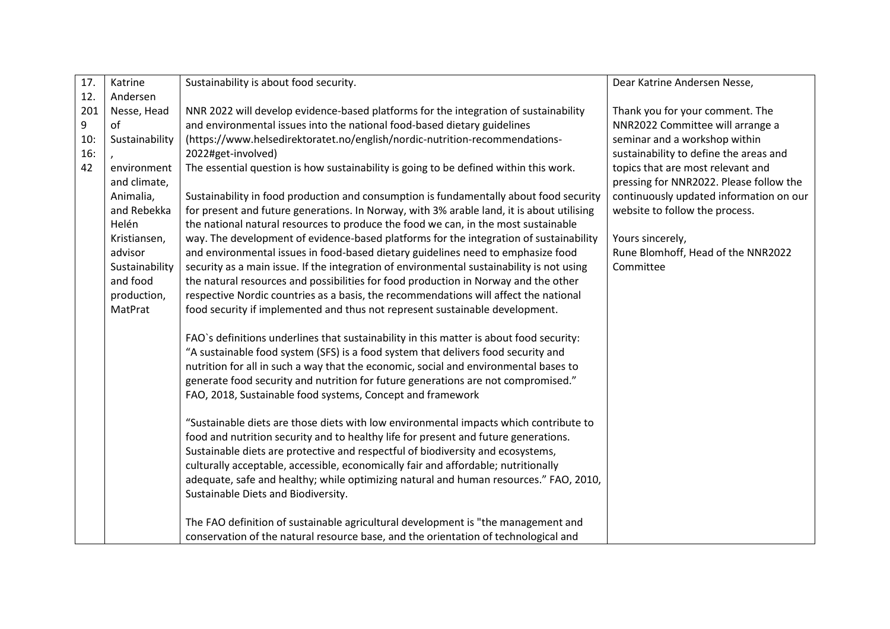| 17.12.2019 10:16:42 | Katrine Andersen Nesse, Head of Sustainability, environment and climate, Animalia, and Rebekka Helén Kristiansen, advisor Sustainability and food production, MatPrat | Sustainability is about food security.<br><br>NNR 2022 will develop evidence-based platforms for the integration of sustainability and environmental issues into the national food-based dietary guidelines (https://www.helsedirektoratet.no/english/nordic-nutrition-recommendations-2022#get-involved)<br>The essential question is how sustainability is going to be defined within this work.<br><br>Sustainability in food production and consumption is fundamentally about food security for present and future generations. In Norway, with 3% arable land, it is about utilising the national natural resources to produce the food we can, in the most sustainable way. The development of evidence-based platforms for the integration of sustainability and environmental issues in food-based dietary guidelines need to emphasize food security as a main issue. If the integration of environmental sustainability is not using the natural resources and possibilities for food production in Norway and the other respective Nordic countries as a basis, the recommendations will affect the national food security if implemented and thus not represent sustainable development.<br><br>FAO`s definitions underlines that sustainability in this matter is about food security: "A sustainable food system (SFS) is a food system that delivers food security and nutrition for all in such a way that the economic, social and environmental bases to generate food security and nutrition for future generations are not compromised." FAO, 2018, Sustainable food systems, Concept and framework<br><br>"Sustainable diets are those diets with low environmental impacts which contribute to food and nutrition security and to healthy life for present and future generations. Sustainable diets are protective and respectful of biodiversity and ecosystems, culturally acceptable, accessible, economically fair and affordable; nutritionally adequate, safe and healthy; while optimizing natural and human resources." FAO, 2010, Sustainable Diets and Biodiversity.<br><br>The FAO definition of sustainable agricultural development is "the management and conservation of the natural resource base, and the orientation of technological and | Dear Katrine Andersen Nesse,<br><br>Thank you for your comment. The NNR2022 Committee will arrange a seminar and a workshop within sustainability to define the areas and topics that are most relevant and pressing for NNR2022. Please follow the continuously updated information on our website to follow the process.<br><br>Yours sincerely,<br>Rune Blomhoff, Head of the NNR2022 Committee |
|---|---|---|---|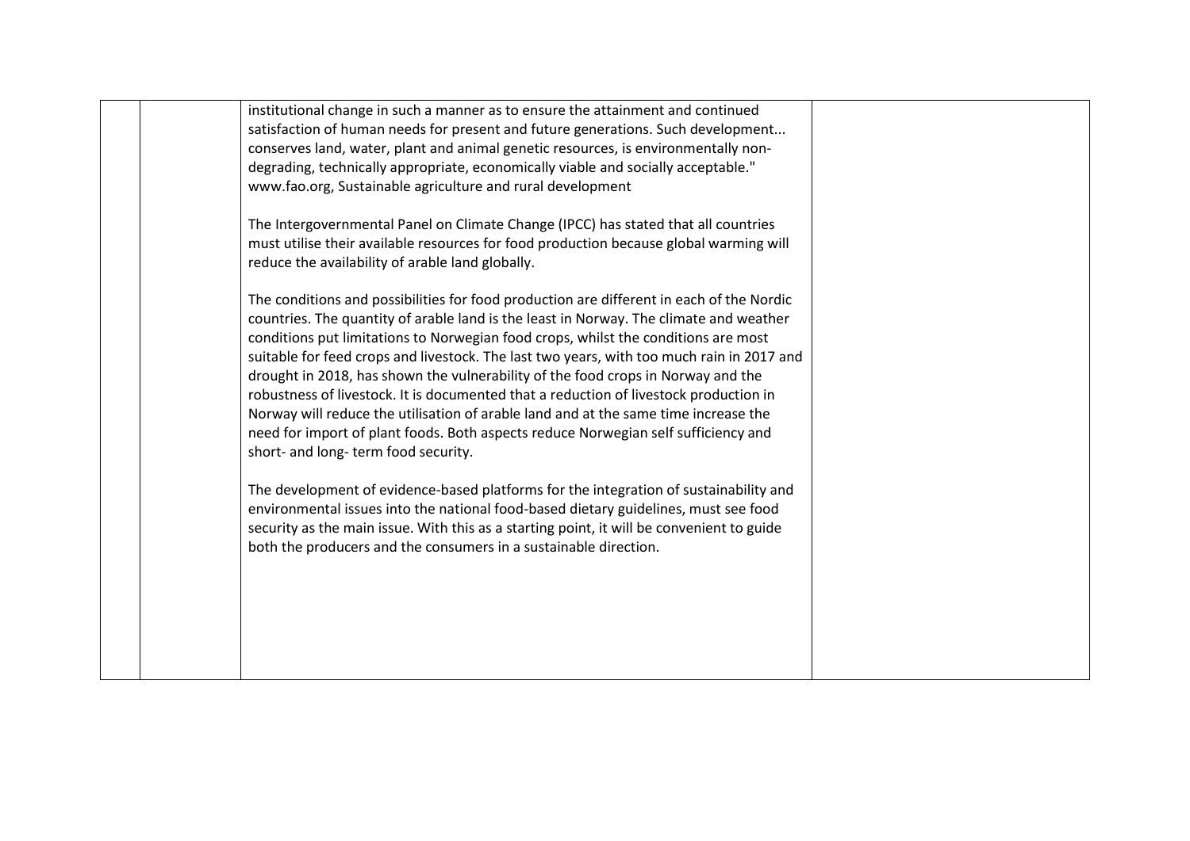| | | institutional change in such a manner as to ensure the attainment and continued satisfaction of human needs for present and future generations. Such development... conserves land, water, plant and animal genetic resources, is environmentally non-degrading, technically appropriate, economically viable and socially acceptable." www.fao.org, Sustainable agriculture and rural development<br><br>The Intergovernmental Panel on Climate Change (IPCC) has stated that all countries must utilise their available resources for food production because global warming will reduce the availability of arable land globally.<br><br>The conditions and possibilities for food production are different in each of the Nordic countries. The quantity of arable land is the least in Norway. The climate and weather conditions put limitations to Norwegian food crops, whilst the conditions are most suitable for feed crops and livestock. The last two years, with too much rain in 2017 and drought in 2018, has shown the vulnerability of the food crops in Norway and the robustness of livestock. It is documented that a reduction of livestock production in Norway will reduce the utilisation of arable land and at the same time increase the need for import of plant foods. Both aspects reduce Norwegian self sufficiency and short- and long- term food security.<br><br>The development of evidence-based platforms for the integration of sustainability and environmental issues into the national food-based dietary guidelines, must see food security as the main issue. With this as a starting point, it will be convenient to guide both the producers and the consumers in a sustainable direction. | |
|---|---|---|---|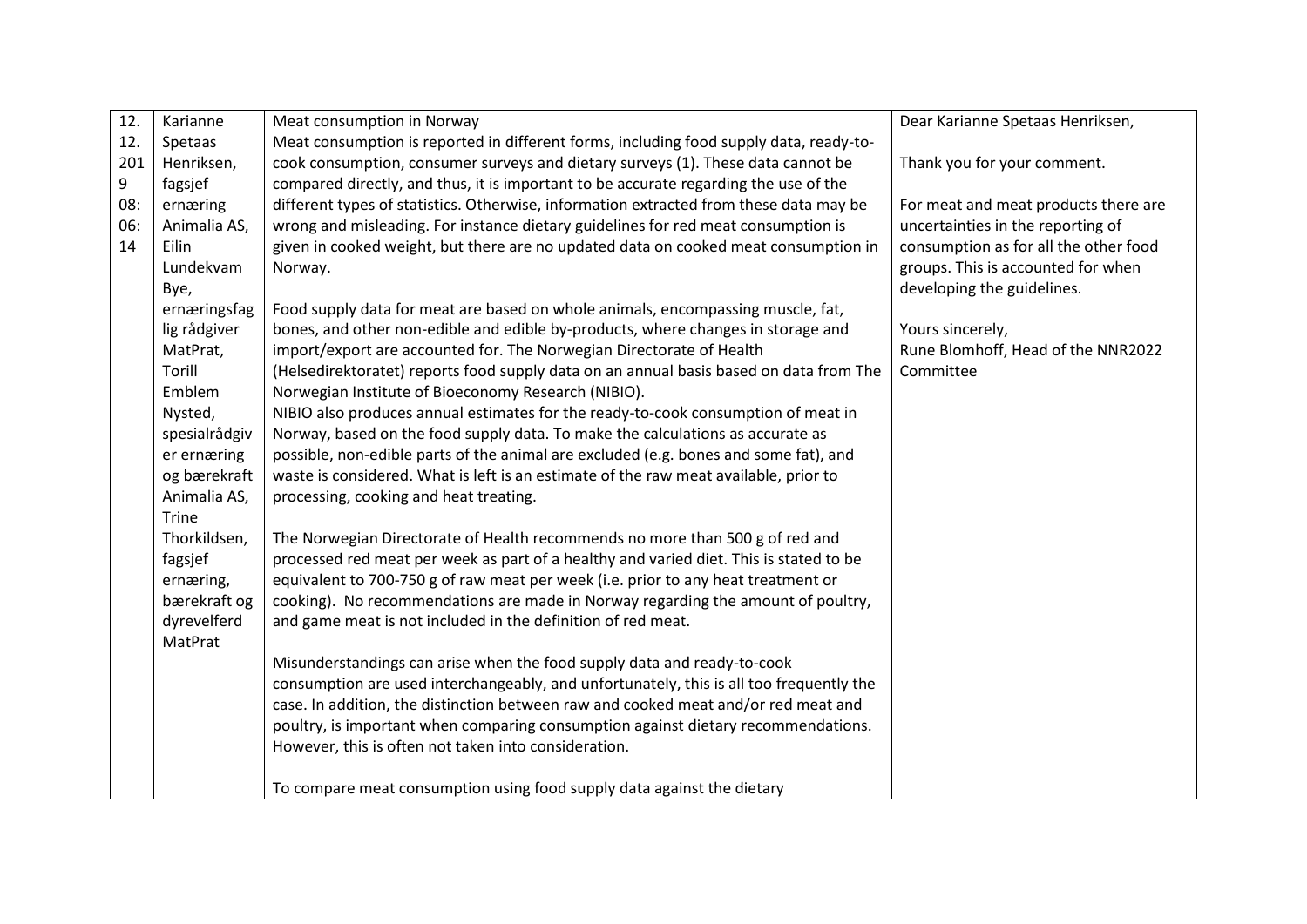| 12.12.2019 08:06:14 | Karianne Spetaas Henriksen, fagsjef ernæring Animalia AS, Eilin Lundekvam Bye, ernæringsfaglig rådgiver MatPrat, Torill Emblem Nysted, spesialrådgiver ernæring og bærekraft Animalia AS, Trine Thorkildsen, fagsjef ernæring, bærekraft og dyrevelferd MatPrat | Meat consumption in Norway<br>Meat consumption is reported in different forms, including food supply data, ready-to-cook consumption, consumer surveys and dietary surveys (1). These data cannot be compared directly, and thus, it is important to be accurate regarding the use of the different types of statistics. Otherwise, information extracted from these data may be wrong and misleading. For instance dietary guidelines for red meat consumption is given in cooked weight, but there are no updated data on cooked meat consumption in Norway.<br><br>Food supply data for meat are based on whole animals, encompassing muscle, fat, bones, and other non-edible and edible by-products, where changes in storage and import/export are accounted for. The Norwegian Directorate of Health (Helsedirektoratet) reports food supply data on an annual basis based on data from The Norwegian Institute of Bioeconomy Research (NIBIO).<br>NIBIO also produces annual estimates for the ready-to-cook consumption of meat in Norway, based on the food supply data. To make the calculations as accurate as possible, non-edible parts of the animal are excluded (e.g. bones and some fat), and waste is considered. What is left is an estimate of the raw meat available, prior to processing, cooking and heat treating.<br><br>The Norwegian Directorate of Health recommends no more than 500 g of red and processed red meat per week as part of a healthy and varied diet. This is stated to be equivalent to 700-750 g of raw meat per week (i.e. prior to any heat treatment or cooking). No recommendations are made in Norway regarding the amount of poultry, and game meat is not included in the definition of red meat.<br><br>Misunderstandings can arise when the food supply data and ready-to-cook consumption are used interchangeably, and unfortunately, this is all too frequently the case. In addition, the distinction between raw and cooked meat and/or red meat and poultry, is important when comparing consumption against dietary recommendations. However, this is often not taken into consideration.<br><br>To compare meat consumption using food supply data against the dietary | Dear Karianne Spetaas Henriksen,<br><br>Thank you for your comment.<br><br>For meat and meat products there are uncertainties in the reporting of consumption as for all the other food groups. This is accounted for when developing the guidelines.<br><br>Yours sincerely,<br>Rune Blomhoff, Head of the NNR2022 Committee |
|---|---|---|---|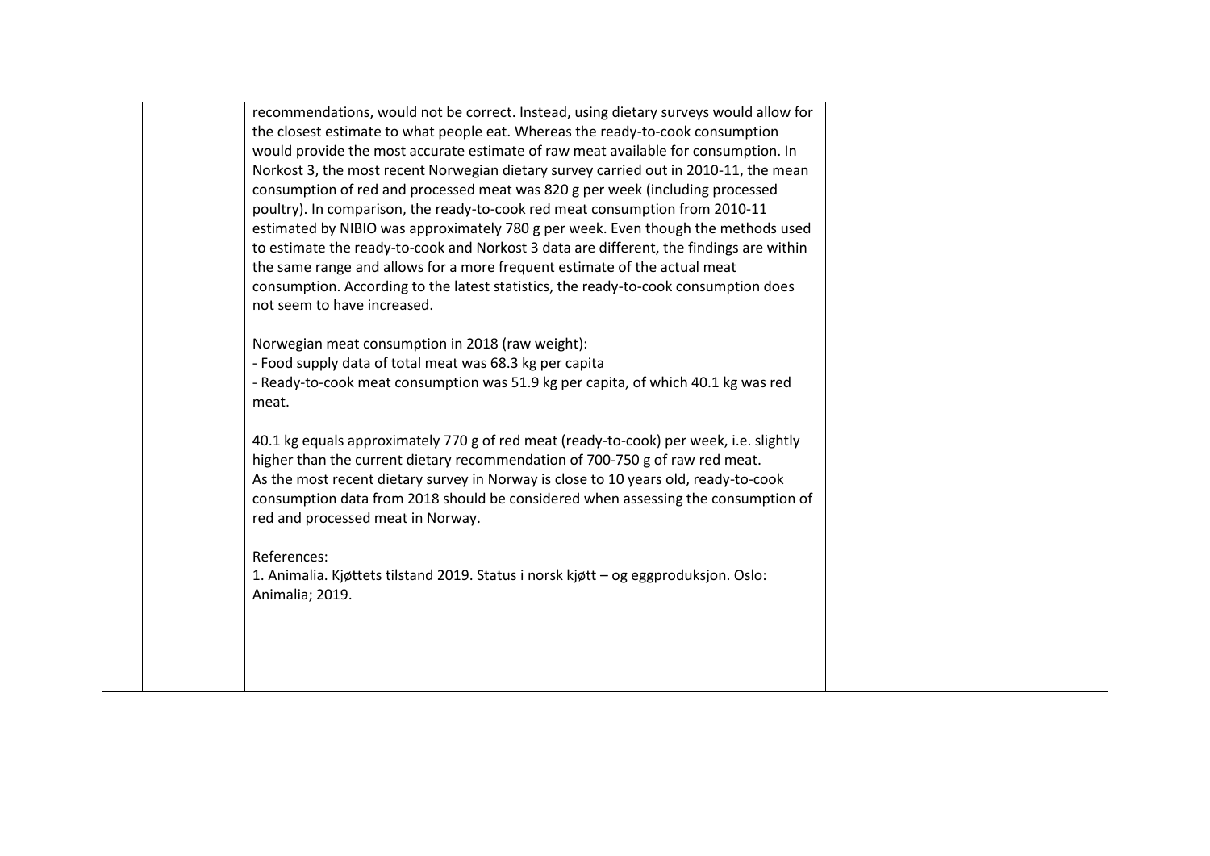recommendations, would not be correct. Instead, using dietary surveys would allow for the closest estimate to what people eat. Whereas the ready-to-cook consumption would provide the most accurate estimate of raw meat available for consumption. In Norkost 3, the most recent Norwegian dietary survey carried out in 2010-11, the mean consumption of red and processed meat was 820 g per week (including processed poultry). In comparison, the ready-to-cook red meat consumption from 2010-11 estimated by NIBIO was approximately 780 g per week. Even though the methods used to estimate the ready-to-cook and Norkost 3 data are different, the findings are within the same range and allows for a more frequent estimate of the actual meat consumption. According to the latest statistics, the ready-to-cook consumption does not seem to have increased.

Norwegian meat consumption in 2018 (raw weight):
- Food supply data of total meat was 68.3 kg per capita
- Ready-to-cook meat consumption was 51.9 kg per capita, of which 40.1 kg was red meat.

40.1 kg equals approximately 770 g of red meat (ready-to-cook) per week, i.e. slightly higher than the current dietary recommendation of 700-750 g of raw red meat.
As the most recent dietary survey in Norway is close to 10 years old, ready-to-cook consumption data from 2018 should be considered when assessing the consumption of red and processed meat in Norway.

References:
1. Animalia. Kjøttets tilstand 2019. Status i norsk kjøtt – og eggproduksjon. Oslo: Animalia; 2019.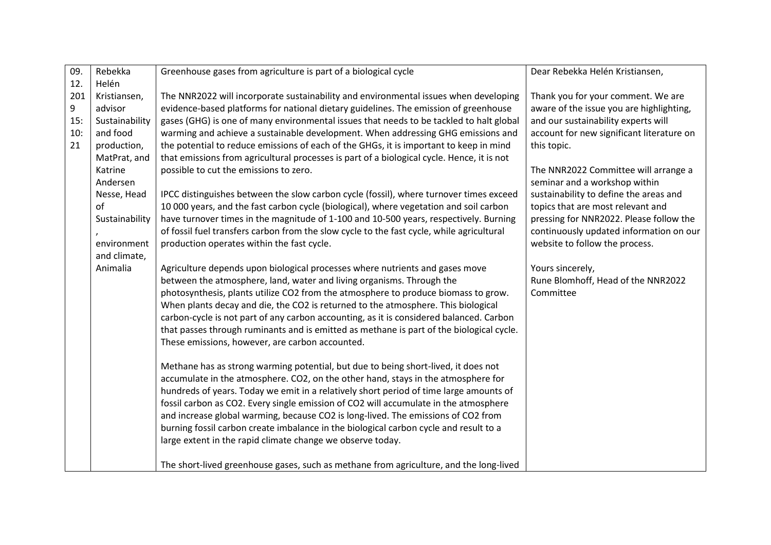| | | | |
|---|---|---|---|
| 09.12.2019 15:10:21 | Rebekka Helén Kristiansen, advisor Sustainability and food production, MatPrat, and Katrine Andersen Nesse, Head of Sustainability, environment and climate, Animalia | Greenhouse gases from agriculture is part of a biological cycle<br><br>The NNR2022 will incorporate sustainability and environmental issues when developing evidence-based platforms for national dietary guidelines. The emission of greenhouse gases (GHG) is one of many environmental issues that needs to be tackled to halt global warming and achieve a sustainable development. When addressing GHG emissions and the potential to reduce emissions of each of the GHGs, it is important to keep in mind that emissions from agricultural processes is part of a biological cycle. Hence, it is not possible to cut the emissions to zero.<br><br>IPCC distinguishes between the slow carbon cycle (fossil), where turnover times exceed 10 000 years, and the fast carbon cycle (biological), where vegetation and soil carbon have turnover times in the magnitude of 1-100 and 10-500 years, respectively. Burning of fossil fuel transfers carbon from the slow cycle to the fast cycle, while agricultural production operates within the fast cycle.<br><br>Agriculture depends upon biological processes where nutrients and gases move between the atmosphere, land, water and living organisms. Through the photosynthesis, plants utilize $CO_2$ from the atmosphere to produce biomass to grow. When plants decay and die, the $CO_2$ is returned to the atmosphere. This biological carbon-cycle is not part of any carbon accounting, as it is considered balanced. Carbon that passes through ruminants and is emitted as methane is part of the biological cycle. These emissions, however, are carbon accounted.<br><br>Methane has as strong warming potential, but due to being short-lived, it does not accumulate in the atmosphere. $CO_2$, on the other hand, stays in the atmosphere for hundreds of years. Today we emit in a relatively short period of time large amounts of fossil carbon as $CO_2$. Every single emission of $CO_2$ will accumulate in the atmosphere and increase global warming, because $CO_2$ is long-lived. The emissions of $CO_2$ from burning fossil carbon create imbalance in the biological carbon cycle and result to a large extent in the rapid climate change we observe today.<br><br>The short-lived greenhouse gases, such as methane from agriculture, and the long-lived | Dear Rebekka Helén Kristiansen,<br><br>Thank you for your comment. We are aware of the issue you are highlighting, and our sustainability experts will account for new significant literature on this topic.<br><br>The NNR2022 Committee will arrange a seminar and a workshop within sustainability to define the areas and topics that are most relevant and pressing for NNR2022. Please follow the continuously updated information on our website to follow the process.<br><br>Yours sincerely,<br>Rune Blomhoff, Head of the NNR2022 Committee |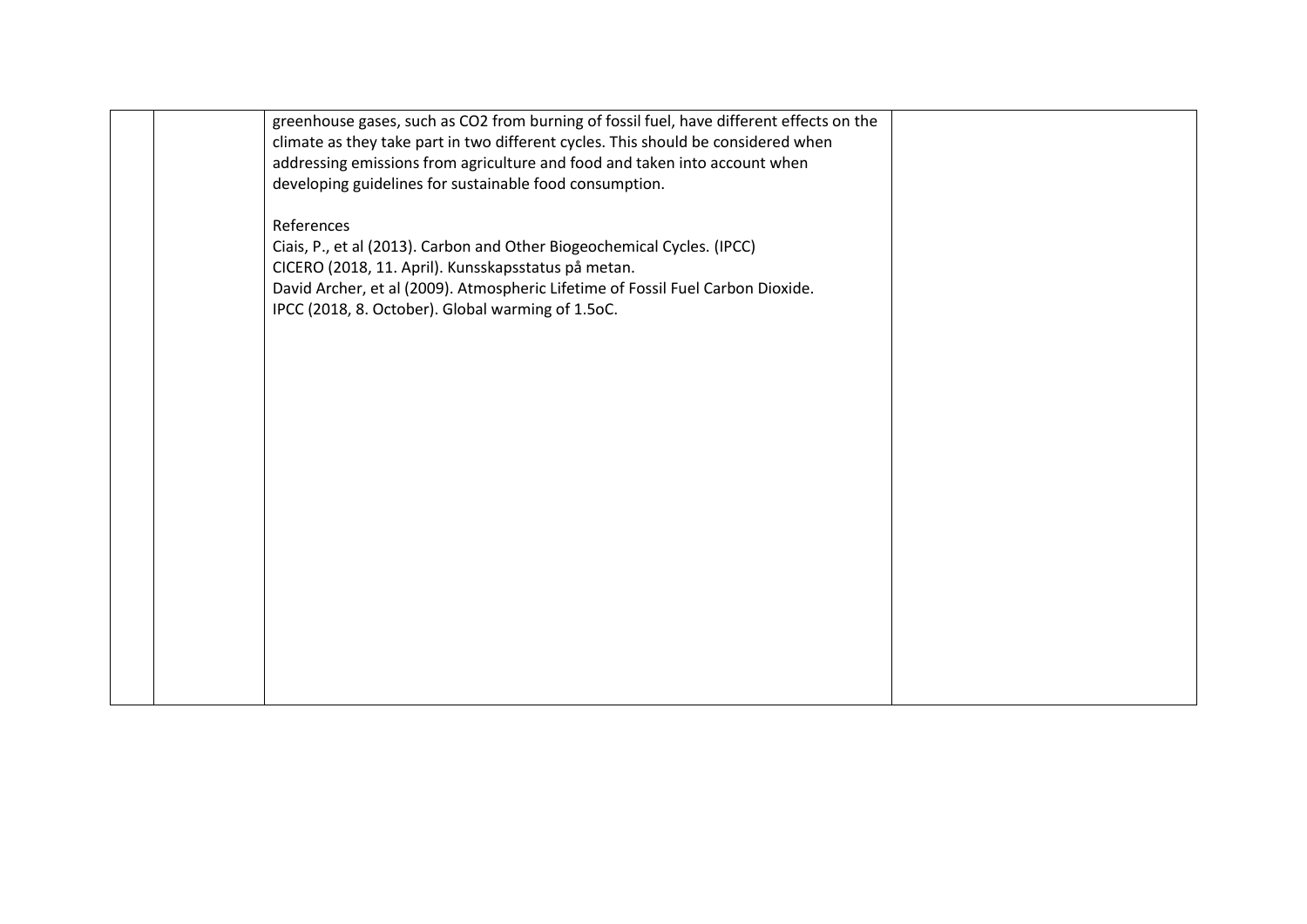| | | | |
|---|---|---|---|
| | | greenhouse gases, such as $CO_2$ from burning of fossil fuel, have different effects on the climate as they take part in two different cycles. This should be considered when addressing emissions from agriculture and food and taken into account when developing guidelines for sustainable food consumption.<br><br>References<br>Ciais, P., et al (2013). Carbon and Other Biogeochemical Cycles. (IPCC)<br>CICERO (2018, 11. April). Kunsskapsstatus på metan.<br>David Archer, et al (2009). Atmospheric Lifetime of Fossil Fuel Carbon Dioxide.<br>IPCC (2018, 8. October). Global warming of 1.5oC. | |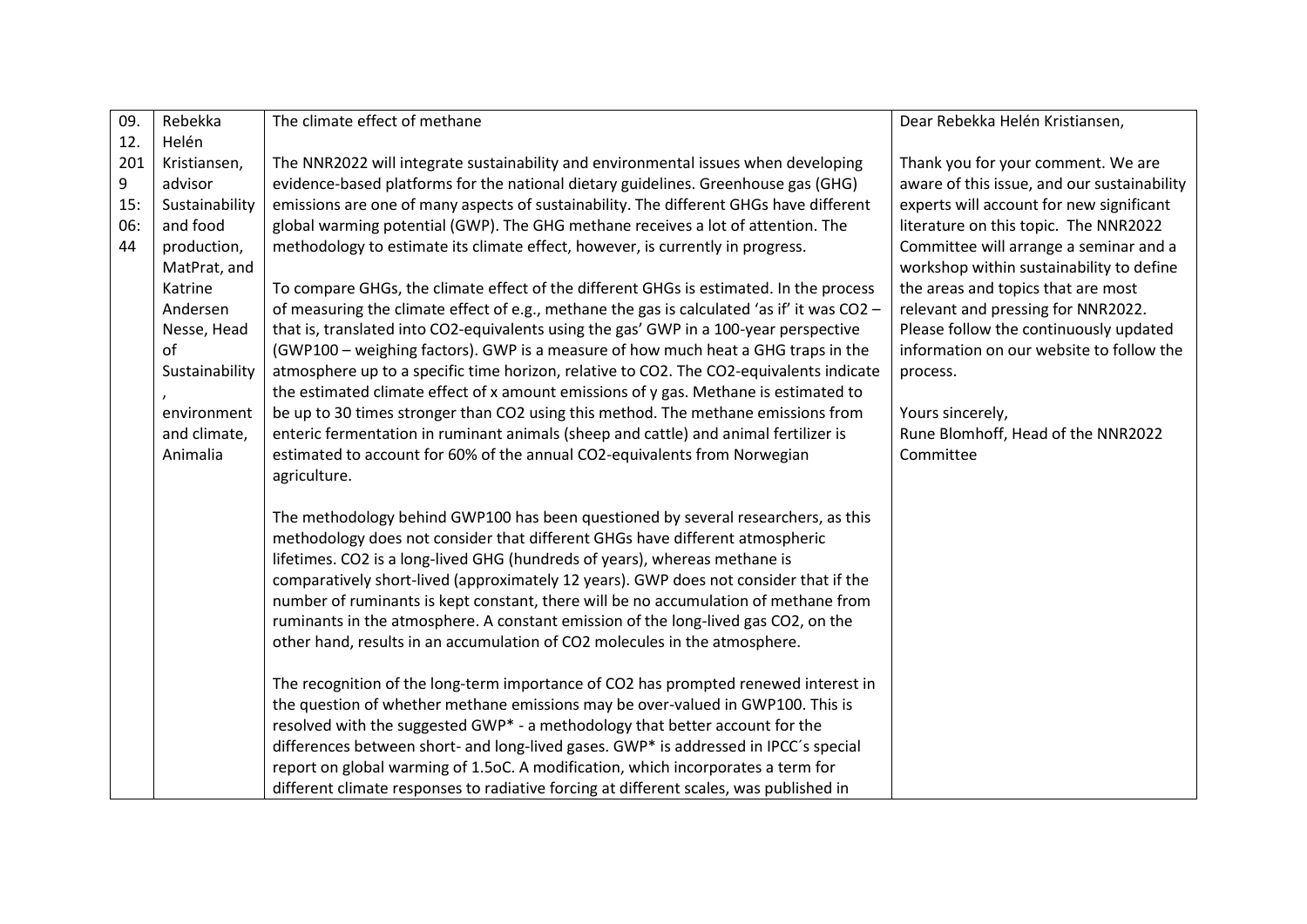| 09.12.2019 15:06:44 | Rebekka Helén Kristiansen, advisor Sustainability and food production, MatPrat, and Katrine Andersen Nesse, Head of Sustainability, environment and climate, Animalia | The climate effect of methane<br><br>The NNR2022 will integrate sustainability and environmental issues when developing evidence-based platforms for the national dietary guidelines. Greenhouse gas (GHG) emissions are one of many aspects of sustainability. The different GHGs have different global warming potential (GWP). The GHG methane receives a lot of attention. The methodology to estimate its climate effect, however, is currently in progress.<br><br>To compare GHGs, the climate effect of the different GHGs is estimated. In the process of measuring the climate effect of e.g., methane the gas is calculated 'as if' it was $CO_2$ – that is, translated into $CO_2$-equivalents using the gas' GWP in a 100-year perspective (GWP100 – weighing factors). GWP is a measure of how much heat a GHG traps in the atmosphere up to a specific time horizon, relative to $CO_2$. The $CO_2$-equivalents indicate the estimated climate effect of x amount emissions of y gas. Methane is estimated to be up to 30 times stronger than $CO_2$ using this method. The methane emissions from enteric fermentation in ruminant animals (sheep and cattle) and animal fertilizer is estimated to account for 60% of the annual $CO_2$-equivalents from Norwegian agriculture.<br><br>The methodology behind GWP100 has been questioned by several researchers, as this methodology does not consider that different GHGs have different atmospheric lifetimes. $CO_2$ is a long-lived GHG (hundreds of years), whereas methane is comparatively short-lived (approximately 12 years). GWP does not consider that if the number of ruminants is kept constant, there will be no accumulation of methane from ruminants in the atmosphere. A constant emission of the long-lived gas $CO_2$, on the other hand, results in an accumulation of $CO_2$ molecules in the atmosphere.<br><br>The recognition of the long-term importance of $CO_2$ has prompted renewed interest in the question of whether methane emissions may be over-valued in GWP100. This is resolved with the suggested GWP* - a methodology that better account for the differences between short- and long-lived gases. GWP* is addressed in IPCC´s special report on global warming of 1.5oC. A modification, which incorporates a term for different climate responses to radiative forcing at different scales, was published in | Dear Rebekka Helén Kristiansen,<br><br>Thank you for your comment. We are aware of this issue, and our sustainability experts will account for new significant literature on this topic. The NNR2022 Committee will arrange a seminar and a workshop within sustainability to define the areas and topics that are most relevant and pressing for NNR2022. Please follow the continuously updated information on our website to follow the process.<br><br>Yours sincerely,<br>Rune Blomhoff, Head of the NNR2022 Committee |
|---|---|---|---|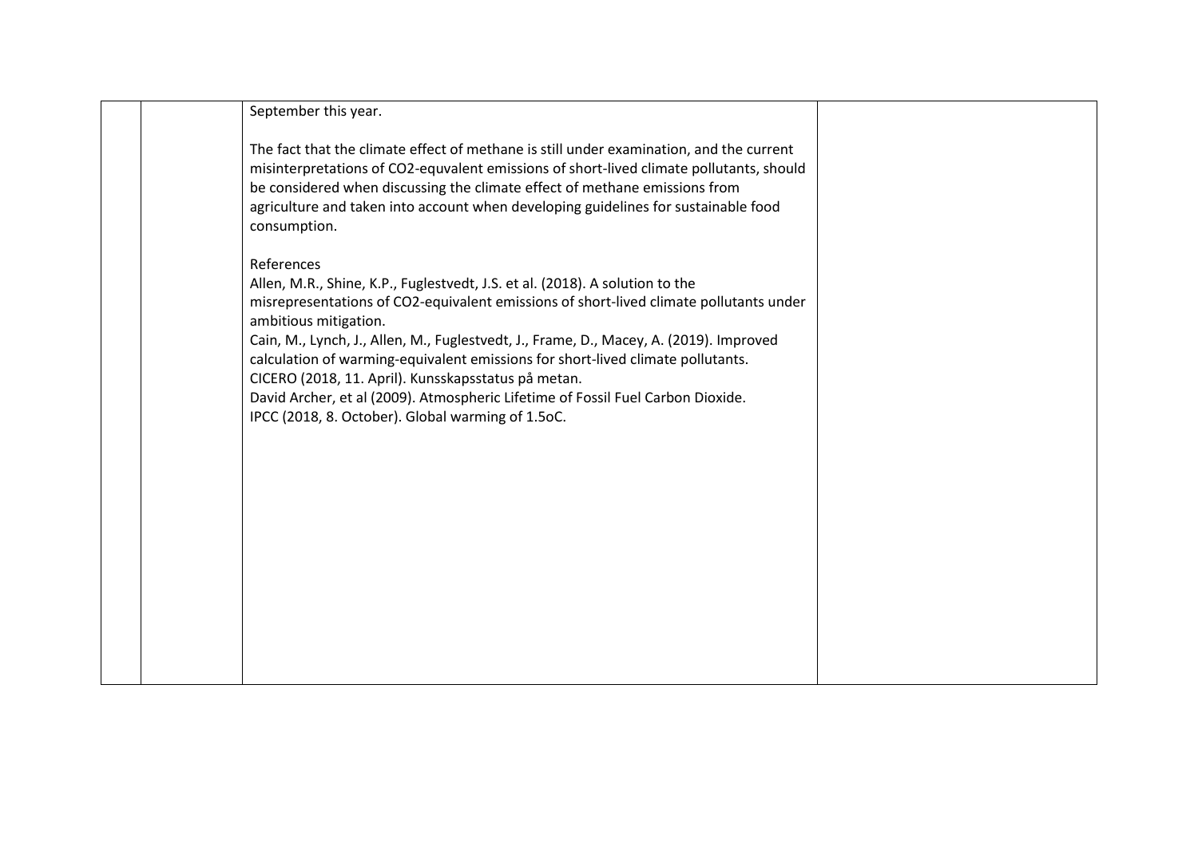| | | September this year.<br><br>The fact that the climate effect of methane is still under examination, and the current misinterpretations of $CO_2$-equvalent emissions of short-lived climate pollutants, should be considered when discussing the climate effect of methane emissions from agriculture and taken into account when developing guidelines for sustainable food consumption.<br><br>References<br>Allen, M.R., Shine, K.P., Fuglestvedt, J.S. et al. (2018). A solution to the misrepresentations of $CO_2$-equivalent emissions of short-lived climate pollutants under ambitious mitigation.<br>Cain, M., Lynch, J., Allen, M., Fuglestvedt, J., Frame, D., Macey, A. (2019). Improved calculation of warming-equivalent emissions for short-lived climate pollutants.<br>CICERO (2018, 11. April). Kunsskapsstatus på metan.<br>David Archer, et al (2009). Atmospheric Lifetime of Fossil Fuel Carbon Dioxide.<br>IPCC (2018, 8. October). Global warming of 1.5oC. | |
|---|---|---|---|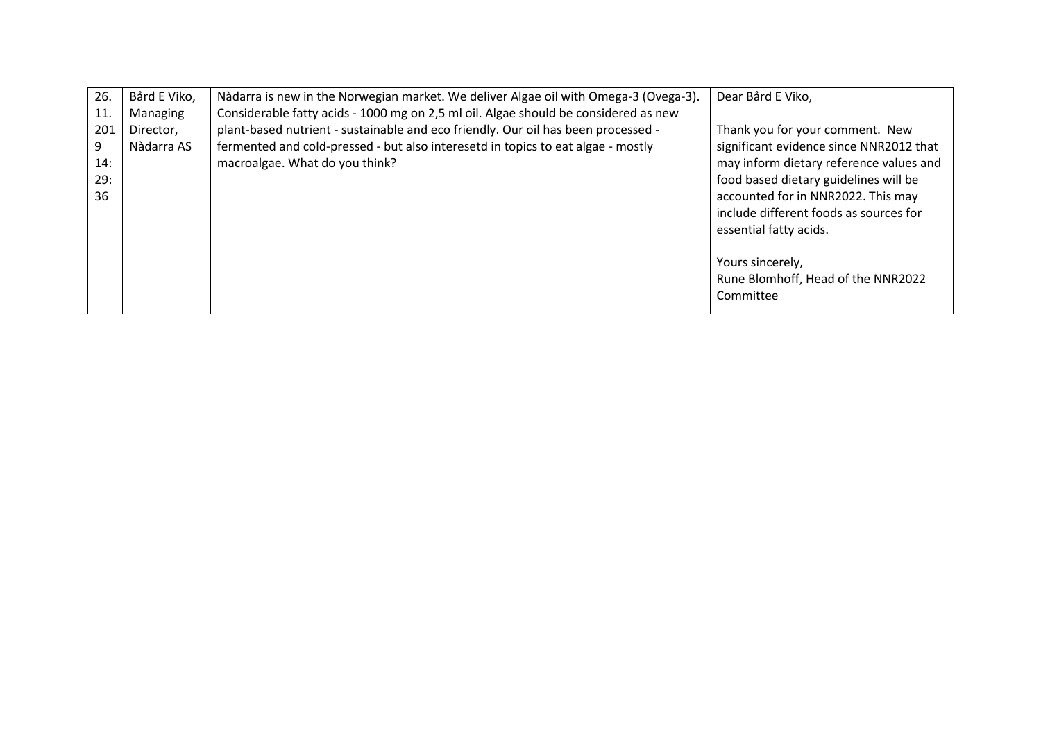| 26.11.2019 14:29:36 | Bård E Viko, Managing Director, Nàdarra AS | Nàdarra is new in the Norwegian market. We deliver Algae oil with Omega-3 (Ovega-3). Considerable fatty acids - 1000 mg on 2,5 ml oil. Algae should be considered as new plant-based nutrient - sustainable and eco friendly. Our oil has been processed - fermented and cold-pressed - but also interesetd in topics to eat algae - mostly macroalgae. What do you think? | Dear Bård E Viko,<br><br>Thank you for your comment. New significant evidence since NNR2012 that may inform dietary reference values and food based dietary guidelines will be accounted for in NNR2022. This may include different foods as sources for essential fatty acids.<br><br>Yours sincerely,<br>Rune Blomhoff, Head of the NNR2022 Committee |
|---|---|---|---|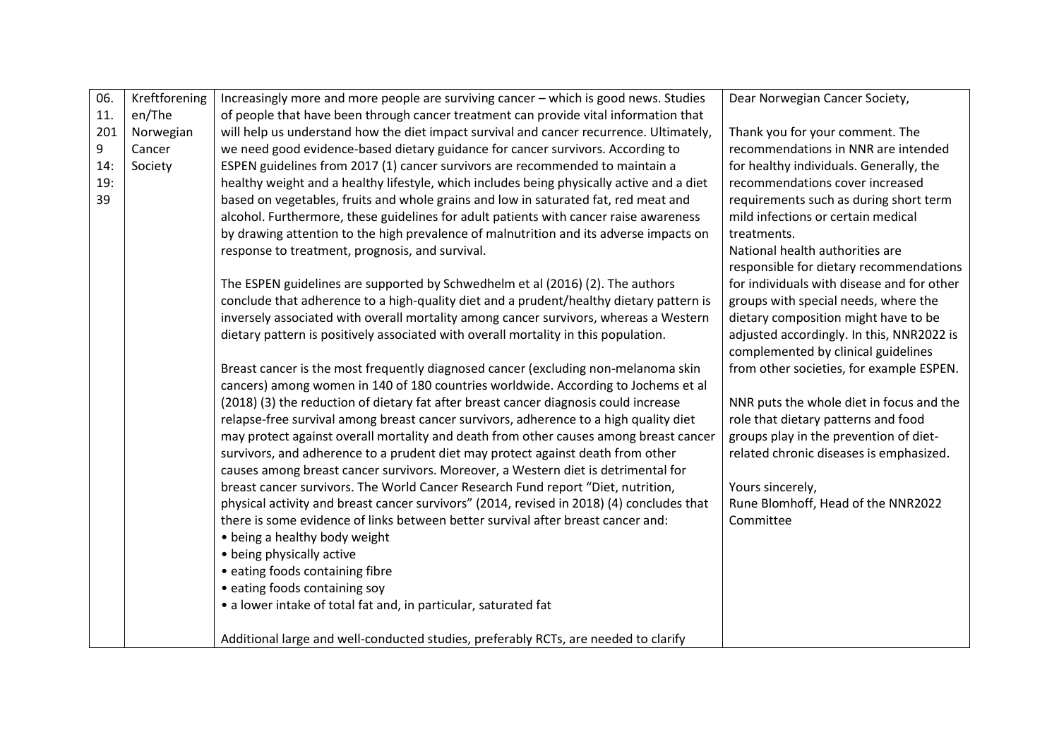| | | | |
|---|---|---|---|
| 06.11.2019 14:19:39 | Kreftforeningen/The Norwegian Cancer Society | Increasingly more and more people are surviving cancer – which is good news. Studies of people that have been through cancer treatment can provide vital information that will help us understand how the diet impact survival and cancer recurrence. Ultimately, we need good evidence-based dietary guidance for cancer survivors. According to ESPEN guidelines from 2017 (1) cancer survivors are recommended to maintain a healthy weight and a healthy lifestyle, which includes being physically active and a diet based on vegetables, fruits and whole grains and low in saturated fat, red meat and alcohol. Furthermore, these guidelines for adult patients with cancer raise awareness by drawing attention to the high prevalence of malnutrition and its adverse impacts on response to treatment, prognosis, and survival.<br><br>The ESPEN guidelines are supported by Schwedhelm et al (2016) (2). The authors conclude that adherence to a high-quality diet and a prudent/healthy dietary pattern is inversely associated with overall mortality among cancer survivors, whereas a Western dietary pattern is positively associated with overall mortality in this population.<br><br>Breast cancer is the most frequently diagnosed cancer (excluding non-melanoma skin cancers) among women in 140 of 180 countries worldwide. According to Jochems et al (2018) (3) the reduction of dietary fat after breast cancer diagnosis could increase relapse-free survival among breast cancer survivors, adherence to a high quality diet may protect against overall mortality and death from other causes among breast cancer survivors, and adherence to a prudent diet may protect against death from other causes among breast cancer survivors. Moreover, a Western diet is detrimental for breast cancer survivors. The World Cancer Research Fund report "Diet, nutrition, physical activity and breast cancer survivors" (2014, revised in 2018) (4) concludes that there is some evidence of links between better survival after breast cancer and:<br>• being a healthy body weight<br>• being physically active<br>• eating foods containing fibre<br>• eating foods containing soy<br>• a lower intake of total fat and, in particular, saturated fat<br><br>Additional large and well-conducted studies, preferably RCTs, are needed to clarify | Dear Norwegian Cancer Society,<br><br>Thank you for your comment. The recommendations in NNR are intended for healthy individuals. Generally, the recommendations cover increased requirements such as during short term mild infections or certain medical treatments.<br>National health authorities are responsible for dietary recommendations for individuals with disease and for other groups with special needs, where the dietary composition might have to be adjusted accordingly. In this, NNR2022 is complemented by clinical guidelines from other societies, for example ESPEN.<br><br>NNR puts the whole diet in focus and the role that dietary patterns and food groups play in the prevention of diet-related chronic diseases is emphasized.<br><br>Yours sincerely,<br>Rune Blomhoff, Head of the NNR2022 Committee |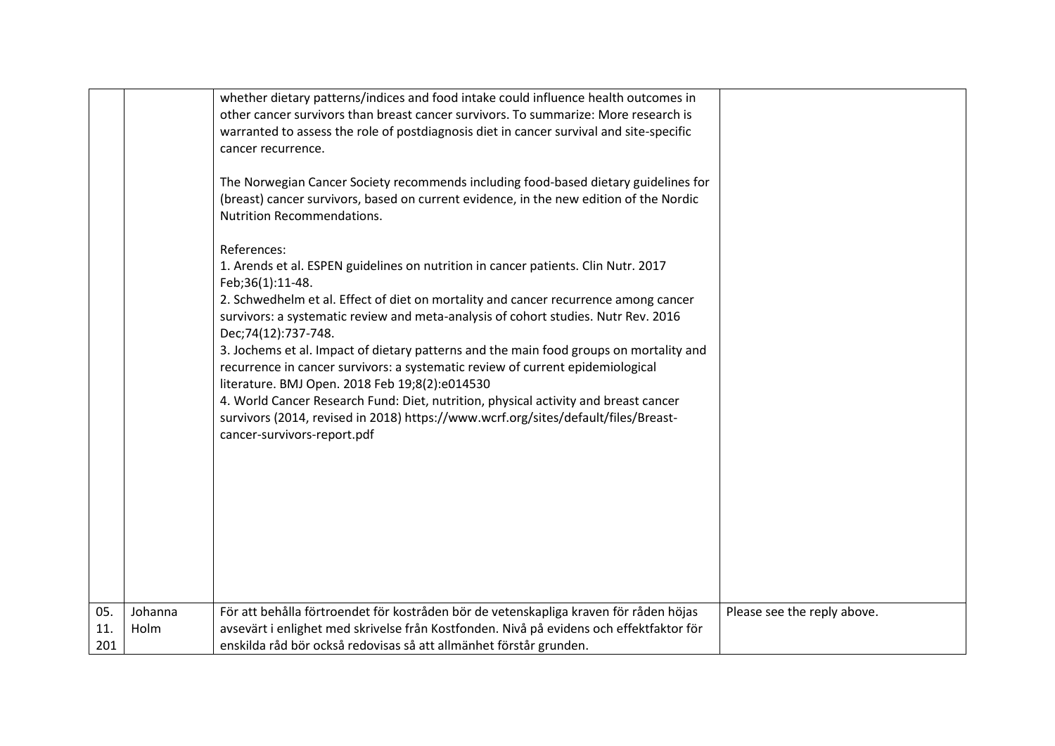| | | | |
|---|---|---|---|
| | | whether dietary patterns/indices and food intake could influence health outcomes in other cancer survivors than breast cancer survivors. To summarize: More research is warranted to assess the role of postdiagnosis diet in cancer survival and site-specific cancer recurrence.<br><br>The Norwegian Cancer Society recommends including food-based dietary guidelines for (breast) cancer survivors, based on current evidence, in the new edition of the Nordic Nutrition Recommendations.<br><br>References:<br>1. Arends et al. ESPEN guidelines on nutrition in cancer patients. Clin Nutr. 2017 Feb;36(1):11-48.<br>2. Schwedhelm et al. Effect of diet on mortality and cancer recurrence among cancer survivors: a systematic review and meta-analysis of cohort studies. Nutr Rev. 2016 Dec;74(12):737-748.<br>3. Jochems et al. Impact of dietary patterns and the main food groups on mortality and recurrence in cancer survivors: a systematic review of current epidemiological literature. BMJ Open. 2018 Feb 19;8(2):e014530<br>4. World Cancer Research Fund: Diet, nutrition, physical activity and breast cancer survivors (2014, revised in 2018) https://www.wcrf.org/sites/default/files/Breast-cancer-survivors-report.pdf | |
| 05.<br>11.<br>201 | Johanna Holm | För att behålla förtroendet för kostråden bör de vetenskapliga kraven för råden höjas avsevärt i enlighet med skrivelse från Kostfonden. Nivå på evidens och effektfaktor för enskilda råd bör också redovisas så att allmänhet förstår grunden. | Please see the reply above. |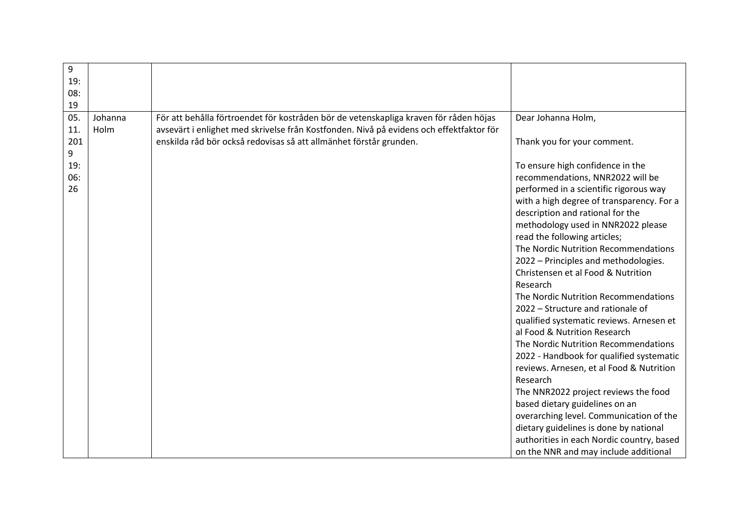| | | | |
|---|---|---|---|
| 9 19:08:19 | | | |
| 05.11.2019 19:06:26 | Johanna Holm | För att behålla förtroendet för kostråden bör de vetenskapliga kraven för råden höjas avsevärt i enlighet med skrivelse från Kostfonden. Nivå på evidens och effektfaktor för enskilda råd bör också redovisas så att allmänhet förstår grunden. | Dear Johanna Holm,<br><br>Thank you for your comment.<br><br>To ensure high confidence in the recommendations, NNR2022 will be performed in a scientific rigorous way with a high degree of transparency. For a description and rational for the methodology used in NNR2022 please read the following articles;<br>The Nordic Nutrition Recommendations 2022 – Principles and methodologies. Christensen et al Food & Nutrition Research<br>The Nordic Nutrition Recommendations 2022 – Structure and rationale of qualified systematic reviews. Arnesen et al Food & Nutrition Research<br>The Nordic Nutrition Recommendations 2022 - Handbook for qualified systematic reviews. Arnesen, et al Food & Nutrition Research<br>The NNR2022 project reviews the food based dietary guidelines on an overarching level. Communication of the dietary guidelines is done by national authorities in each Nordic country, based on the NNR and may include additional |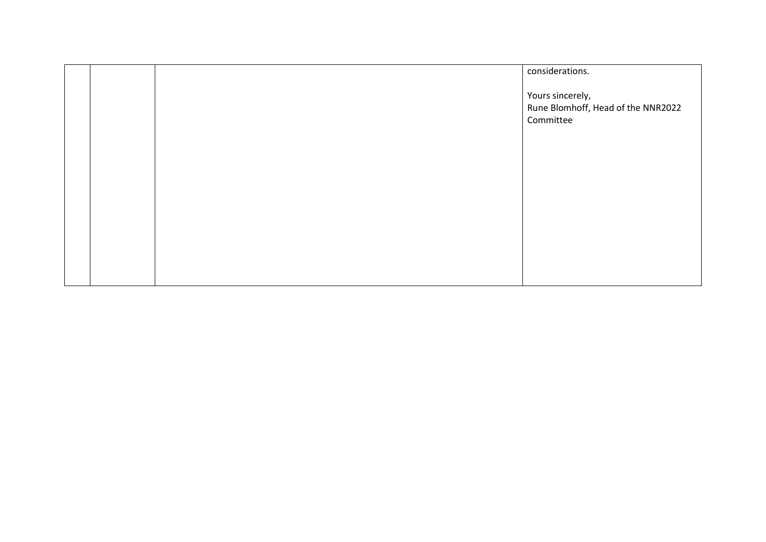|  |  |  | considerations.<br><br>Yours sincerely,<br>Rune Blomhoff, Head of the NNR2022 Committee |
|---|---|---|---|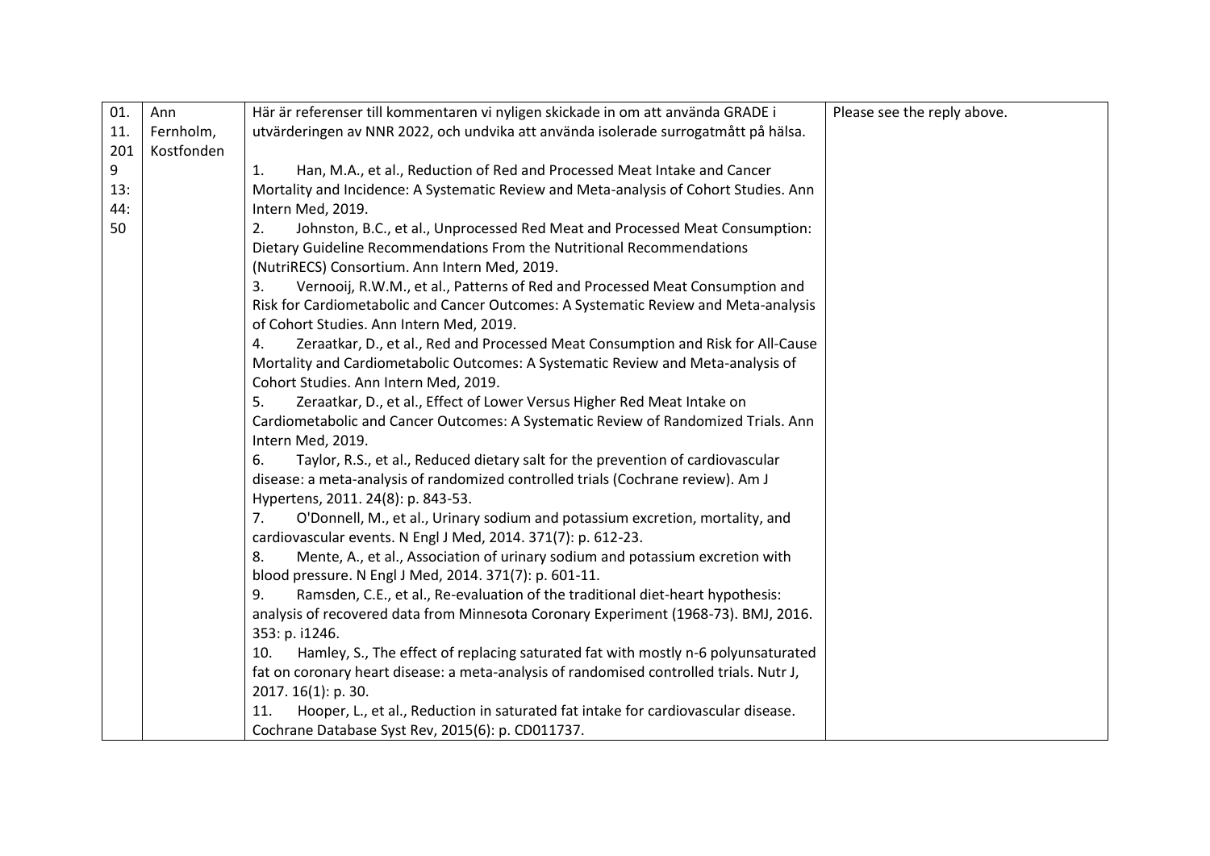| 01.11.2019 13:44:50 | Ann Fernholm, Kostfonden | Här är referenser till kommentaren vi nyligen skickade in om att använda GRADE i utvärderingen av NNR 2022, och undvika att använda isolerade surrogatmått på hälsa.<br><br>1. Han, M.A., et al., Reduction of Red and Processed Meat Intake and Cancer Mortality and Incidence: A Systematic Review and Meta-analysis of Cohort Studies. Ann Intern Med, 2019.<br>2. Johnston, B.C., et al., Unprocessed Red Meat and Processed Meat Consumption: Dietary Guideline Recommendations From the Nutritional Recommendations (NutriRECS) Consortium. Ann Intern Med, 2019.<br>3. Vernooij, R.W.M., et al., Patterns of Red and Processed Meat Consumption and Risk for Cardiometabolic and Cancer Outcomes: A Systematic Review and Meta-analysis of Cohort Studies. Ann Intern Med, 2019.<br>4. Zeraatkar, D., et al., Red and Processed Meat Consumption and Risk for All-Cause Mortality and Cardiometabolic Outcomes: A Systematic Review and Meta-analysis of Cohort Studies. Ann Intern Med, 2019.<br>5. Zeraatkar, D., et al., Effect of Lower Versus Higher Red Meat Intake on Cardiometabolic and Cancer Outcomes: A Systematic Review of Randomized Trials. Ann Intern Med, 2019.<br>6. Taylor, R.S., et al., Reduced dietary salt for the prevention of cardiovascular disease: a meta-analysis of randomized controlled trials (Cochrane review). Am J Hypertens, 2011. 24(8): p. 843-53.<br>7. O'Donnell, M., et al., Urinary sodium and potassium excretion, mortality, and cardiovascular events. N Engl J Med, 2014. 371(7): p. 612-23.<br>8. Mente, A., et al., Association of urinary sodium and potassium excretion with blood pressure. N Engl J Med, 2014. 371(7): p. 601-11.<br>9. Ramsden, C.E., et al., Re-evaluation of the traditional diet-heart hypothesis: analysis of recovered data from Minnesota Coronary Experiment (1968-73). BMJ, 2016. 353: p. i1246.<br>10. Hamley, S., The effect of replacing saturated fat with mostly n-6 polyunsaturated fat on coronary heart disease: a meta-analysis of randomised controlled trials. Nutr J, 2017. 16(1): p. 30.<br>11. Hooper, L., et al., Reduction in saturated fat intake for cardiovascular disease. Cochrane Database Syst Rev, 2015(6): p. CD011737. | Please see the reply above. |
|---|---|---|---|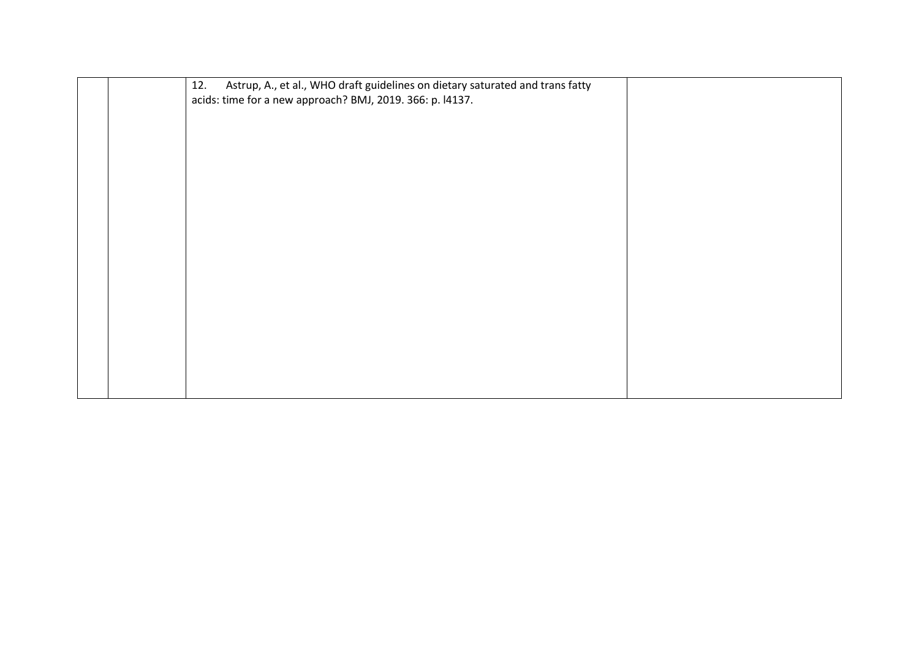| | | | |
|---|---|---|---|
| | | 12. Astrup, A., et al., WHO draft guidelines on dietary saturated and trans fatty acids: time for a new approach? BMJ, 2019. 366: p. l4137. | |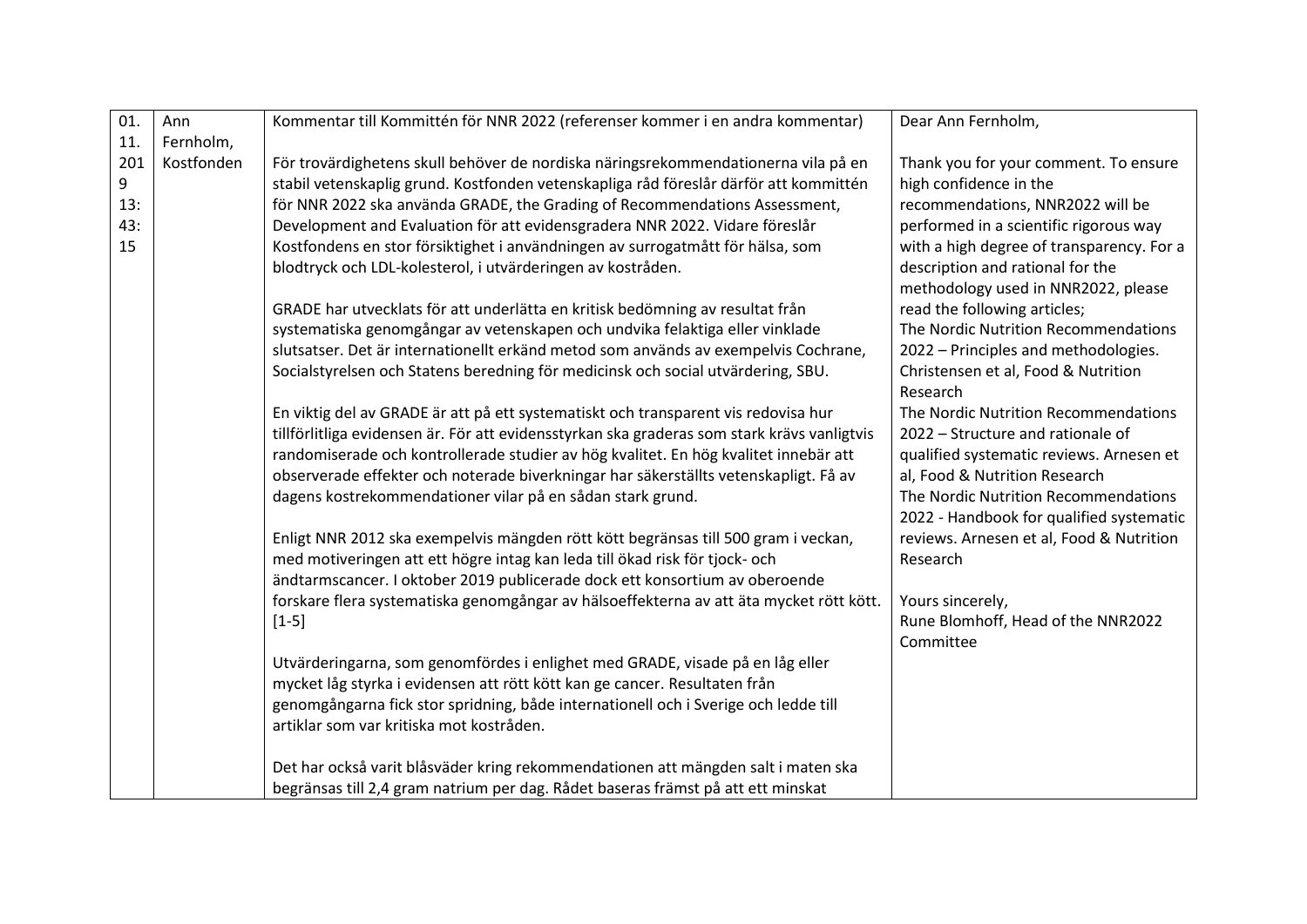| 01.11.2019 13:43:15 | Ann Fernholm, Kostfonden | Kommentar till Kommittén för NNR 2022 (referenser kommer i en andra kommentar)<br><br>För trovärdighetens skull behöver de nordiska näringsrekommendationerna vila på en stabil vetenskaplig grund. Kostfonden vetenskapliga råd föreslår därför att kommittén för NNR 2022 ska använda GRADE, the Grading of Recommendations Assessment, Development and Evaluation för att evidensgradera NNR 2022. Vidare föreslår Kostfondens en stor försiktighet i användningen av surrogatmått för hälsa, som blodtryck och LDL-kolesterol, i utvärderingen av kostråden.<br><br>GRADE har utvecklats för att underlätta en kritisk bedömning av resultat från systematiska genomgångar av vetenskapen och undvika felaktiga eller vinklade slutsatser. Det är internationellt erkänd metod som används av exempelvis Cochrane, Socialstyrelsen och Statens beredning för medicinsk och social utvärdering, SBU.<br><br>En viktig del av GRADE är att på ett systematiskt och transparent vis redovisa hur tillförlitliga evidensen är. För att evidensstyrkan ska graderas som stark krävs vanligtvis randomiserade och kontrollerade studier av hög kvalitet. En hög kvalitet innebär att observerade effekter och noterade biverkningar har säkerställts vetenskapligt. Få av dagens kostrekommendationer vilar på en sådan stark grund.<br><br>Enligt NNR 2012 ska exempelvis mängden rött kött begränsas till 500 gram i veckan, med motiveringen att ett högre intag kan leda till ökad risk för tjock- och ändtarmscancer. I oktober 2019 publicerade dock ett konsortium av oberoende forskare flera systematiska genomgångar av hälsoeffekterna av att äta mycket rött kött. [1-5]<br><br>Utvärderingarna, som genomfördes i enlighet med GRADE, visade på en låg eller mycket låg styrka i evidensen att rött kött kan ge cancer. Resultaten från genomgångarna fick stor spridning, både internationell och i Sverige och ledde till artiklar som var kritiska mot kostråden.<br><br>Det har också varit blåsväder kring rekommendationen att mängden salt i maten ska begränsas till 2,4 gram natrium per dag. Rådet baseras främst på att ett minskat | Dear Ann Fernholm,<br><br>Thank you for your comment. To ensure high confidence in the recommendations, NNR2022 will be performed in a scientific rigorous way with a high degree of transparency. For a description and rational for the methodology used in NNR2022, please read the following articles;<br>The Nordic Nutrition Recommendations 2022 – Principles and methodologies. Christensen et al, Food & Nutrition Research<br>The Nordic Nutrition Recommendations 2022 – Structure and rationale of qualified systematic reviews. Arnesen et al, Food & Nutrition Research<br>The Nordic Nutrition Recommendations 2022 - Handbook for qualified systematic reviews. Arnesen et al, Food & Nutrition Research<br><br>Yours sincerely,<br>Rune Blomhoff, Head of the NNR2022 Committee |
|---|---|---|---|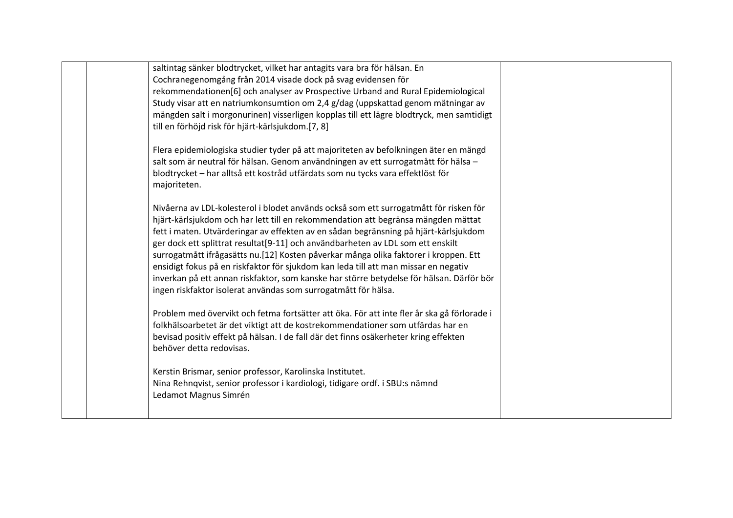| | | | |
|---|---|---|---|
| | | saltintag sänker blodtrycket, vilket har antagits vara bra för hälsan. En Cochranegenomgång från 2014 visade dock på svag evidensen för rekommendationen[6] och analyser av Prospective Urband and Rural Epidemiological Study visar att en natriumkonsumtion om 2,4 g/dag (uppskattad genom mätningar av mängden salt i morgonurinen) visserligen kopplas till ett lägre blodtryck, men samtidigt till en förhöjd risk för hjärt-kärlsjukdom.[7, 8]<br><br>Flera epidemiologiska studier tyder på att majoriteten av befolkningen äter en mängd salt som är neutral för hälsan. Genom användningen av ett surrogatmått för hälsa – blodtrycket – har alltså ett kostråd utfärdats som nu tycks vara effektlöst för majoriteten.<br><br>Nivåerna av LDL-kolesterol i blodet används också som ett surrogatmått för risken för hjärt-kärlsjukdom och har lett till en rekommendation att begränsa mängden mättat fett i maten. Utvärderingar av effekten av en sådan begränsning på hjärt-kärlsjukdom ger dock ett splittrat resultat[9-11] och användbarheten av LDL som ett enskilt surrogatmått ifrågasätts nu.[12] Kosten påverkar många olika faktorer i kroppen. Ett ensidigt fokus på en riskfaktor för sjukdom kan leda till att man missar en negativ inverkan på ett annan riskfaktor, som kanske har större betydelse för hälsan. Därför bör ingen riskfaktor isolerat användas som surrogatmått för hälsa.<br><br>Problem med övervikt och fetma fortsätter att öka. För att inte fler år ska gå förlorade i folkhälsoarbetet är det viktigt att de kostrekommendationer som utfärdas har en bevisad positiv effekt på hälsan. I de fall där det finns osäkerheter kring effekten behöver detta redovisas.<br><br>Kerstin Brismar, senior professor, Karolinska Institutet.<br>Nina Rehnqvist, senior professor i kardiologi, tidigare ordf. i SBU:s nämnd<br>Ledamot Magnus Simrén | |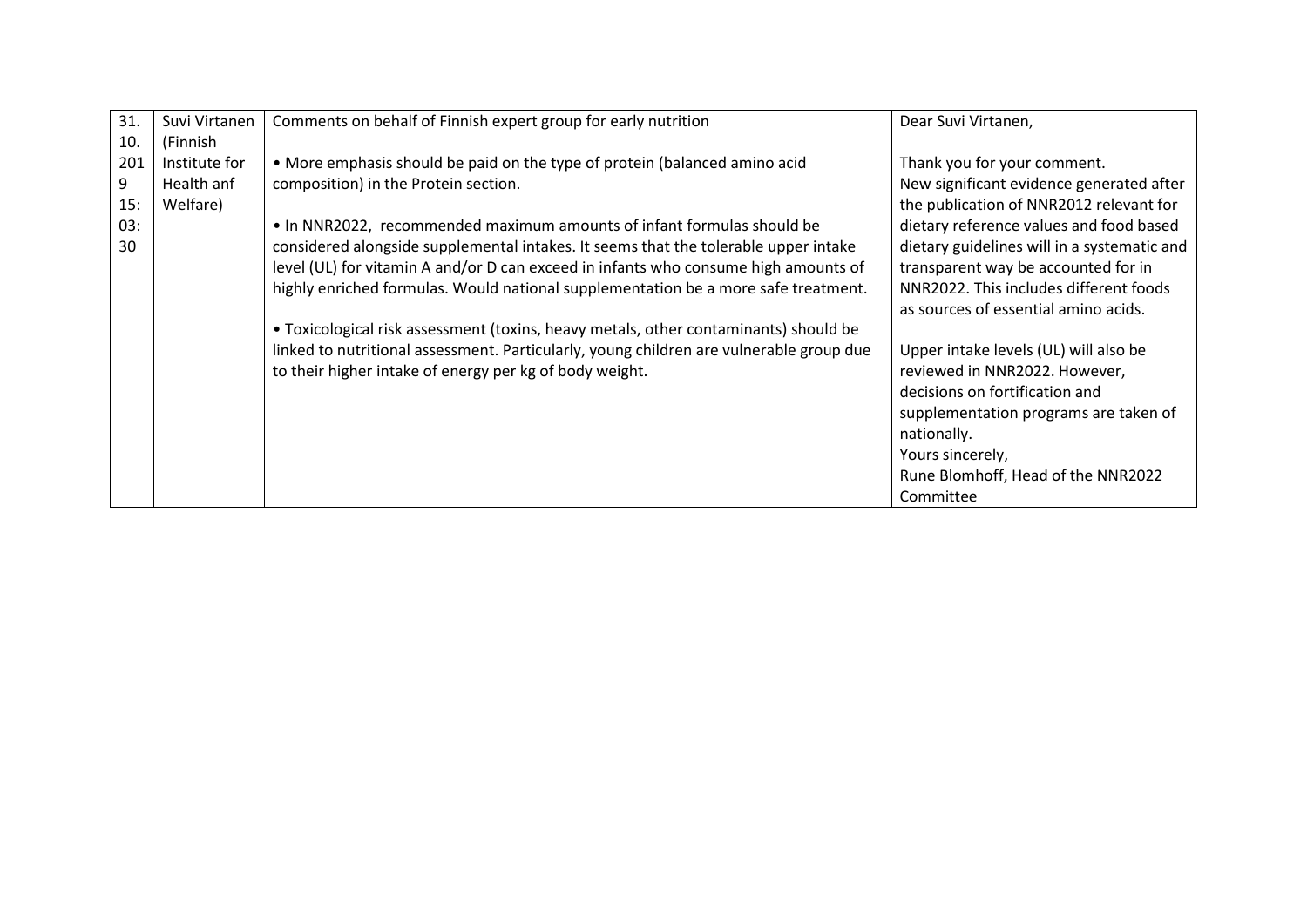| 31.10.2019 15:03:30 | Suvi Virtanen (Finnish Institute for Health anf Welfare) | Comments on behalf of Finnish expert group for early nutrition<br><br>• More emphasis should be paid on the type of protein (balanced amino acid composition) in the Protein section.<br><br>• In NNR2022, recommended maximum amounts of infant formulas should be considered alongside supplemental intakes. It seems that the tolerable upper intake level (UL) for vitamin A and/or D can exceed in infants who consume high amounts of highly enriched formulas. Would national supplementation be a more safe treatment.<br><br>• Toxicological risk assessment (toxins, heavy metals, other contaminants) should be linked to nutritional assessment. Particularly, young children are vulnerable group due to their higher intake of energy per kg of body weight. | Dear Suvi Virtanen,<br><br>Thank you for your comment.<br>New significant evidence generated after the publication of NNR2012 relevant for dietary reference values and food based dietary guidelines will in a systematic and transparent way be accounted for in NNR2022. This includes different foods as sources of essential amino acids.<br><br>Upper intake levels (UL) will also be reviewed in NNR2022. However, decisions on fortification and supplementation programs are taken of nationally.<br>Yours sincerely,<br>Rune Blomhoff, Head of the NNR2022 Committee |
|---|---|---|---|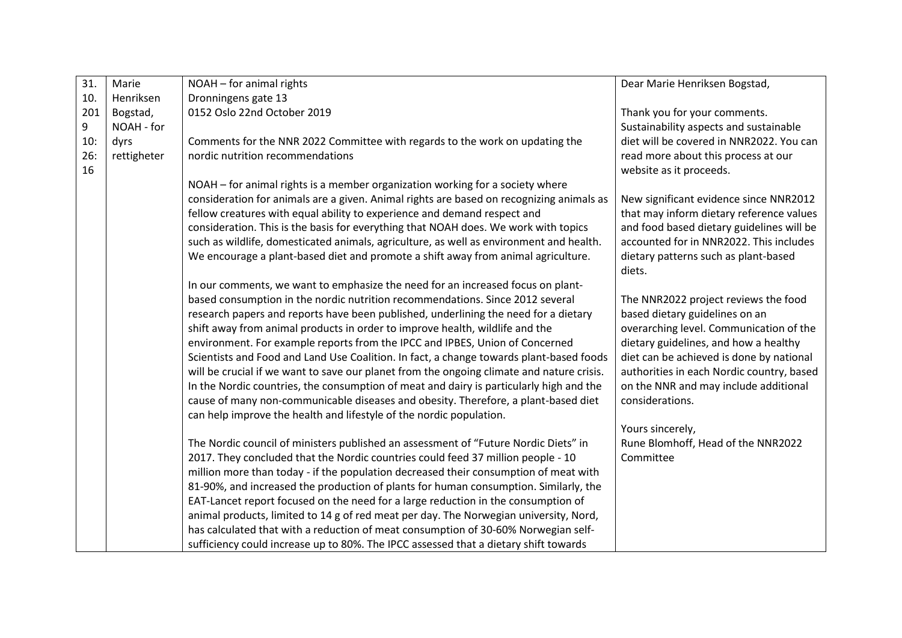| 31.10.2019 10:26:16 | Marie Henriksen Bogstad, NOAH - for dyrs rettigheter | NOAH – for animal rights<br>Dronningens gate 13<br>0152 Oslo 22nd October 2019<br><br>Comments for the NNR 2022 Committee with regards to the work on updating the nordic nutrition recommendations<br><br>NOAH – for animal rights is a member organization working for a society where consideration for animals are a given. Animal rights are based on recognizing animals as fellow creatures with equal ability to experience and demand respect and consideration. This is the basis for everything that NOAH does. We work with topics such as wildlife, domesticated animals, agriculture, as well as environment and health. We encourage a plant-based diet and promote a shift away from animal agriculture.<br><br>In our comments, we want to emphasize the need for an increased focus on plant-based consumption in the nordic nutrition recommendations. Since 2012 several research papers and reports have been published, underlining the need for a dietary shift away from animal products in order to improve health, wildlife and the environment. For example reports from the IPCC and IPBES, Union of Concerned Scientists and Food and Land Use Coalition. In fact, a change towards plant-based foods will be crucial if we want to save our planet from the ongoing climate and nature crisis. In the Nordic countries, the consumption of meat and dairy is particularly high and the cause of many non-communicable diseases and obesity. Therefore, a plant-based diet can help improve the health and lifestyle of the nordic population.<br><br>The Nordic council of ministers published an assessment of "Future Nordic Diets" in 2017. They concluded that the Nordic countries could feed 37 million people - 10 million more than today - if the population decreased their consumption of meat with 81-90%, and increased the production of plants for human consumption. Similarly, the EAT-Lancet report focused on the need for a large reduction in the consumption of animal products, limited to 14 g of red meat per day. The Norwegian university, Nord, has calculated that with a reduction of meat consumption of 30-60% Norwegian self-sufficiency could increase up to 80%. The IPCC assessed that a dietary shift towards | Dear Marie Henriksen Bogstad,<br><br>Thank you for your comments. Sustainability aspects and sustainable diet will be covered in NNR2022. You can read more about this process at our website as it proceeds.<br><br>New significant evidence since NNR2012 that may inform dietary reference values and food based dietary guidelines will be accounted for in NNR2022. This includes dietary patterns such as plant-based diets.<br><br>The NNR2022 project reviews the food based dietary guidelines on an overarching level. Communication of the dietary guidelines, and how a healthy diet can be achieved is done by national authorities in each Nordic country, based on the NNR and may include additional considerations.<br><br>Yours sincerely,<br>Rune Blomhoff, Head of the NNR2022 Committee |
|---|---|---|---|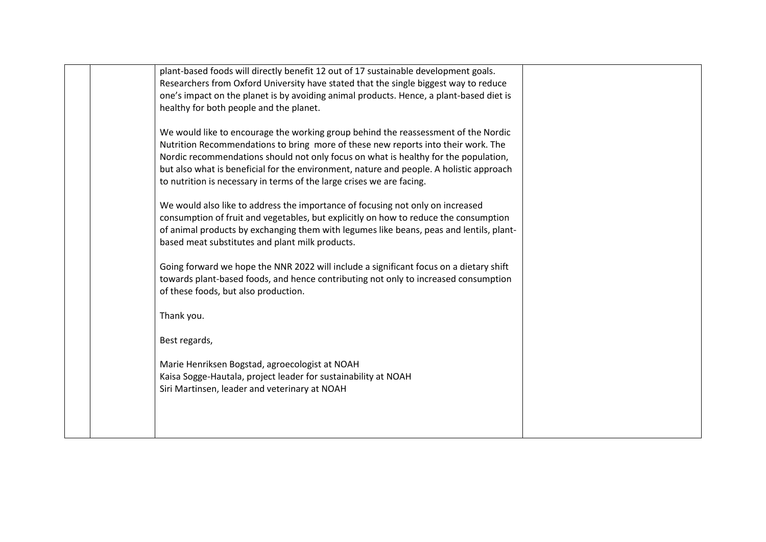plant-based foods will directly benefit 12 out of 17 sustainable development goals. Researchers from Oxford University have stated that the single biggest way to reduce one's impact on the planet is by avoiding animal products. Hence, a plant-based diet is healthy for both people and the planet.

We would like to encourage the working group behind the reassessment of the Nordic Nutrition Recommendations to bring more of these new reports into their work. The Nordic recommendations should not only focus on what is healthy for the population, but also what is beneficial for the environment, nature and people. A holistic approach to nutrition is necessary in terms of the large crises we are facing.

We would also like to address the importance of focusing not only on increased consumption of fruit and vegetables, but explicitly on how to reduce the consumption of animal products by exchanging them with legumes like beans, peas and lentils, plant-based meat substitutes and plant milk products.

Going forward we hope the NNR 2022 will include a significant focus on a dietary shift towards plant-based foods, and hence contributing not only to increased consumption of these foods, but also production.

Thank you.

Best regards,

Marie Henriksen Bogstad, agroecologist at NOAH
Kaisa Sogge-Hautala, project leader for sustainability at NOAH
Siri Martinsen, leader and veterinary at NOAH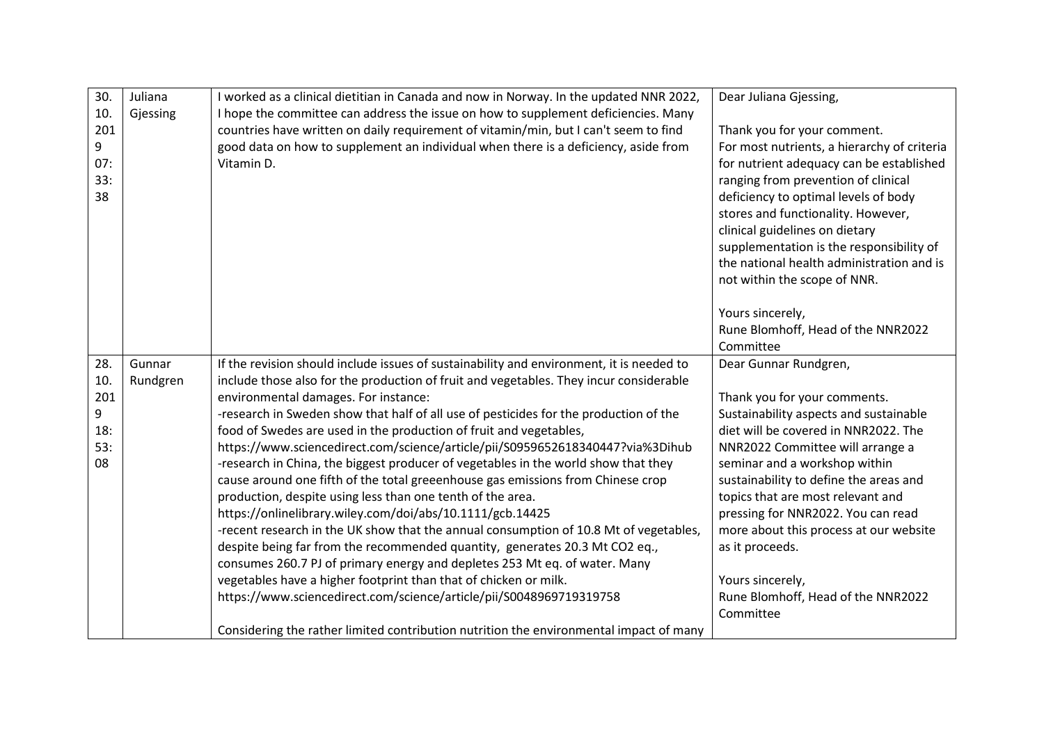| 30.10.2019 07:33:38 | Juliana Gjessing | I worked as a clinical dietitian in Canada and now in Norway. In the updated NNR 2022, I hope the committee can address the issue on how to supplement deficiencies. Many countries have written on daily requirement of vitamin/min, but I can't seem to find good data on how to supplement an individual when there is a deficiency, aside from Vitamin D. | Dear Juliana Gjessing,<br><br>Thank you for your comment.<br>For most nutrients, a hierarchy of criteria for nutrient adequacy can be established ranging from prevention of clinical deficiency to optimal levels of body stores and functionality. However, clinical guidelines on dietary supplementation is the responsibility of the national health administration and is not within the scope of NNR.<br><br>Yours sincerely,<br>Rune Blomhoff, Head of the NNR2022 Committee |
|---|---|---|---|
| 28.10.2019 18:53:08 | Gunnar Rundgren | If the revision should include issues of sustainability and environment, it is needed to include those also for the production of fruit and vegetables. They incur considerable environmental damages. For instance:<br>-research in Sweden show that half of all use of pesticides for the production of the food of Swedes are used in the production of fruit and vegetables, https://www.sciencedirect.com/science/article/pii/S0959652618340447?via%3Dihub<br>-research in China, the biggest producer of vegetables in the world show that they cause around one fifth of the total greeenhouse gas emissions from Chinese crop production, despite using less than one tenth of the area. https://onlinelibrary.wiley.com/doi/abs/10.1111/gcb.14425<br>-recent research in the UK show that the annual consumption of 10.8 Mt of vegetables, despite being far from the recommended quantity, generates 20.3 Mt CO2 eq., consumes 260.7 PJ of primary energy and depletes 253 Mt eq. of water. Many vegetables have a higher footprint than that of chicken or milk. https://www.sciencedirect.com/science/article/pii/S0048969719319758<br><br>Considering the rather limited contribution nutrition the environmental impact of many | Dear Gunnar Rundgren,<br><br>Thank you for your comments.<br>Sustainability aspects and sustainable diet will be covered in NNR2022. The NNR2022 Committee will arrange a seminar and a workshop within sustainability to define the areas and topics that are most relevant and pressing for NNR2022. You can read more about this process at our website as it proceeds.<br><br>Yours sincerely,<br>Rune Blomhoff, Head of the NNR2022 Committee |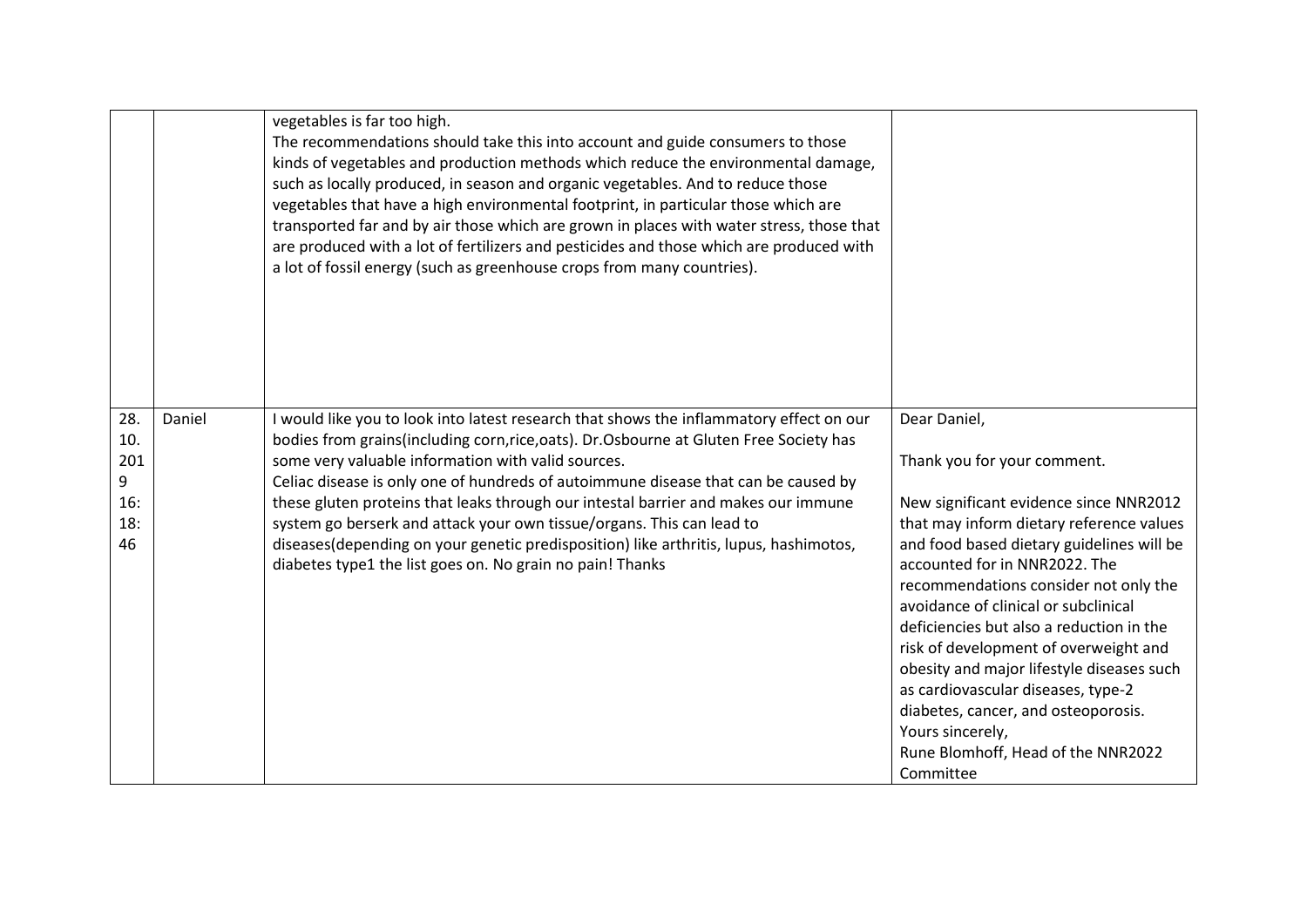| | | | |
|---|---|---|---|
| | | vegetables is far too high.<br>The recommendations should take this into account and guide consumers to those kinds of vegetables and production methods which reduce the environmental damage, such as locally produced, in season and organic vegetables. And to reduce those vegetables that have a high environmental footprint, in particular those which are transported far and by air those which are grown in places with water stress, those that are produced with a lot of fertilizers and pesticides and those which are produced with a lot of fossil energy (such as greenhouse crops from many countries). | |
| 28.10.2019 16:18:46 | Daniel | I would like you to look into latest research that shows the inflammatory effect on our bodies from grains(including corn,rice,oats). Dr.Osbourne at Gluten Free Society has some very valuable information with valid sources.<br>Celiac disease is only one of hundreds of autoimmune disease that can be caused by these gluten proteins that leaks through our intestal barrier and makes our immune system go berserk and attack your own tissue/organs. This can lead to diseases(depending on your genetic predisposition) like arthritis, lupus, hashimotos, diabetes type1 the list goes on. No grain no pain! Thanks | Dear Daniel,<br><br>Thank you for your comment.<br><br>New significant evidence since NNR2012 that may inform dietary reference values and food based dietary guidelines will be accounted for in NNR2022. The recommendations consider not only the avoidance of clinical or subclinical deficiencies but also a reduction in the risk of development of overweight and obesity and major lifestyle diseases such as cardiovascular diseases, type-2 diabetes, cancer, and osteoporosis.<br>Yours sincerely,<br>Rune Blomhoff, Head of the NNR2022 Committee |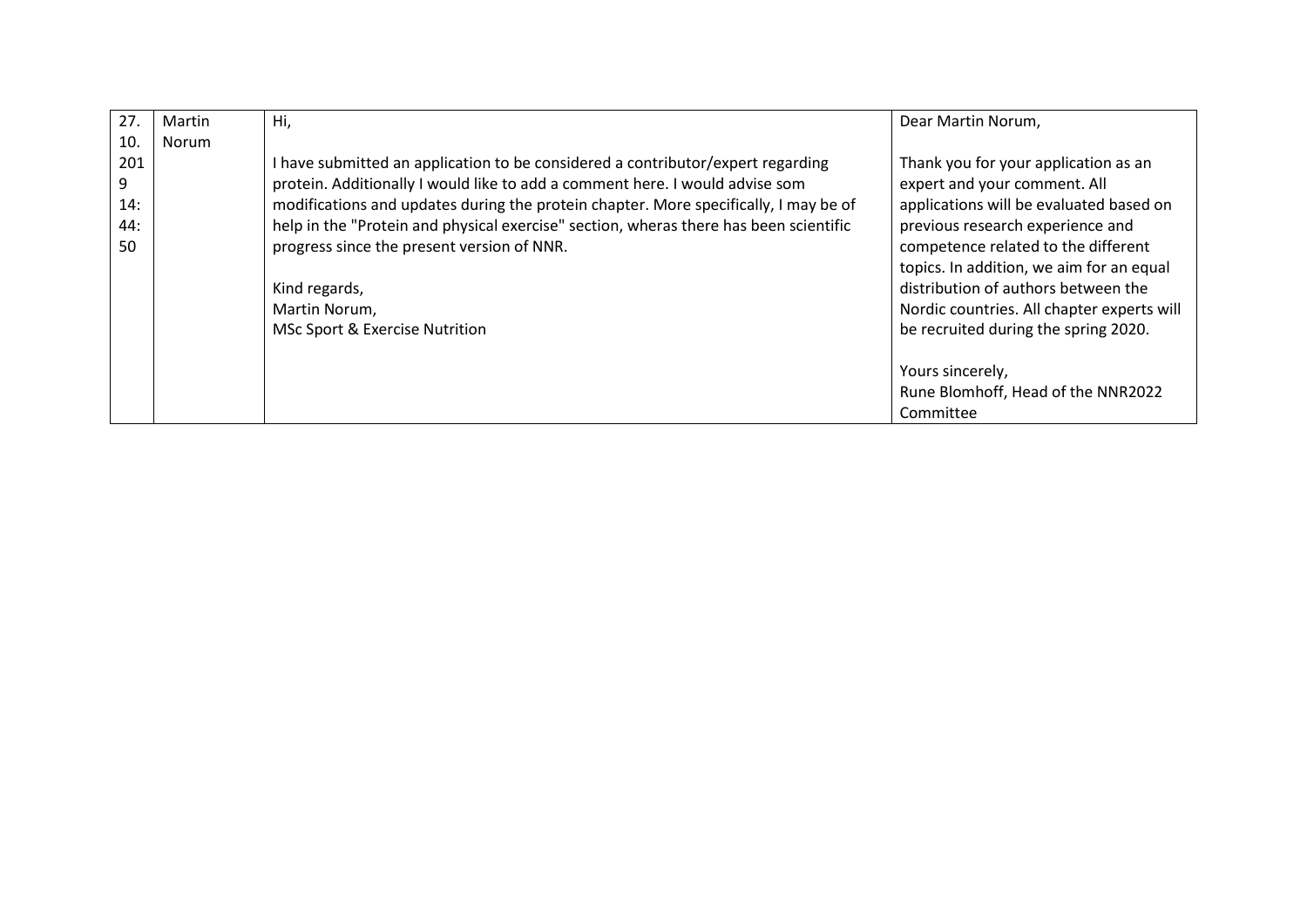| 27.10.2019 14:44:50 | Martin Norum | Hi,<br><br>I have submitted an application to be considered a contributor/expert regarding protein. Additionally I would like to add a comment here. I would advise som modifications and updates during the protein chapter. More specifically, I may be of help in the "Protein and physical exercise" section, wheras there has been scientific progress since the present version of NNR.<br><br>Kind regards,<br>Martin Norum,<br>MSc Sport & Exercise Nutrition | Dear Martin Norum,<br><br>Thank you for your application as an expert and your comment. All applications will be evaluated based on previous research experience and competence related to the different topics. In addition, we aim for an equal distribution of authors between the Nordic countries. All chapter experts will be recruited during the spring 2020.<br><br>Yours sincerely,<br>Rune Blomhoff, Head of the NNR2022 Committee |
|---|---|---|---|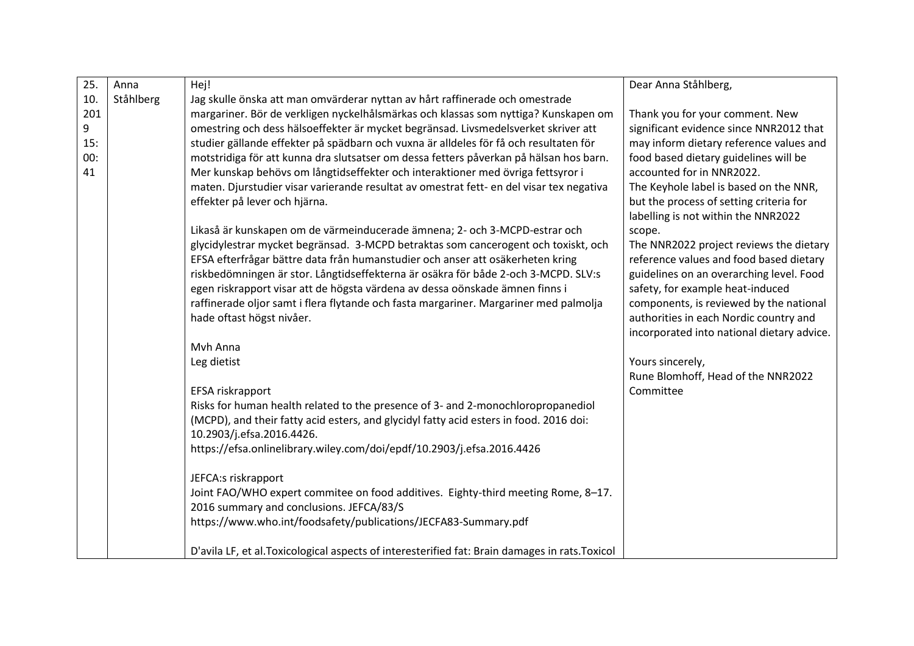| 25.10.2019 15:00:41 | Anna Ståhlberg | Hej!<br>Jag skulle önska att man omvärderar nyttan av hårt raffinerade och omestrade margariner. Bör de verkligen nyckelhålsmärkas och klassas som nyttiga? Kunskapen om omestring och dess hälsoeffekter är mycket begränsad. Livsmedelsverket skriver att studier gällande effekter på spädbarn och vuxna är alldeles för få och resultaten för motstridiga för att kunna dra slutsatser om dessa fetters påverkan på hälsan hos barn. Mer kunskap behövs om långtidseffekter och interaktioner med övriga fettsyror i maten. Djurstudier visar varierande resultat av omestrat fett- en del visar tex negativa effekter på lever och hjärna.<br><br>Likaså är kunskapen om de värmeinducerade ämnena; 2- och 3-MCPD-estrar och glycidylestrar mycket begränsad. 3-MCPD betraktas som cancerogent och toxiskt, och EFSA efterfrågar bättre data från humanstudier och anser att osäkerheten kring riskbedömningen är stor. Långtidseffekterna är osäkra för både 2-och 3-MCPD. SLV:s egen riskrapport visar att de högsta värdena av dessa oönskade ämnen finns i raffinerade oljor samt i flera flytande och fasta margariner. Margariner med palmolja hade oftast högst nivåer.<br><br>Mvh Anna<br>Leg dietist<br><br>EFSA riskrapport<br>Risks for human health related to the presence of 3- and 2-monochloropropanediol (MCPD), and their fatty acid esters, and glycidyl fatty acid esters in food. 2016 doi: 10.2903/j.efsa.2016.4426.<br>https://efsa.onlinelibrary.wiley.com/doi/epdf/10.2903/j.efsa.2016.4426<br><br>JEFCA:s riskrapport<br>Joint FAO/WHO expert commitee on food additives. Eighty-third meeting Rome, 8–17. 2016 summary and conclusions. JEFCA/83/S<br>https://www.who.int/foodsafety/publications/JECFA83-Summary.pdf<br><br>D'avila LF, et al.Toxicological aspects of interesterified fat: Brain damages in rats.Toxicol | Dear Anna Ståhlberg,<br><br>Thank you for your comment. New significant evidence since NNR2012 that may inform dietary reference values and food based dietary guidelines will be accounted for in NNR2022.<br>The Keyhole label is based on the NNR, but the process of setting criteria for labelling is not within the NNR2022 scope.<br>The NNR2022 project reviews the dietary reference values and food based dietary guidelines on an overarching level. Food safety, for example heat-induced components, is reviewed by the national authorities in each Nordic country and incorporated into national dietary advice.<br><br>Yours sincerely,<br>Rune Blomhoff, Head of the NNR2022 Committee |
|---|---|---|---|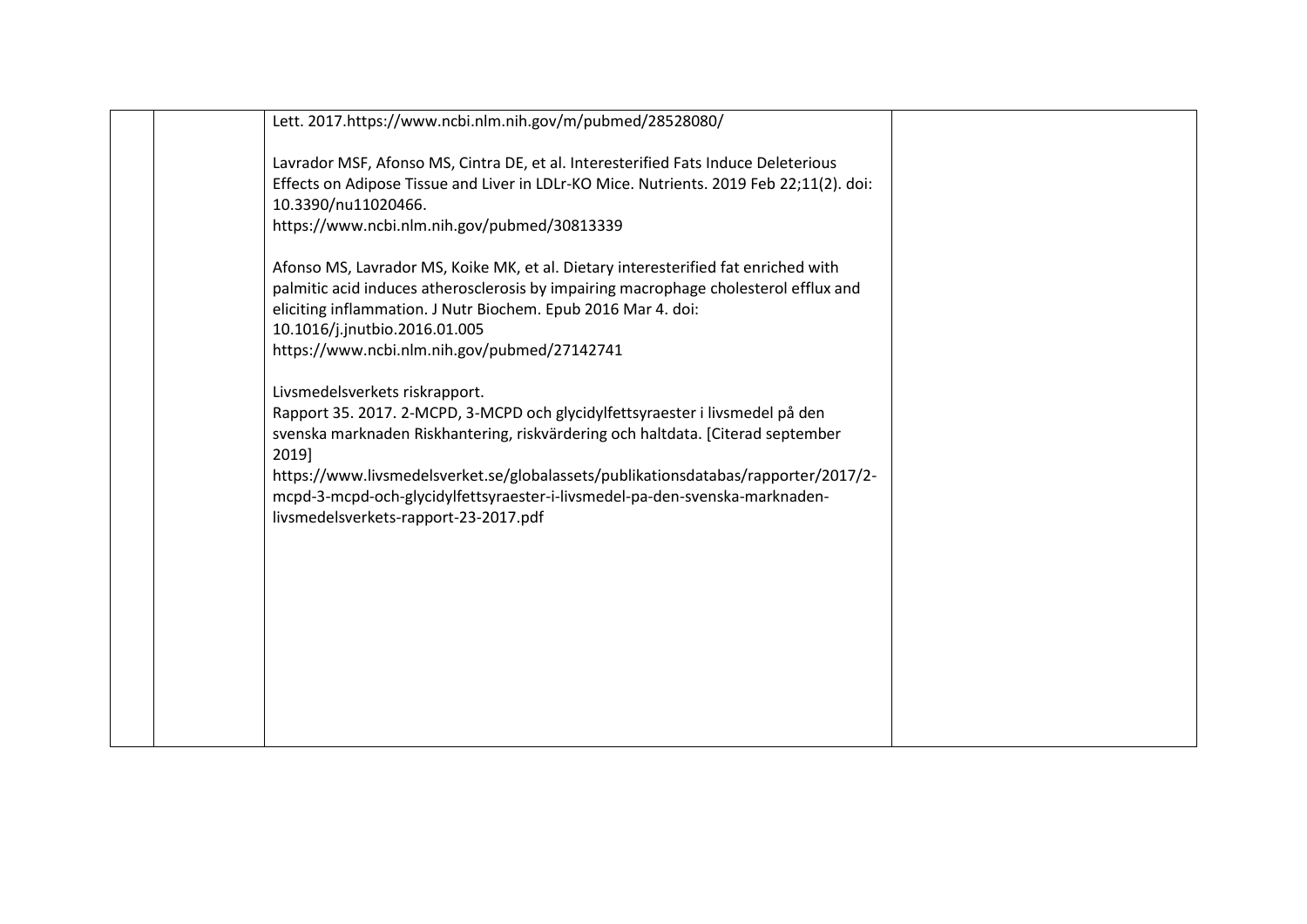| | | | |
|---|---|---|---|
| | | Lett. 2017.https://www.ncbi.nlm.nih.gov/m/pubmed/28528080/<br><br>Lavrador MSF, Afonso MS, Cintra DE, et al. Interesterified Fats Induce Deleterious Effects on Adipose Tissue and Liver in LDLr-KO Mice. Nutrients. 2019 Feb 22;11(2). doi: 10.3390/nu11020466.<br>https://www.ncbi.nlm.nih.gov/pubmed/30813339<br><br>Afonso MS, Lavrador MS, Koike MK, et al. Dietary interesterified fat enriched with palmitic acid induces atherosclerosis by impairing macrophage cholesterol efflux and eliciting inflammation. J Nutr Biochem. Epub 2016 Mar 4. doi: 10.1016/j.jnutbio.2016.01.005<br>https://www.ncbi.nlm.nih.gov/pubmed/27142741<br><br>Livsmedelsverkets riskrapport.<br>Rapport 35. 2017. 2-MCPD, 3-MCPD och glycidylfettsyraester i livsmedel på den svenska marknaden Riskhantering, riskvärdering och haltdata. [Citerad september 2019]<br>https://www.livsmedelsverket.se/globalassets/publikationsdatabas/rapporter/2017/2-mcpd-3-mcpd-och-glycidylfettsyraester-i-livsmedel-pa-den-svenska-marknaden-livsmedelsverkets-rapport-23-2017.pdf | |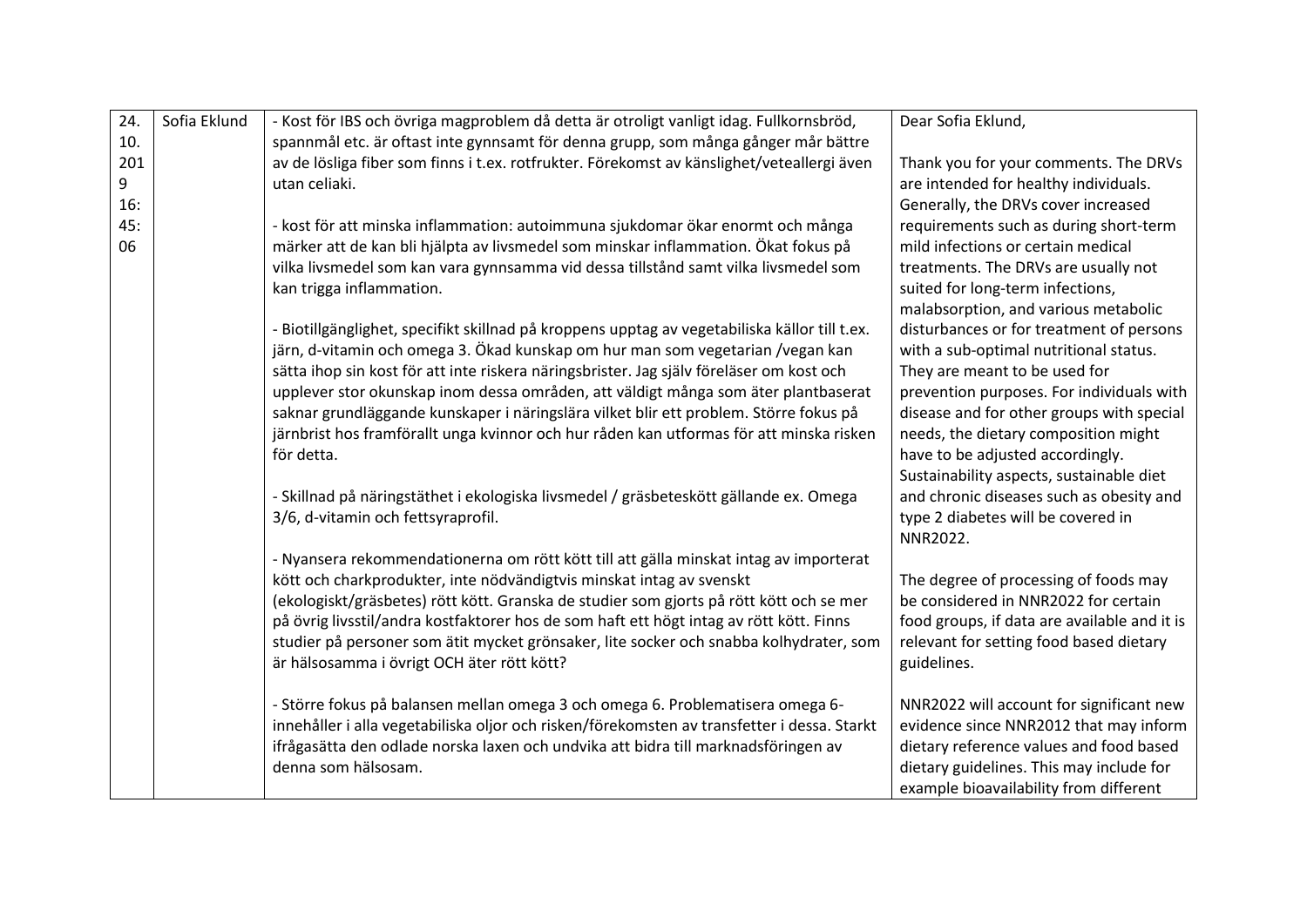| 24.10.2019 16:45:06 | Sofia Eklund | - Kost för IBS och övriga magproblem då detta är otroligt vanligt idag. Fullkornsbröd, spannmål etc. är oftast inte gynnsamt för denna grupp, som många gånger mår bättre av de lösliga fiber som finns i t.ex. rotfrukter. Förekomst av känslighet/veteallergi även utan celiaki.<br><br>- kost för att minska inflammation: autoimmuna sjukdomar ökar enormt och många märker att de kan bli hjälpta av livsmedel som minskar inflammation. Ökat fokus på vilka livsmedel som kan vara gynnsamma vid dessa tillstånd samt vilka livsmedel som kan trigga inflammation.<br><br>- Biotillgänglighet, specifikt skillnad på kroppens upptag av vegetabiliska källor till t.ex. järn, d-vitamin och omega 3. Ökad kunskap om hur man som vegetarian /vegan kan sätta ihop sin kost för att inte riskera näringsbrister. Jag själv föreläser om kost och upplever stor okunskap inom dessa områden, att väldigt många som äter plantbaserat saknar grundläggande kunskaper i näringslära vilket blir ett problem. Större fokus på järnbrist hos framförallt unga kvinnor och hur råden kan utformas för att minska risken för detta.<br><br>- Skillnad på näringstäthet i ekologiska livsmedel / gräsbeteskött gällande ex. Omega 3/6, d-vitamin och fettsyraprofil.<br><br>- Nyansera rekommendationerna om rött kött till att gälla minskat intag av importerat kött och charkprodukter, inte nödvändigtvis minskat intag av svenskt (ekologiskt/gräsbetes) rött kött. Granska de studier som gjorts på rött kött och se mer på övrig livsstil/andra kostfaktorer hos de som haft ett högt intag av rött kött. Finns studier på personer som ätit mycket grönsaker, lite socker och snabba kolhydrater, som är hälsosamma i övrigt OCH äter rött kött?<br><br>- Större fokus på balansen mellan omega 3 och omega 6. Problematisera omega 6-innehåller i alla vegetabiliska oljor och risken/förekomsten av transfetter i dessa. Starkt ifrågasätta den odlade norska laxen och undvika att bidra till marknadsföringen av denna som hälsosam. | Dear Sofia Eklund,<br><br>Thank you for your comments. The DRVs are intended for healthy individuals. Generally, the DRVs cover increased requirements such as during short-term mild infections or certain medical treatments. The DRVs are usually not suited for long-term infections, malabsorption, and various metabolic disturbances or for treatment of persons with a sub-optimal nutritional status. They are meant to be used for prevention purposes. For individuals with disease and for other groups with special needs, the dietary composition might have to be adjusted accordingly. Sustainability aspects, sustainable diet and chronic diseases such as obesity and type 2 diabetes will be covered in NNR2022.<br><br>The degree of processing of foods may be considered in NNR2022 for certain food groups, if data are available and it is relevant for setting food based dietary guidelines.<br><br>NNR2022 will account for significant new evidence since NNR2012 that may inform dietary reference values and food based dietary guidelines. This may include for example bioavailability from different |
|---|---|---|---|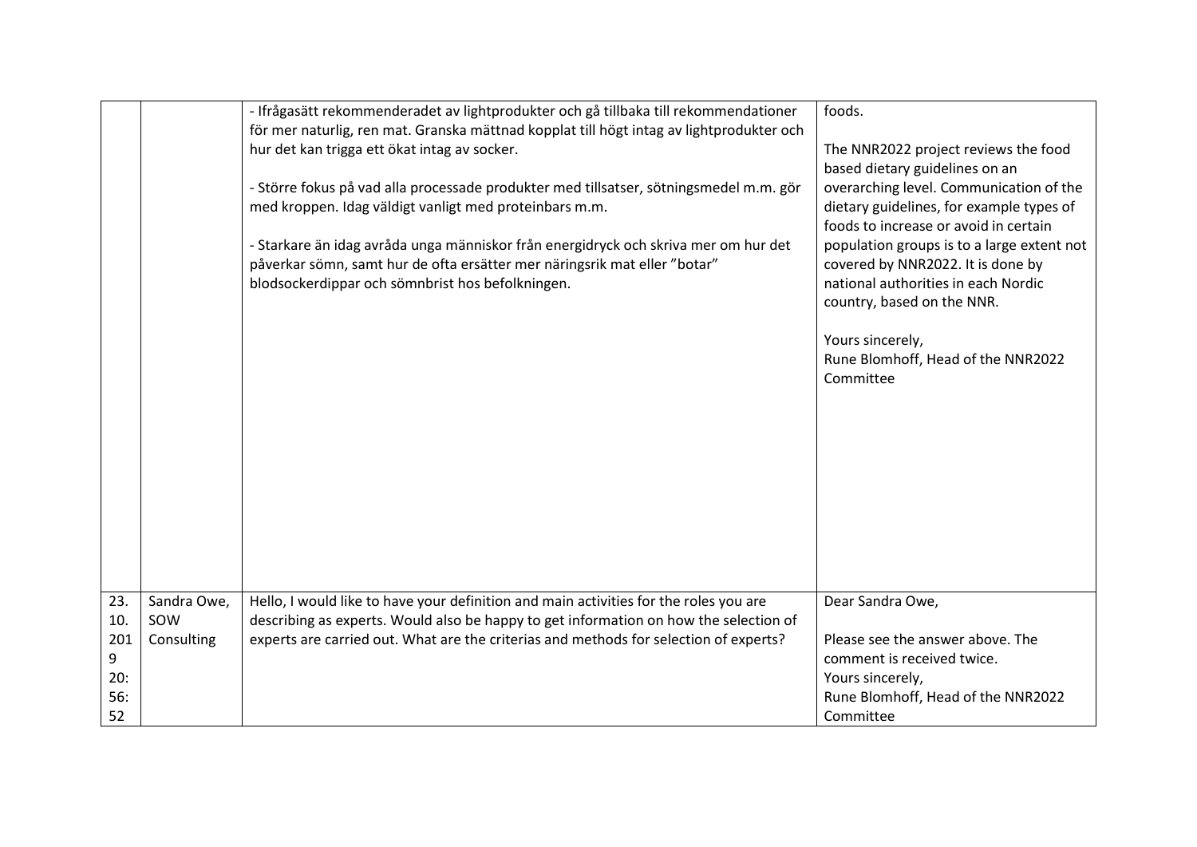|  |  |  |  |
|---|---|---|---|
|  |  | - Ifrågasätt rekommenderadet av lightprodukter och gå tillbaka till rekommendationer för mer naturlig, ren mat. Granska mättnad kopplat till högt intag av lightprodukter och hur det kan trigga ett ökat intag av socker.<br><br>- Större fokus på vad alla processade produkter med tillsatser, sötningsmedel m.m. gör med kroppen. Idag väldigt vanligt med proteinbars m.m.<br><br>- Starkare än idag avråda unga människor från energidryck och skriva mer om hur det påverkar sömn, samt hur de ofta ersätter mer näringsrik mat eller "botar" blodsockerdippar och sömnbrist hos befolkningen. | foods.<br><br>The NNR2022 project reviews the food based dietary guidelines on an overarching level. Communication of the dietary guidelines, for example types of foods to increase or avoid in certain population groups is to a large extent not covered by NNR2022. It is done by national authorities in each Nordic country, based on the NNR.<br><br>Yours sincerely,<br>Rune Blomhoff, Head of the NNR2022 Committee |
| 23.10.2019 20:56:52 | Sandra Owe, SOW Consulting | Hello, I would like to have your definition and main activities for the roles you are describing as experts. Would also be happy to get information on how the selection of experts are carried out. What are the criterias and methods for selection of experts? | Dear Sandra Owe,<br><br>Please see the answer above. The comment is received twice.<br>Yours sincerely,<br>Rune Blomhoff, Head of the NNR2022 Committee |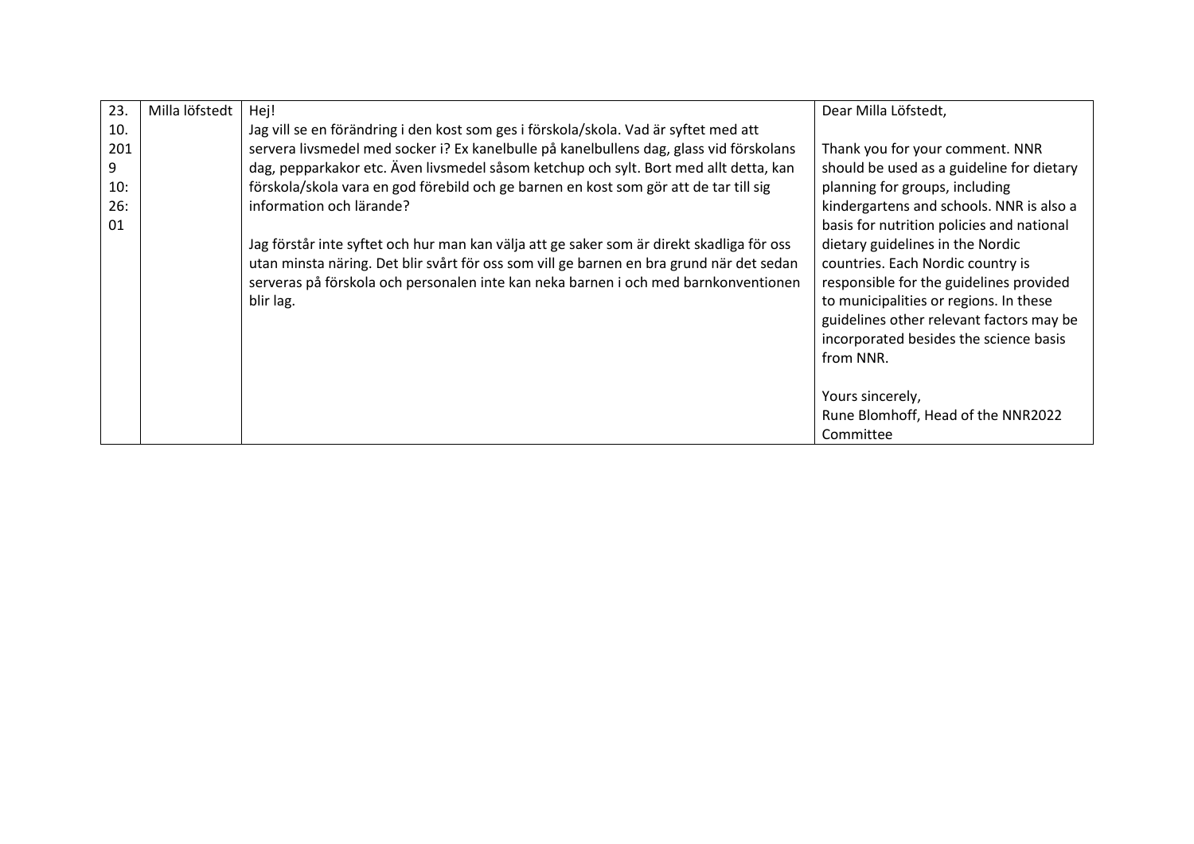| 23.10.2019 10:26:01 | Milla löfstedt | Hej!<br>Jag vill se en förändring i den kost som ges i förskola/skola. Vad är syftet med att servera livsmedel med socker i? Ex kanelbulle på kanelbullens dag, glass vid förskolans dag, pepparkakor etc. Även livsmedel såsom ketchup och sylt. Bort med allt detta, kan förskola/skola vara en god förebild och ge barnen en kost som gör att de tar till sig information och lärande?<br><br>Jag förstår inte syftet och hur man kan välja att ge saker som är direkt skadliga för oss utan minsta näring. Det blir svårt för oss som vill ge barnen en bra grund när det sedan serveras på förskola och personalen inte kan neka barnen i och med barnkonventionen blir lag. | Dear Milla Löfstedt,<br><br>Thank you for your comment. NNR should be used as a guideline for dietary planning for groups, including kindergartens and schools. NNR is also a basis for nutrition policies and national dietary guidelines in the Nordic countries. Each Nordic country is responsible for the guidelines provided to municipalities or regions. In these guidelines other relevant factors may be incorporated besides the science basis from NNR.<br><br>Yours sincerely,<br>Rune Blomhoff, Head of the NNR2022 Committee |
|---|---|---|---|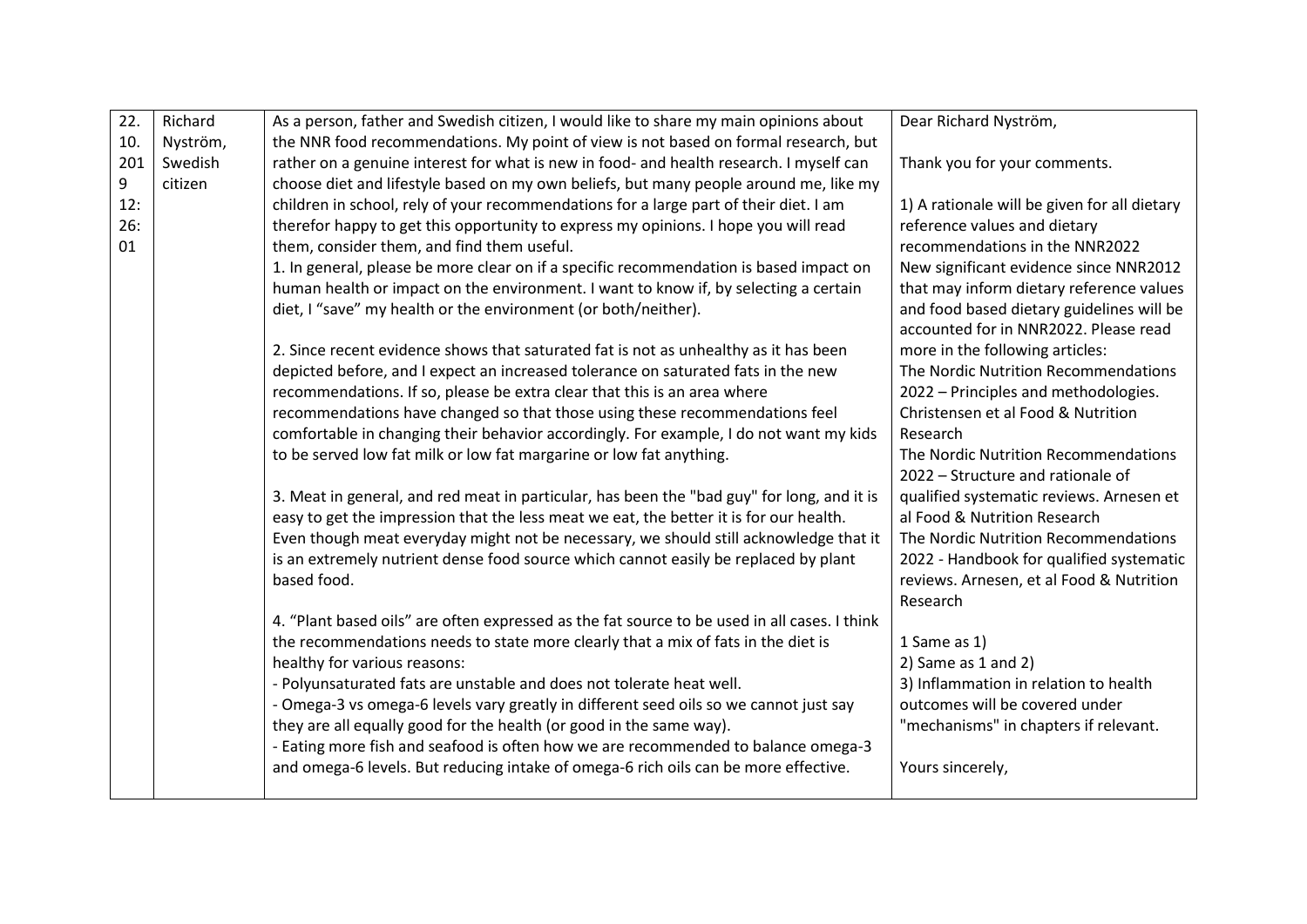| 22.10.2019 12:26:01 | Richard Nyström, Swedish citizen | As a person, father and Swedish citizen, I would like to share my main opinions about the NNR food recommendations. My point of view is not based on formal research, but rather on a genuine interest for what is new in food- and health research. I myself can choose diet and lifestyle based on my own beliefs, but many people around me, like my children in school, rely of your recommendations for a large part of their diet. I am therefor happy to get this opportunity to express my opinions. I hope you will read them, consider them, and find them useful.<br>1. In general, please be more clear on if a specific recommendation is based impact on human health or impact on the environment. I want to know if, by selecting a certain diet, I "save" my health or the environment (or both/neither).<br><br>2. Since recent evidence shows that saturated fat is not as unhealthy as it has been depicted before, and I expect an increased tolerance on saturated fats in the new recommendations. If so, please be extra clear that this is an area where recommendations have changed so that those using these recommendations feel comfortable in changing their behavior accordingly. For example, I do not want my kids to be served low fat milk or low fat margarine or low fat anything.<br><br>3. Meat in general, and red meat in particular, has been the "bad guy" for long, and it is easy to get the impression that the less meat we eat, the better it is for our health. Even though meat everyday might not be necessary, we should still acknowledge that it is an extremely nutrient dense food source which cannot easily be replaced by plant based food.<br><br>4. "Plant based oils" are often expressed as the fat source to be used in all cases. I think the recommendations needs to state more clearly that a mix of fats in the diet is healthy for various reasons:<br>- Polyunsaturated fats are unstable and does not tolerate heat well.<br>- Omega-3 vs omega-6 levels vary greatly in different seed oils so we cannot just say they are all equally good for the health (or good in the same way).<br>- Eating more fish and seafood is often how we are recommended to balance omega-3 and omega-6 levels. But reducing intake of omega-6 rich oils can be more effective. | Dear Richard Nyström,<br><br>Thank you for your comments.<br><br>1) A rationale will be given for all dietary reference values and dietary recommendations in the NNR2022<br>New significant evidence since NNR2012 that may inform dietary reference values and food based dietary guidelines will be accounted for in NNR2022. Please read more in the following articles:<br>The Nordic Nutrition Recommendations 2022 – Principles and methodologies. Christensen et al Food & Nutrition Research<br>The Nordic Nutrition Recommendations 2022 – Structure and rationale of qualified systematic reviews. Arnesen et al Food & Nutrition Research<br>The Nordic Nutrition Recommendations 2022 - Handbook for qualified systematic reviews. Arnesen, et al Food & Nutrition Research<br><br>1 Same as 1)<br>2) Same as 1 and 2)<br>3) Inflammation in relation to health outcomes will be covered under "mechanisms" in chapters if relevant.<br><br>Yours sincerely, |
|---|---|---|---|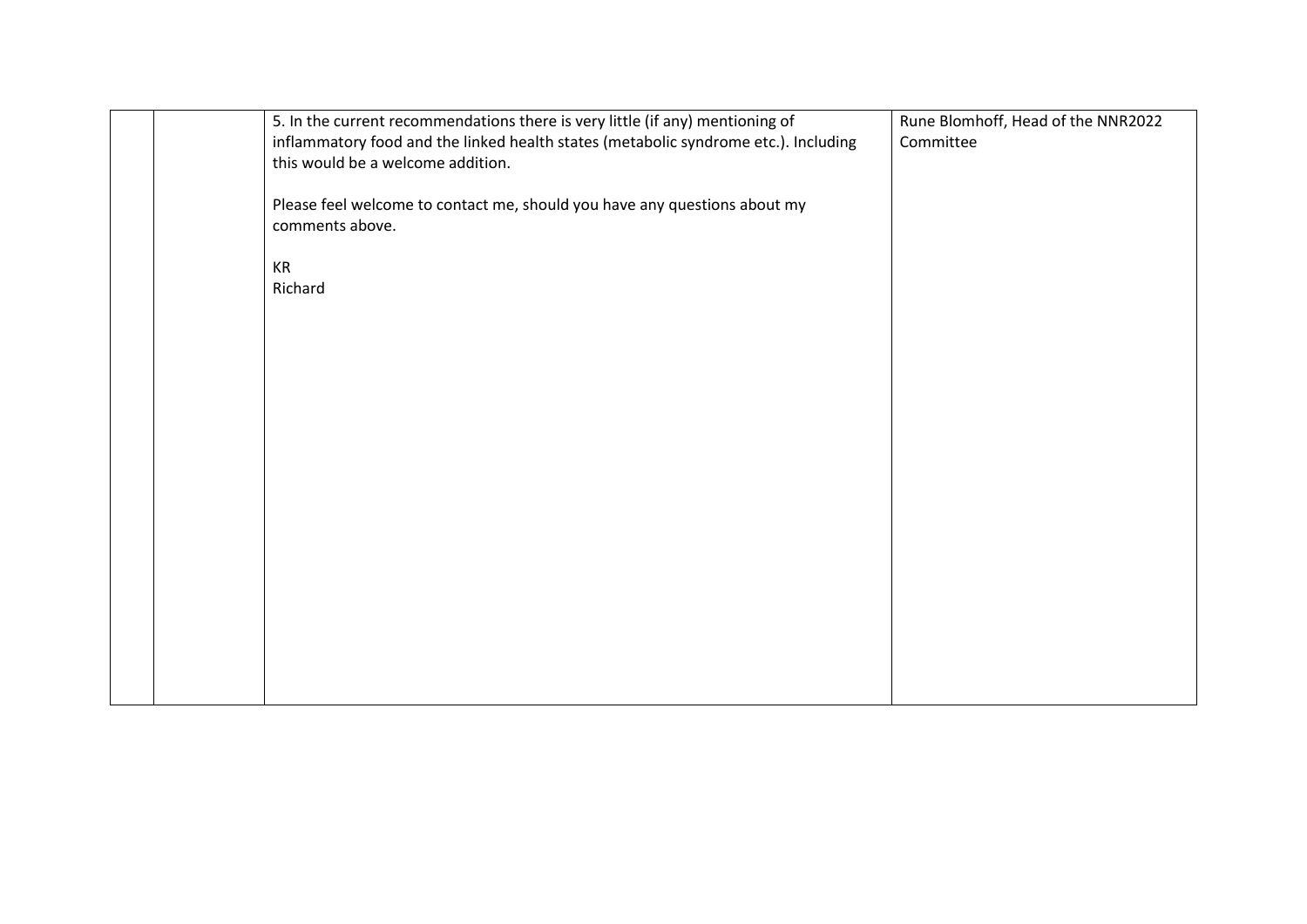|  |  |  |  |
|---|---|---|---|
|  |  | 5. In the current recommendations there is very little (if any) mentioning of inflammatory food and the linked health states (metabolic syndrome etc.). Including this would be a welcome addition.<br><br>Please feel welcome to contact me, should you have any questions about my comments above.<br><br>KR<br>Richard | Rune Blomhoff, Head of the NNR2022 Committee |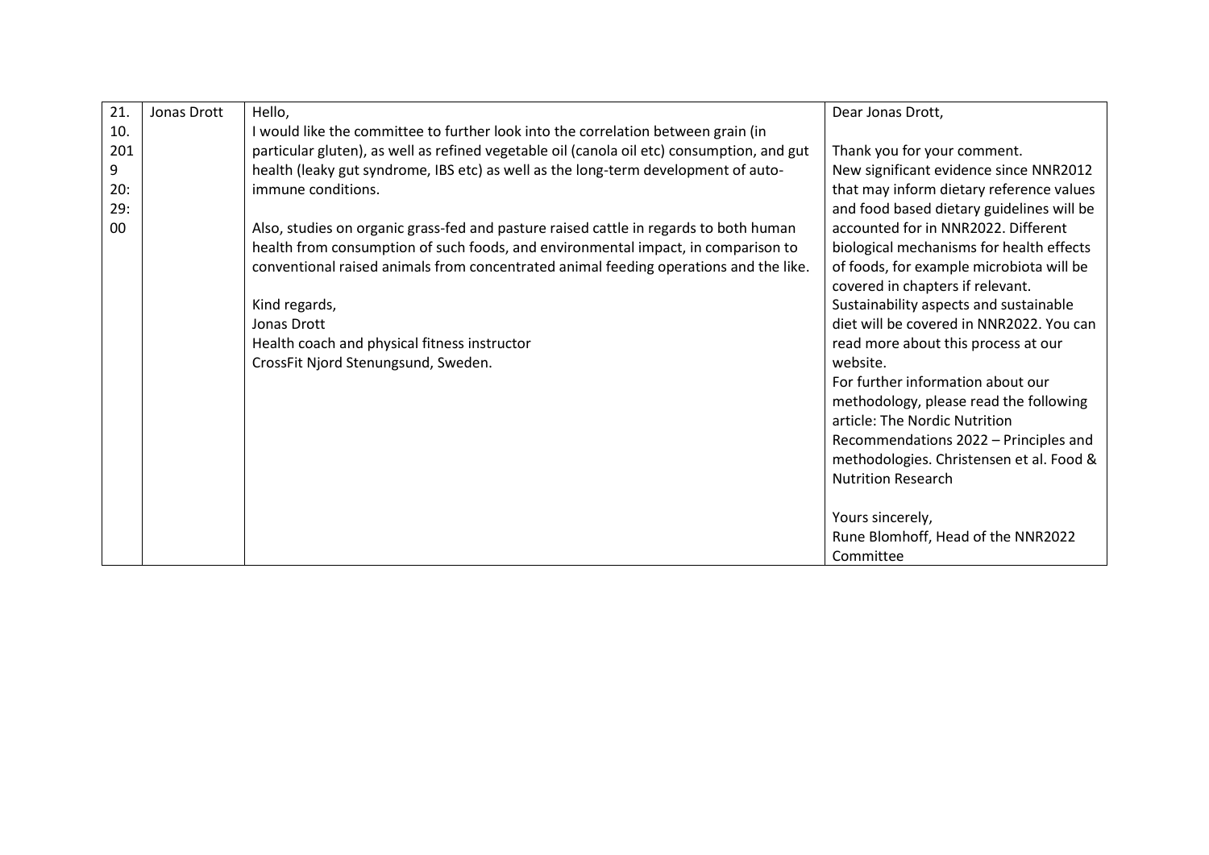| 21.10.2019 20:29:00 | Jonas Drott | Hello,<br>I would like the committee to further look into the correlation between grain (in particular gluten), as well as refined vegetable oil (canola oil etc) consumption, and gut health (leaky gut syndrome, IBS etc) as well as the long-term development of auto-immune conditions.<br><br>Also, studies on organic grass-fed and pasture raised cattle in regards to both human health from consumption of such foods, and environmental impact, in comparison to conventional raised animals from concentrated animal feeding operations and the like.<br><br>Kind regards,<br>Jonas Drott<br>Health coach and physical fitness instructor<br>CrossFit Njord Stenungsund, Sweden. | Dear Jonas Drott,<br><br>Thank you for your comment.<br>New significant evidence since NNR2012 that may inform dietary reference values and food based dietary guidelines will be accounted for in NNR2022. Different biological mechanisms for health effects of foods, for example microbiota will be covered in chapters if relevant.<br>Sustainability aspects and sustainable diet will be covered in NNR2022. You can read more about this process at our website.<br>For further information about our methodology, please read the following article: The Nordic Nutrition Recommendations 2022 – Principles and methodologies. Christensen et al. Food & Nutrition Research<br><br>Yours sincerely,<br>Rune Blomhoff, Head of the NNR2022 Committee |
|---|---|---|---|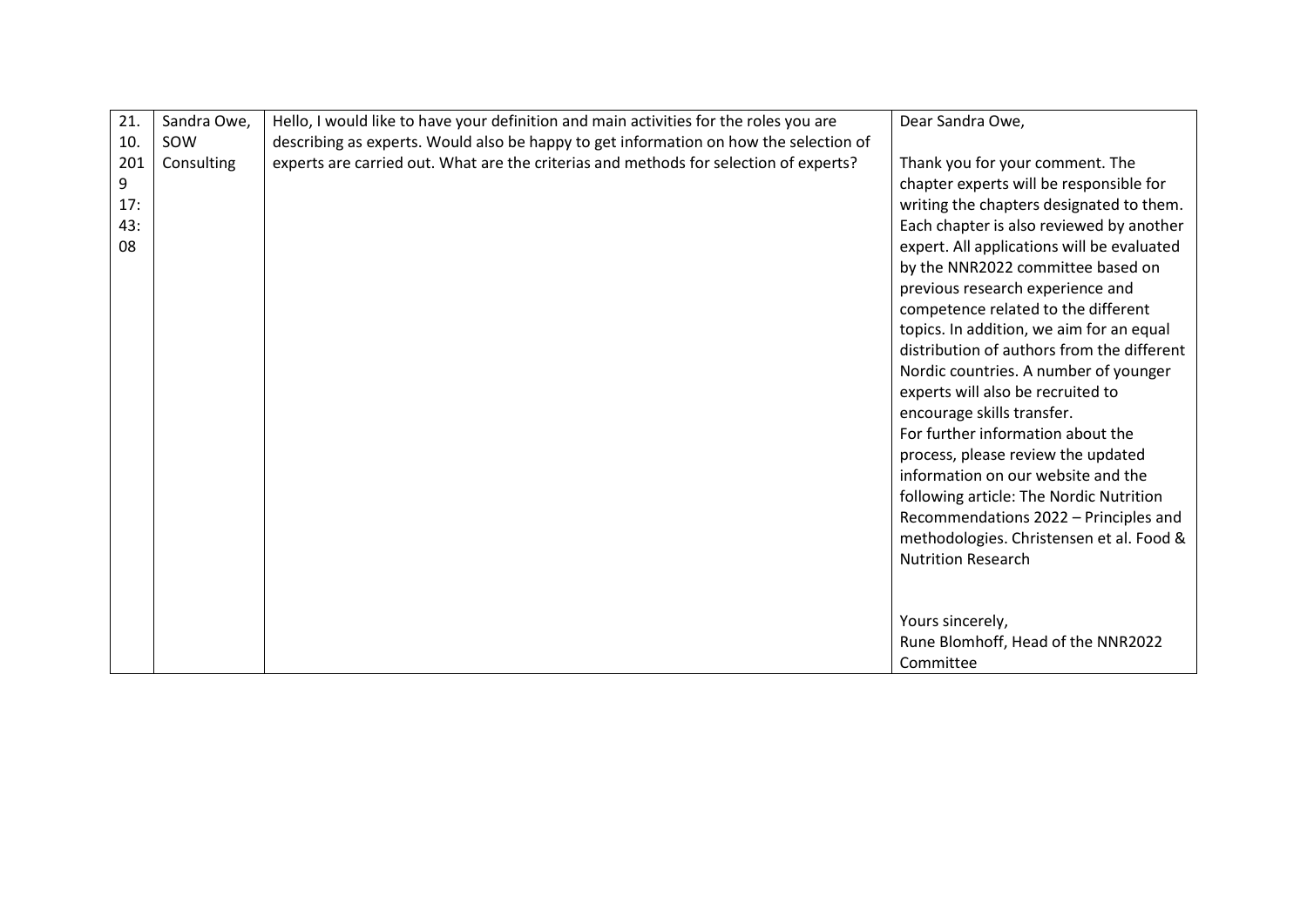| 21.10.2019 17:43:08 | Sandra Owe, SOW Consulting | Hello, I would like to have your definition and main activities for the roles you are describing as experts. Would also be happy to get information on how the selection of experts are carried out. What are the criterias and methods for selection of experts? | Dear Sandra Owe,<br><br>Thank you for your comment. The chapter experts will be responsible for writing the chapters designated to them. Each chapter is also reviewed by another expert. All applications will be evaluated by the NNR2022 committee based on previous research experience and competence related to the different topics. In addition, we aim for an equal distribution of authors from the different Nordic countries. A number of younger experts will also be recruited to encourage skills transfer.<br>For further information about the process, please review the updated information on our website and the following article: The Nordic Nutrition Recommendations 2022 – Principles and methodologies. Christensen et al. Food & Nutrition Research<br><br><br>Yours sincerely,<br>Rune Blomhoff, Head of the NNR2022 Committee |
|---|---|---|---|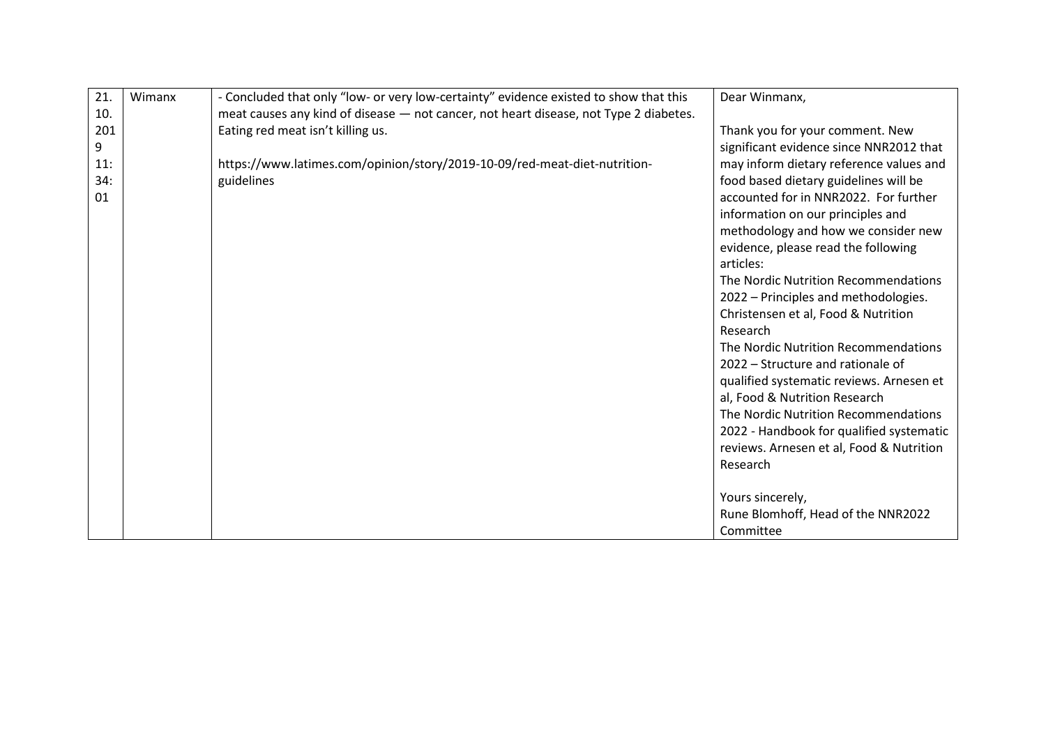| 21.10.2019 11:34:01 | Wimanx | - Concluded that only “low- or very low-certainty” evidence existed to show that this meat causes any kind of disease — not cancer, not heart disease, not Type 2 diabetes. Eating red meat isn’t killing us.<br><br>https://www.latimes.com/opinion/story/2019-10-09/red-meat-diet-nutrition-guidelines | Dear Winmanx,<br><br>Thank you for your comment. New significant evidence since NNR2012 that may inform dietary reference values and food based dietary guidelines will be accounted for in NNR2022. For further information on our principles and methodology and how we consider new evidence, please read the following articles:<br>The Nordic Nutrition Recommendations 2022 – Principles and methodologies. Christensen et al, Food & Nutrition Research<br>The Nordic Nutrition Recommendations 2022 – Structure and rationale of qualified systematic reviews. Arnesen et al, Food & Nutrition Research<br>The Nordic Nutrition Recommendations 2022 - Handbook for qualified systematic reviews. Arnesen et al, Food & Nutrition Research<br><br>Yours sincerely,<br>Rune Blomhoff, Head of the NNR2022 Committee |
|---|---|---|---|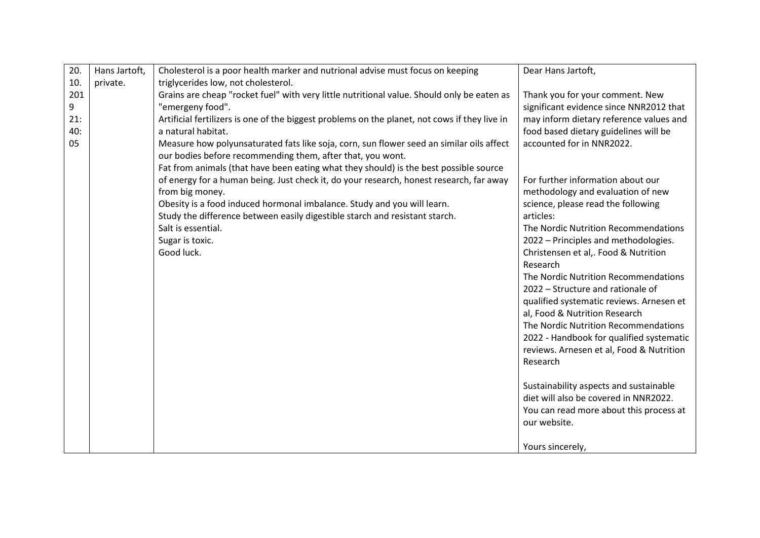| 20.10.2019 21:40:05 | Hans Jartoft, private. | Cholesterol is a poor health marker and nutrional advise must focus on keeping triglycerides low, not cholesterol.<br>Grains are cheap "rocket fuel" with very little nutritional value. Should only be eaten as "emergeny food".<br>Artificial fertilizers is one of the biggest problems on the planet, not cows if they live in a natural habitat.<br>Measure how polyunsaturated fats like soja, corn, sun flower seed an similar oils affect our bodies before recommending them, after that, you wont.<br>Fat from animals (that have been eating what they should) is the best possible source of energy for a human being. Just check it, do your research, honest research, far away from big money.<br>Obesity is a food induced hormonal imbalance. Study and you will learn.<br>Study the difference between easily digestible starch and resistant starch.<br>Salt is essential.<br>Sugar is toxic.<br>Good luck. | Dear Hans Jartoft,<br><br>Thank you for your comment. New significant evidence since NNR2012 that may inform dietary reference values and food based dietary guidelines will be accounted for in NNR2022.<br><br>For further information about our methodology and evaluation of new science, please read the following articles:<br>The Nordic Nutrition Recommendations 2022 – Principles and methodologies. Christensen et al,. Food & Nutrition Research<br>The Nordic Nutrition Recommendations 2022 – Structure and rationale of qualified systematic reviews. Arnesen et al, Food & Nutrition Research<br>The Nordic Nutrition Recommendations 2022 - Handbook for qualified systematic reviews. Arnesen et al, Food & Nutrition Research<br><br>Sustainability aspects and sustainable diet will also be covered in NNR2022. You can read more about this process at our website.<br><br>Yours sincerely, |
|---|---|---|---|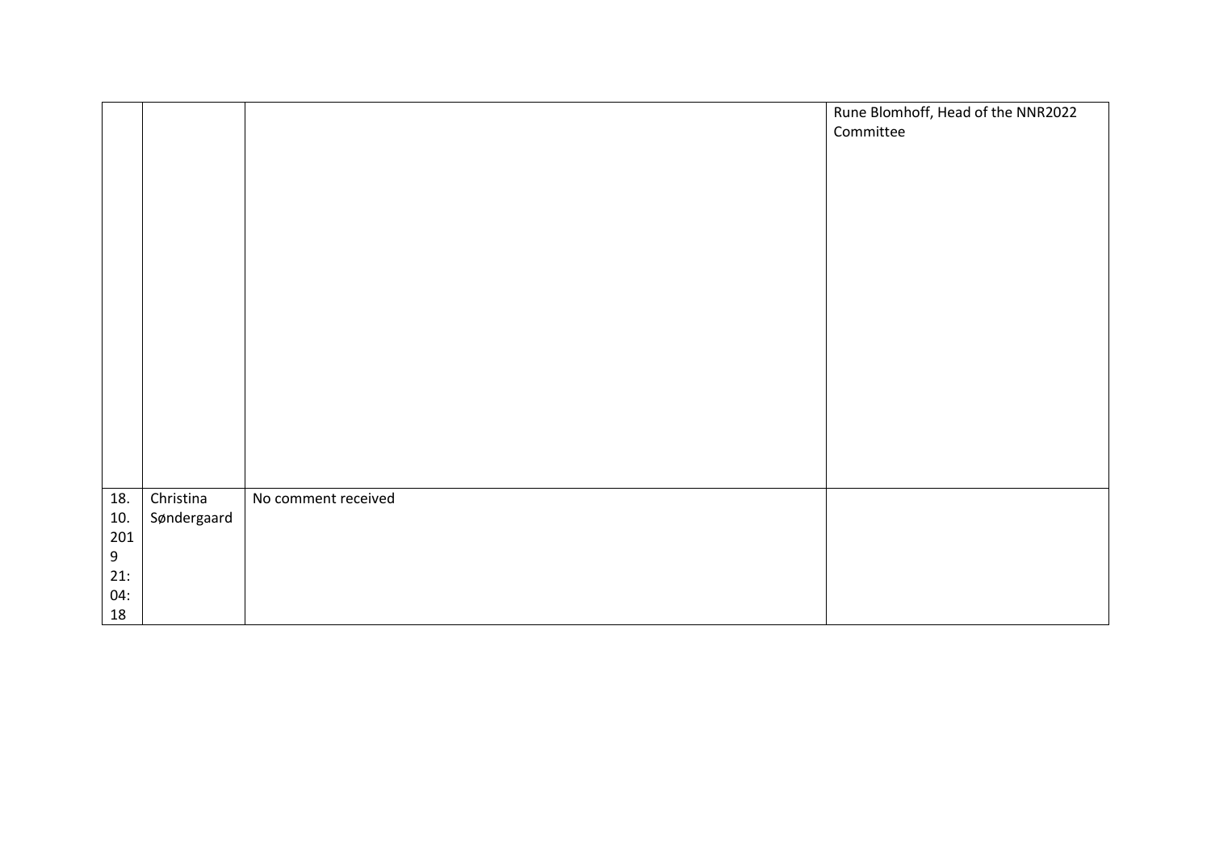|  |  |  | Rune Blomhoff, Head of the NNR2022 Committee |
|---|---|---|---|
| 18.10.2019 21:04:18 | Christina Søndergaard | No comment received |  |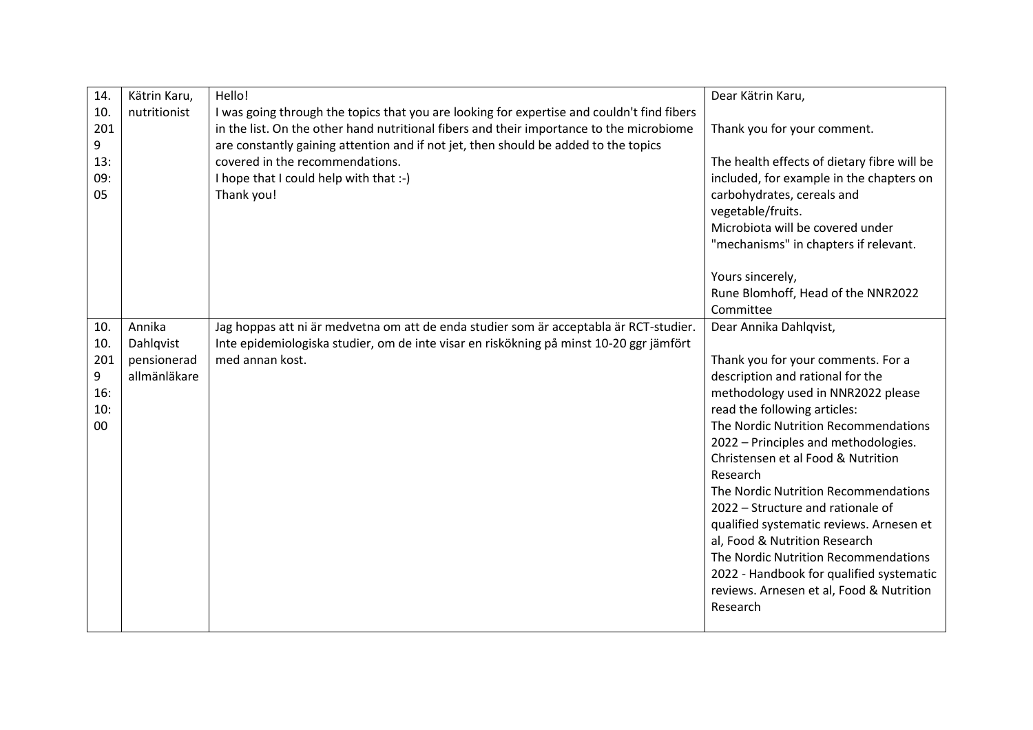| | | | |
|---|---|---|---|
| 14.10.2019 13:09:05 | Kätrin Karu, nutritionist | Hello!<br>I was going through the topics that you are looking for expertise and couldn't find fibers in the list. On the other hand nutritional fibers and their importance to the microbiome are constantly gaining attention and if not jet, then should be added to the topics covered in the recommendations.<br>I hope that I could help with that :-)<br>Thank you! | Dear Kätrin Karu,<br><br>Thank you for your comment.<br><br>The health effects of dietary fibre will be included, for example in the chapters on carbohydrates, cereals and vegetable/fruits.<br>Microbiota will be covered under "mechanisms" in chapters if relevant.<br><br>Yours sincerely,<br>Rune Blomhoff, Head of the NNR2022 Committee |
| 10.10.2019 16:10:00 | Annika Dahlqvist pensionerad allmänläkare | Jag hoppas att ni är medvetna om att de enda studier som är acceptabla är RCT-studier. Inte epidemiologiska studier, om de inte visar en riskökning på minst 10-20 ggr jämfört med annan kost. | Dear Annika Dahlqvist,<br><br>Thank you for your comments. For a description and rational for the methodology used in NNR2022 please read the following articles:<br>The Nordic Nutrition Recommendations 2022 – Principles and methodologies. Christensen et al Food & Nutrition Research<br>The Nordic Nutrition Recommendations 2022 – Structure and rationale of qualified systematic reviews. Arnesen et al, Food & Nutrition Research<br>The Nordic Nutrition Recommendations 2022 - Handbook for qualified systematic reviews. Arnesen et al, Food & Nutrition Research |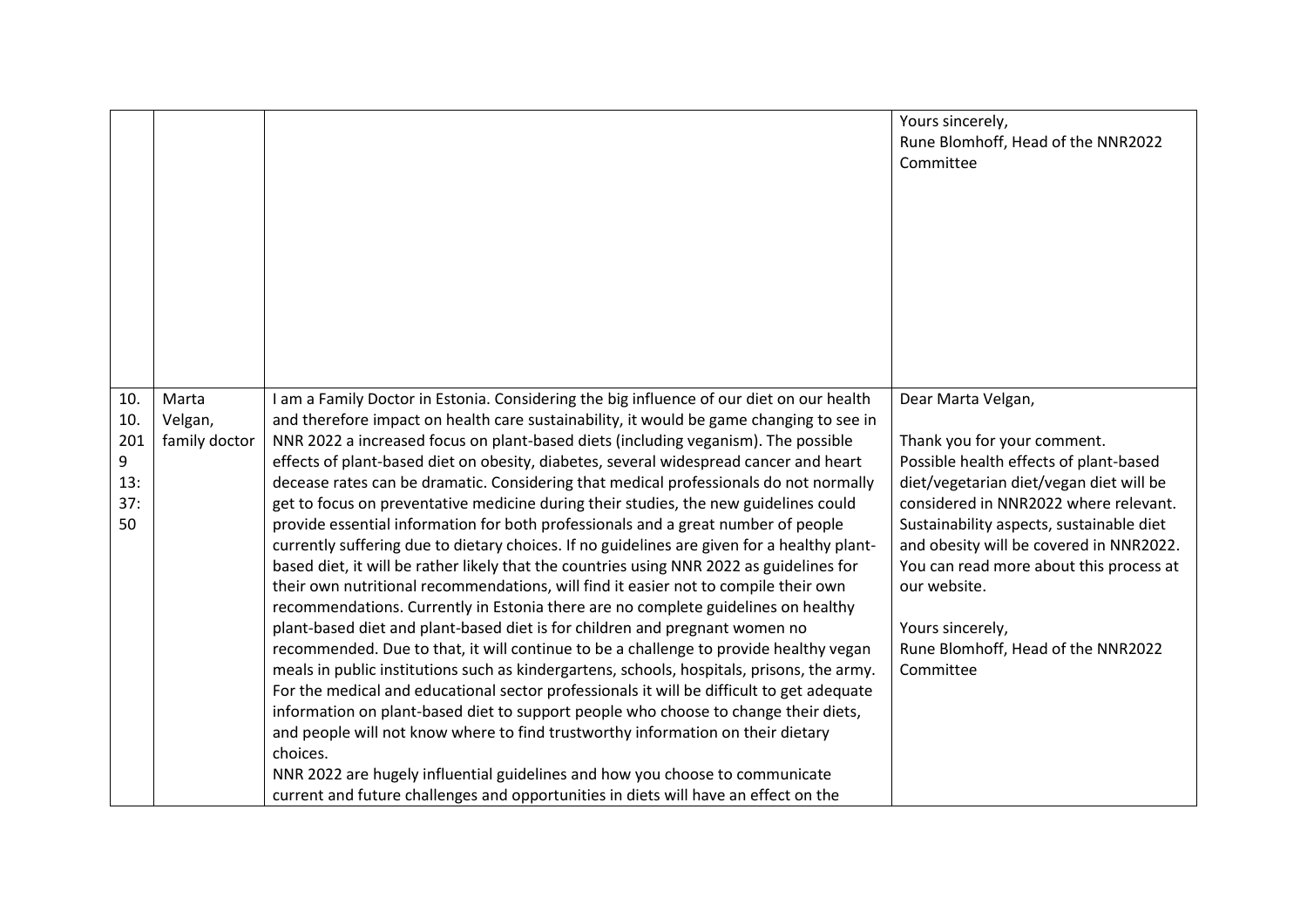| | | | |
|---|---|---|---|
| | | | Yours sincerely,<br>Rune Blomhoff, Head of the NNR2022 Committee |
| 10.10.2019 13:37:50 | Marta Velgan, family doctor | I am a Family Doctor in Estonia. Considering the big influence of our diet on our health and therefore impact on health care sustainability, it would be game changing to see in NNR 2022 a increased focus on plant-based diets (including veganism). The possible effects of plant-based diet on obesity, diabetes, several widespread cancer and heart decease rates can be dramatic. Considering that medical professionals do not normally get to focus on preventative medicine during their studies, the new guidelines could provide essential information for both professionals and a great number of people currently suffering due to dietary choices. If no guidelines are given for a healthy plant-based diet, it will be rather likely that the countries using NNR 2022 as guidelines for their own nutritional recommendations, will find it easier not to compile their own recommendations. Currently in Estonia there are no complete guidelines on healthy plant-based diet and plant-based diet is for children and pregnant women no recommended. Due to that, it will continue to be a challenge to provide healthy vegan meals in public institutions such as kindergartens, schools, hospitals, prisons, the army. For the medical and educational sector professionals it will be difficult to get adequate information on plant-based diet to support people who choose to change their diets, and people will not know where to find trustworthy information on their dietary choices.<br>NNR 2022 are hugely influential guidelines and how you choose to communicate current and future challenges and opportunities in diets will have an effect on the | Dear Marta Velgan,<br><br>Thank you for your comment.<br>Possible health effects of plant-based diet/vegetarian diet/vegan diet will be considered in NNR2022 where relevant. Sustainability aspects, sustainable diet and obesity will be covered in NNR2022. You can read more about this process at our website.<br><br>Yours sincerely,<br>Rune Blomhoff, Head of the NNR2022 Committee |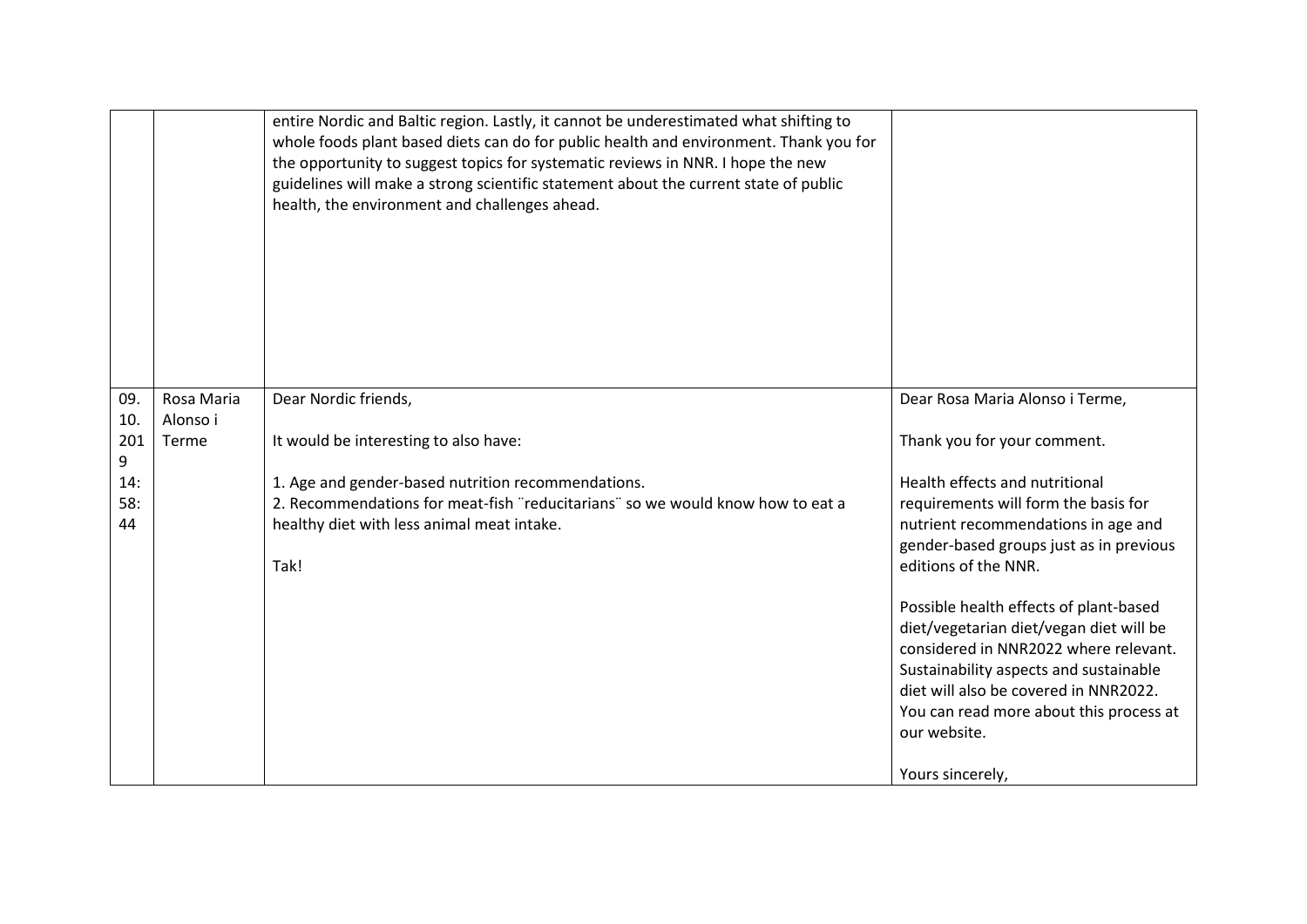| | | | |
|---|---|---|---|
| | | entire Nordic and Baltic region. Lastly, it cannot be underestimated what shifting to whole foods plant based diets can do for public health and environment. Thank you for the opportunity to suggest topics for systematic reviews in NNR. I hope the new guidelines will make a strong scientific statement about the current state of public health, the environment and challenges ahead. | |
| 09.10.2019 14:58:44 | Rosa Maria Alonso i Terme | Dear Nordic friends,<br><br>It would be interesting to also have:<br><br>1. Age and gender-based nutrition recommendations.<br>2. Recommendations for meat-fish ¨reducitarians¨ so we would know how to eat a healthy diet with less animal meat intake.<br><br>Tak! | Dear Rosa Maria Alonso i Terme,<br><br>Thank you for your comment.<br><br>Health effects and nutritional requirements will form the basis for nutrient recommendations in age and gender-based groups just as in previous editions of the NNR.<br><br>Possible health effects of plant-based diet/vegetarian diet/vegan diet will be considered in NNR2022 where relevant. Sustainability aspects and sustainable diet will also be covered in NNR2022. You can read more about this process at our website.<br><br>Yours sincerely, |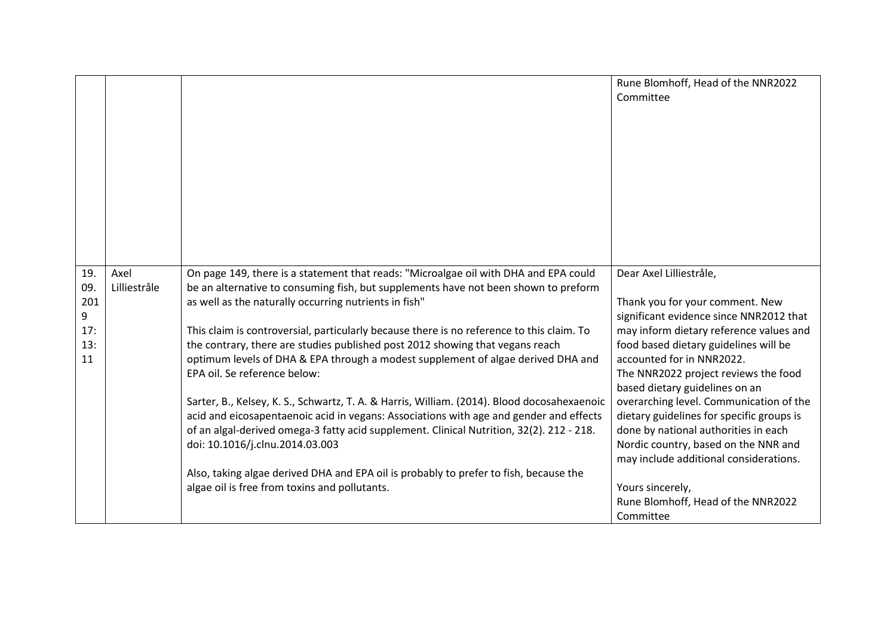| | | | |
|---|---|---|---|
| | | | Rune Blomhoff, Head of the NNR2022 Committee |
| 19.09.2019 17:13:11 | Axel Lilliestråle | On page 149, there is a statement that reads: "Microalgae oil with DHA and EPA could be an alternative to consuming fish, but supplements have not been shown to preform as well as the naturally occurring nutrients in fish"<br><br>This claim is controversial, particularly because there is no reference to this claim. To the contrary, there are studies published post 2012 showing that vegans reach optimum levels of DHA & EPA through a modest supplement of algae derived DHA and EPA oil. Se reference below:<br><br>Sarter, B., Kelsey, K. S., Schwartz, T. A. & Harris, William. (2014). Blood docosahexaenoic acid and eicosapentaenoic acid in vegans: Associations with age and gender and effects of an algal-derived omega-3 fatty acid supplement. Clinical Nutrition, 32(2). 212 - 218. doi: 10.1016/j.clnu.2014.03.003<br><br>Also, taking algae derived DHA and EPA oil is probably to prefer to fish, because the algae oil is free from toxins and pollutants. | Dear Axel Lilliestråle,<br><br>Thank you for your comment. New significant evidence since NNR2012 that may inform dietary reference values and food based dietary guidelines will be accounted for in NNR2022.<br>The NNR2022 project reviews the food based dietary guidelines on an overarching level. Communication of the dietary guidelines for specific groups is done by national authorities in each Nordic country, based on the NNR and may include additional considerations.<br><br>Yours sincerely,<br>Rune Blomhoff, Head of the NNR2022 Committee |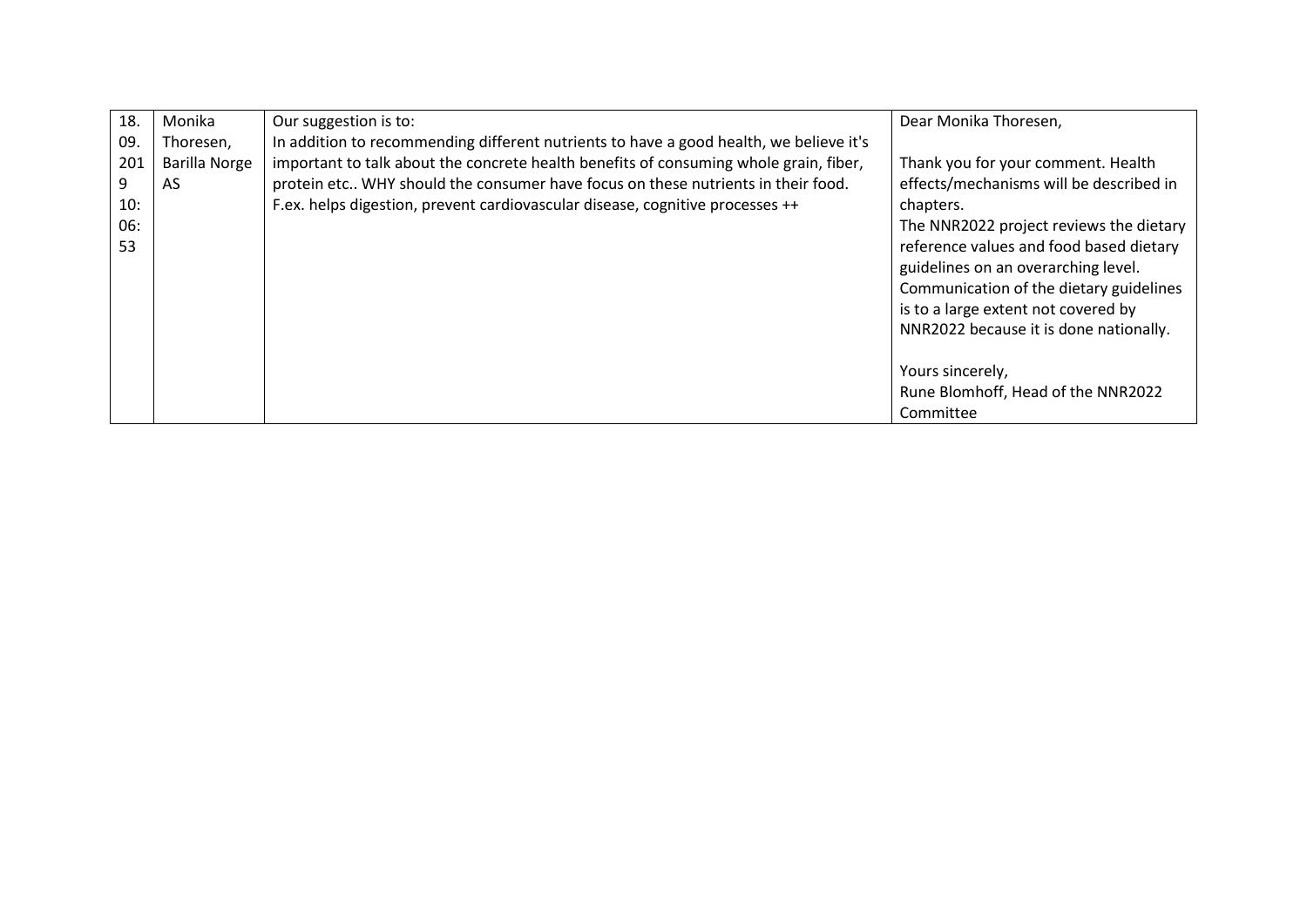| 18.09.2019 10:06:53 | Monika Thoresen, Barilla Norge AS | Our suggestion is to:<br>In addition to recommending different nutrients to have a good health, we believe it's important to talk about the concrete health benefits of consuming whole grain, fiber, protein etc.. WHY should the consumer have focus on these nutrients in their food. F.ex. helps digestion, prevent cardiovascular disease, cognitive processes ++ | Dear Monika Thoresen,<br><br>Thank you for your comment. Health effects/mechanisms will be described in chapters.<br>The NNR2022 project reviews the dietary reference values and food based dietary guidelines on an overarching level. Communication of the dietary guidelines is to a large extent not covered by NNR2022 because it is done nationally.<br><br>Yours sincerely,<br>Rune Blomhoff, Head of the NNR2022 Committee |
|---|---|---|---|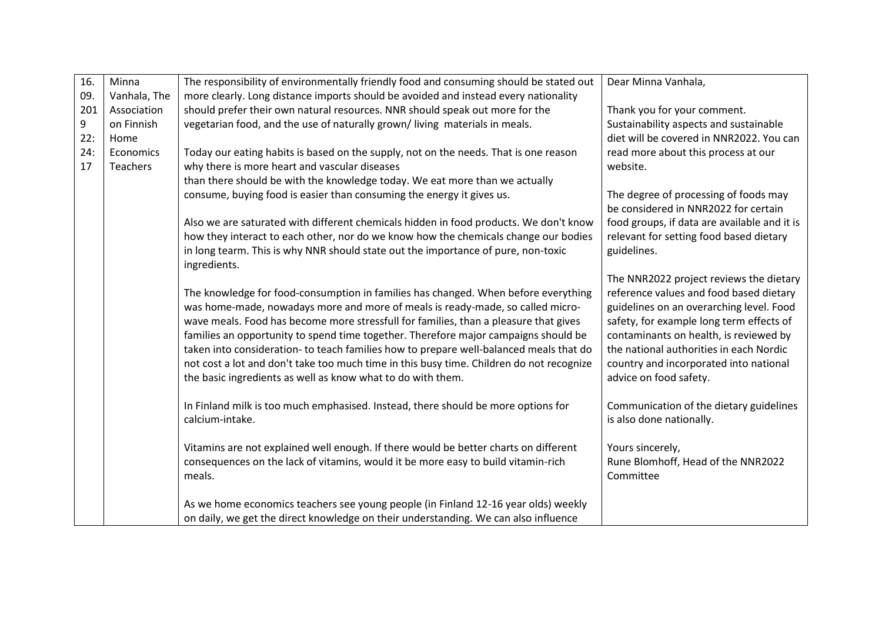| | | | |
|---|---|---|---|
| 16.09.2019 22:24:17 | Minna Vanhala, The Association on Finnish Home Economics Teachers | The responsibility of environmentally friendly food and consuming should be stated out more clearly. Long distance imports should be avoided and instead every nationality should prefer their own natural resources. NNR should speak out more for the vegetarian food, and the use of naturally grown/ living materials in meals.<br><br>Today our eating habits is based on the supply, not on the needs. That is one reason why there is more heart and vascular diseases than there should be with the knowledge today. We eat more than we actually consume, buying food is easier than consuming the energy it gives us.<br><br>Also we are saturated with different chemicals hidden in food products. We don't know how they interact to each other, nor do we know how the chemicals change our bodies in long tearm. This is why NNR should state out the importance of pure, non-toxic ingredients.<br><br>The knowledge for food-consumption in families has changed. When before everything was home-made, nowadays more and more of meals is ready-made, so called micro-wave meals. Food has become more stressfull for families, than a pleasure that gives families an opportunity to spend time together. Therefore major campaigns should be taken into consideration- to teach families how to prepare well-balanced meals that do not cost a lot and don't take too much time in this busy time. Children do not recognize the basic ingredients as well as know what to do with them.<br><br>In Finland milk is too much emphasised. Instead, there should be more options for calcium-intake.<br><br>Vitamins are not explained well enough. If there would be better charts on different consequences on the lack of vitamins, would it be more easy to build vitamin-rich meals.<br><br>As we home economics teachers see young people (in Finland 12-16 year olds) weekly on daily, we get the direct knowledge on their understanding. We can also influence | Dear Minna Vanhala,<br><br>Thank you for your comment. Sustainability aspects and sustainable diet will be covered in NNR2022. You can read more about this process at our website.<br><br>The degree of processing of foods may be considered in NNR2022 for certain food groups, if data are available and it is relevant for setting food based dietary guidelines.<br><br>The NNR2022 project reviews the dietary reference values and food based dietary guidelines on an overarching level. Food safety, for example long term effects of contaminants on health, is reviewed by the national authorities in each Nordic country and incorporated into national advice on food safety.<br><br>Communication of the dietary guidelines is also done nationally.<br><br>Yours sincerely,<br>Rune Blomhoff, Head of the NNR2022 Committee |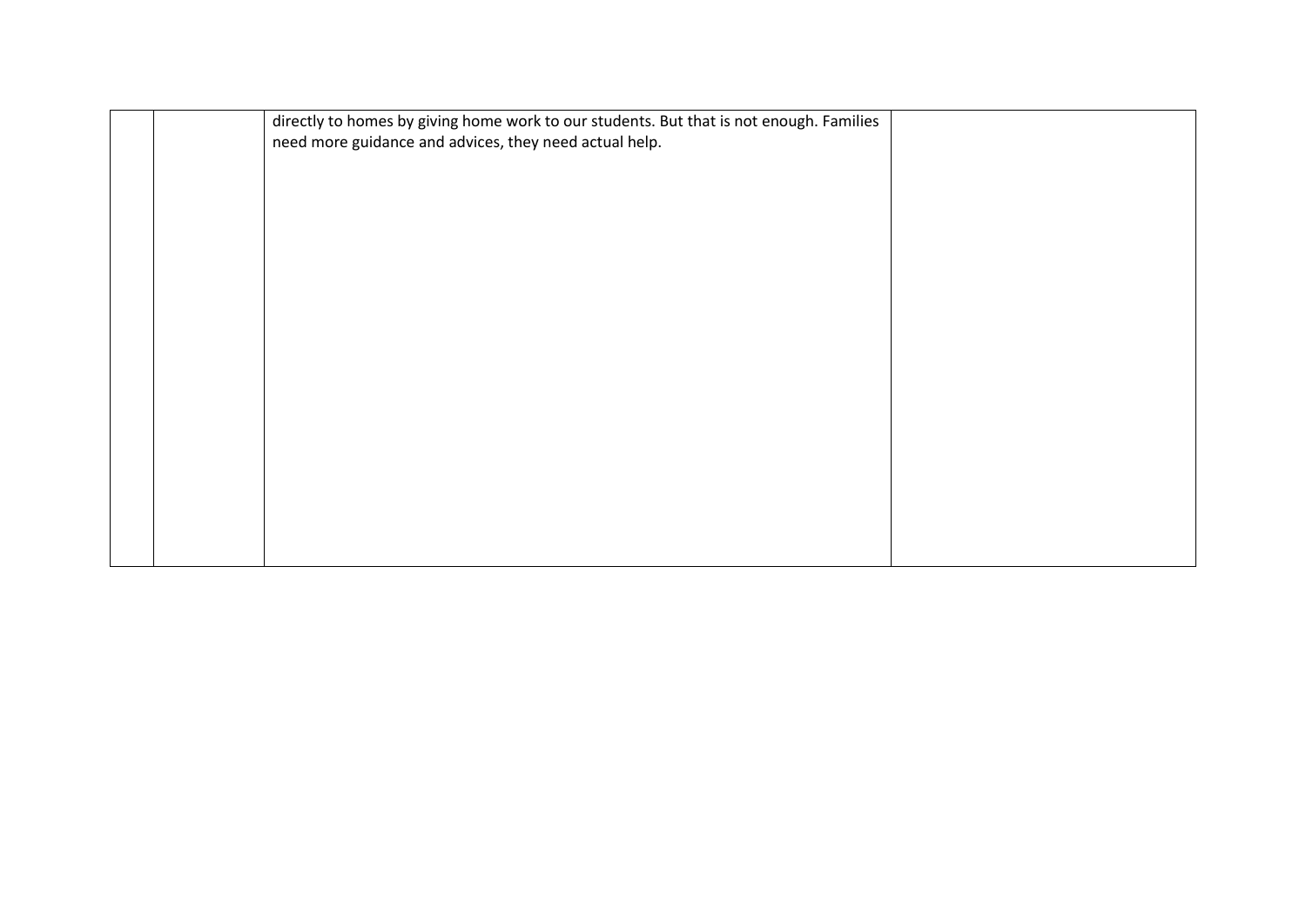|  |  |  |  |
|---|---|---|---|
|  |  | directly to homes by giving home work to our students. But that is not enough. Families need more guidance and advices, they need actual help. |  |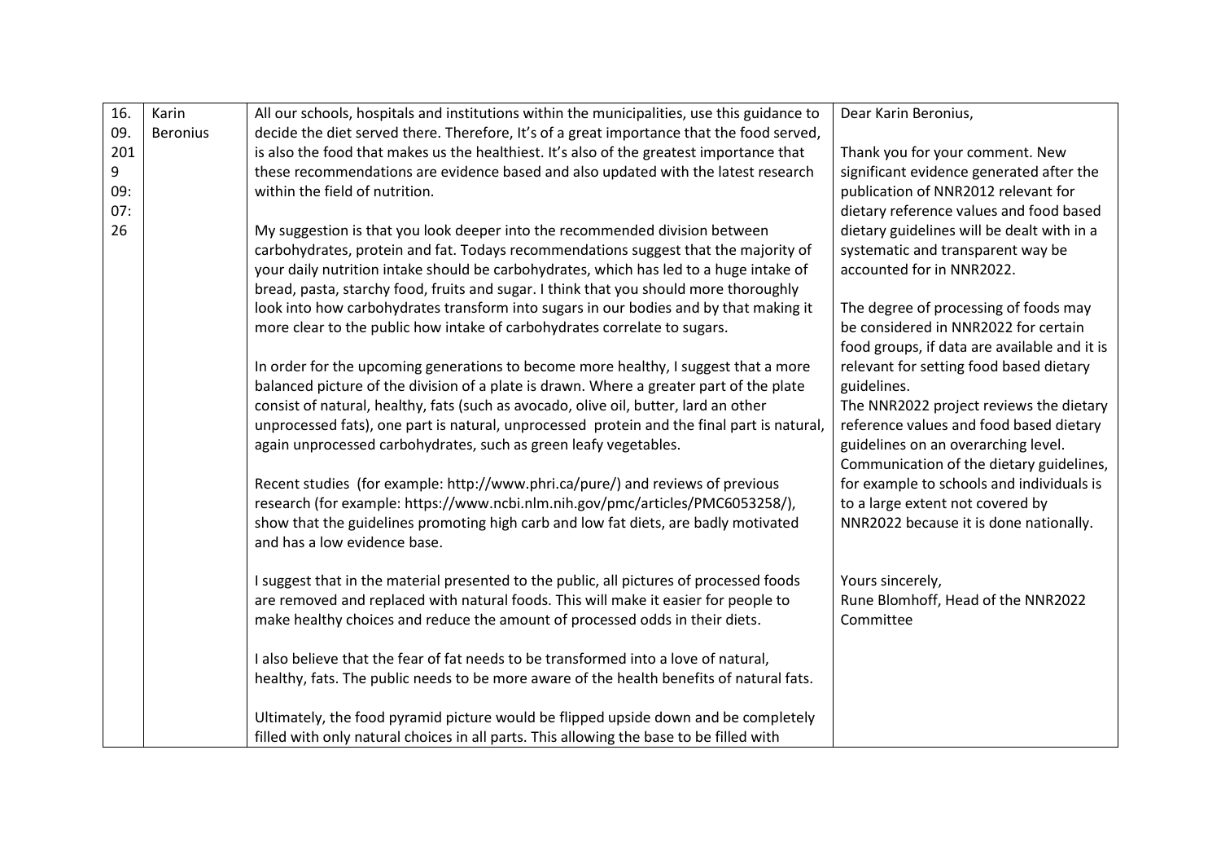| 16.09.2019 09:07:26 | Karin Beronius | All our schools, hospitals and institutions within the municipalities, use this guidance to decide the diet served there. Therefore, It's of a great importance that the food served, is also the food that makes us the healthiest. It's also of the greatest importance that these recommendations are evidence based and also updated with the latest research within the field of nutrition.<br><br>My suggestion is that you look deeper into the recommended division between carbohydrates, protein and fat. Todays recommendations suggest that the majority of your daily nutrition intake should be carbohydrates, which has led to a huge intake of bread, pasta, starchy food, fruits and sugar. I think that you should more thoroughly look into how carbohydrates transform into sugars in our bodies and by that making it more clear to the public how intake of carbohydrates correlate to sugars.<br><br>In order for the upcoming generations to become more healthy, I suggest that a more balanced picture of the division of a plate is drawn. Where a greater part of the plate consist of natural, healthy, fats (such as avocado, olive oil, butter, lard an other unprocessed fats), one part is natural, unprocessed protein and the final part is natural, again unprocessed carbohydrates, such as green leafy vegetables.<br><br>Recent studies (for example: http://www.phri.ca/pure/) and reviews of previous research (for example: https://www.ncbi.nlm.nih.gov/pmc/articles/PMC6053258/), show that the guidelines promoting high carb and low fat diets, are badly motivated and has a low evidence base.<br><br>I suggest that in the material presented to the public, all pictures of processed foods are removed and replaced with natural foods. This will make it easier for people to make healthy choices and reduce the amount of processed odds in their diets.<br><br>I also believe that the fear of fat needs to be transformed into a love of natural, healthy, fats. The public needs to be more aware of the health benefits of natural fats.<br><br>Ultimately, the food pyramid picture would be flipped upside down and be completely filled with only natural choices in all parts. This allowing the base to be filled with | Dear Karin Beronius,<br><br>Thank you for your comment. New significant evidence generated after the publication of NNR2012 relevant for dietary reference values and food based dietary guidelines will be dealt with in a systematic and transparent way be accounted for in NNR2022.<br><br>The degree of processing of foods may be considered in NNR2022 for certain food groups, if data are available and it is relevant for setting food based dietary guidelines.<br>The NNR2022 project reviews the dietary reference values and food based dietary guidelines on an overarching level. Communication of the dietary guidelines, for example to schools and individuals is to a large extent not covered by NNR2022 because it is done nationally.<br><br>Yours sincerely,<br>Rune Blomhoff, Head of the NNR2022 Committee |
|---|---|---|---|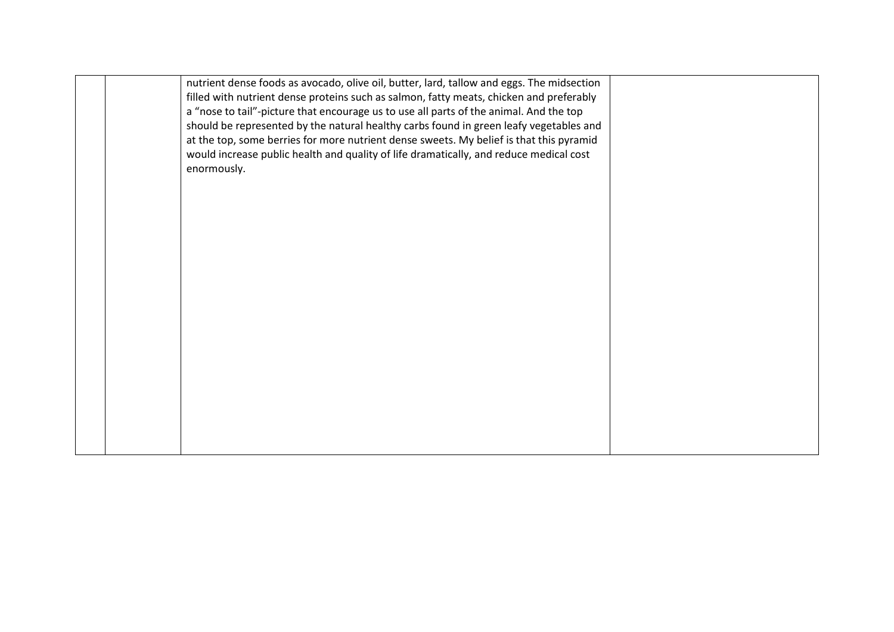|  |  | nutrient dense foods as avocado, olive oil, butter, lard, tallow and eggs. The midsection filled with nutrient dense proteins such as salmon, fatty meats, chicken and preferably a “nose to tail”-picture that encourage us to use all parts of the animal. And the top should be represented by the natural healthy carbs found in green leafy vegetables and at the top, some berries for more nutrient dense sweets. My belief is that this pyramid would increase public health and quality of life dramatically, and reduce medical cost enormously. |  |
|---|---|---|---|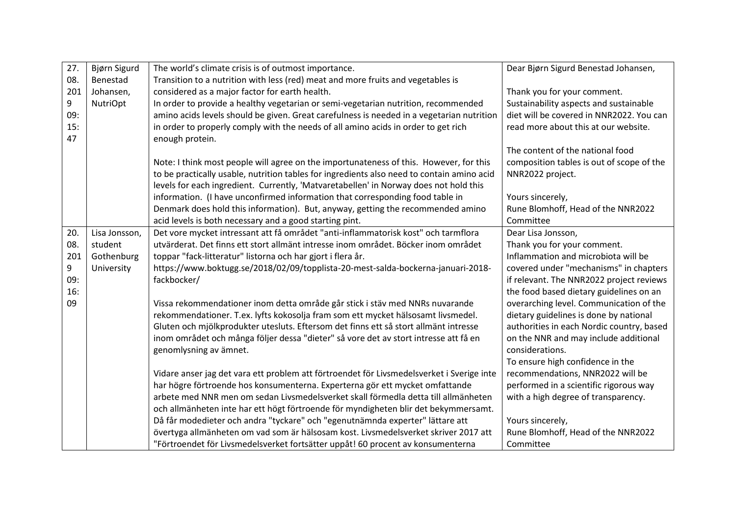| 27.08.2019 09:15:47 | Bjørn Sigurd Benestad Johansen, NutriOpt | The world's climate crisis is of outmost importance.<br>Transition to a nutrition with less (red) meat and more fruits and vegetables is considered as a major factor for earth health.<br>In order to provide a healthy vegetarian or semi-vegetarian nutrition, recommended amino acids levels should be given. Great carefulness is needed in a vegetarian nutrition in order to properly comply with the needs of all amino acids in order to get rich enough protein.<br><br>Note: I think most people will agree on the importunateness of this. However, for this to be practically usable, nutrition tables for ingredients also need to contain amino acid levels for each ingredient. Currently, 'Matvaretabellen' in Norway does not hold this information. (I have unconfirmed information that corresponding food table in Denmark does hold this information). But, anyway, getting the recommended amino acid levels is both necessary and a good starting pint. | Dear Bjørn Sigurd Benestad Johansen,<br><br>Thank you for your comment.<br>Sustainability aspects and sustainable diet will be covered in NNR2022. You can read more about this at our website.<br><br>The content of the national food composition tables is out of scope of the NNR2022 project.<br><br>Yours sincerely,<br>Rune Blomhoff, Head of the NNR2022 Committee |
|---|---|---|---|
| 20.08.2019 09:16:09 | Lisa Jonsson, student Gothenburg University | Det vore mycket intressant att få området "anti-inflammatorisk kost" och tarmflora utvärderat. Det finns ett stort allmänt intresse inom området. Böcker inom området toppar "fack-litteratur" listorna och har gjort i flera år. https://www.boktugg.se/2018/02/09/topplista-20-mest-salda-bockerna-januari-2018-fackbocker/<br><br>Vissa rekommendationer inom detta område går stick i stäv med NNRs nuvarande rekommendationer. T.ex. lyfts kokosolja fram som ett mycket hälsosamt livsmedel. Gluten och mjölkprodukter utesluts. Eftersom det finns ett så stort allmänt intresse inom området och många följer dessa "dieter" så vore det av stort intresse att få en genomlysning av ämnet.<br><br>Vidare anser jag det vara ett problem att förtroendet för Livsmedelsverket i Sverige inte har högre förtroende hos konsumenterna. Experterna gör ett mycket omfattande arbete med NNR men om sedan Livsmedelsverket skall förmedla detta till allmänheten och allmänheten inte har ett högt förtroende för myndigheten blir det bekymmersamt. Då får modedieter och andra "tyckare" och "egenutnämnda experter" lättare att övertyga allmänheten om vad som är hälsosam kost. Livsmedelsverket skriver 2017 att "Förtroendet för Livsmedelsverket fortsätter uppåt! 60 procent av konsumenterna | Dear Lisa Jonsson,<br>Thank you for your comment.<br>Inflammation and microbiota will be covered under "mechanisms" in chapters if relevant. The NNR2022 project reviews the food based dietary guidelines on an overarching level. Communication of the dietary guidelines is done by national authorities in each Nordic country, based on the NNR and may include additional considerations.<br>To ensure high confidence in the recommendations, NNR2022 will be performed in a scientific rigorous way with a high degree of transparency.<br><br>Yours sincerely,<br>Rune Blomhoff, Head of the NNR2022 Committee |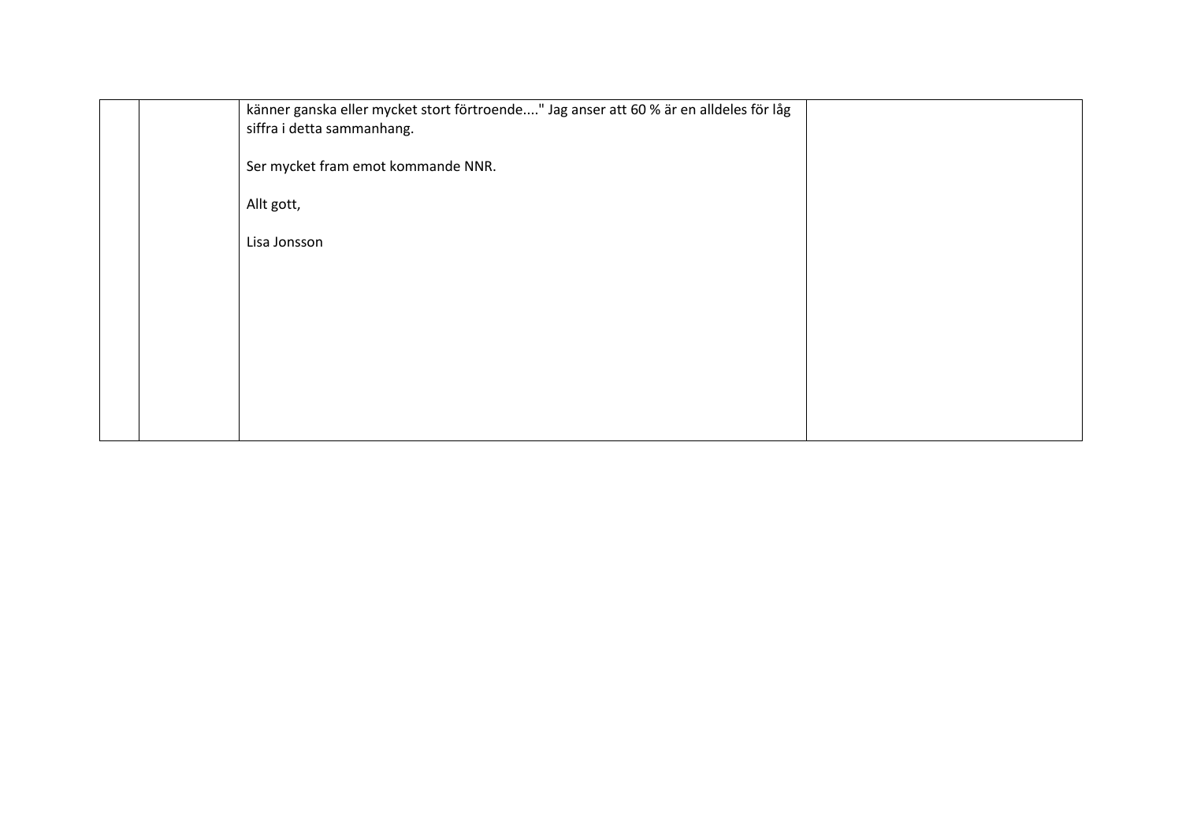| | | | |
|---|---|---|---|
| | | känner ganska eller mycket stort förtroende...." Jag anser att 60 % är en alldeles för låg siffra i detta sammanhang.<br><br>Ser mycket fram emot kommande NNR.<br><br>Allt gott,<br><br>Lisa Jonsson | |